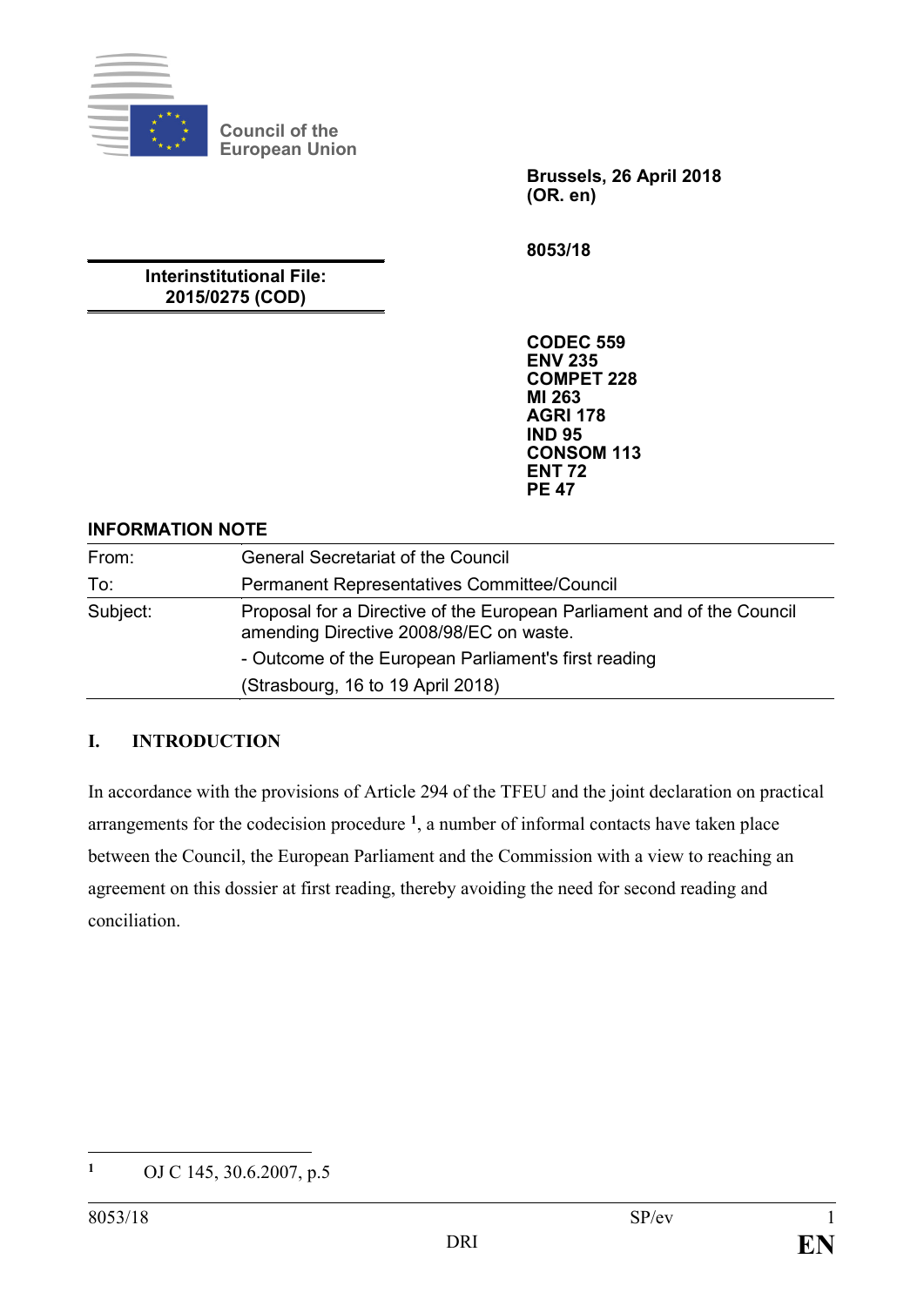Council of the European Union

**Brussels, 26 April 2018**
**(OR. en)**

**8053/18**

**Interinstitutional File:**
**2015/0275 (COD)**

**CODEC 559**
**ENV 235**
**COMPET 228**
**MI 263**
**AGRI 178**
**IND 95**
**CONSOM 113**
**ENT 72**
**PE 47**

**INFORMATION NOTE**

| | |
|---|---|
| From: | General Secretariat of the Council |
| To: | Permanent Representatives Committee/Council |
| Subject: | Proposal for a Directive of the European Parliament and of the Council amending Directive 2008/98/EC on waste.<br>- Outcome of the European Parliament's first reading<br>(Strasbourg, 16 to 19 April 2018) |

## I. INTRODUCTION

In accordance with the provisions of Article 294 of the TFEU and the joint declaration on practical arrangements for the codecision procedure [1], a number of informal contacts have taken place between the Council, the European Parliament and the Commission with a view to reaching an agreement on this dossier at first reading, thereby avoiding the need for second reading and conciliation.

[1] OJ C 145, 30.6.2007, p.5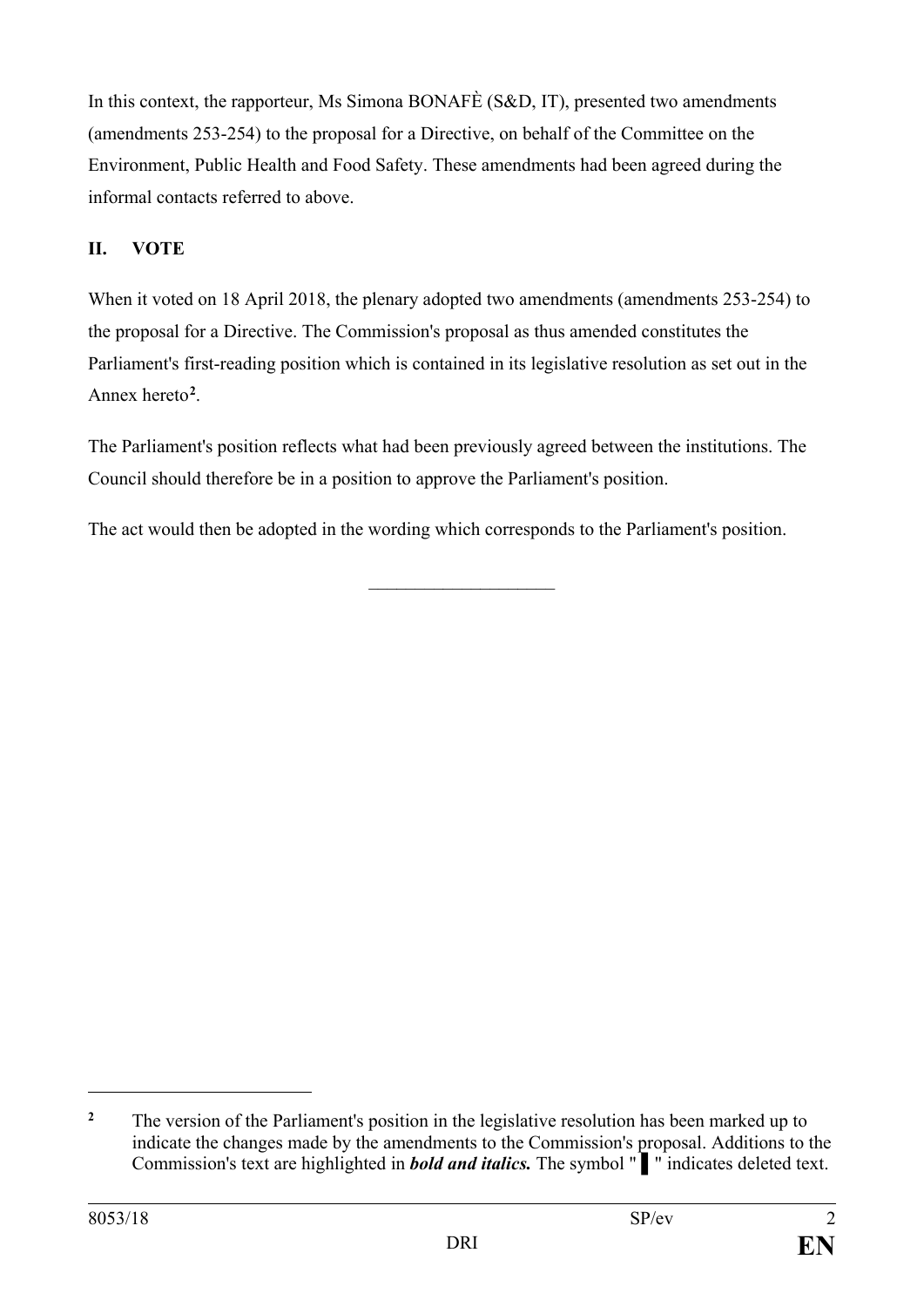In this context, the rapporteur, Ms Simona BONAFÈ (S&D, IT), presented two amendments (amendments 253-254) to the proposal for a Directive, on behalf of the Committee on the Environment, Public Health and Food Safety. These amendments had been agreed during the informal contacts referred to above.

## II. VOTE

When it voted on 18 April 2018, the plenary adopted two amendments (amendments 253-254) to the proposal for a Directive. The Commission's proposal as thus amended constitutes the Parliament's first-reading position which is contained in its legislative resolution as set out in the Annex hereto[2].

The Parliament's position reflects what had been previously agreed between the institutions. The Council should therefore be in a position to approve the Parliament's position.

The act would then be adopted in the wording which corresponds to the Parliament's position.

---

[2] The version of the Parliament's position in the legislative resolution has been marked up to indicate the changes made by the amendments to the Commission's proposal. Additions to the Commission's text are highlighted in ***bold and italics.*** The symbol " ▌ " indicates deleted text.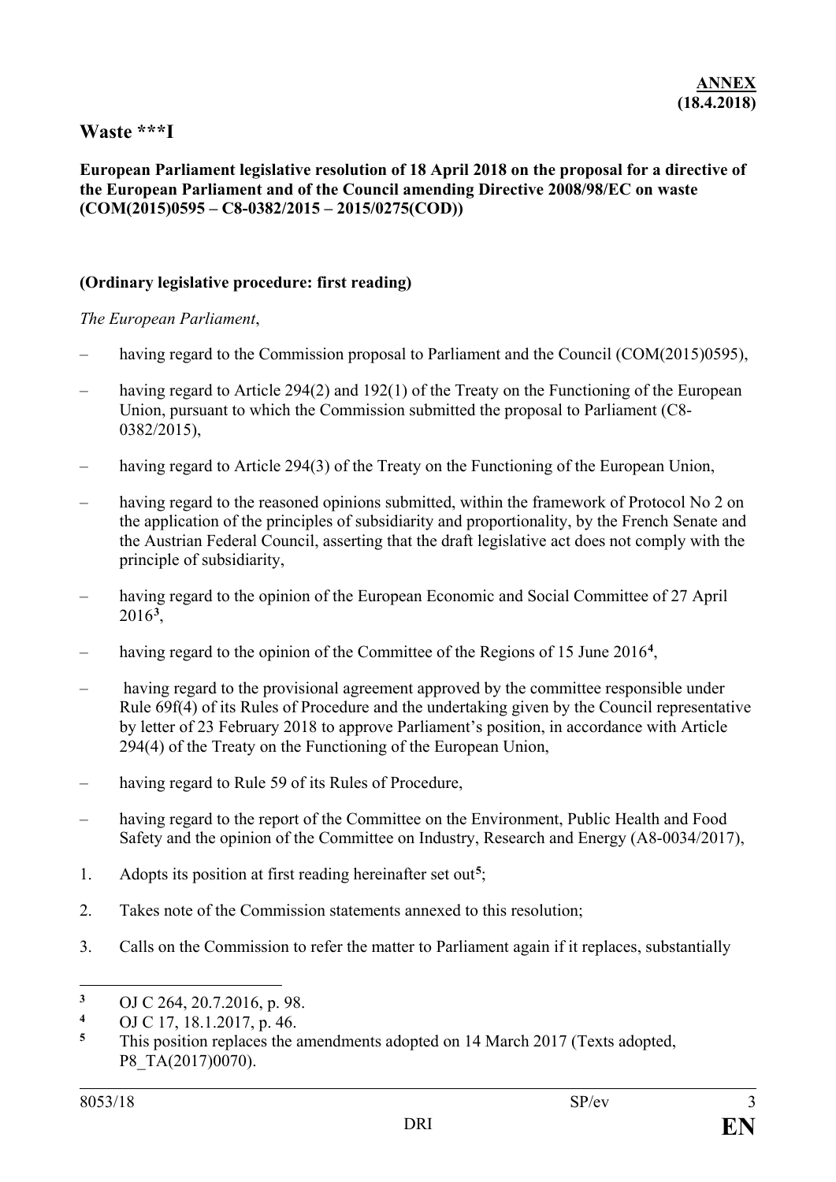**ANNEX**
**(18.4.2018)**

# Waste ***I

**European Parliament legislative resolution of 18 April 2018 on the proposal for a directive of the European Parliament and of the Council amending Directive 2008/98/EC on waste (COM(2015)0595 – C8-0382/2015 – 2015/0275(COD))**

**(Ordinary legislative procedure: first reading)**

*The European Parliament*,

– having regard to the Commission proposal to Parliament and the Council (COM(2015)0595),

– having regard to Article 294(2) and 192(1) of the Treaty on the Functioning of the European Union, pursuant to which the Commission submitted the proposal to Parliament (C8-0382/2015),

– having regard to Article 294(3) of the Treaty on the Functioning of the European Union,

– having regard to the reasoned opinions submitted, within the framework of Protocol No 2 on the application of the principles of subsidiarity and proportionality, by the French Senate and the Austrian Federal Council, asserting that the draft legislative act does not comply with the principle of subsidiarity,

– having regard to the opinion of the European Economic and Social Committee of 27 April 2016[3],

– having regard to the opinion of the Committee of the Regions of 15 June 2016[4],

– having regard to the provisional agreement approved by the committee responsible under Rule 69f(4) of its Rules of Procedure and the undertaking given by the Council representative by letter of 23 February 2018 to approve Parliament's position, in accordance with Article 294(4) of the Treaty on the Functioning of the European Union,

– having regard to Rule 59 of its Rules of Procedure,

– having regard to the report of the Committee on the Environment, Public Health and Food Safety and the opinion of the Committee on Industry, Research and Energy (A8-0034/2017),

1. Adopts its position at first reading hereinafter set out[5];

2. Takes note of the Commission statements annexed to this resolution;

3. Calls on the Commission to refer the matter to Parliament again if it replaces, substantially

---

[3] OJ C 264, 20.7.2016, p. 98.

[4] OJ C 17, 18.1.2017, p. 46.

[5] This position replaces the amendments adopted on 14 March 2017 (Texts adopted, P8_TA(2017)0070).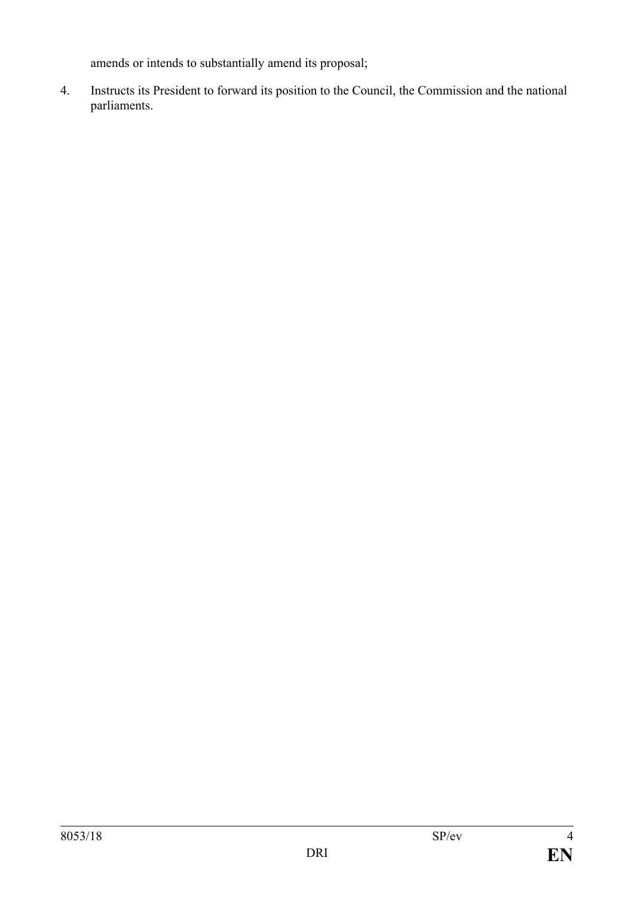amends or intends to substantially amend its proposal;

4. Instructs its President to forward its position to the Council, the Commission and the national parliaments.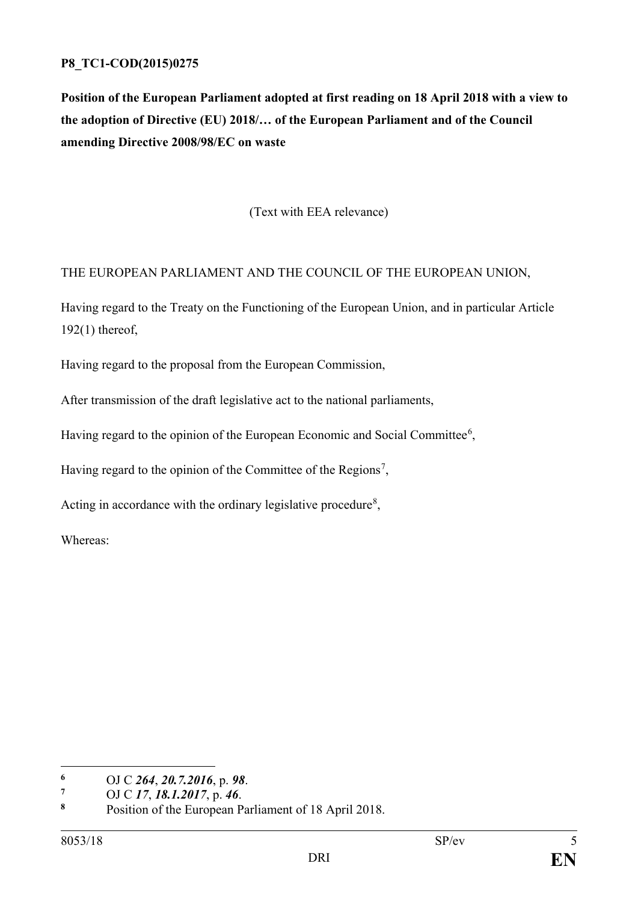**P8_TC1-COD(2015)0275**

**Position of the European Parliament adopted at first reading on 18 April 2018 with a view to the adoption of Directive (EU) 2018/… of the European Parliament and of the Council amending Directive 2008/98/EC on waste**

(Text with EEA relevance)

THE EUROPEAN PARLIAMENT AND THE COUNCIL OF THE EUROPEAN UNION,

Having regard to the Treaty on the Functioning of the European Union, and in particular Article 192(1) thereof,

Having regard to the proposal from the European Commission,

After transmission of the draft legislative act to the national parliaments,

Having regard to the opinion of the European Economic and Social Committee[6],

Having regard to the opinion of the Committee of the Regions[7],

Acting in accordance with the ordinary legislative procedure[8],

Whereas:

---

[6] OJ C ***264***, ***20.7.2016***, p. ***98***.

[7] OJ C ***17***, ***18.1.2017***, p. ***46***.

[8] Position of the European Parliament of 18 April 2018.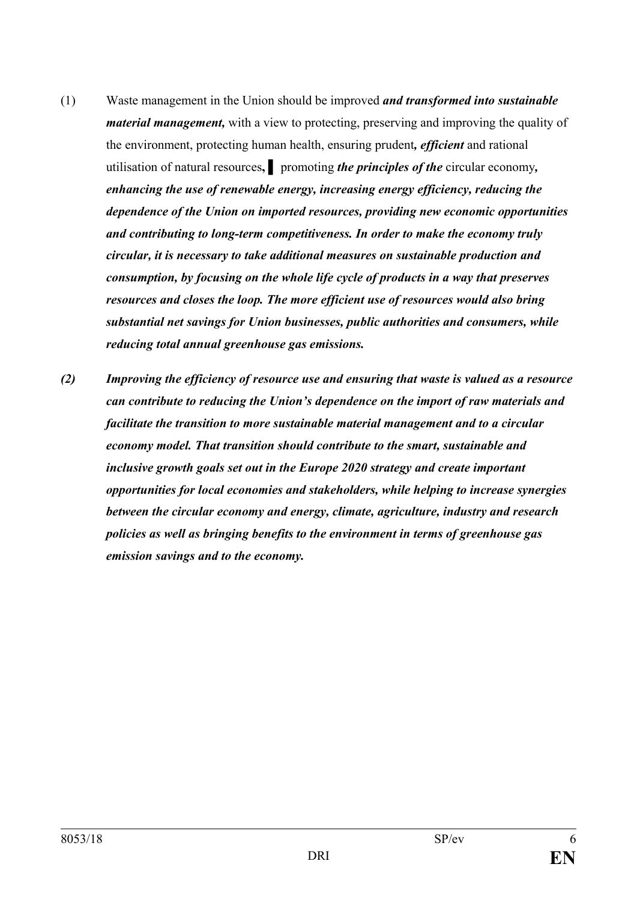(1) Waste management in the Union should be improved ***and transformed into sustainable material management,*** with a view to protecting, preserving and improving the quality of the environment, protecting human health, ensuring prudent***, efficient*** and rational utilisation of natural resources**,** ▌ promoting ***the principles of the*** circular economy***, enhancing the use of renewable energy, increasing energy efficiency, reducing the dependence of the Union on imported resources, providing new economic opportunities and contributing to long-term competitiveness. In order to make the economy truly circular, it is necessary to take additional measures on sustainable production and consumption, by focusing on the whole life cycle of products in a way that preserves resources and closes the loop. The more efficient use of resources would also bring substantial net savings for Union businesses, public authorities and consumers, while reducing total annual greenhouse gas emissions.***

***(2) Improving the efficiency of resource use and ensuring that waste is valued as a resource can contribute to reducing the Union's dependence on the import of raw materials and facilitate the transition to more sustainable material management and to a circular economy model. That transition should contribute to the smart, sustainable and inclusive growth goals set out in the Europe 2020 strategy and create important opportunities for local economies and stakeholders, while helping to increase synergies between the circular economy and energy, climate, agriculture, industry and research policies as well as bringing benefits to the environment in terms of greenhouse gas emission savings and to the economy.***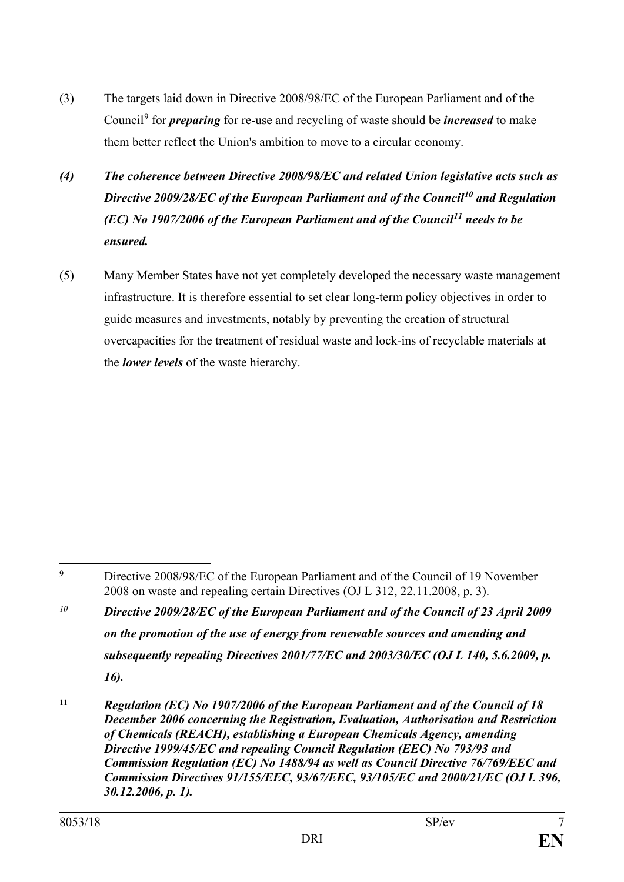(3) The targets laid down in Directive 2008/98/EC of the European Parliament and of the Council[9] for ***preparing*** for re-use and recycling of waste should be ***increased*** to make them better reflect the Union's ambition to move to a circular economy.

***(4) The coherence between Directive 2008/98/EC and related Union legislative acts such as Directive 2009/28/EC of the European Parliament and of the Council[10] and Regulation (EC) No 1907/2006 of the European Parliament and of the Council[11] needs to be ensured.***

(5) Many Member States have not yet completely developed the necessary waste management infrastructure. It is therefore essential to set clear long-term policy objectives in order to guide measures and investments, notably by preventing the creation of structural overcapacities for the treatment of residual waste and lock-ins of recyclable materials at the ***lower levels*** of the waste hierarchy.

---

[9] Directive 2008/98/EC of the European Parliament and of the Council of 19 November 2008 on waste and repealing certain Directives (OJ L 312, 22.11.2008, p. 3).

*[10]* ***Directive 2009/28/EC of the European Parliament and of the Council of 23 April 2009 on the promotion of the use of energy from renewable sources and amending and subsequently repealing Directives 2001/77/EC and 2003/30/EC (OJ L 140, 5.6.2009, p. 16).***

**[11]** ***Regulation (EC) No 1907/2006 of the European Parliament and of the Council of 18 December 2006 concerning the Registration, Evaluation, Authorisation and Restriction of Chemicals (REACH), establishing a European Chemicals Agency, amending Directive 1999/45/EC and repealing Council Regulation (EEC) No 793/93 and Commission Regulation (EC) No 1488/94 as well as Council Directive 76/769/EEC and Commission Directives 91/155/EEC, 93/67/EEC, 93/105/EC and 2000/21/EC (OJ L 396, 30.12.2006, p. 1).***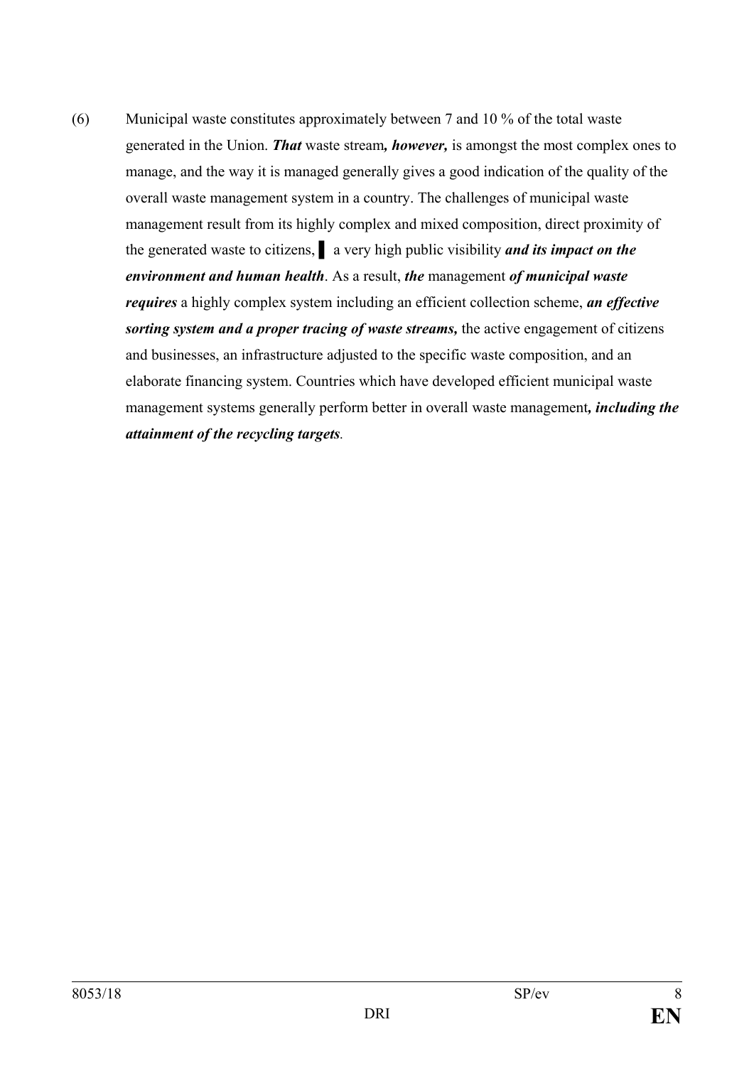(6) Municipal waste constitutes approximately between 7 and 10 % of the total waste generated in the Union. ***That*** waste stream***, however,*** is amongst the most complex ones to manage, and the way it is managed generally gives a good indication of the quality of the overall waste management system in a country. The challenges of municipal waste management result from its highly complex and mixed composition, direct proximity of the generated waste to citizens, ▌ a very high public visibility ***and its impact on the environment and human health***. As a result, ***the*** management ***of municipal waste requires*** a highly complex system including an efficient collection scheme, ***an effective sorting system and a proper tracing of waste streams,*** the active engagement of citizens and businesses, an infrastructure adjusted to the specific waste composition, and an elaborate financing system. Countries which have developed efficient municipal waste management systems generally perform better in overall waste management***, including the attainment of the recycling targets***.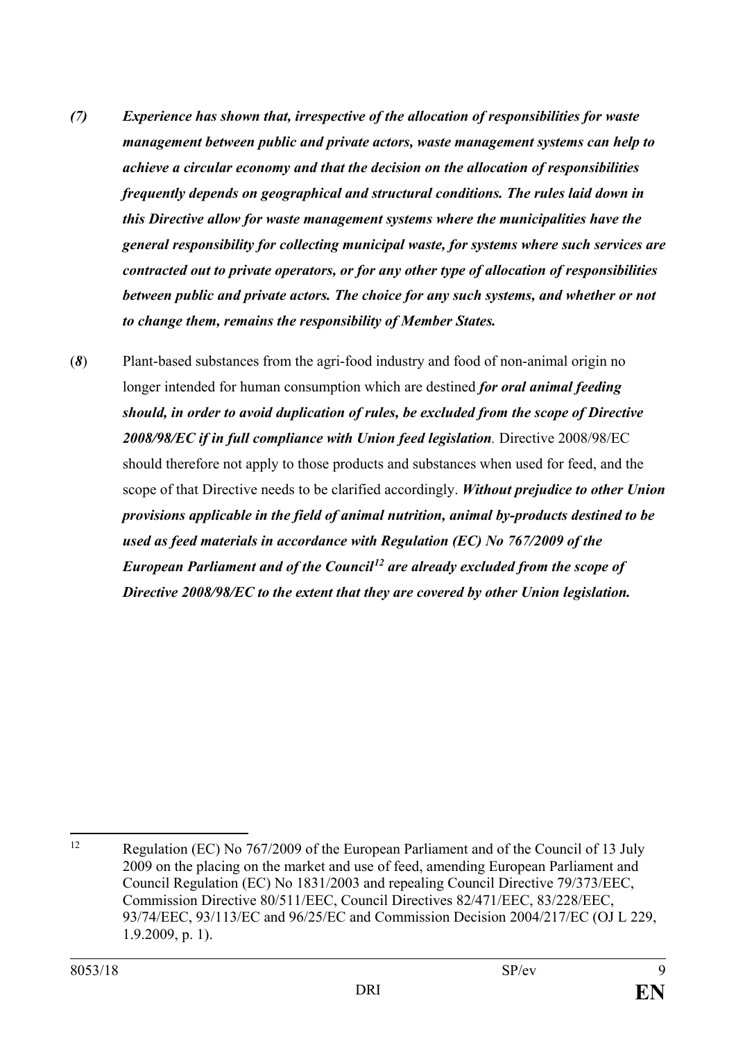*(7) Experience has shown that, irrespective of the allocation of responsibilities for waste management between public and private actors, waste management systems can help to achieve a circular economy and that the decision on the allocation of responsibilities frequently depends on geographical and structural conditions. The rules laid down in this Directive allow for waste management systems where the municipalities have the general responsibility for collecting municipal waste, for systems where such services are contracted out to private operators, or for any other type of allocation of responsibilities between public and private actors. The choice for any such systems, and whether or not to change them, remains the responsibility of Member States.*

(*8*) Plant-based substances from the agri-food industry and food of non-animal origin no longer intended for human consumption which are destined ***for oral animal feeding should, in order to avoid duplication of rules, be excluded from the scope of Directive 2008/98/EC if in full compliance with Union feed legislation***. Directive 2008/98/EC should therefore not apply to those products and substances when used for feed, and the scope of that Directive needs to be clarified accordingly. ***Without prejudice to other Union provisions applicable in the field of animal nutrition, animal by-products destined to be used as feed materials in accordance with Regulation (EC) No 767/2009 of the European Parliament and of the Council[12] are already excluded from the scope of Directive 2008/98/EC to the extent that they are covered by other Union legislation.***

---

[12] Regulation (EC) No 767/2009 of the European Parliament and of the Council of 13 July 2009 on the placing on the market and use of feed, amending European Parliament and Council Regulation (EC) No 1831/2003 and repealing Council Directive 79/373/EEC, Commission Directive 80/511/EEC, Council Directives 82/471/EEC, 83/228/EEC, 93/74/EEC, 93/113/EC and 96/25/EC and Commission Decision 2004/217/EC (OJ L 229, 1.9.2009, p. 1).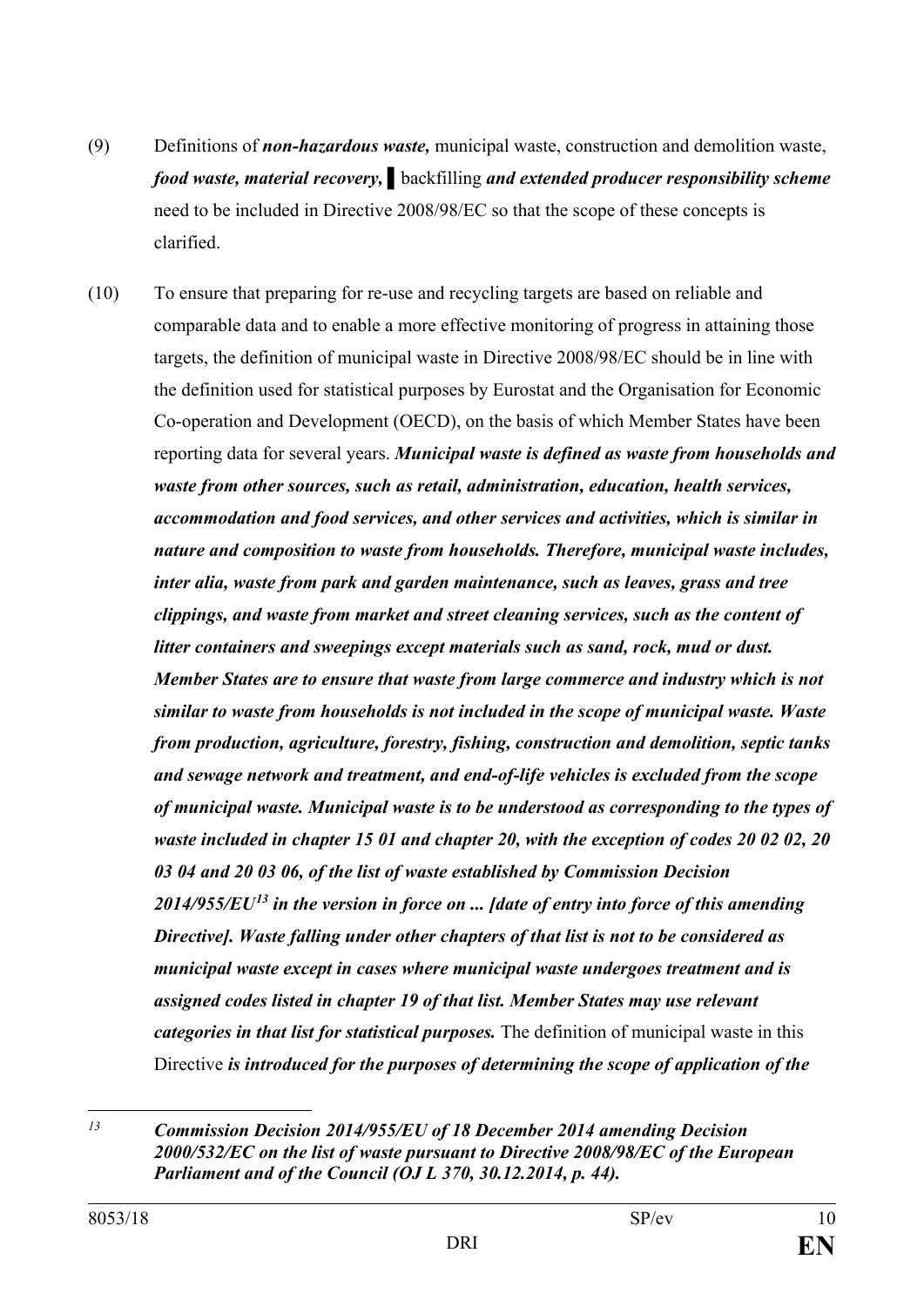(9) Definitions of ***non-hazardous waste,*** municipal waste, construction and demolition waste, ***food waste, material recovery,*** ▌ backfilling ***and extended producer responsibility scheme*** need to be included in Directive 2008/98/EC so that the scope of these concepts is clarified.

(10) To ensure that preparing for re-use and recycling targets are based on reliable and comparable data and to enable a more effective monitoring of progress in attaining those targets, the definition of municipal waste in Directive 2008/98/EC should be in line with the definition used for statistical purposes by Eurostat and the Organisation for Economic Co-operation and Development (OECD), on the basis of which Member States have been reporting data for several years. ***Municipal waste is defined as waste from households and waste from other sources, such as retail, administration, education, health services, accommodation and food services, and other services and activities, which is similar in nature and composition to waste from households. Therefore, municipal waste includes, inter alia, waste from park and garden maintenance, such as leaves, grass and tree clippings, and waste from market and street cleaning services, such as the content of litter containers and sweepings except materials such as sand, rock, mud or dust. Member States are to ensure that waste from large commerce and industry which is not similar to waste from households is not included in the scope of municipal waste. Waste from production, agriculture, forestry, fishing, construction and demolition, septic tanks and sewage network and treatment, and end-of-life vehicles is excluded from the scope of municipal waste. Municipal waste is to be understood as corresponding to the types of waste included in chapter 15 01 and chapter 20, with the exception of codes 20 02 02, 20 03 04 and 20 03 06, of the list of waste established by Commission Decision 2014/955/EU[13] in the version in force on ... [date of entry into force of this amending Directive]. Waste falling under other chapters of that list is not to be considered as municipal waste except in cases where municipal waste undergoes treatment and is assigned codes listed in chapter 19 of that list. Member States may use relevant categories in that list for statistical purposes.*** The definition of municipal waste in this Directive ***is introduced for the purposes of determining the scope of application of the***

---

[13] ***Commission Decision 2014/955/EU of 18 December 2014 amending Decision 2000/532/EC on the list of waste pursuant to Directive 2008/98/EC of the European Parliament and of the Council (OJ L 370, 30.12.2014, p. 44).***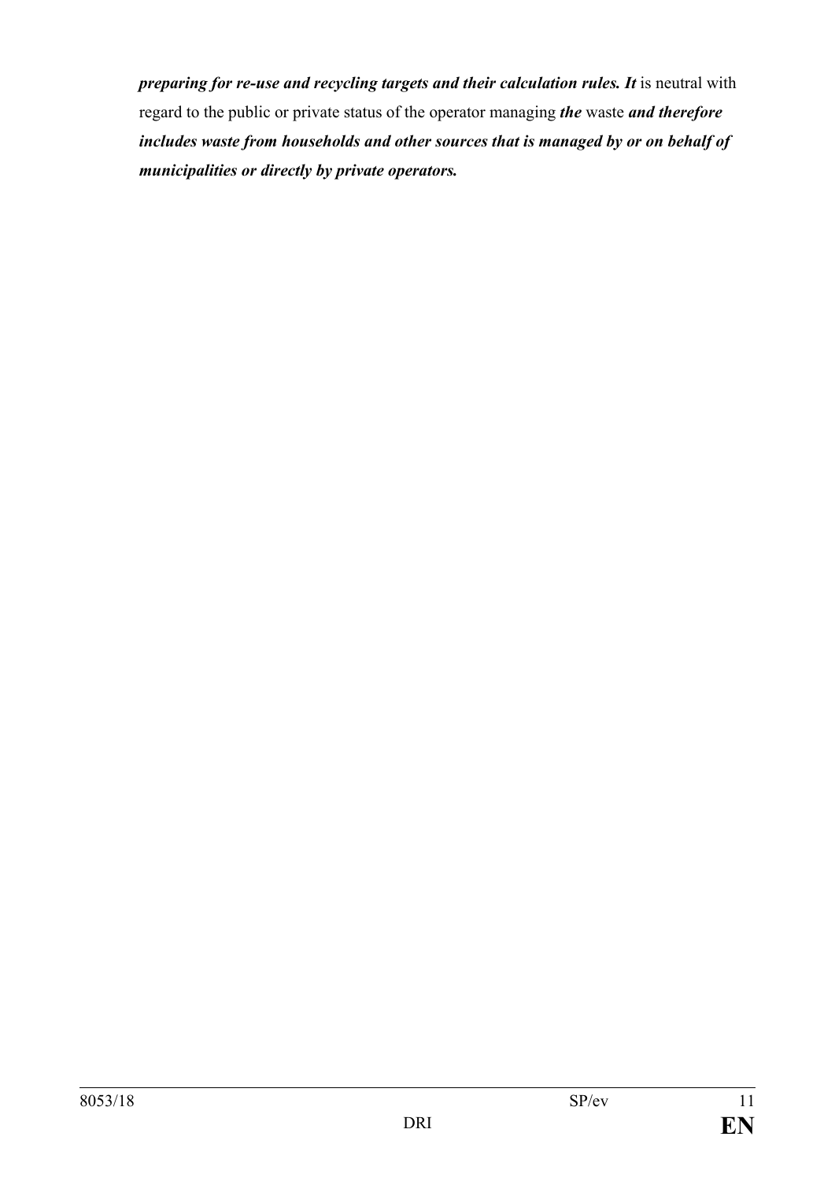***preparing for re-use and recycling targets and their calculation rules. It*** is neutral with regard to the public or private status of the operator managing ***the*** waste ***and therefore includes waste from households and other sources that is managed by or on behalf of municipalities or directly by private operators.***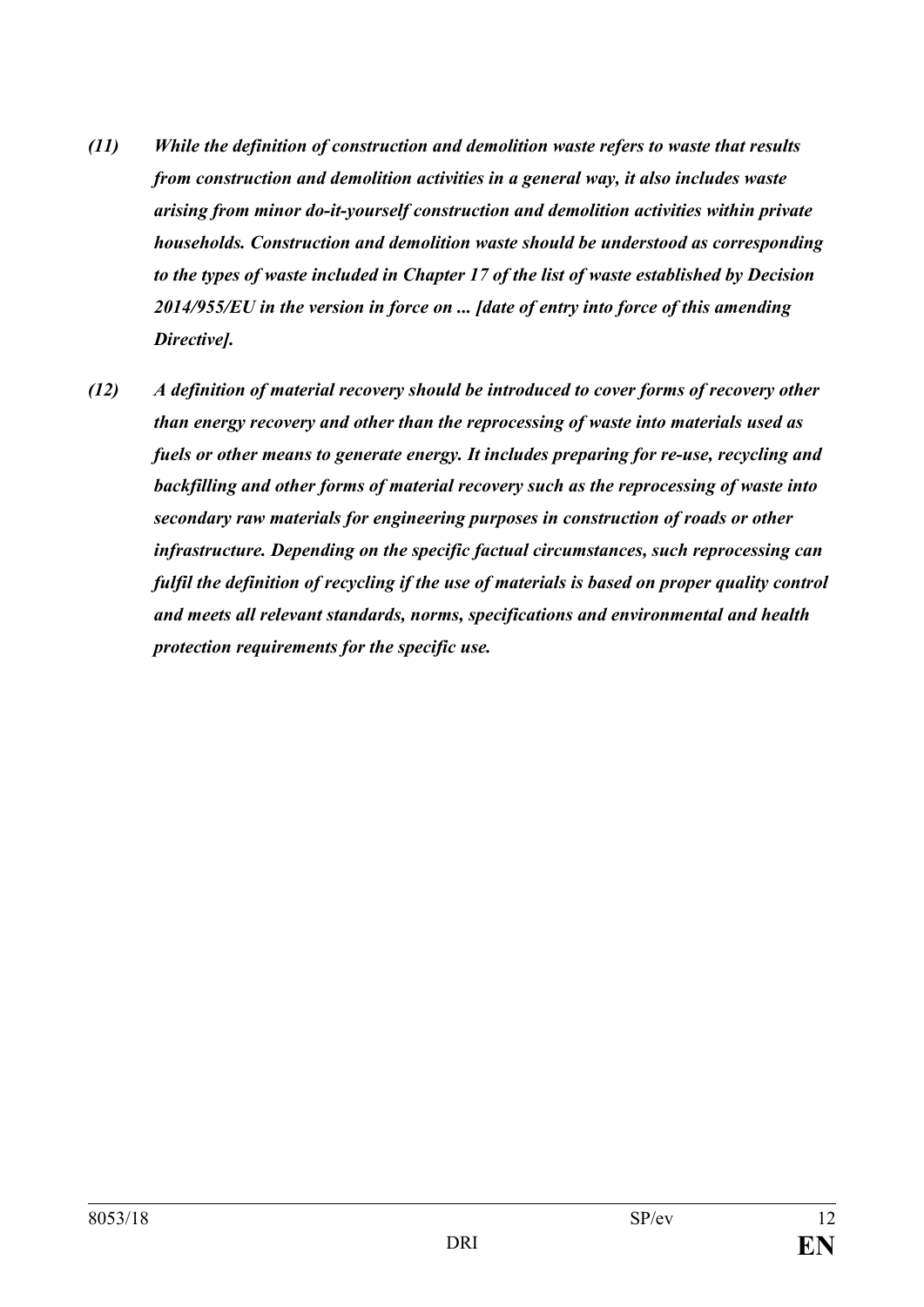***(11)	While the definition of construction and demolition waste refers to waste that results from construction and demolition activities in a general way, it also includes waste arising from minor do-it-yourself construction and demolition activities within private households. Construction and demolition waste should be understood as corresponding to the types of waste included in Chapter 17 of the list of waste established by Decision 2014/955/EU in the version in force on ... [date of entry into force of this amending Directive].***

***(12)	A definition of material recovery should be introduced to cover forms of recovery other than energy recovery and other than the reprocessing of waste into materials used as fuels or other means to generate energy. It includes preparing for re-use, recycling and backfilling and other forms of material recovery such as the reprocessing of waste into secondary raw materials for engineering purposes in construction of roads or other infrastructure. Depending on the specific factual circumstances, such reprocessing can fulfil the definition of recycling if the use of materials is based on proper quality control and meets all relevant standards, norms, specifications and environmental and health protection requirements for the specific use.***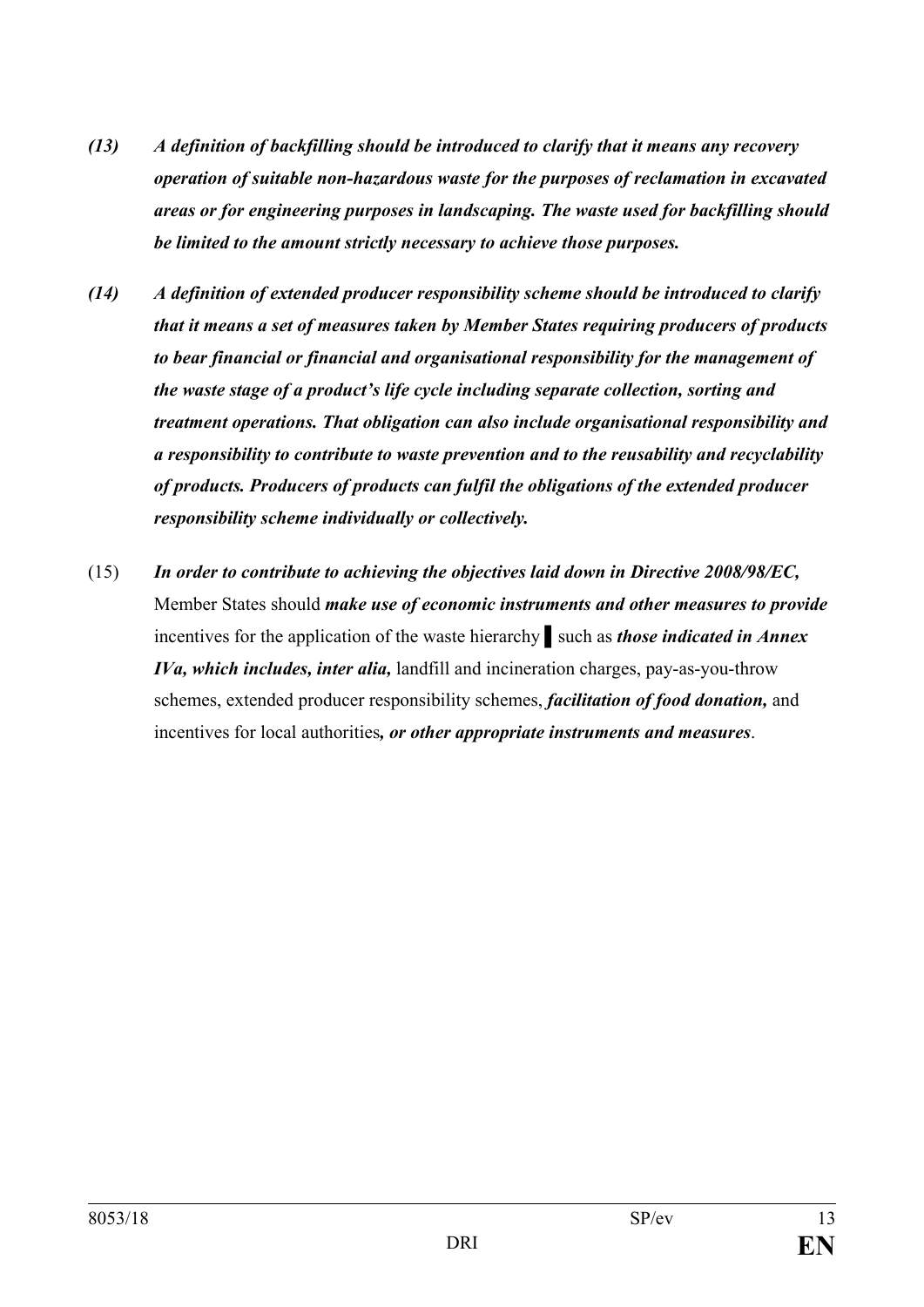***(13) A definition of backfilling should be introduced to clarify that it means any recovery operation of suitable non-hazardous waste for the purposes of reclamation in excavated areas or for engineering purposes in landscaping. The waste used for backfilling should be limited to the amount strictly necessary to achieve those purposes.***

***(14) A definition of extended producer responsibility scheme should be introduced to clarify that it means a set of measures taken by Member States requiring producers of products to bear financial or financial and organisational responsibility for the management of the waste stage of a product's life cycle including separate collection, sorting and treatment operations. That obligation can also include organisational responsibility and a responsibility to contribute to waste prevention and to the reusability and recyclability of products. Producers of products can fulfil the obligations of the extended producer responsibility scheme individually or collectively.***

(15) ***In order to contribute to achieving the objectives laid down in Directive 2008/98/EC,*** Member States should ***make use of economic instruments and other measures to provide*** incentives for the application of the waste hierarchy ▌ such as ***those indicated in Annex IVa, which includes, inter alia,*** landfill and incineration charges, pay-as-you-throw schemes, extended producer responsibility schemes, ***facilitation of food donation,*** and incentives for local authorities***, or other appropriate instruments and measures***.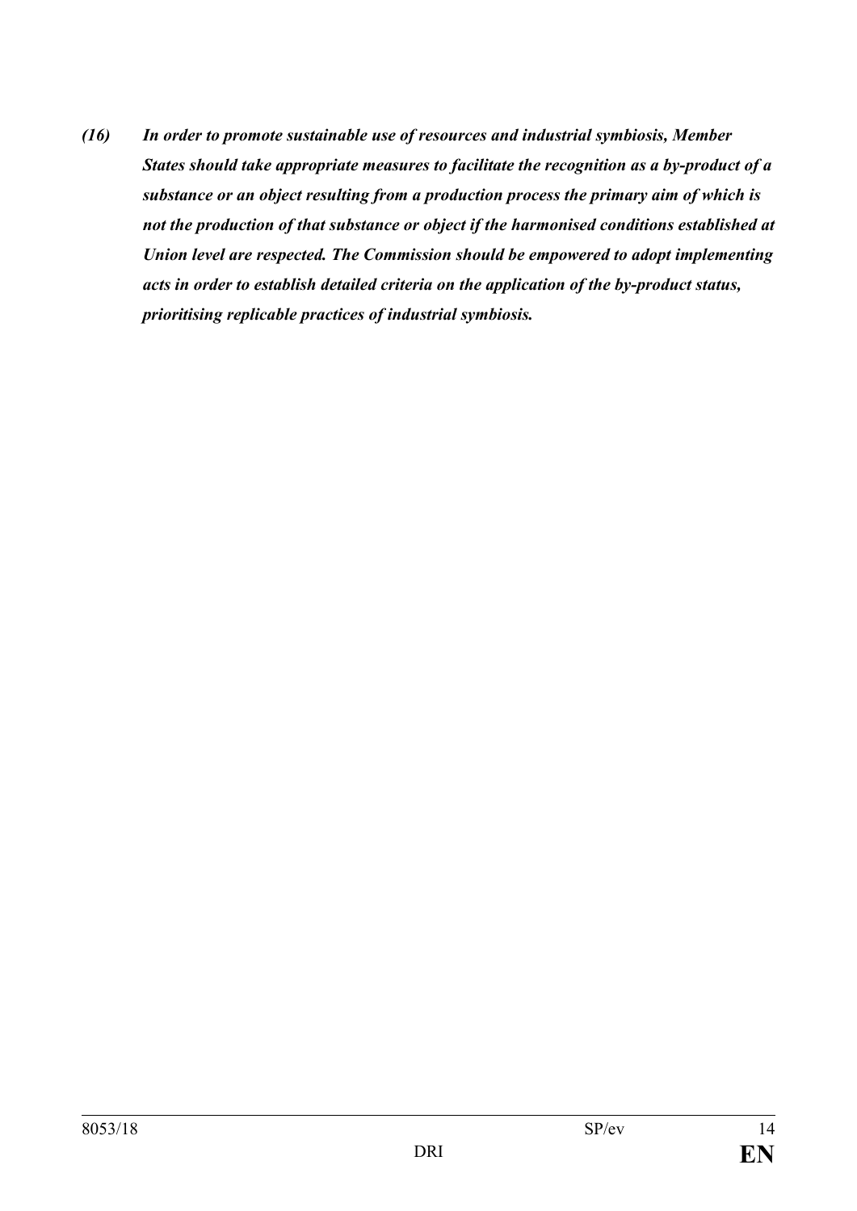***(16) In order to promote sustainable use of resources and industrial symbiosis, Member States should take appropriate measures to facilitate the recognition as a by-product of a substance or an object resulting from a production process the primary aim of which is not the production of that substance or object if the harmonised conditions established at Union level are respected. The Commission should be empowered to adopt implementing acts in order to establish detailed criteria on the application of the by-product status, prioritising replicable practices of industrial symbiosis.***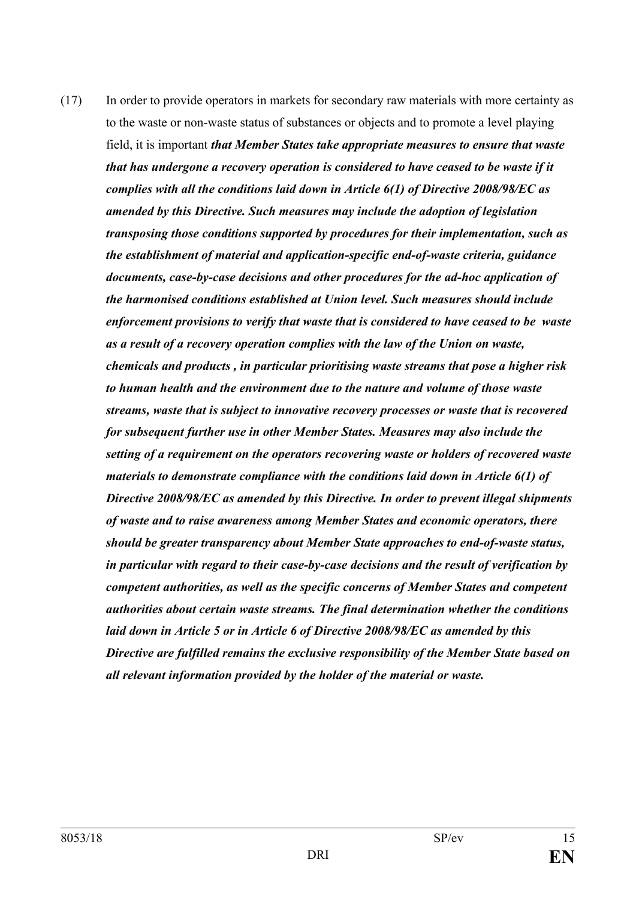(17) In order to provide operators in markets for secondary raw materials with more certainty as to the waste or non-waste status of substances or objects and to promote a level playing field, it is important ***that Member States take appropriate measures to ensure that waste that has undergone a recovery operation is considered to have ceased to be waste if it complies with all the conditions laid down in Article 6(1) of Directive 2008/98/EC as amended by this Directive. Such measures may include the adoption of legislation transposing those conditions supported by procedures for their implementation, such as the establishment of material and application-specific end-of-waste criteria, guidance documents, case-by-case decisions and other procedures for the ad-hoc application of the harmonised conditions established at Union level. Such measures should include enforcement provisions to verify that waste that is considered to have ceased to be waste as a result of a recovery operation complies with the law of the Union on waste, chemicals and products , in particular prioritising waste streams that pose a higher risk to human health and the environment due to the nature and volume of those waste streams, waste that is subject to innovative recovery processes or waste that is recovered for subsequent further use in other Member States. Measures may also include the setting of a requirement on the operators recovering waste or holders of recovered waste materials to demonstrate compliance with the conditions laid down in Article 6(1) of Directive 2008/98/EC as amended by this Directive. In order to prevent illegal shipments of waste and to raise awareness among Member States and economic operators, there should be greater transparency about Member State approaches to end-of-waste status, in particular with regard to their case-by-case decisions and the result of verification by competent authorities, as well as the specific concerns of Member States and competent authorities about certain waste streams. The final determination whether the conditions laid down in Article 5 or in Article 6 of Directive 2008/98/EC as amended by this Directive are fulfilled remains the exclusive responsibility of the Member State based on all relevant information provided by the holder of the material or waste.***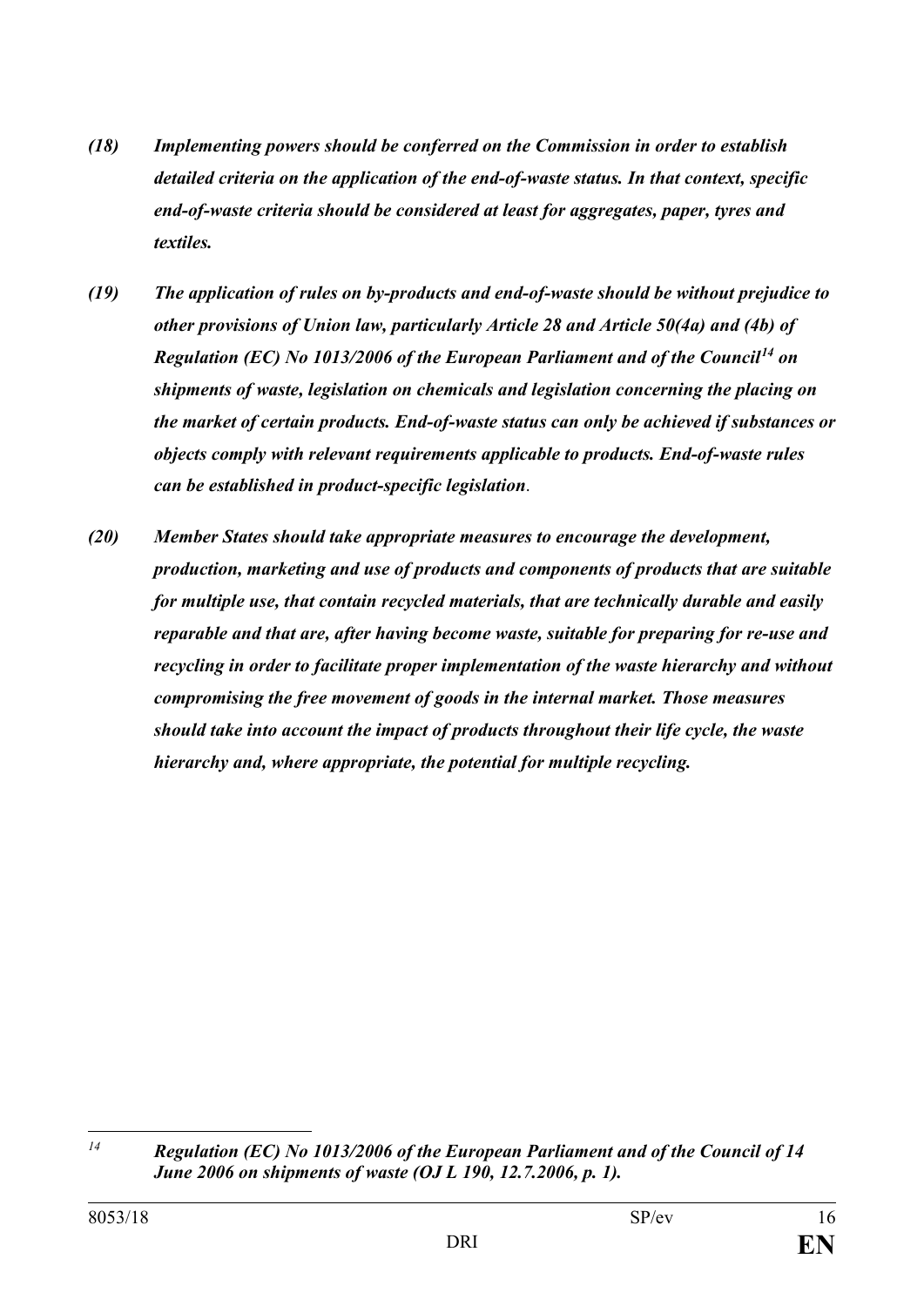***(18) Implementing powers should be conferred on the Commission in order to establish detailed criteria on the application of the end-of-waste status. In that context, specific end-of-waste criteria should be considered at least for aggregates, paper, tyres and textiles.***

***(19) The application of rules on by-products and end-of-waste should be without prejudice to other provisions of Union law, particularly Article 28 and Article 50(4a) and (4b) of Regulation (EC) No 1013/2006 of the European Parliament and of the Council[14] on shipments of waste, legislation on chemicals and legislation concerning the placing on the market of certain products. End-of-waste status can only be achieved if substances or objects comply with relevant requirements applicable to products. End-of-waste rules can be established in product-specific legislation.***

***(20) Member States should take appropriate measures to encourage the development, production, marketing and use of products and components of products that are suitable for multiple use, that contain recycled materials, that are technically durable and easily reparable and that are, after having become waste, suitable for preparing for re-use and recycling in order to facilitate proper implementation of the waste hierarchy and without compromising the free movement of goods in the internal market. Those measures should take into account the impact of products throughout their life cycle, the waste hierarchy and, where appropriate, the potential for multiple recycling.***

---

[14] ***Regulation (EC) No 1013/2006 of the European Parliament and of the Council of 14 June 2006 on shipments of waste (OJ L 190, 12.7.2006, p. 1).***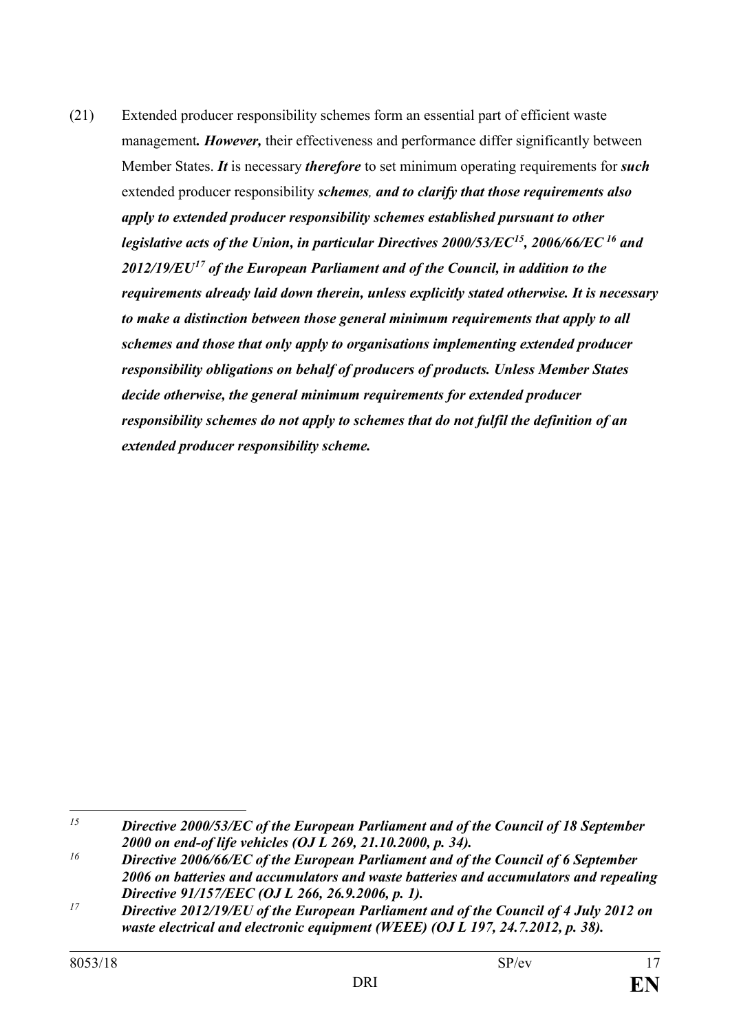(21) Extended producer responsibility schemes form an essential part of efficient waste management***. However,*** their effectiveness and performance differ significantly between Member States. ***It*** is necessary ***therefore*** to set minimum operating requirements for ***such*** extended producer responsibility ***schemes, and to clarify that those requirements also apply to extended producer responsibility schemes established pursuant to other legislative acts of the Union, in particular Directives 2000/53/EC[15], 2006/66/EC[16] and 2012/19/EU[17] of the European Parliament and of the Council, in addition to the requirements already laid down therein, unless explicitly stated otherwise. It is necessary to make a distinction between those general minimum requirements that apply to all schemes and those that only apply to organisations implementing extended producer responsibility obligations on behalf of producers of products. Unless Member States decide otherwise, the general minimum requirements for extended producer responsibility schemes do not apply to schemes that do not fulfil the definition of an extended producer responsibility scheme.***

---

[15] ***Directive 2000/53/EC of the European Parliament and of the Council of 18 September 2000 on end-of life vehicles (OJ L 269, 21.10.2000, p. 34).***

[16] ***Directive 2006/66/EC of the European Parliament and of the Council of 6 September 2006 on batteries and accumulators and waste batteries and accumulators and repealing Directive 91/157/EEC (OJ L 266, 26.9.2006, p. 1).***

[17] ***Directive 2012/19/EU of the European Parliament and of the Council of 4 July 2012 on waste electrical and electronic equipment (WEEE) (OJ L 197, 24.7.2012, p. 38).***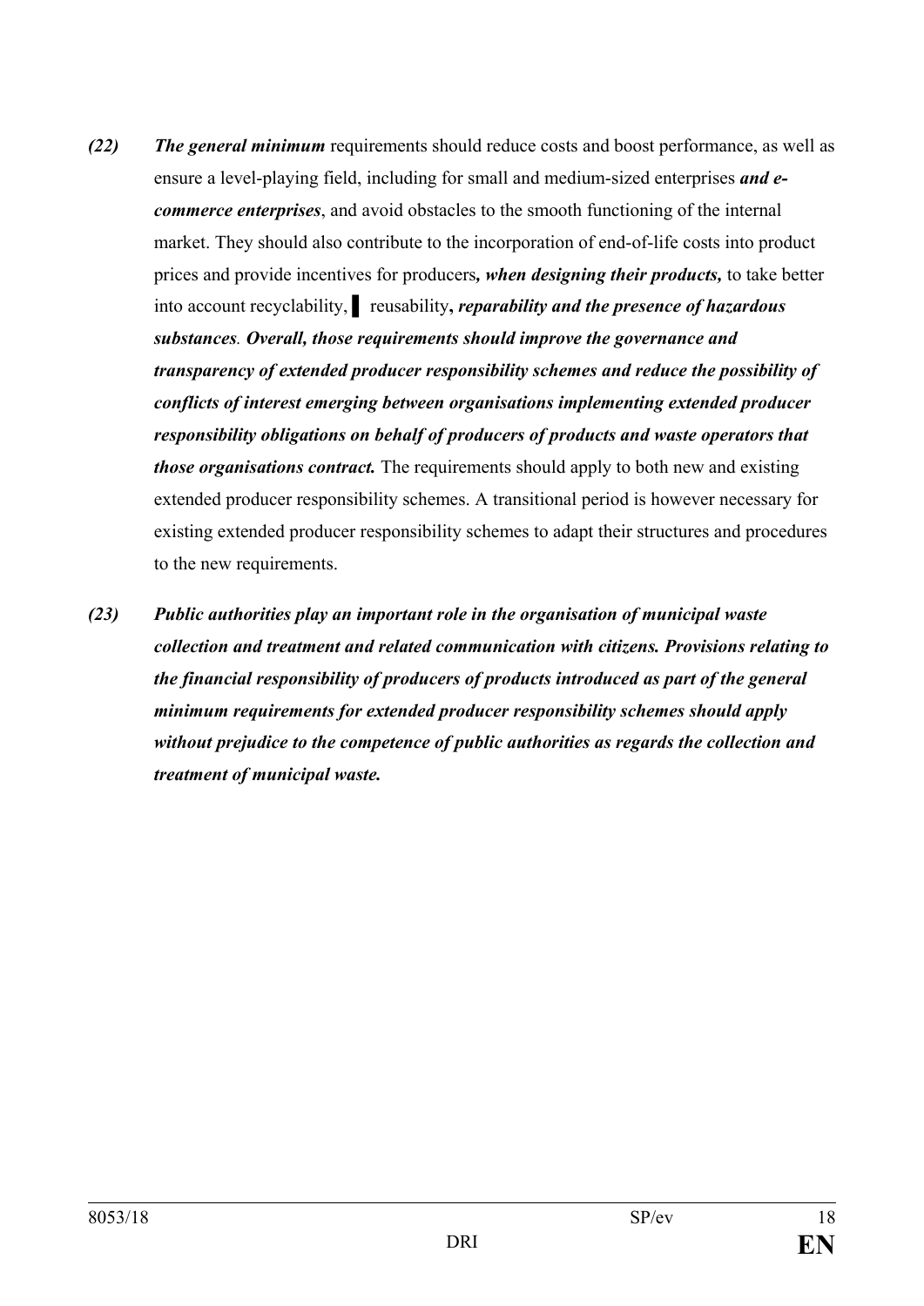***(22)*** ***The general minimum*** requirements should reduce costs and boost performance, as well as ensure a level-playing field, including for small and medium-sized enterprises ***and e-commerce enterprises***, and avoid obstacles to the smooth functioning of the internal market. They should also contribute to the incorporation of end-of-life costs into product prices and provide incentives for producers***, when designing their products,*** to take better into account recyclability, ▌ reusability***, reparability and the presence of hazardous substances***. ***Overall, those requirements should improve the governance and transparency of extended producer responsibility schemes and reduce the possibility of conflicts of interest emerging between organisations implementing extended producer responsibility obligations on behalf of producers of products and waste operators that those organisations contract.*** The requirements should apply to both new and existing extended producer responsibility schemes. A transitional period is however necessary for existing extended producer responsibility schemes to adapt their structures and procedures to the new requirements.

***(23)*** ***Public authorities play an important role in the organisation of municipal waste collection and treatment and related communication with citizens. Provisions relating to the financial responsibility of producers of products introduced as part of the general minimum requirements for extended producer responsibility schemes should apply without prejudice to the competence of public authorities as regards the collection and treatment of municipal waste.***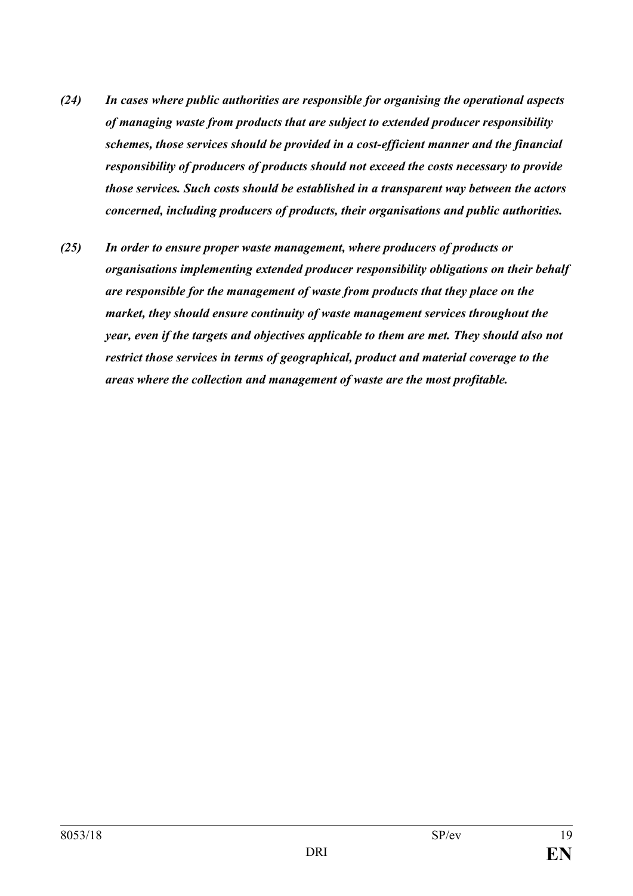***(24) In cases where public authorities are responsible for organising the operational aspects of managing waste from products that are subject to extended producer responsibility schemes, those services should be provided in a cost-efficient manner and the financial responsibility of producers of products should not exceed the costs necessary to provide those services. Such costs should be established in a transparent way between the actors concerned, including producers of products, their organisations and public authorities.***

***(25) In order to ensure proper waste management, where producers of products or organisations implementing extended producer responsibility obligations on their behalf are responsible for the management of waste from products that they place on the market, they should ensure continuity of waste management services throughout the year, even if the targets and objectives applicable to them are met. They should also not restrict those services in terms of geographical, product and material coverage to the areas where the collection and management of waste are the most profitable.***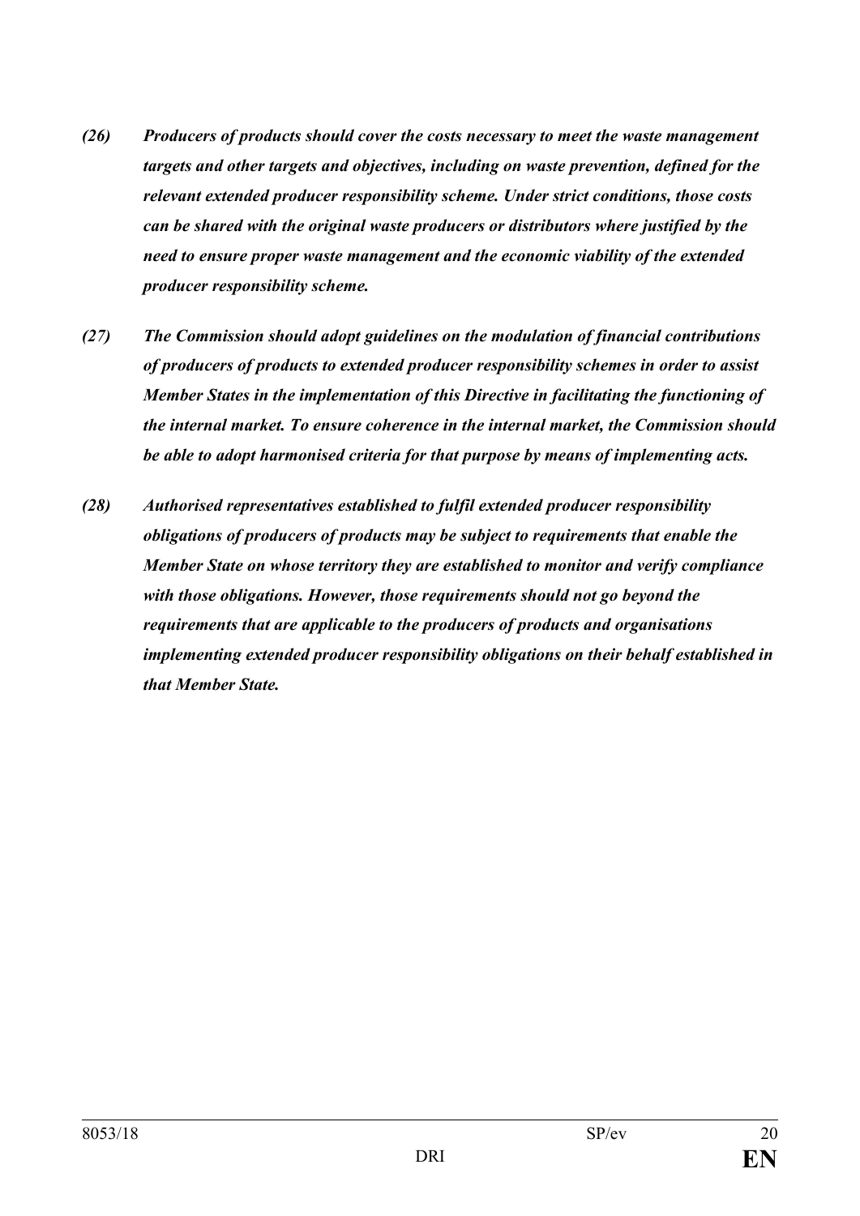***(26) Producers of products should cover the costs necessary to meet the waste management targets and other targets and objectives, including on waste prevention, defined for the relevant extended producer responsibility scheme. Under strict conditions, those costs can be shared with the original waste producers or distributors where justified by the need to ensure proper waste management and the economic viability of the extended producer responsibility scheme.***

***(27) The Commission should adopt guidelines on the modulation of financial contributions of producers of products to extended producer responsibility schemes in order to assist Member States in the implementation of this Directive in facilitating the functioning of the internal market. To ensure coherence in the internal market, the Commission should be able to adopt harmonised criteria for that purpose by means of implementing acts.***

***(28) Authorised representatives established to fulfil extended producer responsibility obligations of producers of products may be subject to requirements that enable the Member State on whose territory they are established to monitor and verify compliance with those obligations. However, those requirements should not go beyond the requirements that are applicable to the producers of products and organisations implementing extended producer responsibility obligations on their behalf established in that Member State.***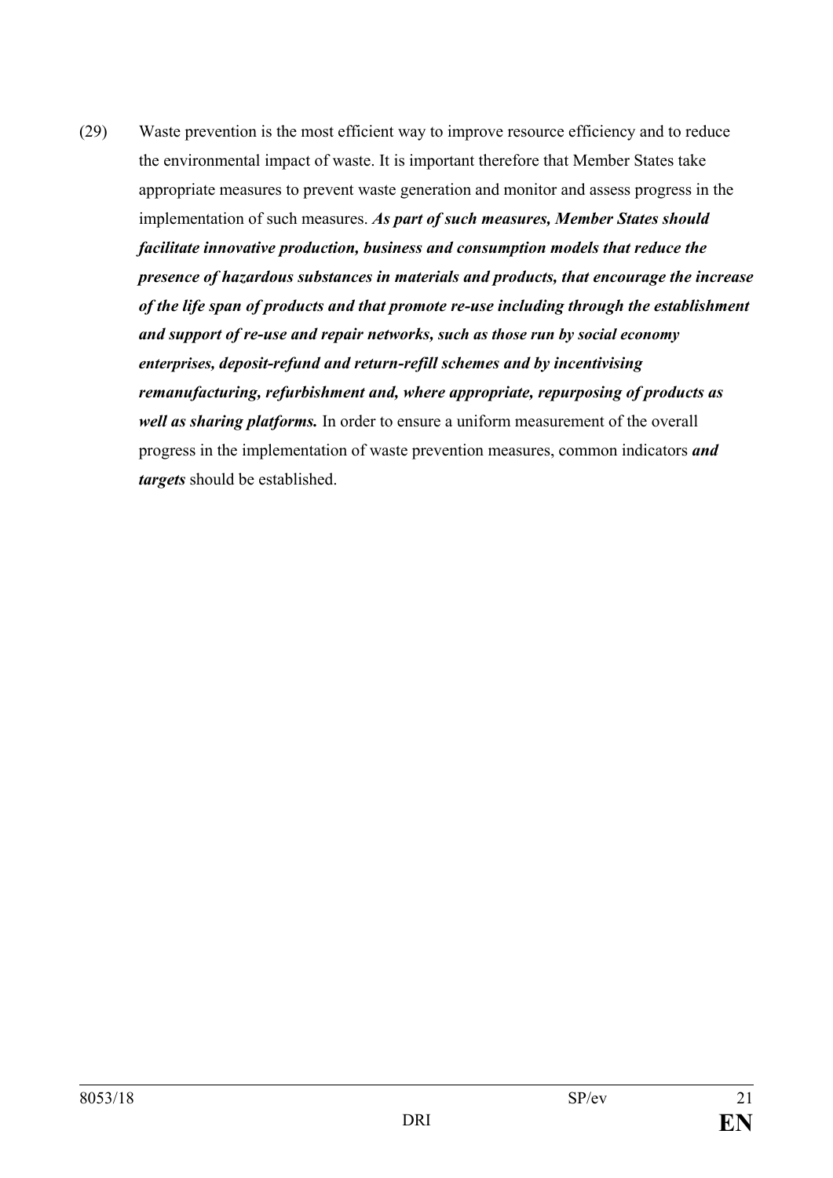(29) Waste prevention is the most efficient way to improve resource efficiency and to reduce the environmental impact of waste. It is important therefore that Member States take appropriate measures to prevent waste generation and monitor and assess progress in the implementation of such measures. ***As part of such measures, Member States should facilitate innovative production, business and consumption models that reduce the presence of hazardous substances in materials and products, that encourage the increase of the life span of products and that promote re-use including through the establishment and support of re-use and repair networks, such as those run by social economy enterprises, deposit-refund and return-refill schemes and by incentivising remanufacturing, refurbishment and, where appropriate, repurposing of products as well as sharing platforms.*** In order to ensure a uniform measurement of the overall progress in the implementation of waste prevention measures, common indicators ***and targets*** should be established.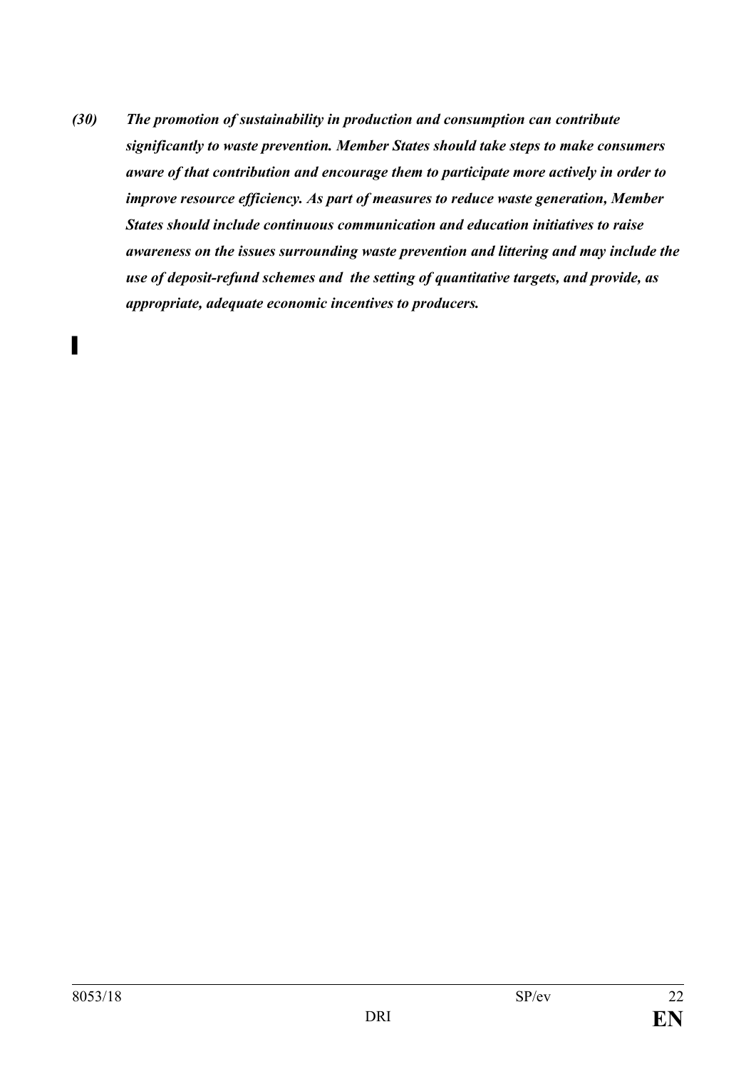***(30) The promotion of sustainability in production and consumption can contribute significantly to waste prevention. Member States should take steps to make consumers aware of that contribution and encourage them to participate more actively in order to improve resource efficiency. As part of measures to reduce waste generation, Member States should include continuous communication and education initiatives to raise awareness on the issues surrounding waste prevention and littering and may include the use of deposit-refund schemes and the setting of quantitative targets, and provide, as appropriate, adequate economic incentives to producers.***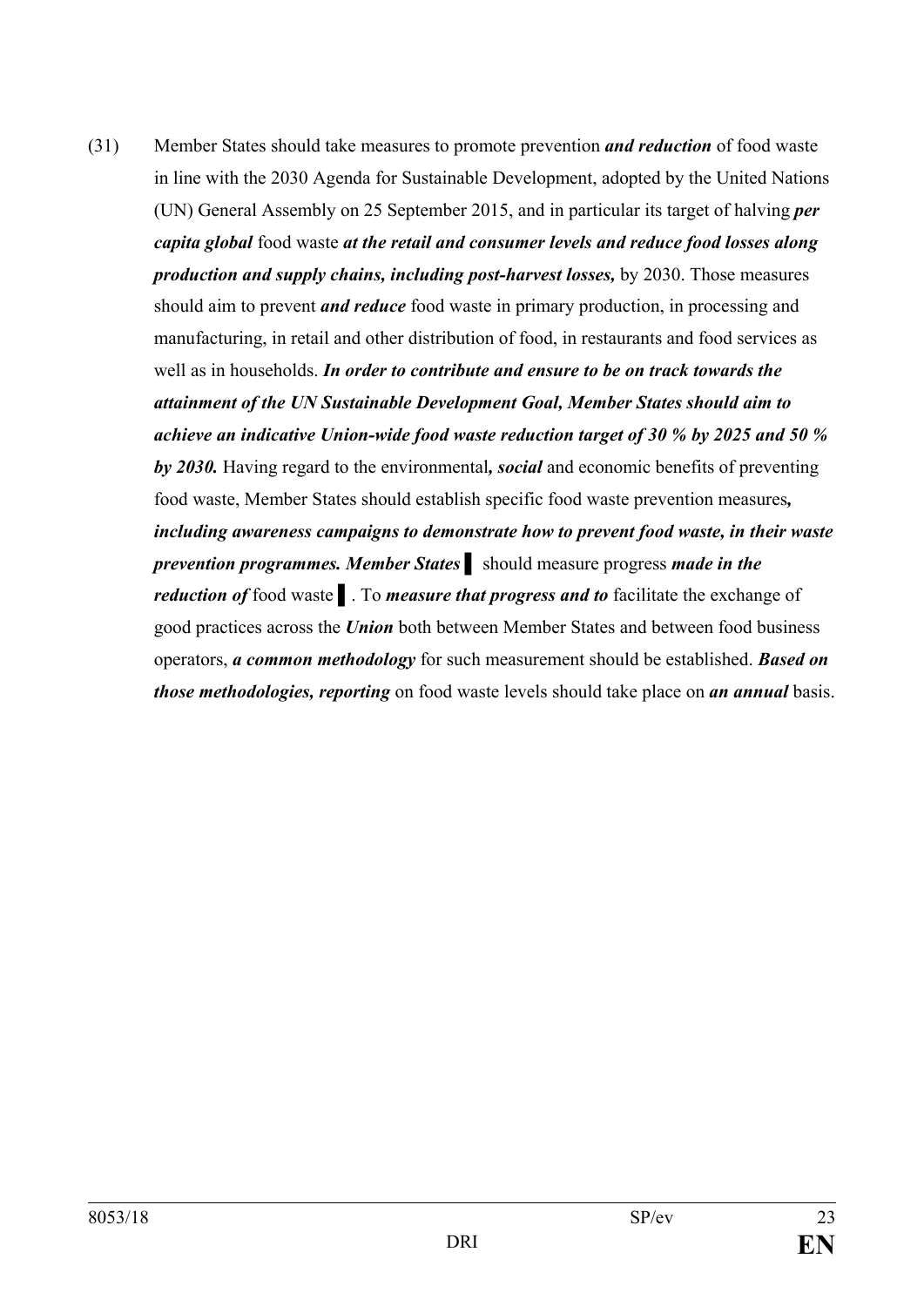(31) Member States should take measures to promote prevention ***and reduction*** of food waste in line with the 2030 Agenda for Sustainable Development, adopted by the United Nations (UN) General Assembly on 25 September 2015, and in particular its target of halving ***per capita global*** food waste ***at the retail and consumer levels and reduce food losses along production and supply chains, including post-harvest losses,*** by 2030. Those measures should aim to prevent ***and reduce*** food waste in primary production, in processing and manufacturing, in retail and other distribution of food, in restaurants and food services as well as in households. ***In order to contribute and ensure to be on track towards the attainment of the UN Sustainable Development Goal, Member States should aim to achieve an indicative Union-wide food waste reduction target of 30 % by 2025 and 50 % by 2030.*** Having regard to the environmental***, social*** and economic benefits of preventing food waste, Member States should establish specific food waste prevention measures***, including awareness campaigns to demonstrate how to prevent food waste, in their waste prevention programmes. Member States*** ▌ should measure progress ***made in the reduction of*** food waste ▌. To ***measure that progress and to*** facilitate the exchange of good practices across the ***Union*** both between Member States and between food business operators, ***a common methodology*** for such measurement should be established. ***Based on those methodologies, reporting*** on food waste levels should take place on ***an annual*** basis.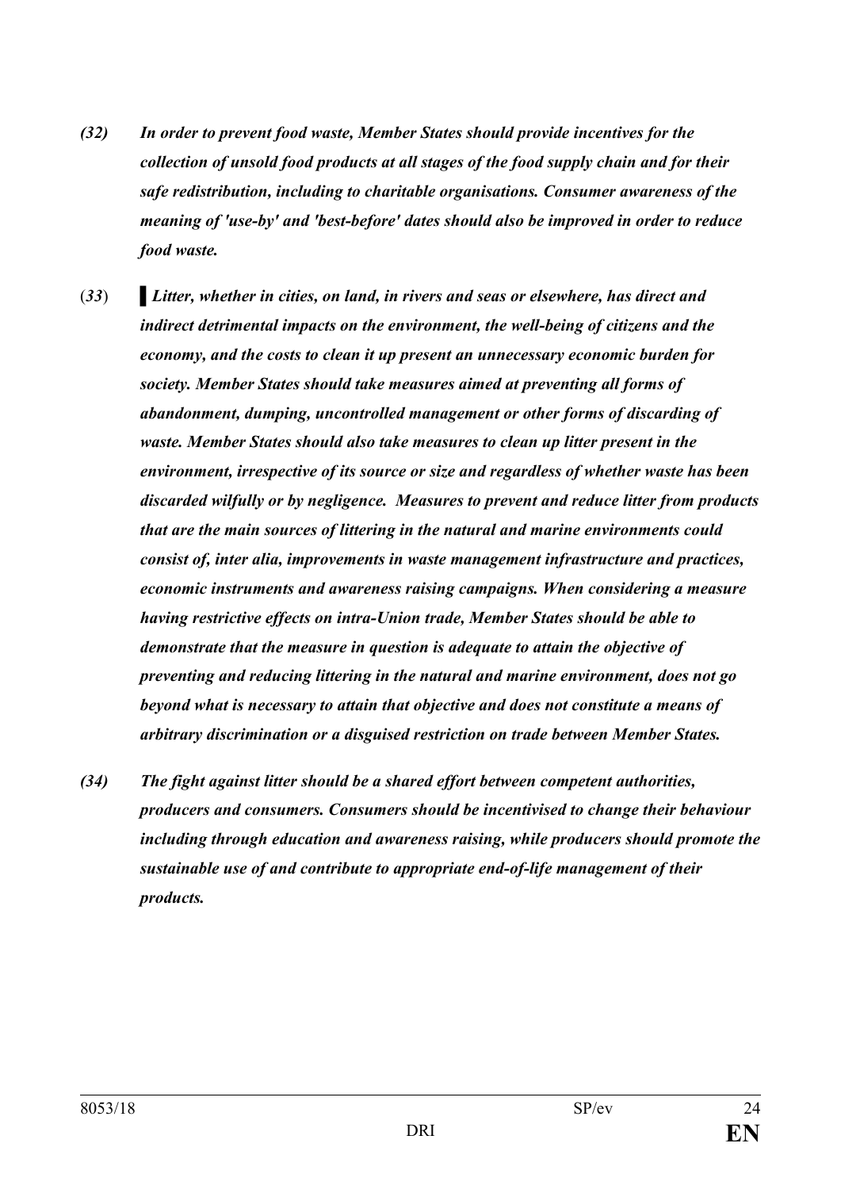*(32) In order to prevent food waste, Member States should provide incentives for the collection of unsold food products at all stages of the food supply chain and for their safe redistribution, including to charitable organisations. Consumer awareness of the meaning of 'use-by' and 'best-before' dates should also be improved in order to reduce food waste.*

(*33*) ▌*Litter, whether in cities, on land, in rivers and seas or elsewhere, has direct and indirect detrimental impacts on the environment, the well-being of citizens and the economy, and the costs to clean it up present an unnecessary economic burden for society. Member States should take measures aimed at preventing all forms of abandonment, dumping, uncontrolled management or other forms of discarding of waste. Member States should also take measures to clean up litter present in the environment, irrespective of its source or size and regardless of whether waste has been discarded wilfully or by negligence. Measures to prevent and reduce litter from products that are the main sources of littering in the natural and marine environments could consist of, inter alia, improvements in waste management infrastructure and practices, economic instruments and awareness raising campaigns. When considering a measure having restrictive effects on intra-Union trade, Member States should be able to demonstrate that the measure in question is adequate to attain the objective of preventing and reducing littering in the natural and marine environment, does not go beyond what is necessary to attain that objective and does not constitute a means of arbitrary discrimination or a disguised restriction on trade between Member States.*

*(34) The fight against litter should be a shared effort between competent authorities, producers and consumers. Consumers should be incentivised to change their behaviour including through education and awareness raising, while producers should promote the sustainable use of and contribute to appropriate end-of-life management of their products.*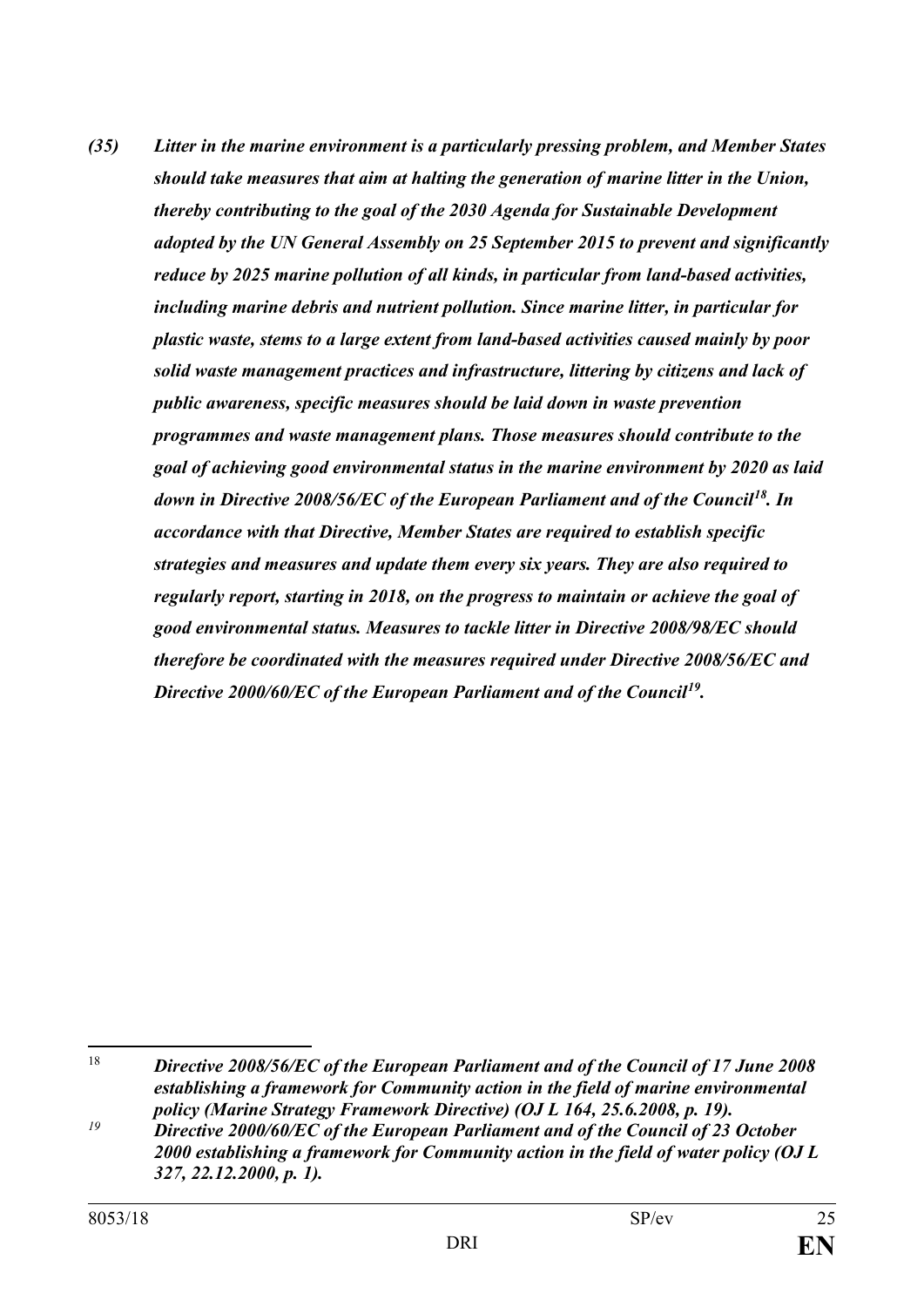***(35) Litter in the marine environment is a particularly pressing problem, and Member States should take measures that aim at halting the generation of marine litter in the Union, thereby contributing to the goal of the 2030 Agenda for Sustainable Development adopted by the UN General Assembly on 25 September 2015 to prevent and significantly reduce by 2025 marine pollution of all kinds, in particular from land-based activities, including marine debris and nutrient pollution. Since marine litter, in particular for plastic waste, stems to a large extent from land-based activities caused mainly by poor solid waste management practices and infrastructure, littering by citizens and lack of public awareness, specific measures should be laid down in waste prevention programmes and waste management plans. Those measures should contribute to the goal of achieving good environmental status in the marine environment by 2020 as laid down in Directive 2008/56/EC of the European Parliament and of the Council[18]. In accordance with that Directive, Member States are required to establish specific strategies and measures and update them every six years. They are also required to regularly report, starting in 2018, on the progress to maintain or achieve the goal of good environmental status. Measures to tackle litter in Directive 2008/98/EC should therefore be coordinated with the measures required under Directive 2008/56/EC and Directive 2000/60/EC of the European Parliament and of the Council[19].***

---

[18] ***Directive 2008/56/EC of the European Parliament and of the Council of 17 June 2008 establishing a framework for Community action in the field of marine environmental policy (Marine Strategy Framework Directive) (OJ L 164, 25.6.2008, p. 19).***

[19] ***Directive 2000/60/EC of the European Parliament and of the Council of 23 October 2000 establishing a framework for Community action in the field of water policy (OJ L 327, 22.12.2000, p. 1).***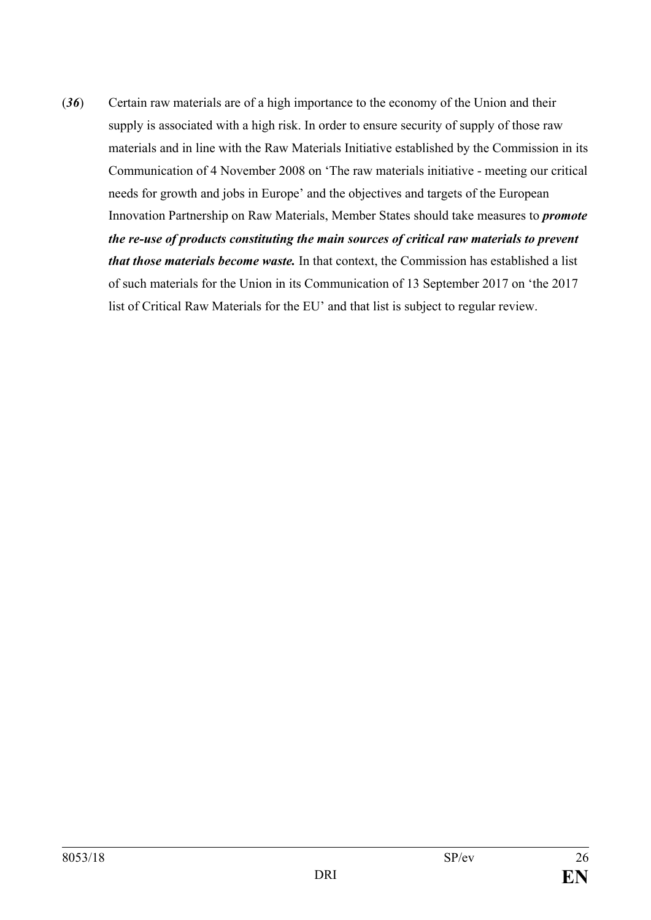(***36***) Certain raw materials are of a high importance to the economy of the Union and their supply is associated with a high risk. In order to ensure security of supply of those raw materials and in line with the Raw Materials Initiative established by the Commission in its Communication of 4 November 2008 on 'The raw materials initiative - meeting our critical needs for growth and jobs in Europe' and the objectives and targets of the European Innovation Partnership on Raw Materials, Member States should take measures to ***promote the re-use of products constituting the main sources of critical raw materials to prevent that those materials become waste.*** In that context, the Commission has established a list of such materials for the Union in its Communication of 13 September 2017 on 'the 2017 list of Critical Raw Materials for the EU' and that list is subject to regular review.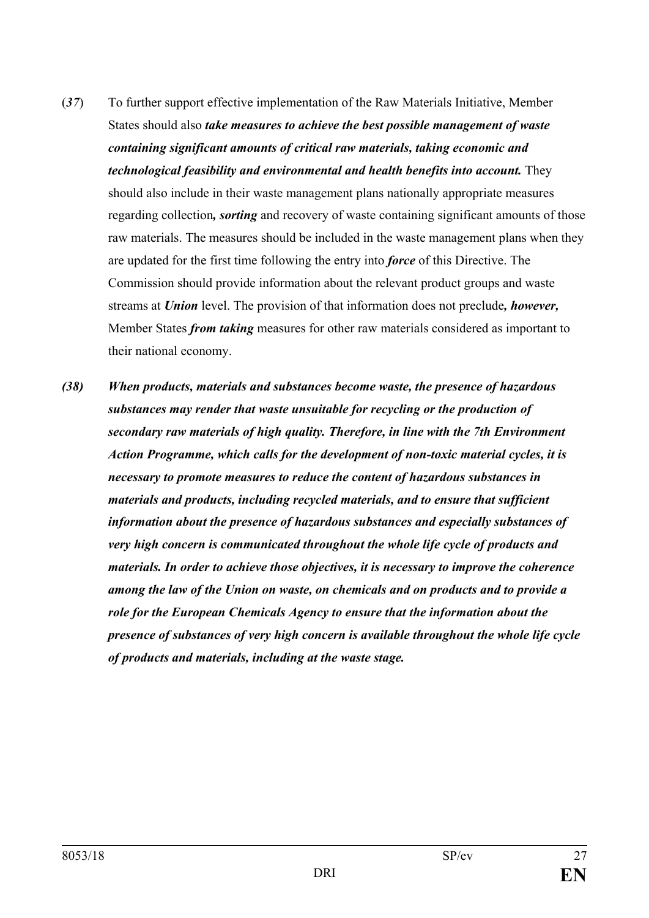(*37*) To further support effective implementation of the Raw Materials Initiative, Member States should also ***take measures to achieve the best possible management of waste containing significant amounts of critical raw materials, taking economic and technological feasibility and environmental and health benefits into account.*** They should also include in their waste management plans nationally appropriate measures regarding collection***, sorting*** and recovery of waste containing significant amounts of those raw materials. The measures should be included in the waste management plans when they are updated for the first time following the entry into ***force*** of this Directive. The Commission should provide information about the relevant product groups and waste streams at ***Union*** level. The provision of that information does not preclude***, however,*** Member States ***from taking*** measures for other raw materials considered as important to their national economy.

***(38) When products, materials and substances become waste, the presence of hazardous substances may render that waste unsuitable for recycling or the production of secondary raw materials of high quality. Therefore, in line with the 7th Environment Action Programme, which calls for the development of non-toxic material cycles, it is necessary to promote measures to reduce the content of hazardous substances in materials and products, including recycled materials, and to ensure that sufficient information about the presence of hazardous substances and especially substances of very high concern is communicated throughout the whole life cycle of products and materials. In order to achieve those objectives, it is necessary to improve the coherence among the law of the Union on waste, on chemicals and on products and to provide a role for the European Chemicals Agency to ensure that the information about the presence of substances of very high concern is available throughout the whole life cycle of products and materials, including at the waste stage.***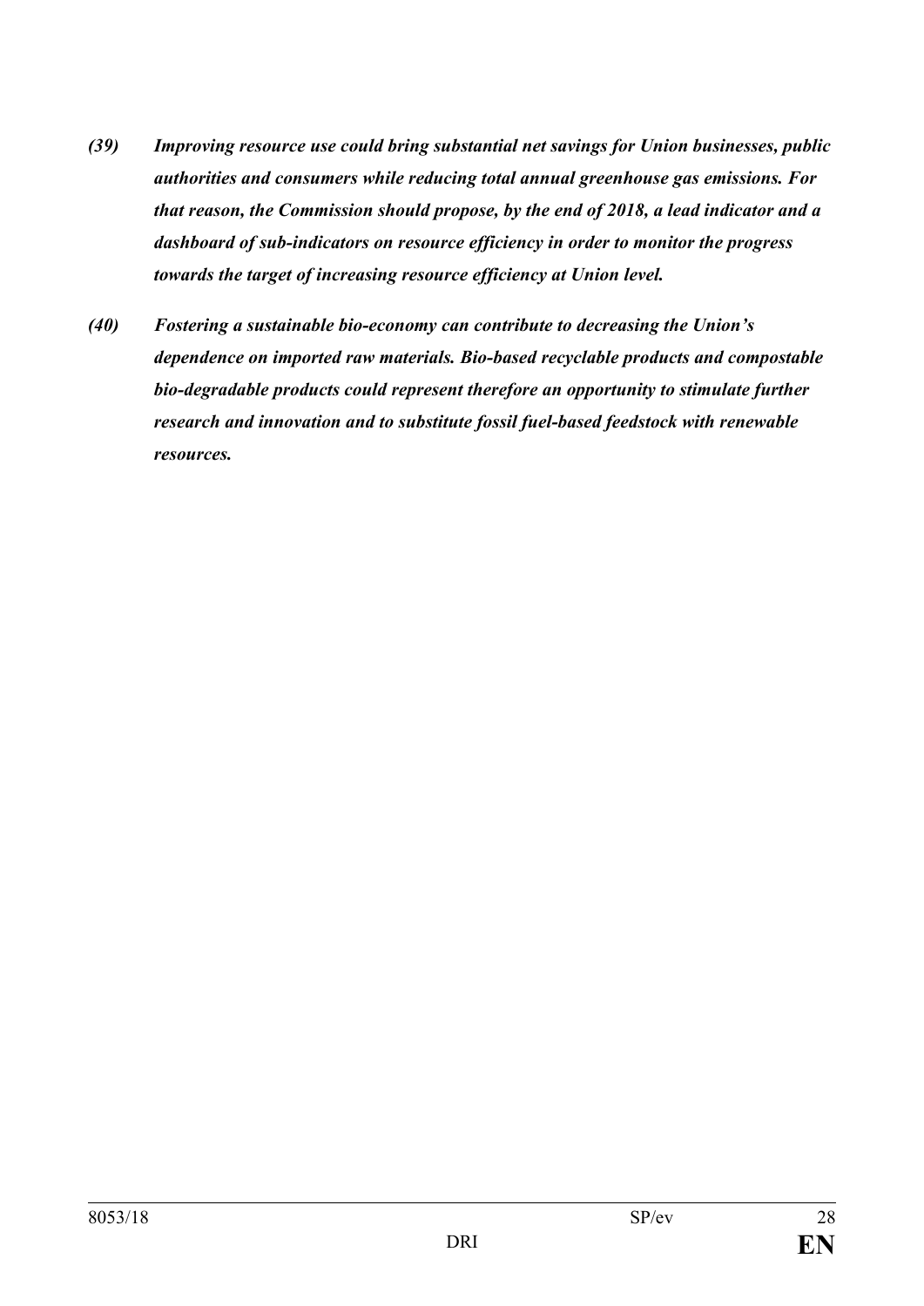***(39) Improving resource use could bring substantial net savings for Union businesses, public authorities and consumers while reducing total annual greenhouse gas emissions. For that reason, the Commission should propose, by the end of 2018, a lead indicator and a dashboard of sub-indicators on resource efficiency in order to monitor the progress towards the target of increasing resource efficiency at Union level.***

***(40) Fostering a sustainable bio-economy can contribute to decreasing the Union's dependence on imported raw materials. Bio-based recyclable products and compostable bio-degradable products could represent therefore an opportunity to stimulate further research and innovation and to substitute fossil fuel-based feedstock with renewable resources.***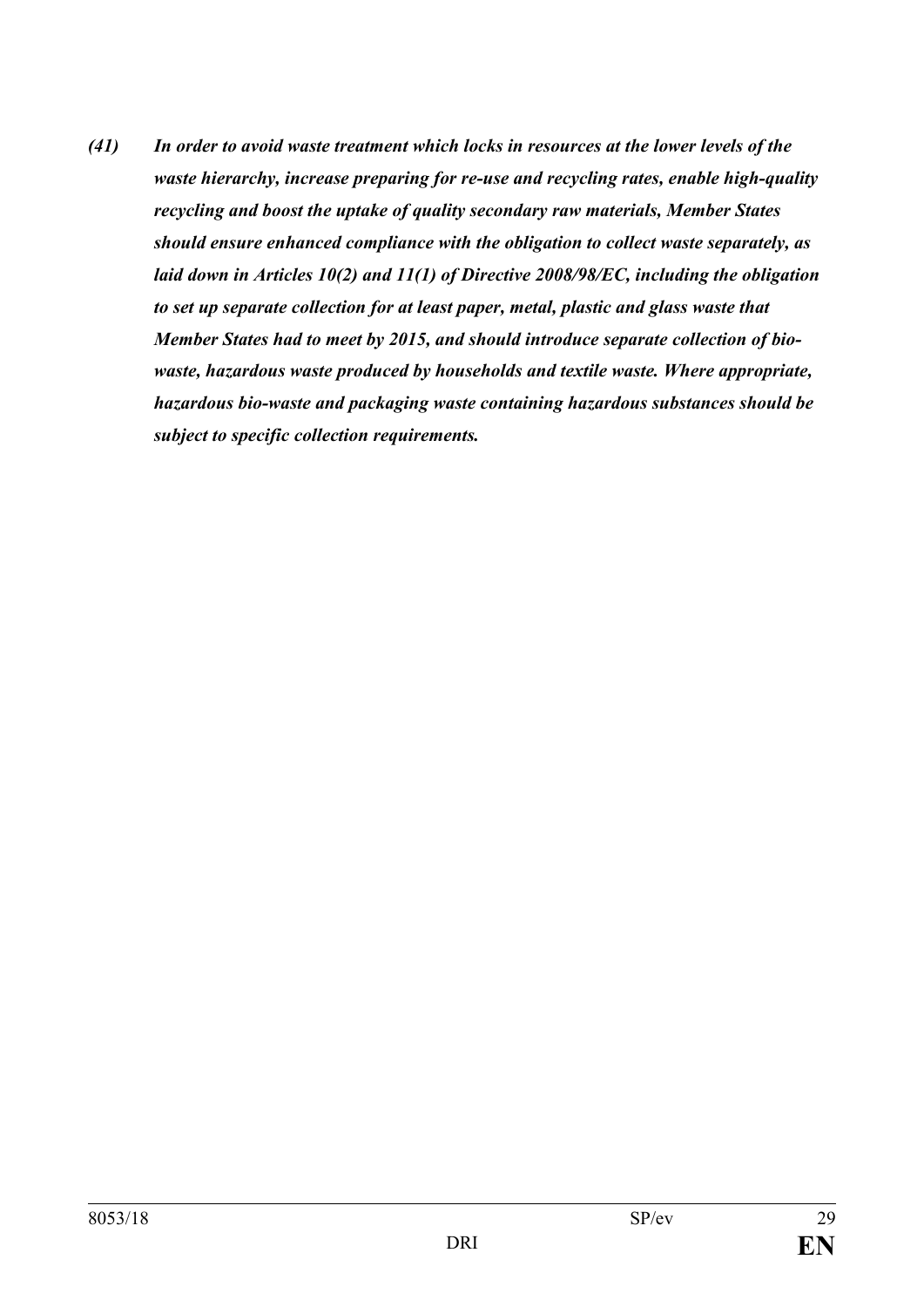***(41) In order to avoid waste treatment which locks in resources at the lower levels of the waste hierarchy, increase preparing for re-use and recycling rates, enable high-quality recycling and boost the uptake of quality secondary raw materials, Member States should ensure enhanced compliance with the obligation to collect waste separately, as laid down in Articles 10(2) and 11(1) of Directive 2008/98/EC, including the obligation to set up separate collection for at least paper, metal, plastic and glass waste that Member States had to meet by 2015, and should introduce separate collection of bio-waste, hazardous waste produced by households and textile waste. Where appropriate, hazardous bio-waste and packaging waste containing hazardous substances should be subject to specific collection requirements.***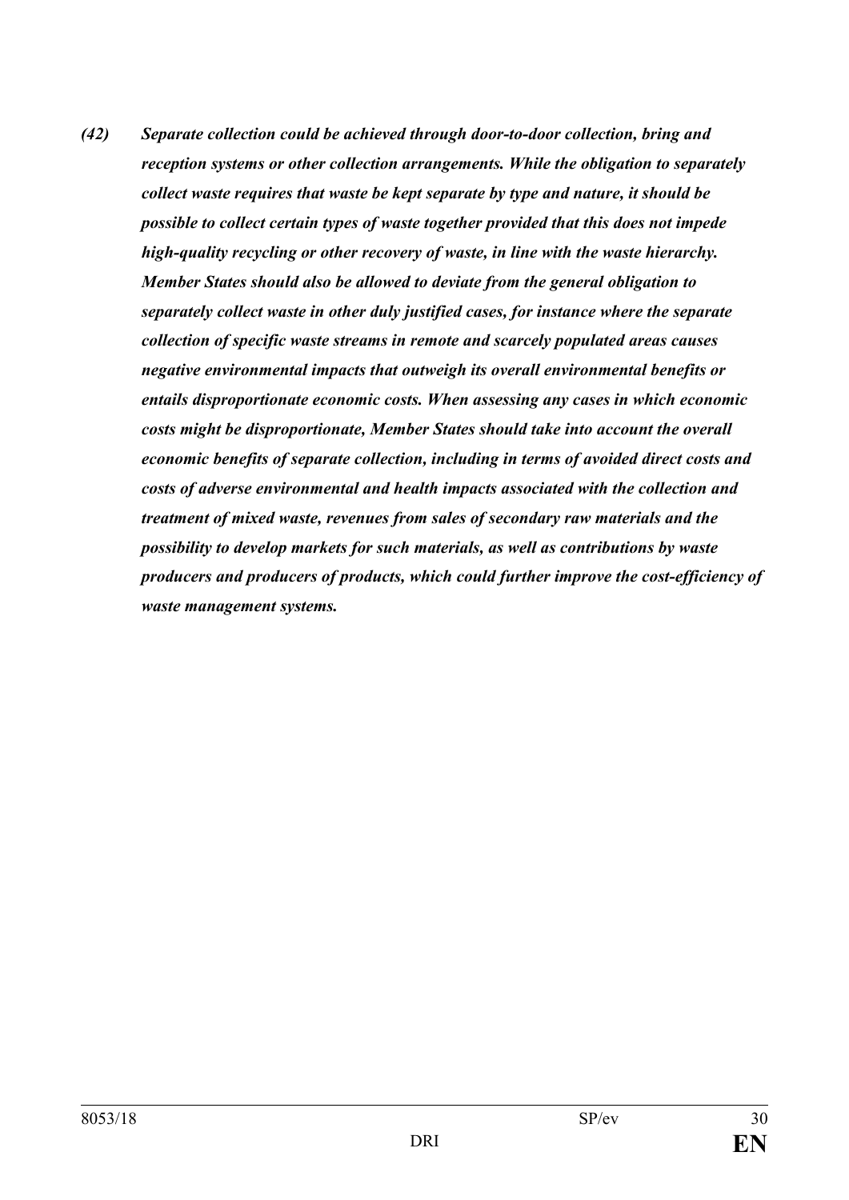***(42) Separate collection could be achieved through door-to-door collection, bring and reception systems or other collection arrangements. While the obligation to separately collect waste requires that waste be kept separate by type and nature, it should be possible to collect certain types of waste together provided that this does not impede high-quality recycling or other recovery of waste, in line with the waste hierarchy. Member States should also be allowed to deviate from the general obligation to separately collect waste in other duly justified cases, for instance where the separate collection of specific waste streams in remote and scarcely populated areas causes negative environmental impacts that outweigh its overall environmental benefits or entails disproportionate economic costs. When assessing any cases in which economic costs might be disproportionate, Member States should take into account the overall economic benefits of separate collection, including in terms of avoided direct costs and costs of adverse environmental and health impacts associated with the collection and treatment of mixed waste, revenues from sales of secondary raw materials and the possibility to develop markets for such materials, as well as contributions by waste producers and producers of products, which could further improve the cost-efficiency of waste management systems.***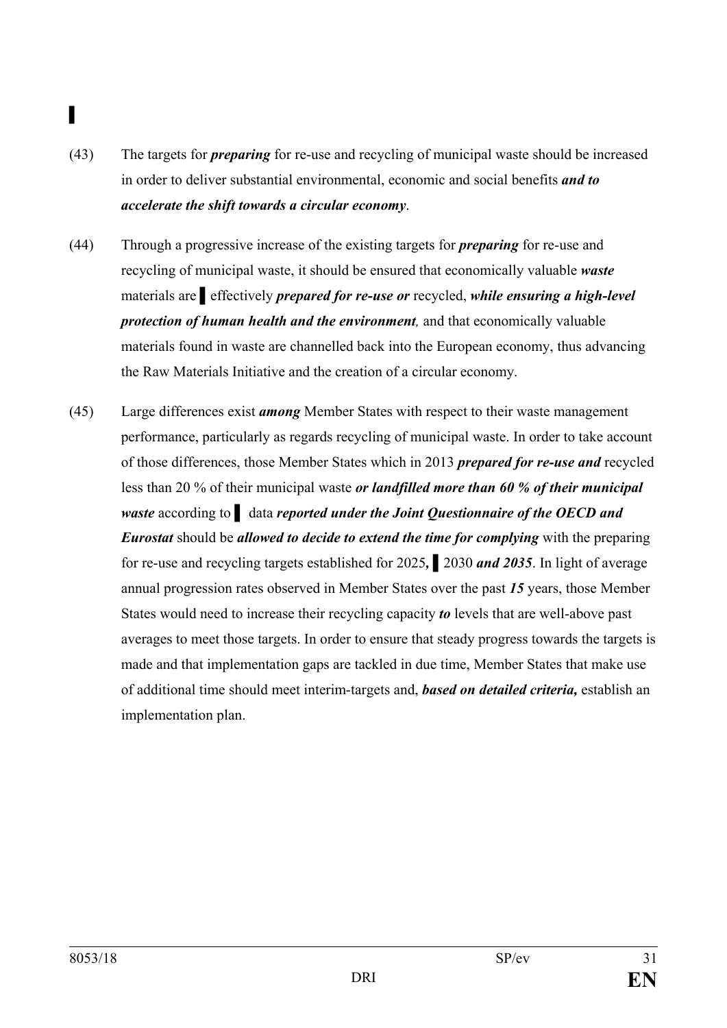▌

(43) The targets for ***preparing*** for re-use and recycling of municipal waste should be increased in order to deliver substantial environmental, economic and social benefits ***and to accelerate the shift towards a circular economy***.

(44) Through a progressive increase of the existing targets for ***preparing*** for re-use and recycling of municipal waste, it should be ensured that economically valuable ***waste*** materials are ▌ effectively ***prepared for re-use or*** recycled, ***while ensuring a high-level protection of human health and the environment,*** and that economically valuable materials found in waste are channelled back into the European economy, thus advancing the Raw Materials Initiative and the creation of a circular economy.

(45) Large differences exist ***among*** Member States with respect to their waste management performance, particularly as regards recycling of municipal waste. In order to take account of those differences, those Member States which in 2013 ***prepared for re-use and*** recycled less than 20 % of their municipal waste ***or landfilled more than 60 % of their municipal waste*** according to ▌ data ***reported under the Joint Questionnaire of the OECD and Eurostat*** should be ***allowed to decide to extend the time for complying*** with the preparing for re-use and recycling targets established for 2025***,*** ▌ 2030 ***and 2035***. In light of average annual progression rates observed in Member States over the past ***15*** years, those Member States would need to increase their recycling capacity ***to*** levels that are well-above past averages to meet those targets. In order to ensure that steady progress towards the targets is made and that implementation gaps are tackled in due time, Member States that make use of additional time should meet interim-targets and, ***based on detailed criteria,*** establish an implementation plan.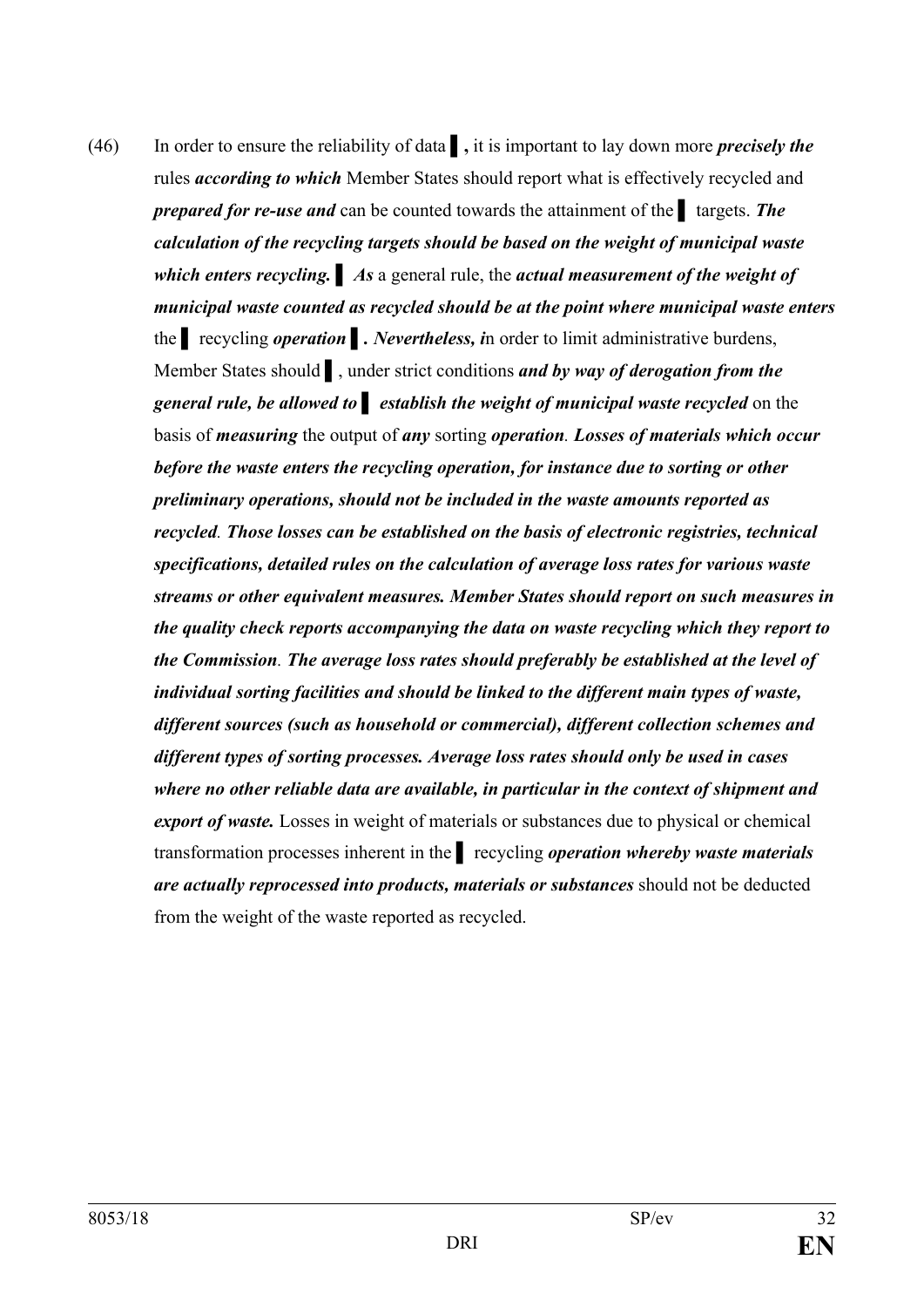(46) In order to ensure the reliability of data ▌**,** it is important to lay down more ***precisely the*** rules ***according to which*** Member States should report what is effectively recycled and ***prepared for re-use and*** can be counted towards the attainment of the ▌ targets. ***The calculation of the recycling targets should be based on the weight of municipal waste which enters recycling.*** ▌ ***As*** a general rule, the ***actual measurement of the weight of municipal waste counted as recycled should be at the point where municipal waste enters*** the ▌ recycling ***operation*** ▌**.** ***Nevertheless, i***n order to limit administrative burdens, Member States should ▌, under strict conditions ***and by way of derogation from the general rule, be allowed to*** ▌ ***establish the weight of municipal waste recycled*** on the basis of ***measuring*** the output of ***any*** sorting ***operation***. ***Losses of materials which occur before the waste enters the recycling operation, for instance due to sorting or other preliminary operations, should not be included in the waste amounts reported as recycled***. ***Those losses can be established on the basis of electronic registries, technical specifications, detailed rules on the calculation of average loss rates for various waste streams or other equivalent measures. Member States should report on such measures in the quality check reports accompanying the data on waste recycling which they report to the Commission***. ***The average loss rates should preferably be established at the level of individual sorting facilities and should be linked to the different main types of waste, different sources (such as household or commercial), different collection schemes and different types of sorting processes. Average loss rates should only be used in cases where no other reliable data are available, in particular in the context of shipment and export of waste.*** Losses in weight of materials or substances due to physical or chemical transformation processes inherent in the ▌ recycling ***operation whereby waste materials are actually reprocessed into products, materials or substances*** should not be deducted from the weight of the waste reported as recycled.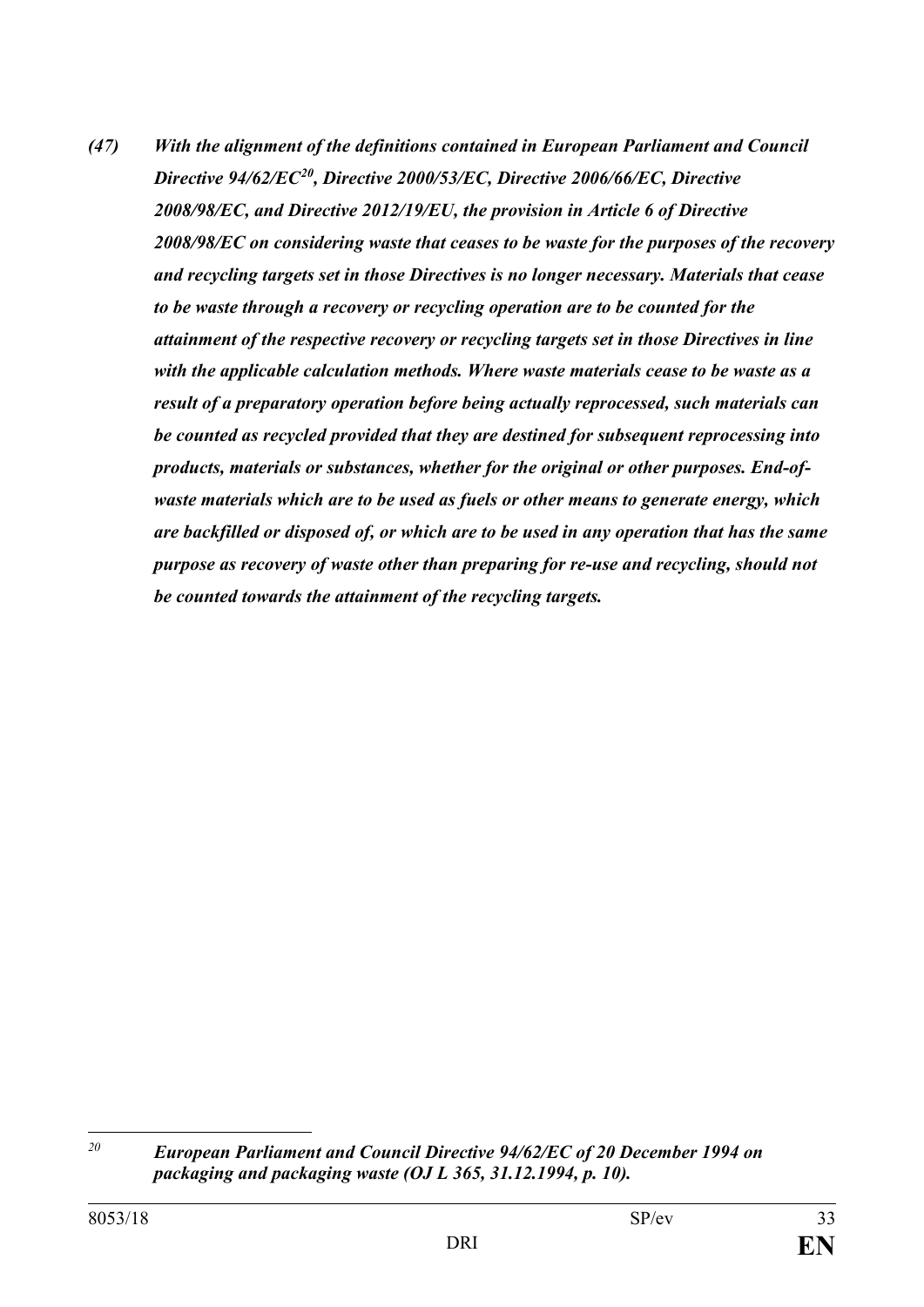***(47) With the alignment of the definitions contained in European Parliament and Council Directive 94/62/EC[20], Directive 2000/53/EC, Directive 2006/66/EC, Directive 2008/98/EC, and Directive 2012/19/EU, the provision in Article 6 of Directive 2008/98/EC on considering waste that ceases to be waste for the purposes of the recovery and recycling targets set in those Directives is no longer necessary. Materials that cease to be waste through a recovery or recycling operation are to be counted for the attainment of the respective recovery or recycling targets set in those Directives in line with the applicable calculation methods. Where waste materials cease to be waste as a result of a preparatory operation before being actually reprocessed, such materials can be counted as recycled provided that they are destined for subsequent reprocessing into products, materials or substances, whether for the original or other purposes. End-of-waste materials which are to be used as fuels or other means to generate energy, which are backfilled or disposed of, or which are to be used in any operation that has the same purpose as recovery of waste other than preparing for re-use and recycling, should not be counted towards the attainment of the recycling targets.***

---

[20] ***European Parliament and Council Directive 94/62/EC of 20 December 1994 on packaging and packaging waste (OJ L 365, 31.12.1994, p. 10).***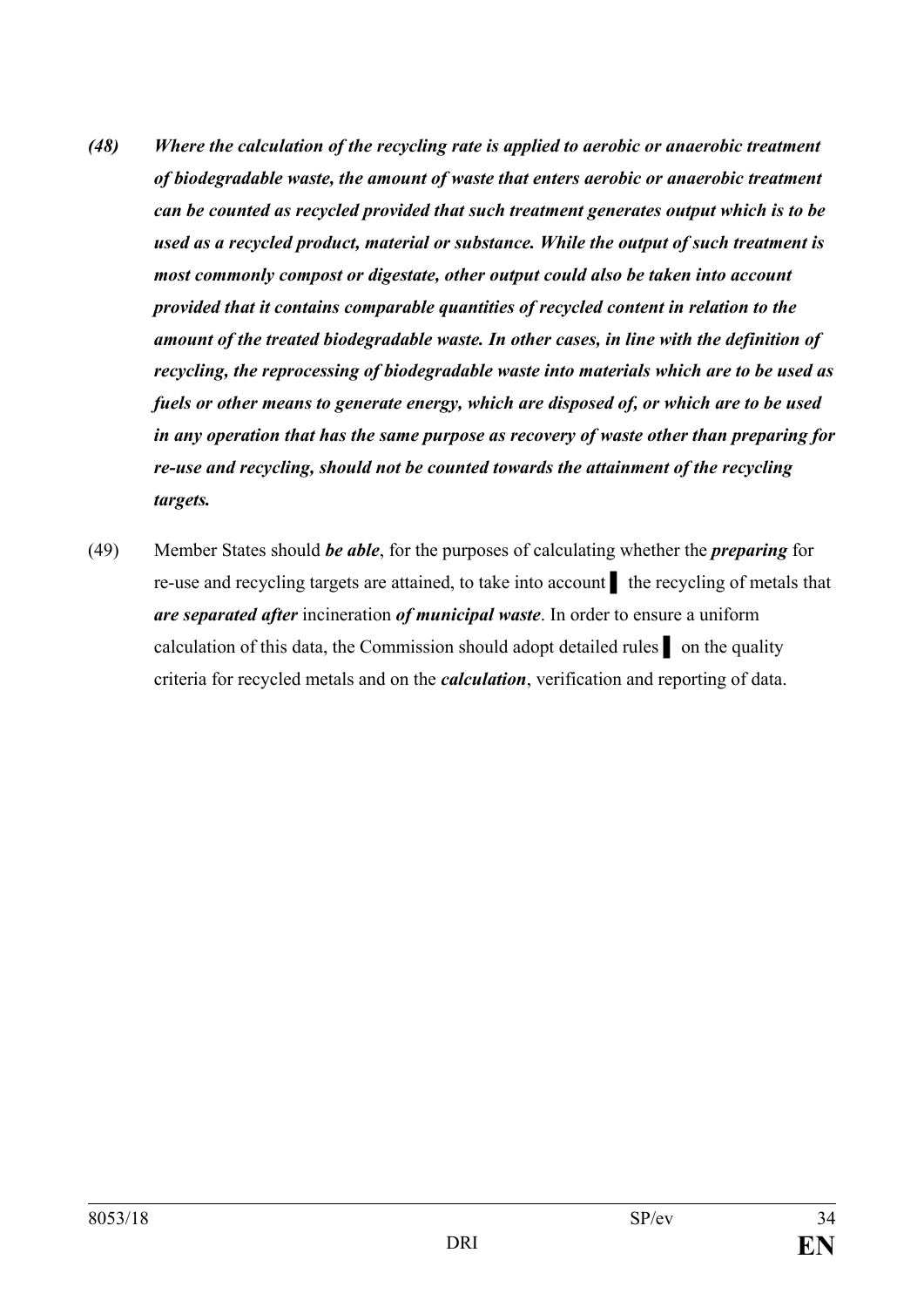***(48) Where the calculation of the recycling rate is applied to aerobic or anaerobic treatment of biodegradable waste, the amount of waste that enters aerobic or anaerobic treatment can be counted as recycled provided that such treatment generates output which is to be used as a recycled product, material or substance. While the output of such treatment is most commonly compost or digestate, other output could also be taken into account provided that it contains comparable quantities of recycled content in relation to the amount of the treated biodegradable waste. In other cases, in line with the definition of recycling, the reprocessing of biodegradable waste into materials which are to be used as fuels or other means to generate energy, which are disposed of, or which are to be used in any operation that has the same purpose as recovery of waste other than preparing for re-use and recycling, should not be counted towards the attainment of the recycling targets.***

(49) Member States should ***be able***, for the purposes of calculating whether the ***preparing*** for re-use and recycling targets are attained, to take into account ▌ the recycling of metals that ***are separated after*** incineration ***of municipal waste***. In order to ensure a uniform calculation of this data, the Commission should adopt detailed rules ▌ on the quality criteria for recycled metals and on the ***calculation***, verification and reporting of data.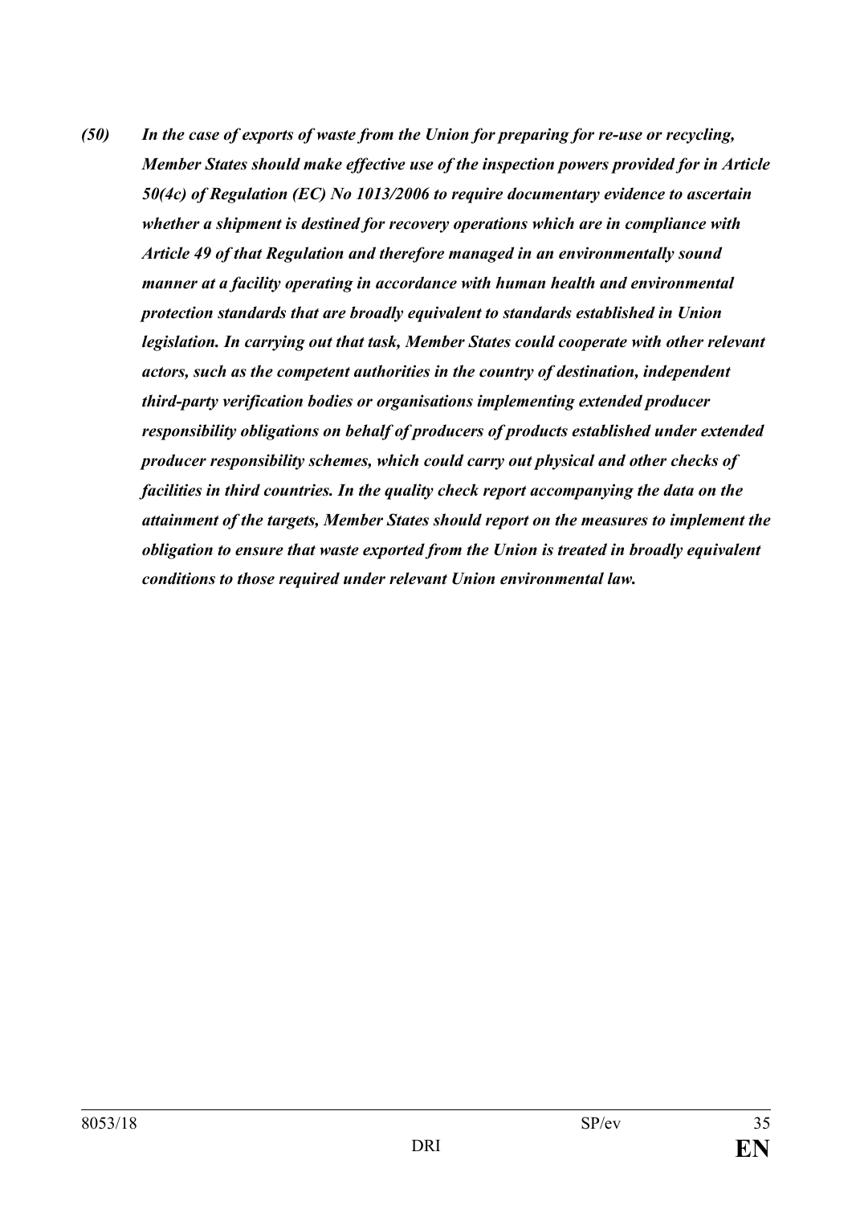***(50) In the case of exports of waste from the Union for preparing for re-use or recycling, Member States should make effective use of the inspection powers provided for in Article 50(4c) of Regulation (EC) No 1013/2006 to require documentary evidence to ascertain whether a shipment is destined for recovery operations which are in compliance with Article 49 of that Regulation and therefore managed in an environmentally sound manner at a facility operating in accordance with human health and environmental protection standards that are broadly equivalent to standards established in Union legislation. In carrying out that task, Member States could cooperate with other relevant actors, such as the competent authorities in the country of destination, independent third-party verification bodies or organisations implementing extended producer responsibility obligations on behalf of producers of products established under extended producer responsibility schemes, which could carry out physical and other checks of facilities in third countries. In the quality check report accompanying the data on the attainment of the targets, Member States should report on the measures to implement the obligation to ensure that waste exported from the Union is treated in broadly equivalent conditions to those required under relevant Union environmental law.***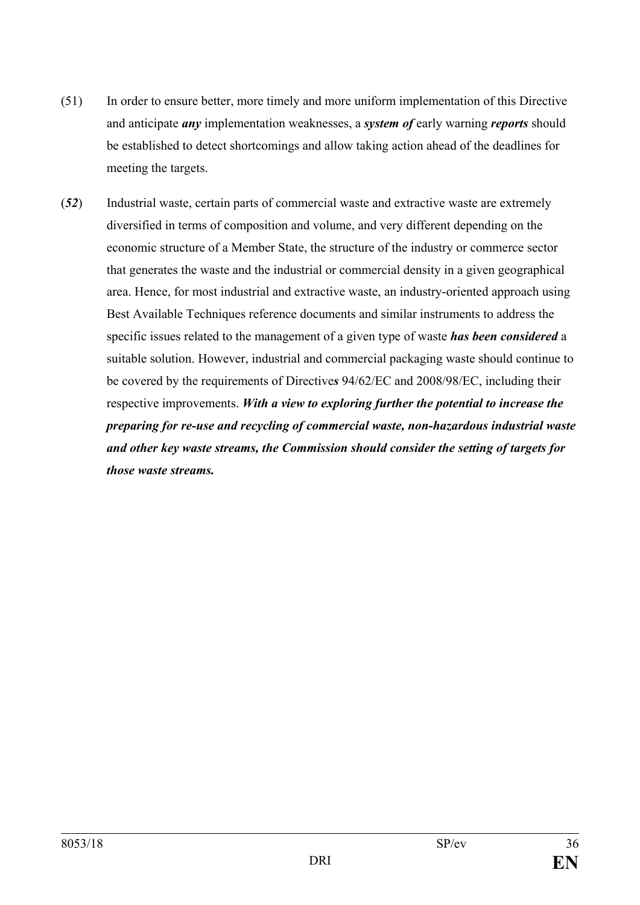(51) In order to ensure better, more timely and more uniform implementation of this Directive and anticipate ***any*** implementation weaknesses, a ***system of*** early warning ***reports*** should be established to detect shortcomings and allow taking action ahead of the deadlines for meeting the targets.

(***52***) Industrial waste, certain parts of commercial waste and extractive waste are extremely diversified in terms of composition and volume, and very different depending on the economic structure of a Member State, the structure of the industry or commerce sector that generates the waste and the industrial or commercial density in a given geographical area. Hence, for most industrial and extractive waste, an industry-oriented approach using Best Available Techniques reference documents and similar instruments to address the specific issues related to the management of a given type of waste ***has been considered*** a suitable solution. However, industrial and commercial packaging waste should continue to be covered by the requirements of Directive***s*** 94/62/EC and 2008/98/EC, including their respective improvements. ***With a view to exploring further the potential to increase the preparing for re-use and recycling of commercial waste, non-hazardous industrial waste and other key waste streams, the Commission should consider the setting of targets for those waste streams.***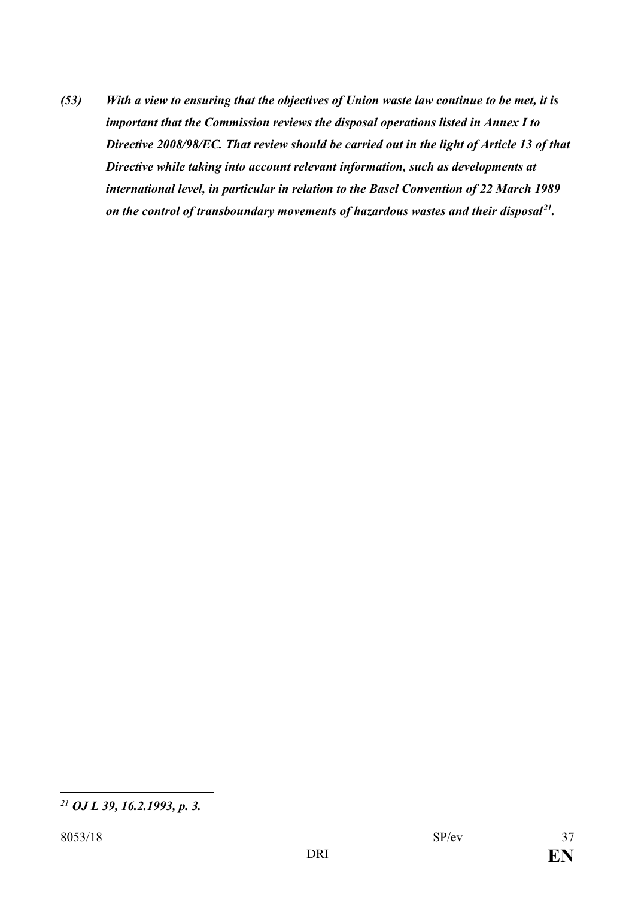***(53) With a view to ensuring that the objectives of Union waste law continue to be met, it is important that the Commission reviews the disposal operations listed in Annex I to Directive 2008/98/EC. That review should be carried out in the light of Article 13 of that Directive while taking into account relevant information, such as developments at international level, in particular in relation to the Basel Convention of 22 March 1989 on the control of transboundary movements of hazardous wastes and their disposal[21].***

---

[21] ***OJ L 39, 16.2.1993, p. 3.***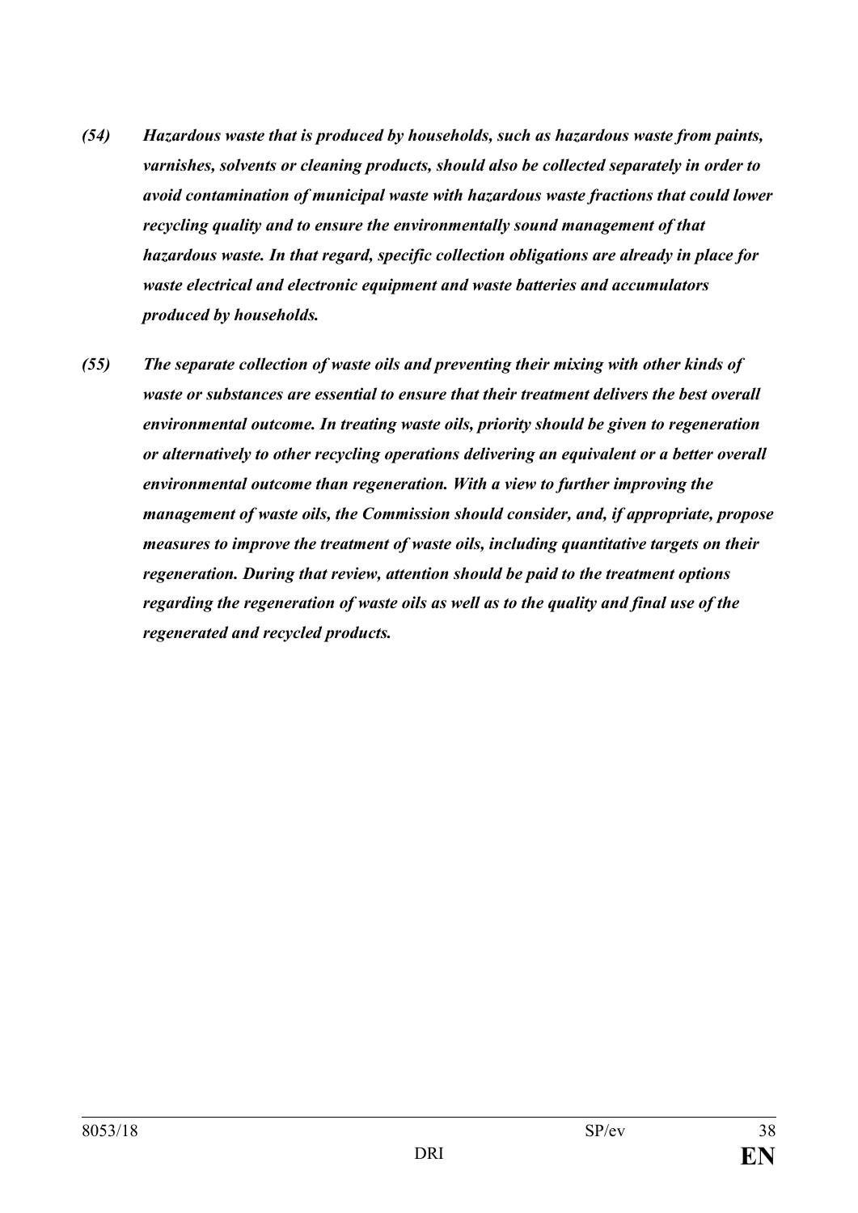***(54) Hazardous waste that is produced by households, such as hazardous waste from paints, varnishes, solvents or cleaning products, should also be collected separately in order to avoid contamination of municipal waste with hazardous waste fractions that could lower recycling quality and to ensure the environmentally sound management of that hazardous waste. In that regard, specific collection obligations are already in place for waste electrical and electronic equipment and waste batteries and accumulators produced by households.***

***(55) The separate collection of waste oils and preventing their mixing with other kinds of waste or substances are essential to ensure that their treatment delivers the best overall environmental outcome. In treating waste oils, priority should be given to regeneration or alternatively to other recycling operations delivering an equivalent or a better overall environmental outcome than regeneration. With a view to further improving the management of waste oils, the Commission should consider, and, if appropriate, propose measures to improve the treatment of waste oils, including quantitative targets on their regeneration. During that review, attention should be paid to the treatment options regarding the regeneration of waste oils as well as to the quality and final use of the regenerated and recycled products.***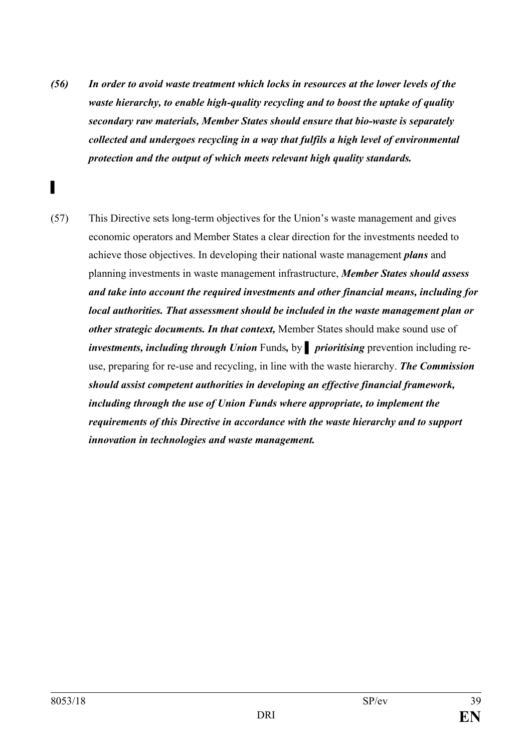***(56) In order to avoid waste treatment which locks in resources at the lower levels of the waste hierarchy, to enable high-quality recycling and to boost the uptake of quality secondary raw materials, Member States should ensure that bio-waste is separately collected and undergoes recycling in a way that fulfils a high level of environmental protection and the output of which meets relevant high quality standards.***

▌

(57) This Directive sets long-term objectives for the Union's waste management and gives economic operators and Member States a clear direction for the investments needed to achieve those objectives. In developing their national waste management ***plans*** and planning investments in waste management infrastructure, ***Member States should assess and take into account the required investments and other financial means, including for local authorities. That assessment should be included in the waste management plan or other strategic documents. In that context,*** Member States should make sound use of ***investments, including through Union*** Funds***,*** by ▌ ***prioritising*** prevention including re-use, preparing for re-use and recycling, in line with the waste hierarchy. ***The Commission should assist competent authorities in developing an effective financial framework, including through the use of Union Funds where appropriate, to implement the requirements of this Directive in accordance with the waste hierarchy and to support innovation in technologies and waste management.***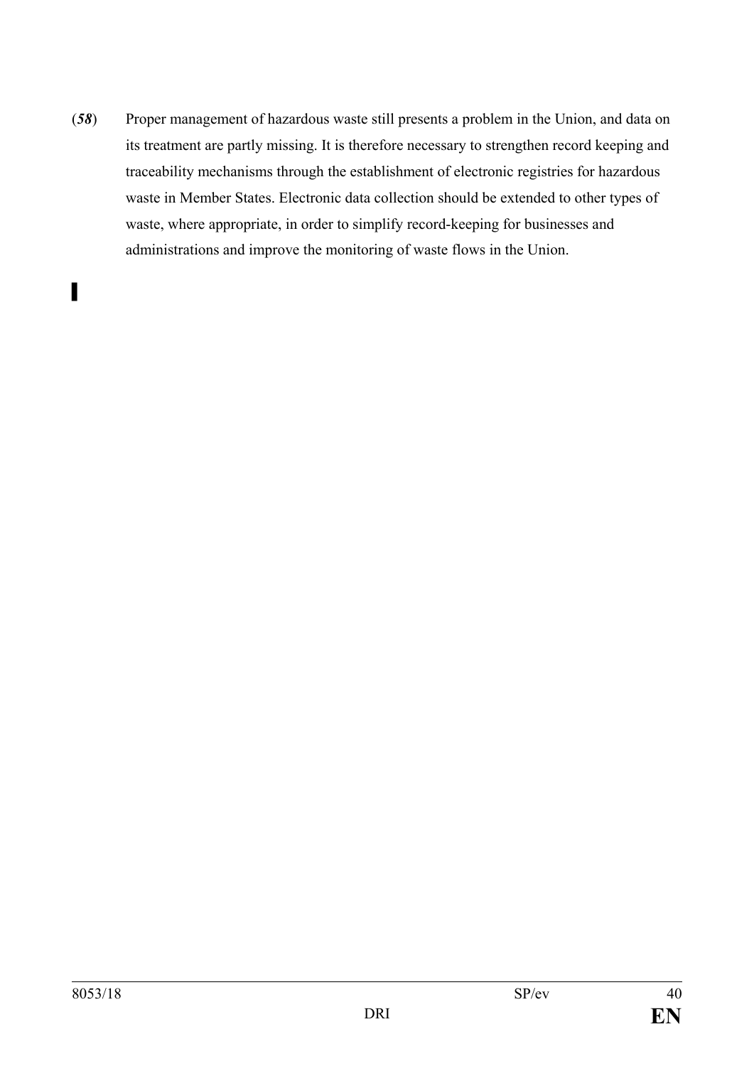(***58***) Proper management of hazardous waste still presents a problem in the Union, and data on its treatment are partly missing. It is therefore necessary to strengthen record keeping and traceability mechanisms through the establishment of electronic registries for hazardous waste in Member States. Electronic data collection should be extended to other types of waste, where appropriate, in order to simplify record-keeping for businesses and administrations and improve the monitoring of waste flows in the Union.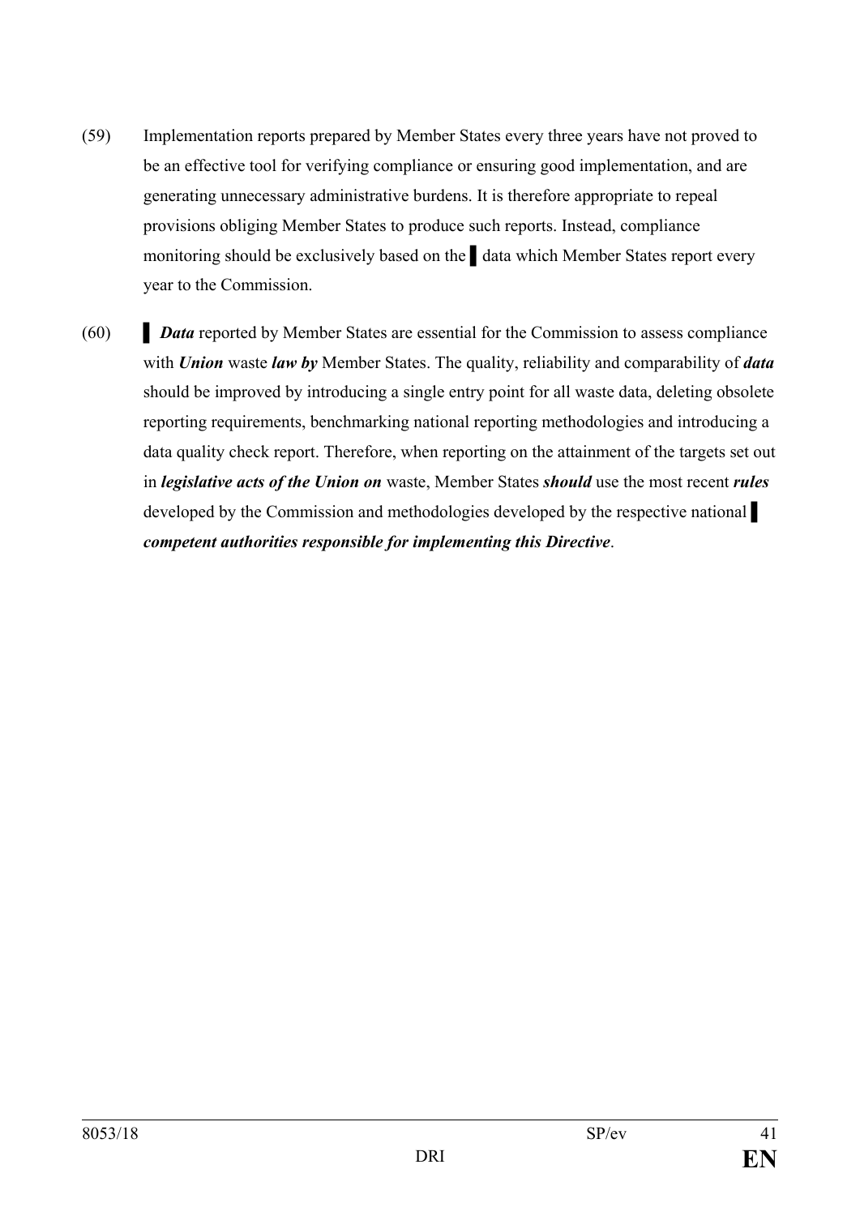(59) Implementation reports prepared by Member States every three years have not proved to be an effective tool for verifying compliance or ensuring good implementation, and are generating unnecessary administrative burdens. It is therefore appropriate to repeal provisions obliging Member States to produce such reports. Instead, compliance monitoring should be exclusively based on the ▌ data which Member States report every year to the Commission.

(60) ▌ ***Data*** reported by Member States are essential for the Commission to assess compliance with ***Union*** waste ***law by*** Member States. The quality, reliability and comparability of ***data*** should be improved by introducing a single entry point for all waste data, deleting obsolete reporting requirements, benchmarking national reporting methodologies and introducing a data quality check report. Therefore, when reporting on the attainment of the targets set out in ***legislative acts of the Union on*** waste, Member States ***should*** use the most recent ***rules*** developed by the Commission and methodologies developed by the respective national ▌ ***competent authorities responsible for implementing this Directive***.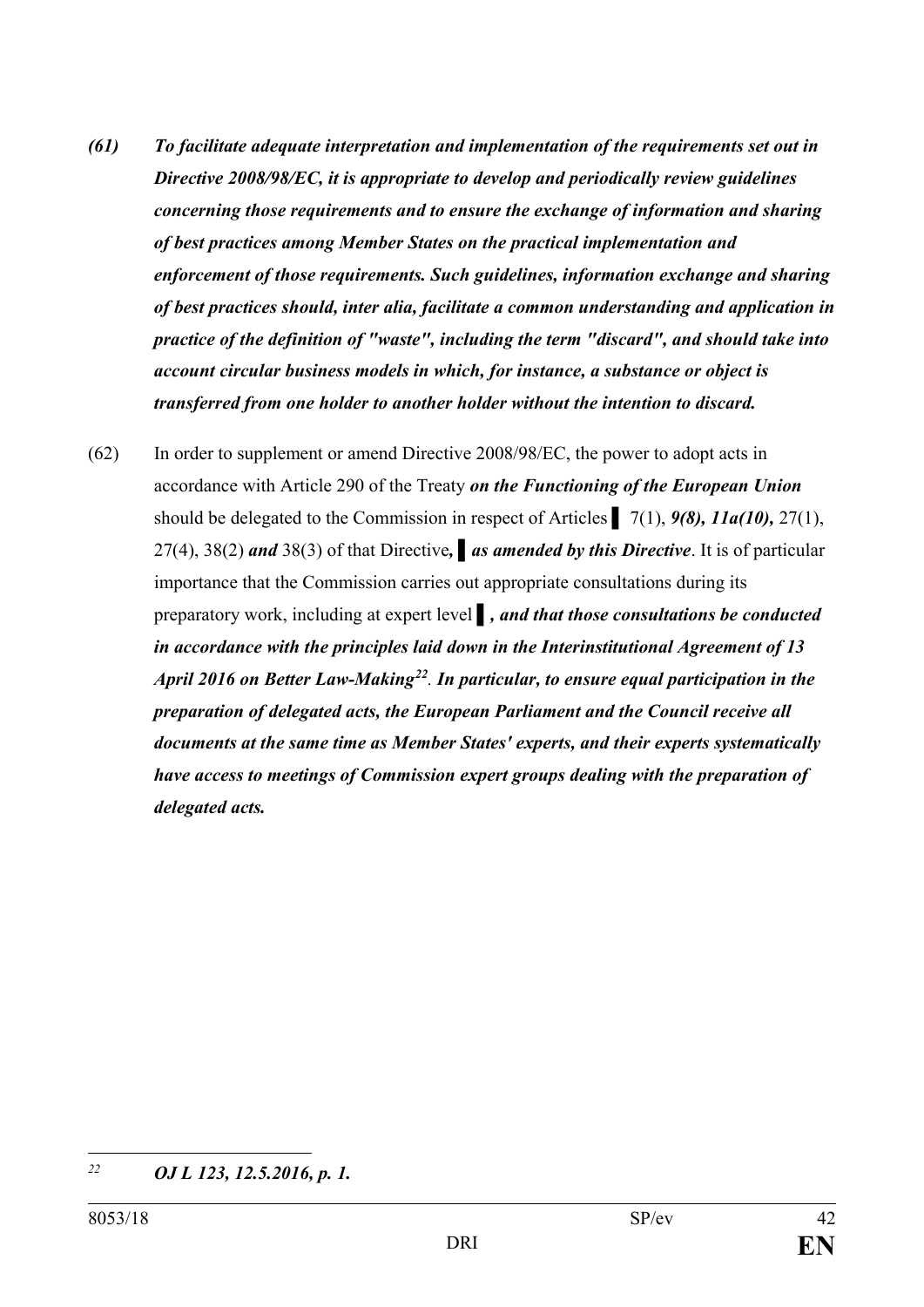***(61) To facilitate adequate interpretation and implementation of the requirements set out in Directive 2008/98/EC, it is appropriate to develop and periodically review guidelines concerning those requirements and to ensure the exchange of information and sharing of best practices among Member States on the practical implementation and enforcement of those requirements. Such guidelines, information exchange and sharing of best practices should, inter alia, facilitate a common understanding and application in practice of the definition of "waste", including the term "discard", and should take into account circular business models in which, for instance, a substance or object is transferred from one holder to another holder without the intention to discard.***

(62) In order to supplement or amend Directive 2008/98/EC, the power to adopt acts in accordance with Article 290 of the Treaty ***on the Functioning of the European Union*** should be delegated to the Commission in respect of Articles ▌ 7(1), ***9(8), 11a(10),*** 27(1), 27(4), 38(2) ***and*** 38(3) of that Directive***,*** ▌ ***as amended by this Directive***. It is of particular importance that the Commission carries out appropriate consultations during its preparatory work, including at expert level ▌***, and that those consultations be conducted in accordance with the principles laid down in the Interinstitutional Agreement of 13 April 2016 on Better Law-Making***[22]. ***In particular, to ensure equal participation in the preparation of delegated acts, the European Parliament and the Council receive all documents at the same time as Member States' experts, and their experts systematically have access to meetings of Commission expert groups dealing with the preparation of delegated acts.***

---

[22] ***OJ L 123, 12.5.2016, p. 1.***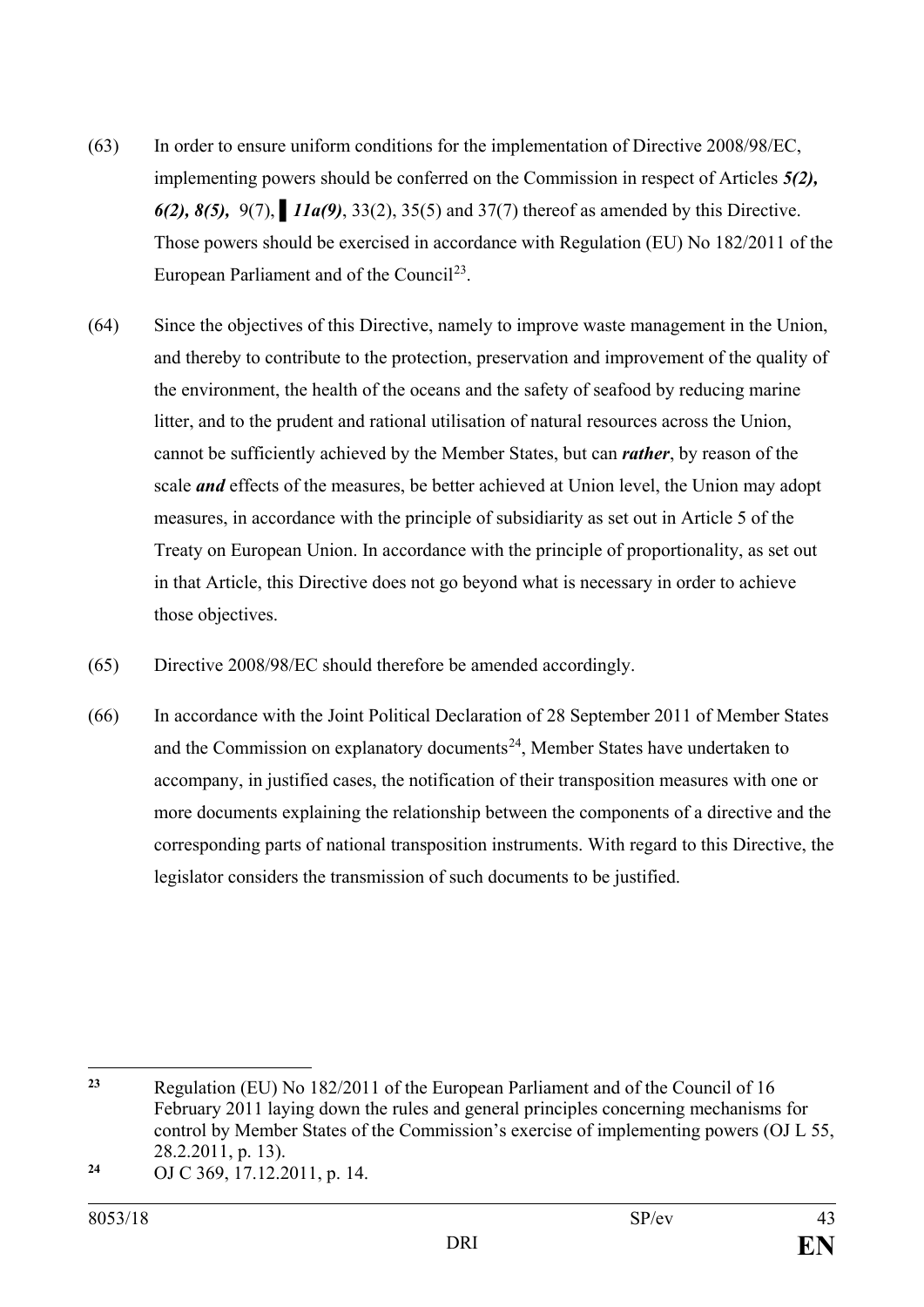(63) In order to ensure uniform conditions for the implementation of Directive 2008/98/EC, implementing powers should be conferred on the Commission in respect of Articles ***5(2), 6(2), 8(5),*** 9(7), ▌***11a(9)***, 33(2), 35(5) and 37(7) thereof as amended by this Directive. Those powers should be exercised in accordance with Regulation (EU) No 182/2011 of the European Parliament and of the Council[23].

(64) Since the objectives of this Directive, namely to improve waste management in the Union, and thereby to contribute to the protection, preservation and improvement of the quality of the environment, the health of the oceans and the safety of seafood by reducing marine litter, and to the prudent and rational utilisation of natural resources across the Union, cannot be sufficiently achieved by the Member States, but can ***rather***, by reason of the scale ***and*** effects of the measures, be better achieved at Union level, the Union may adopt measures, in accordance with the principle of subsidiarity as set out in Article 5 of the Treaty on European Union. In accordance with the principle of proportionality, as set out in that Article, this Directive does not go beyond what is necessary in order to achieve those objectives.

(65) Directive 2008/98/EC should therefore be amended accordingly.

(66) In accordance with the Joint Political Declaration of 28 September 2011 of Member States and the Commission on explanatory documents[24], Member States have undertaken to accompany, in justified cases, the notification of their transposition measures with one or more documents explaining the relationship between the components of a directive and the corresponding parts of national transposition instruments. With regard to this Directive, the legislator considers the transmission of such documents to be justified.

---

[23] Regulation (EU) No 182/2011 of the European Parliament and of the Council of 16 February 2011 laying down the rules and general principles concerning mechanisms for control by Member States of the Commission's exercise of implementing powers (OJ L 55, 28.2.2011, p. 13).

[24] OJ C 369, 17.12.2011, p. 14.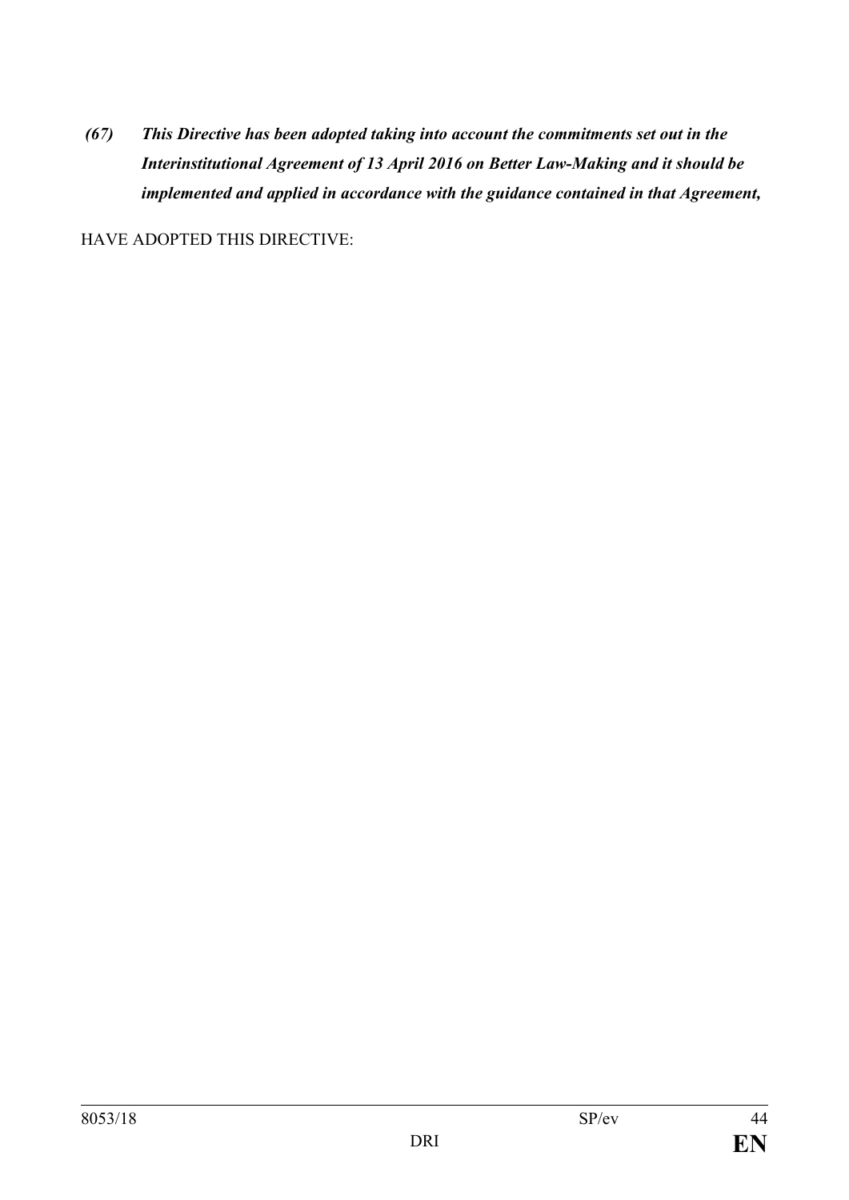*(67) This Directive has been adopted taking into account the commitments set out in the Interinstitutional Agreement of 13 April 2016 on Better Law-Making and it should be implemented and applied in accordance with the guidance contained in that Agreement,*

HAVE ADOPTED THIS DIRECTIVE: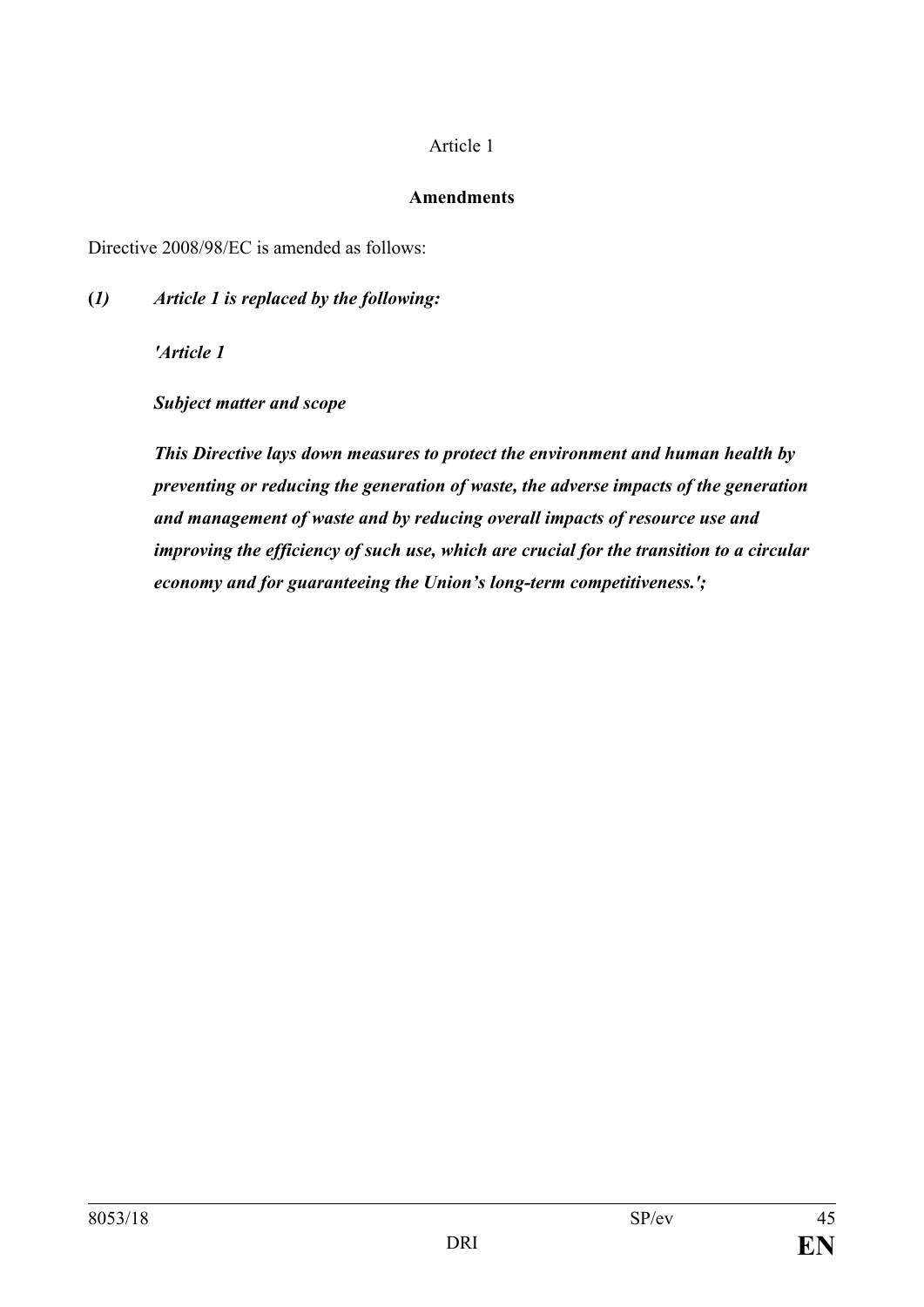Article 1

**Amendments**

Directive 2008/98/EC is amended as follows:

**(*1)*** ***Article 1 is replaced by the following:***

***'Article 1***

***Subject matter and scope***

***This Directive lays down measures to protect the environment and human health by preventing or reducing the generation of waste, the adverse impacts of the generation and management of waste and by reducing overall impacts of resource use and improving the efficiency of such use, which are crucial for the transition to a circular economy and for guaranteeing the Union's long-term competitiveness.';***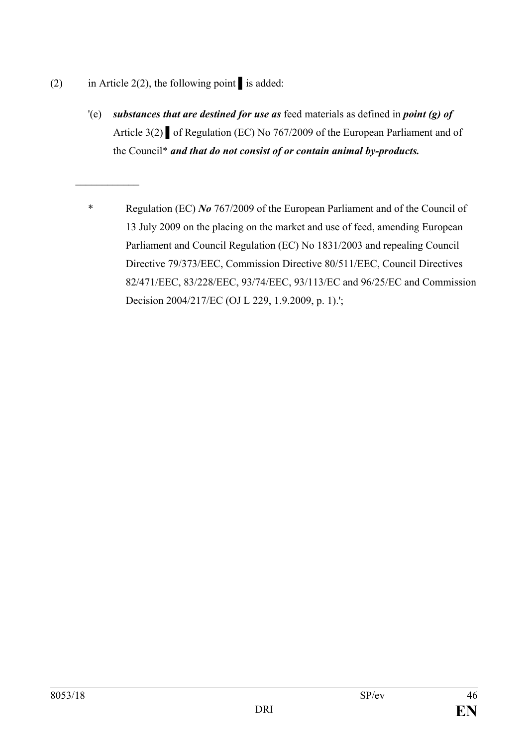(2) in Article 2(2), the following point ▌ is added:

'(e) ***substances that are destined for use as*** feed materials as defined in ***point (g) of*** Article 3(2) ▌ of Regulation (EC) No 767/2009 of the European Parliament and of the Council* ***and that do not consist of or contain animal by-products.***

____________

\* Regulation (EC) ***No*** 767/2009 of the European Parliament and of the Council of 13 July 2009 on the placing on the market and use of feed, amending European Parliament and Council Regulation (EC) No 1831/2003 and repealing Council Directive 79/373/EEC, Commission Directive 80/511/EEC, Council Directives 82/471/EEC, 83/228/EEC, 93/74/EEC, 93/113/EC and 96/25/EC and Commission Decision 2004/217/EC (OJ L 229, 1.9.2009, p. 1).';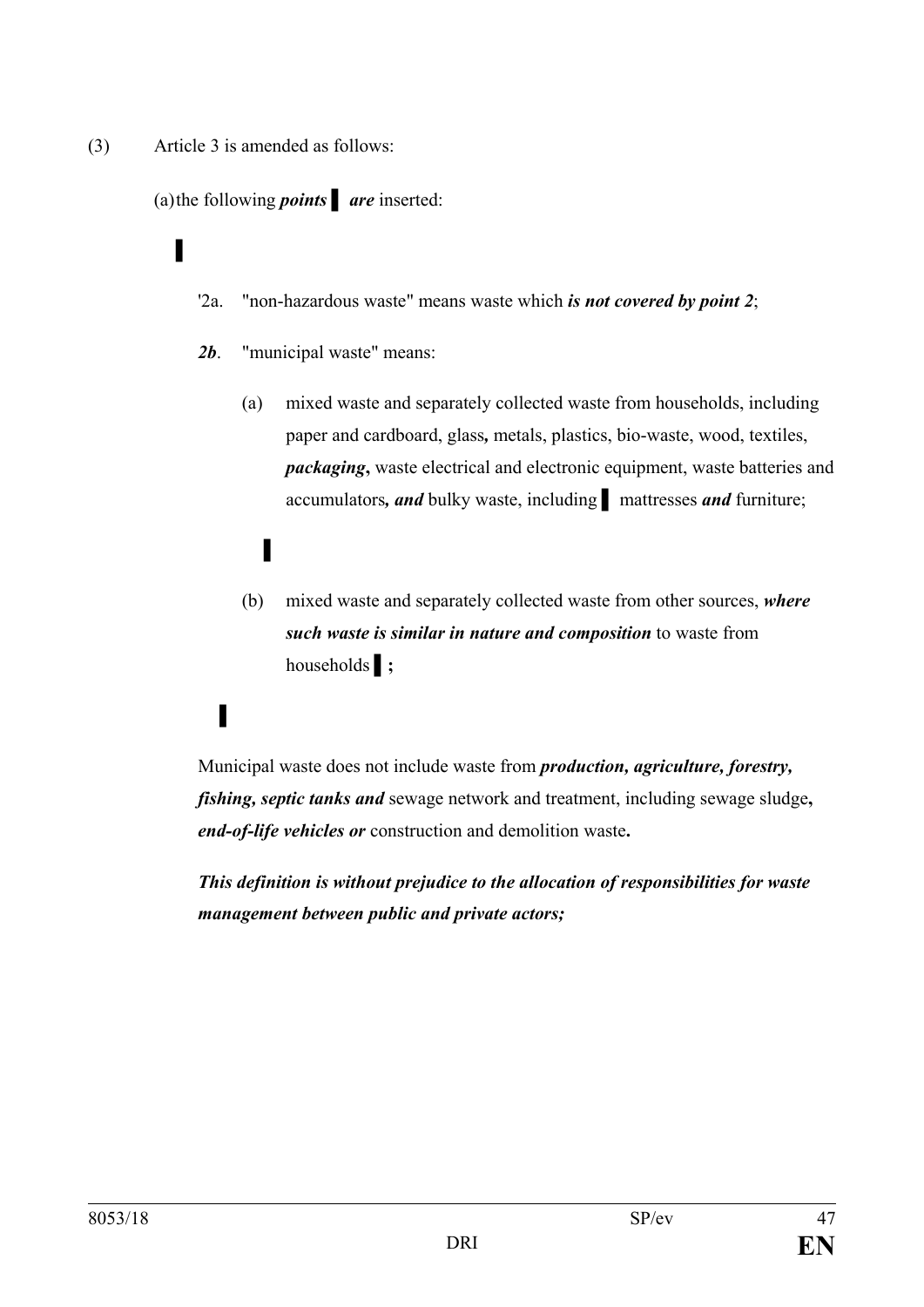(3) Article 3 is amended as follows:

(a) the following ***points*** ▌ ***are*** inserted:

▌

'2a. "non-hazardous waste" means waste which ***is not covered by point 2***;

***2b***. "municipal waste" means:

(a) mixed waste and separately collected waste from households, including paper and cardboard, glass**,** metals, plastics, bio-waste, wood, textiles, ***packaging*****,** waste electrical and electronic equipment, waste batteries and accumulators***, and*** bulky waste, including ▌ mattresses ***and*** furniture;

▌

(b) mixed waste and separately collected waste from other sources, ***where such waste is similar in nature and composition*** to waste from households ▌**;**

▌

Municipal waste does not include waste from ***production, agriculture, forestry, fishing, septic tanks and*** sewage network and treatment, including sewage sludge**,** ***end-of-life vehicles or*** construction and demolition waste**.**

***This definition is without prejudice to the allocation of responsibilities for waste management between public and private actors;***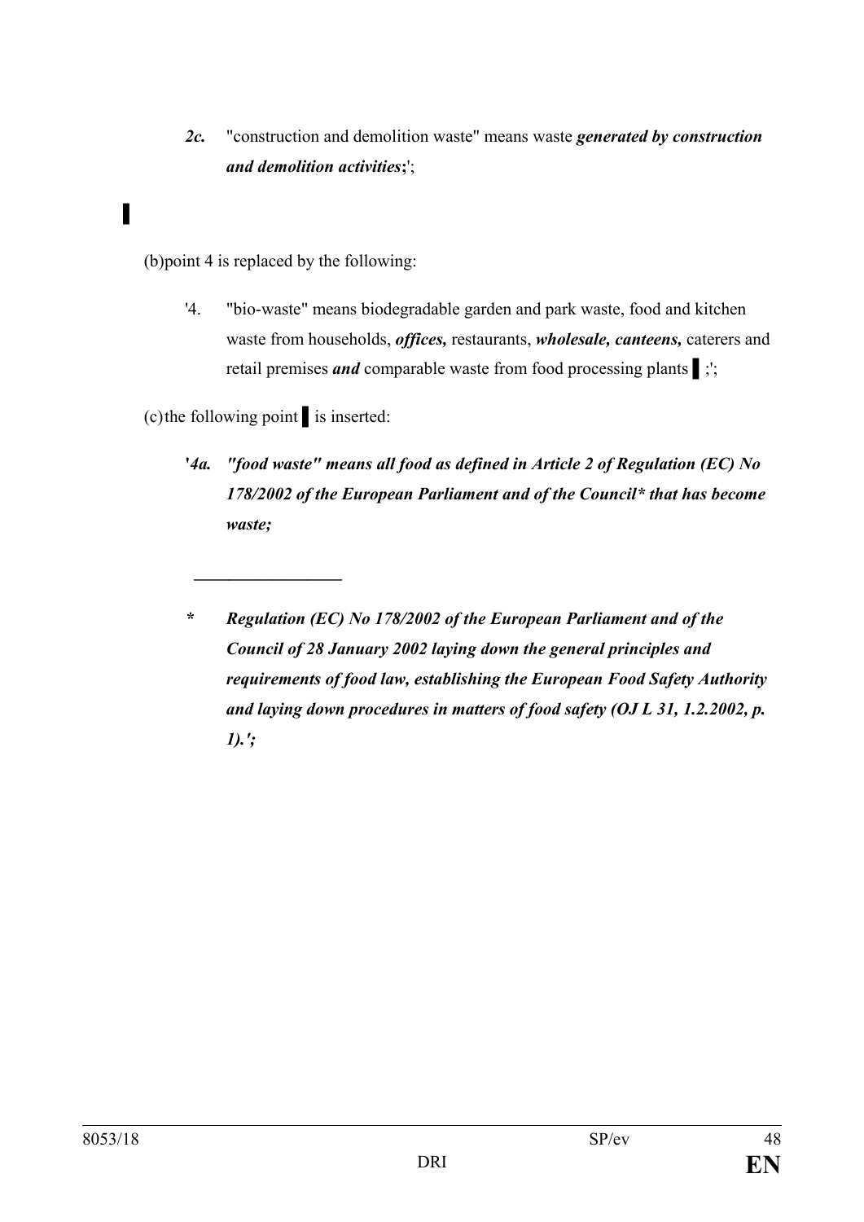*2c.* "construction and demolition waste" means waste ***generated by construction and demolition activities*;**';

▌

(b) point 4 is replaced by the following:

'4. "bio-waste" means biodegradable garden and park waste, food and kitchen waste from households, ***offices,*** restaurants, ***wholesale, canteens,*** caterers and retail premises ***and*** comparable waste from food processing plants ▌;';

(c) the following point ▌ is inserted:

***'4a. "food waste" means all food as defined in Article 2 of Regulation (EC) No 178/2002 of the European Parliament and of the Council* that has become waste;***

---

***\* Regulation (EC) No 178/2002 of the European Parliament and of the Council of 28 January 2002 laying down the general principles and requirements of food law, establishing the European Food Safety Authority and laying down procedures in matters of food safety (OJ L 31, 1.2.2002, p. 1).';***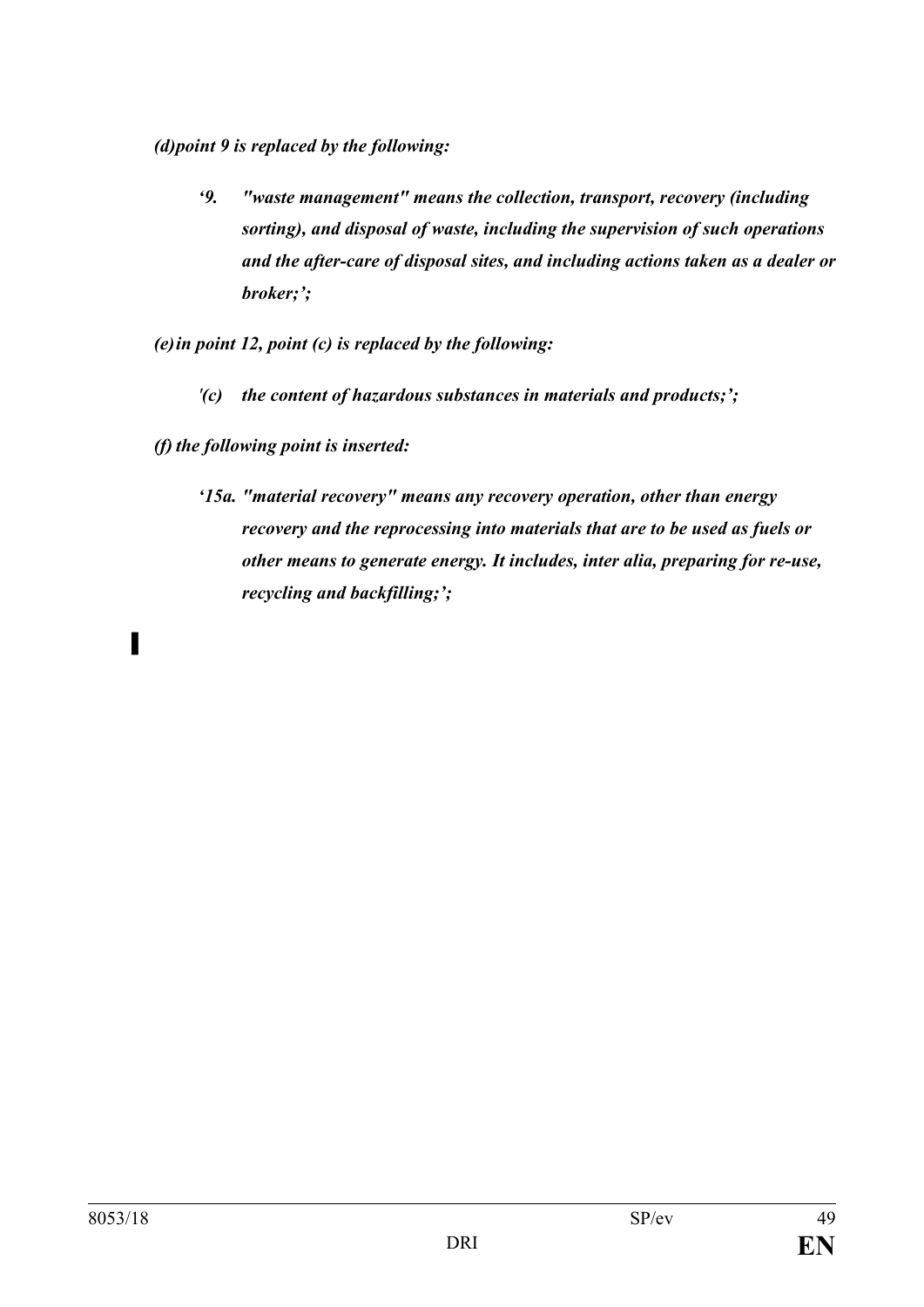*(d)point 9 is replaced by the following:*

> *'9. "waste management" means the collection, transport, recovery (including sorting), and disposal of waste, including the supervision of such operations and the after-care of disposal sites, and including actions taken as a dealer or broker;';*

*(e) in point 12, point (c) is replaced by the following:*

> *'(c) the content of hazardous substances in materials and products;';*

*(f) the following point is inserted:*

> *'15a. "material recovery" means any recovery operation, other than energy recovery and the reprocessing into materials that are to be used as fuels or other means to generate energy. It includes, inter alia, preparing for re-use, recycling and backfilling;';*

▌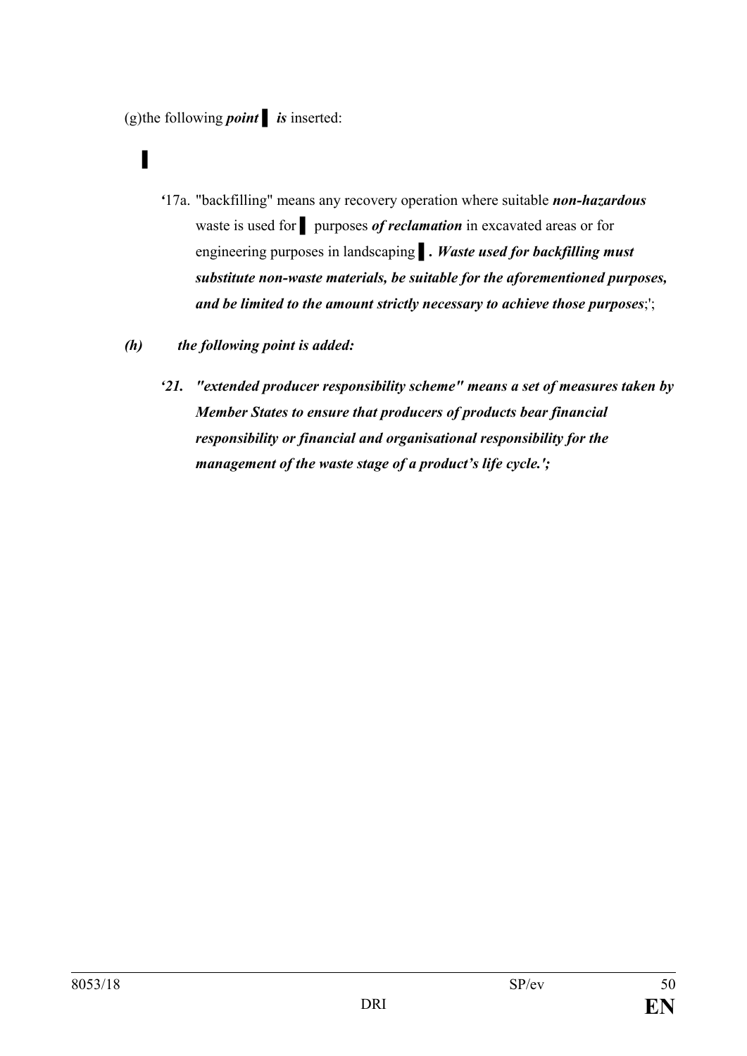(g)the following ***point*** ▌ ***is*** inserted:

▌

'17a. "backfilling" means any recovery operation where suitable ***non-hazardous*** waste is used for ▌ purposes ***of reclamation*** in excavated areas or for engineering purposes in landscaping ▌. ***Waste used for backfilling must substitute non-waste materials, be suitable for the aforementioned purposes, and be limited to the amount strictly necessary to achieve those purposes***;';

***(h) the following point is added:***

***'21. "extended producer responsibility scheme" means a set of measures taken by Member States to ensure that producers of products bear financial responsibility or financial and organisational responsibility for the management of the waste stage of a product's life cycle.';***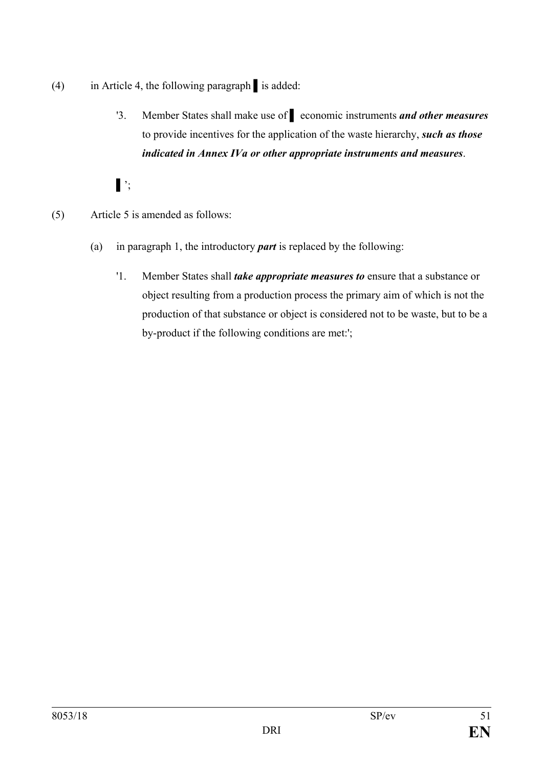(4) in Article 4, the following paragraph ▌ is added:

'3. Member States shall make use of ▌ economic instruments ***and other measures*** to provide incentives for the application of the waste hierarchy, ***such as those indicated in Annex IVa or other appropriate instruments and measures***.

▌';

(5) Article 5 is amended as follows:

(a) in paragraph 1, the introductory ***part*** is replaced by the following:

'1. Member States shall ***take appropriate measures to*** ensure that a substance or object resulting from a production process the primary aim of which is not the production of that substance or object is considered not to be waste, but to be a by-product if the following conditions are met:';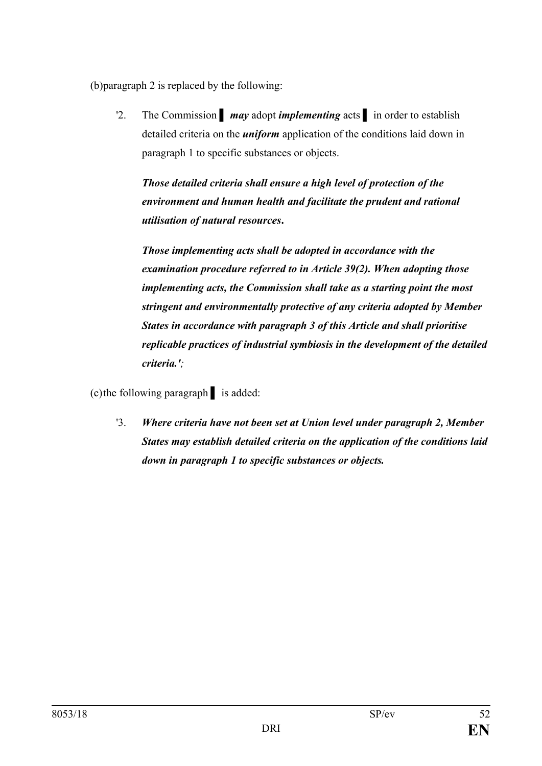(b) paragraph 2 is replaced by the following:

'2. The Commission ▌ *may* adopt *implementing* acts ▌ in order to establish detailed criteria on the ***uniform*** application of the conditions laid down in paragraph 1 to specific substances or objects.

***Those detailed criteria shall ensure a high level of protection of the environment and human health and facilitate the prudent and rational utilisation of natural resources.***

***Those implementing acts shall be adopted in accordance with the examination procedure referred to in Article 39(2). When adopting those implementing acts, the Commission shall take as a starting point the most stringent and environmentally protective of any criteria adopted by Member States in accordance with paragraph 3 of this Article and shall prioritise replicable practices of industrial symbiosis in the development of the detailed criteria.'***;

(c) the following paragraph ▌ is added:

'3. ***Where criteria have not been set at Union level under paragraph 2, Member States may establish detailed criteria on the application of the conditions laid down in paragraph 1 to specific substances or objects.***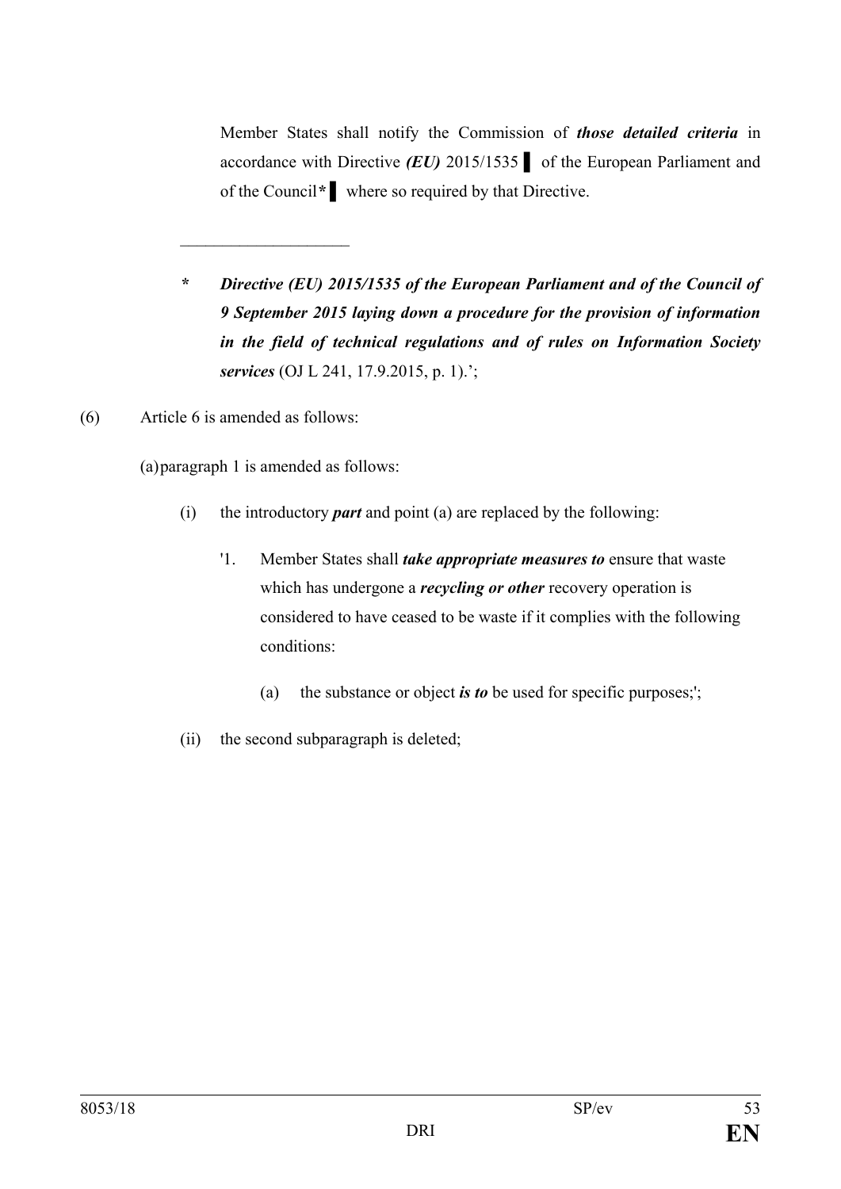Member States shall notify the Commission of ***those detailed criteria*** in accordance with Directive ***(EU)*** 2015/1535 ▌ of the European Parliament and of the Council* ▌ where so required by that Directive.

\_\_\_\_\_\_\_\_\_\_\_\_\_\_\_\_\_\_\_\_

***\**** ***Directive (EU) 2015/1535 of the European Parliament and of the Council of 9 September 2015 laying down a procedure for the provision of information in the field of technical regulations and of rules on Information Society services*** (OJ L 241, 17.9.2015, p. 1).';

(6) Article 6 is amended as follows:

(a) paragraph 1 is amended as follows:

(i) the introductory ***part*** and point (a) are replaced by the following:

'1. Member States shall ***take appropriate measures to*** ensure that waste which has undergone a ***recycling or other*** recovery operation is considered to have ceased to be waste if it complies with the following conditions:

(a) the substance or object ***is to*** be used for specific purposes;';

(ii) the second subparagraph is deleted;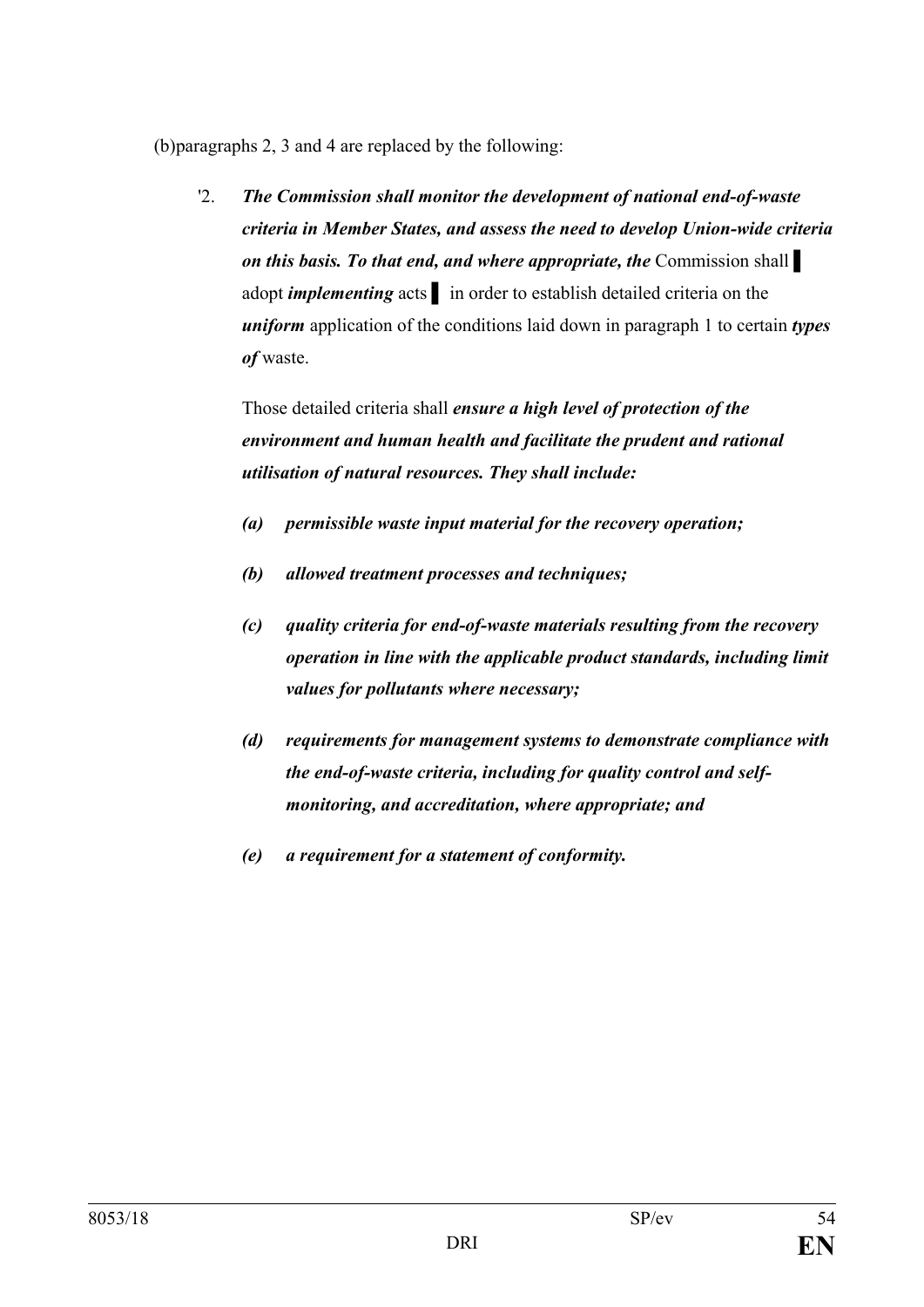(b)paragraphs 2, 3 and 4 are replaced by the following:

'2. ***The Commission shall monitor the development of national end-of-waste criteria in Member States, and assess the need to develop Union-wide criteria on this basis. To that end, and where appropriate, the*** Commission shall ▌ adopt ***implementing*** acts ▌ in order to establish detailed criteria on the ***uniform*** application of the conditions laid down in paragraph 1 to certain ***types of*** waste.

Those detailed criteria shall ***ensure a high level of protection of the environment and human health and facilitate the prudent and rational utilisation of natural resources. They shall include:***

***(a) permissible waste input material for the recovery operation;***

***(b) allowed treatment processes and techniques;***

***(c) quality criteria for end-of-waste materials resulting from the recovery operation in line with the applicable product standards, including limit values for pollutants where necessary;***

***(d) requirements for management systems to demonstrate compliance with the end-of-waste criteria, including for quality control and self-monitoring, and accreditation, where appropriate; and***

***(e) a requirement for a statement of conformity.***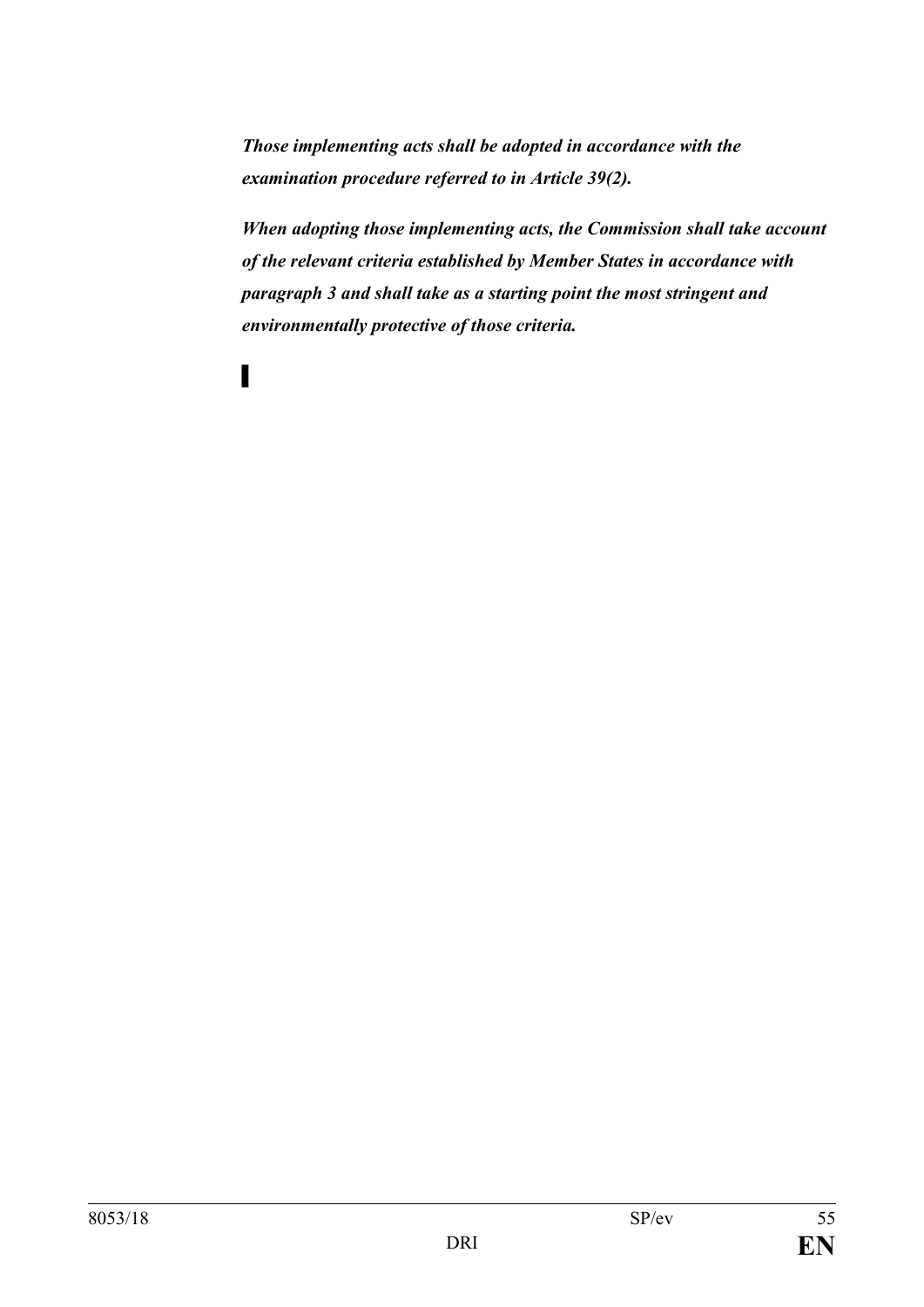***Those implementing acts shall be adopted in accordance with the examination procedure referred to in Article 39(2).***

***When adopting those implementing acts, the Commission shall take account of the relevant criteria established by Member States in accordance with paragraph 3 and shall take as a starting point the most stringent and environmentally protective of those criteria.***

▌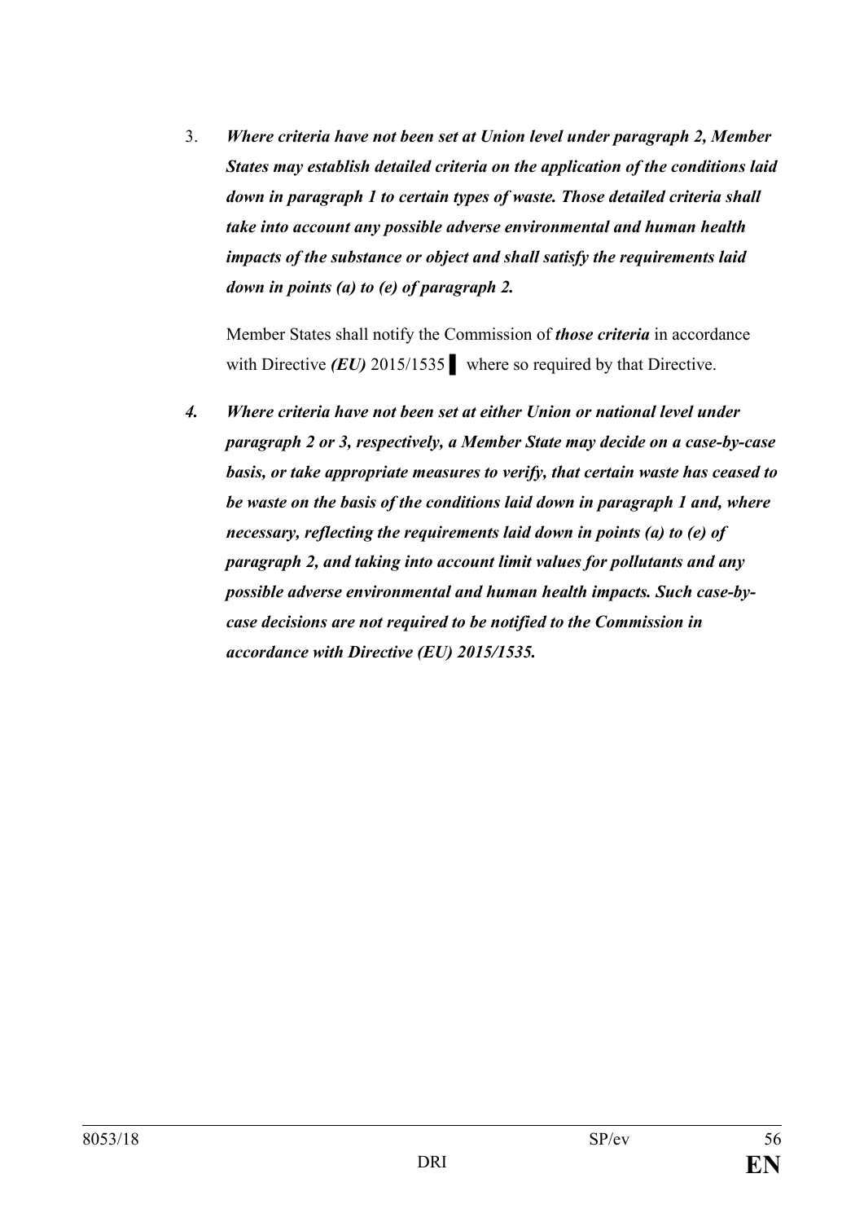3. ***Where criteria have not been set at Union level under paragraph 2, Member States may establish detailed criteria on the application of the conditions laid down in paragraph 1 to certain types of waste. Those detailed criteria shall take into account any possible adverse environmental and human health impacts of the substance or object and shall satisfy the requirements laid down in points (a) to (e) of paragraph 2.***

   Member States shall notify the Commission of ***those criteria*** in accordance with Directive ***(EU)*** 2015/1535 ▌ where so required by that Directive.

***4. Where criteria have not been set at either Union or national level under paragraph 2 or 3, respectively, a Member State may decide on a case-by-case basis, or take appropriate measures to verify, that certain waste has ceased to be waste on the basis of the conditions laid down in paragraph 1 and, where necessary, reflecting the requirements laid down in points (a) to (e) of paragraph 2, and taking into account limit values for pollutants and any possible adverse environmental and human health impacts. Such case-by-case decisions are not required to be notified to the Commission in accordance with Directive (EU) 2015/1535.***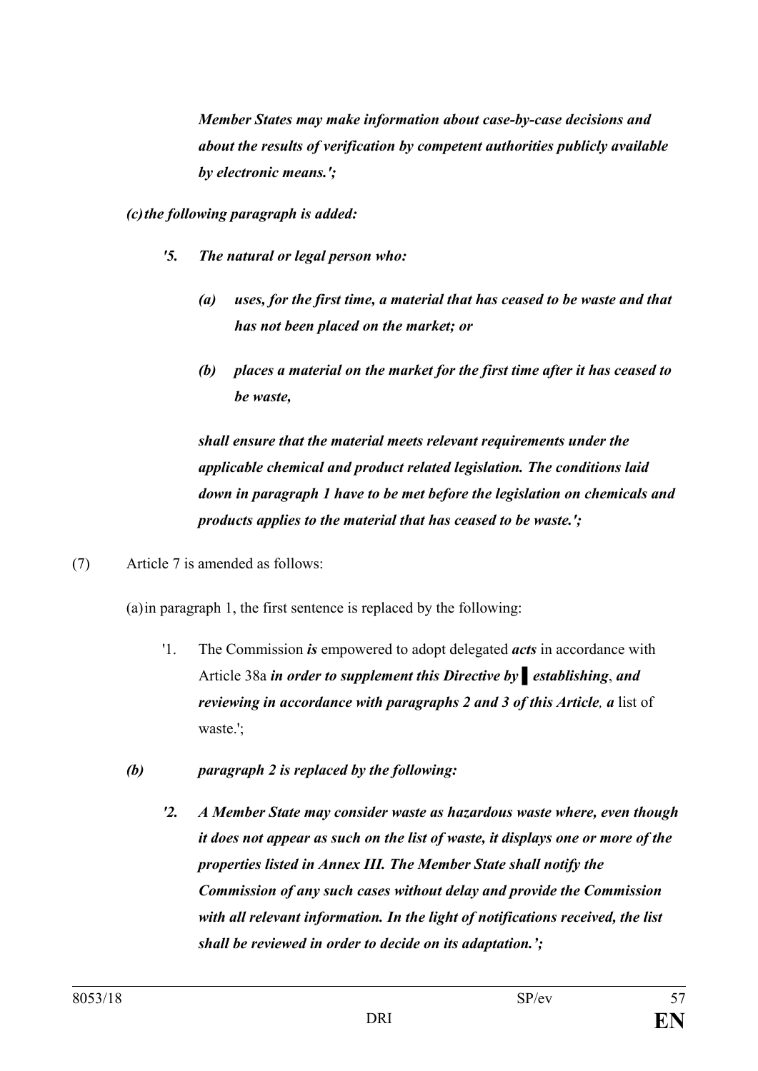***Member States may make information about case-by-case decisions and about the results of verification by competent authorities publicly available by electronic means.';***

***(c) the following paragraph is added:***

***'5. The natural or legal person who:***

***(a) uses, for the first time, a material that has ceased to be waste and that has not been placed on the market; or***

***(b) places a material on the market for the first time after it has ceased to be waste,***

***shall ensure that the material meets relevant requirements under the applicable chemical and product related legislation. The conditions laid down in paragraph 1 have to be met before the legislation on chemicals and products applies to the material that has ceased to be waste.';***

(7) Article 7 is amended as follows:

(a) in paragraph 1, the first sentence is replaced by the following:

'1. The Commission ***is*** empowered to adopt delegated ***acts*** in accordance with Article 38a ***in order to supplement this Directive by ▌ establishing***, ***and reviewing in accordance with paragraphs 2 and 3 of this Article***, ***a*** list of waste.';

***(b) paragraph 2 is replaced by the following:***

***'2. A Member State may consider waste as hazardous waste where, even though it does not appear as such on the list of waste, it displays one or more of the properties listed in Annex III. The Member State shall notify the Commission of any such cases without delay and provide the Commission with all relevant information. In the light of notifications received, the list shall be reviewed in order to decide on its adaptation.';***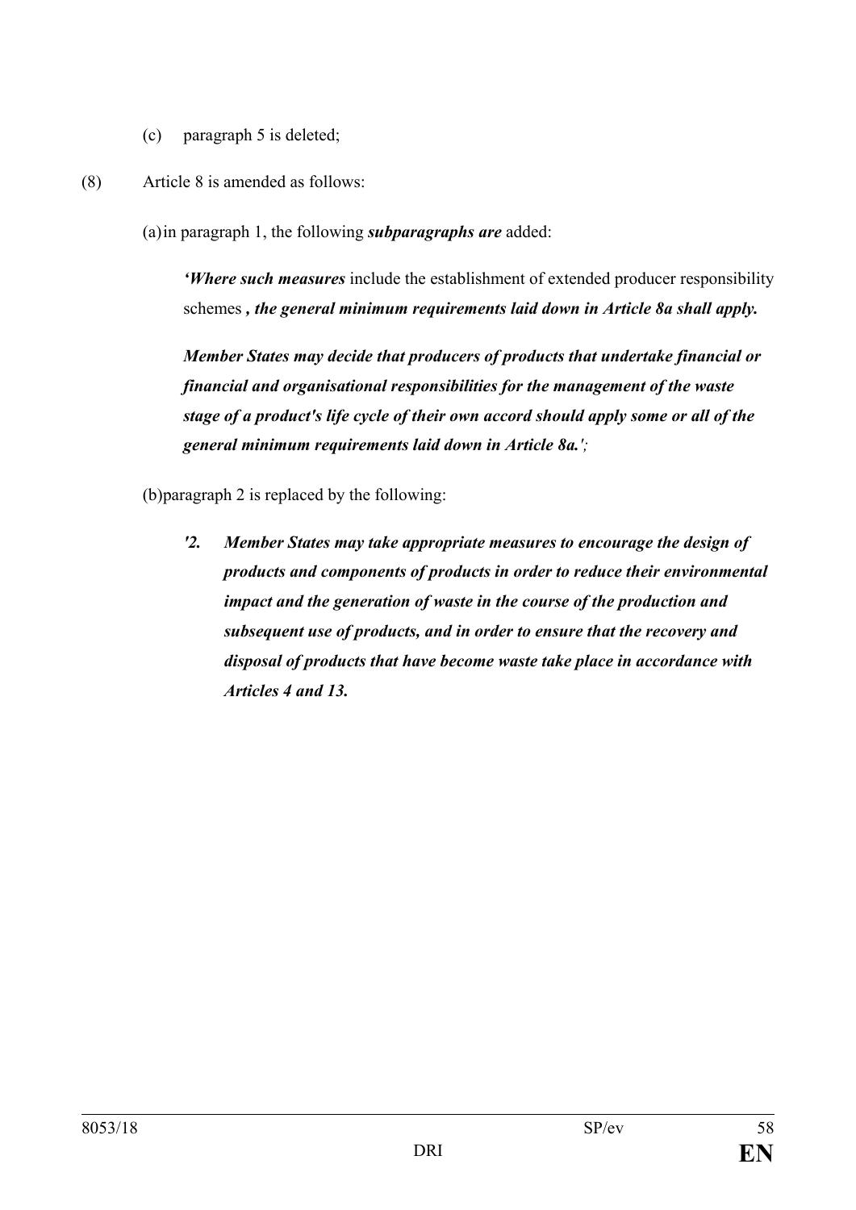(c) paragraph 5 is deleted;

(8) Article 8 is amended as follows:

(a) in paragraph 1, the following ***subparagraphs are*** added:

> ***'Where such measures*** include the establishment of extended producer responsibility schemes ***, the general minimum requirements laid down in Article 8a shall apply.***
>
> ***Member States may decide that producers of products that undertake financial or financial and organisational responsibilities for the management of the waste stage of a product's life cycle of their own accord should apply some or all of the general minimum requirements laid down in Article 8a.';***

(b) paragraph 2 is replaced by the following:

> ***'2. Member States may take appropriate measures to encourage the design of products and components of products in order to reduce their environmental impact and the generation of waste in the course of the production and subsequent use of products, and in order to ensure that the recovery and disposal of products that have become waste take place in accordance with Articles 4 and 13.***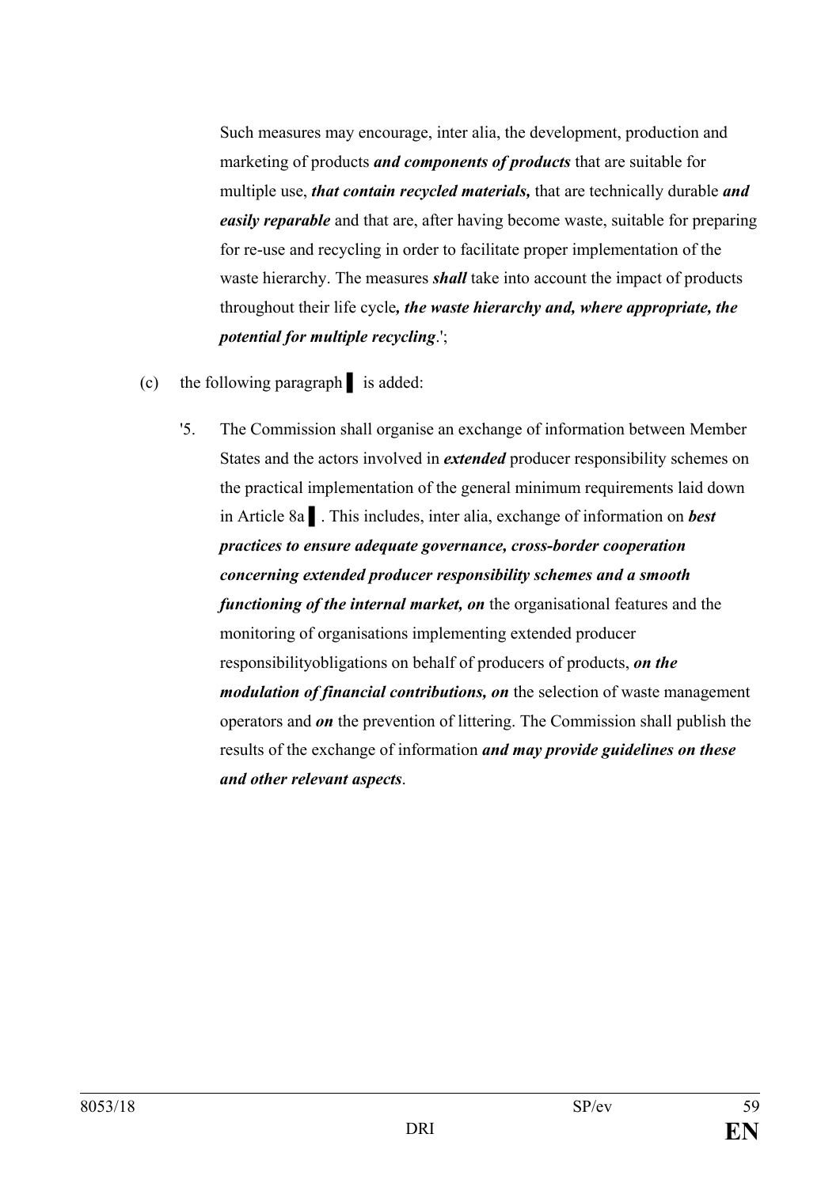Such measures may encourage, inter alia, the development, production and marketing of products ***and components of products*** that are suitable for multiple use, ***that contain recycled materials,*** that are technically durable ***and easily reparable*** and that are, after having become waste, suitable for preparing for re-use and recycling in order to facilitate proper implementation of the waste hierarchy. The measures ***shall*** take into account the impact of products throughout their life cycle***, the waste hierarchy and, where appropriate, the potential for multiple recycling***.';

(c) the following paragraph ▌ is added:

'5. The Commission shall organise an exchange of information between Member States and the actors involved in ***extended*** producer responsibility schemes on the practical implementation of the general minimum requirements laid down in Article 8a ▌. This includes, inter alia, exchange of information on ***best practices to ensure adequate governance, cross-border cooperation concerning extended producer responsibility schemes and a smooth functioning of the internal market, on*** the organisational features and the monitoring of organisations implementing extended producer responsibilityobligations on behalf of producers of products, ***on the modulation of financial contributions, on*** the selection of waste management operators and ***on*** the prevention of littering. The Commission shall publish the results of the exchange of information ***and may provide guidelines on these and other relevant aspects***.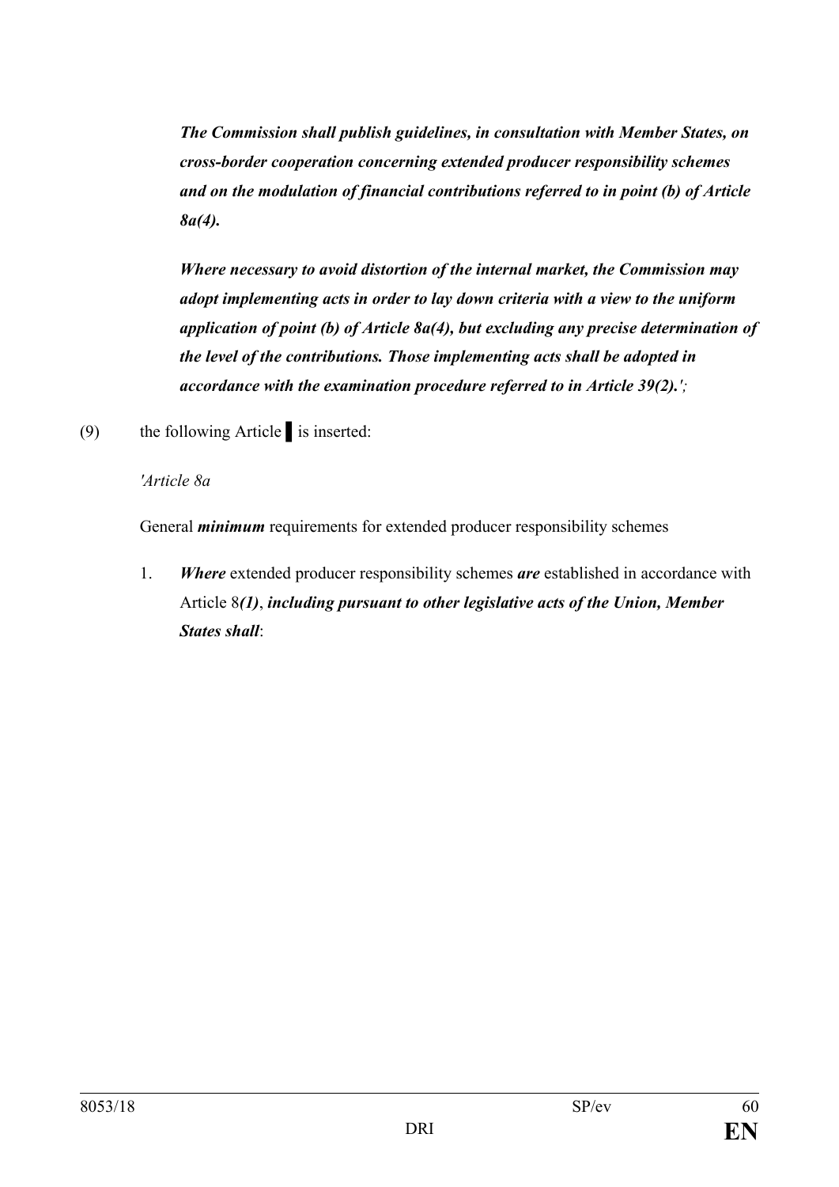***The Commission shall publish guidelines, in consultation with Member States, on cross-border cooperation concerning extended producer responsibility schemes and on the modulation of financial contributions referred to in point (b) of Article 8a(4).***

***Where necessary to avoid distortion of the internal market, the Commission may adopt implementing acts in order to lay down criteria with a view to the uniform application of point (b) of Article 8a(4), but excluding any precise determination of the level of the contributions. Those implementing acts shall be adopted in accordance with the examination procedure referred to in Article 39(2).';***

(9) the following Article ▌ is inserted:

*'Article 8a*

General ***minimum*** requirements for extended producer responsibility schemes

1. ***Where*** extended producer responsibility schemes ***are*** established in accordance with Article 8***(1)***, ***including pursuant to other legislative acts of the Union, Member States shall***: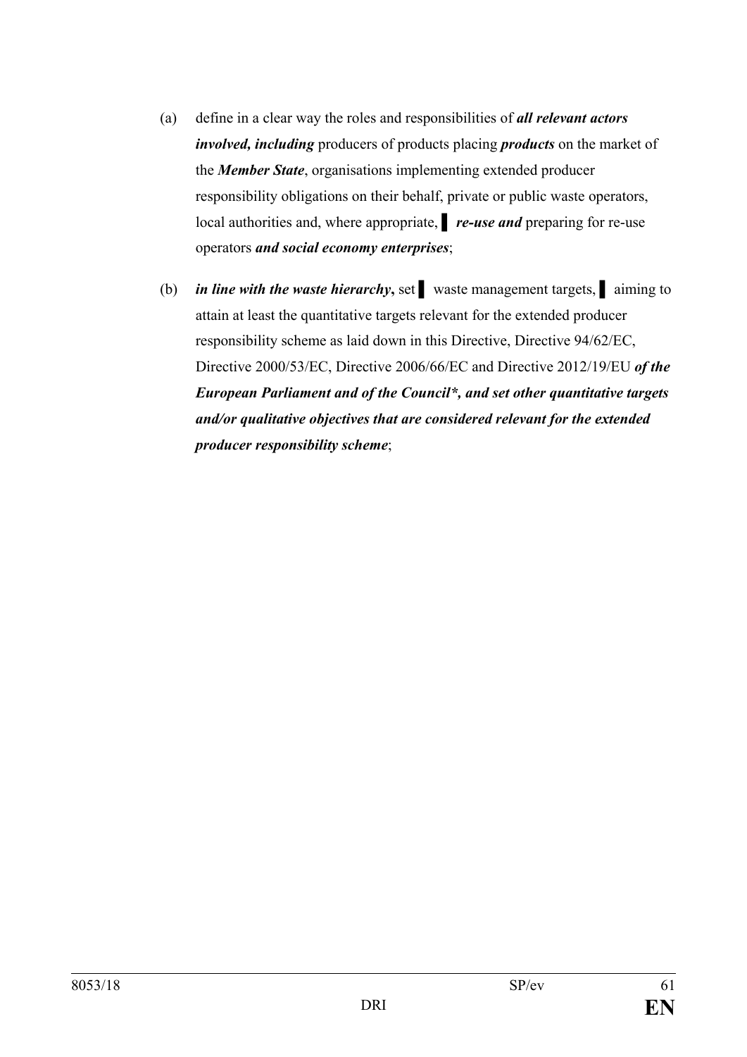(a) define in a clear way the roles and responsibilities of ***all relevant actors involved, including*** producers of products placing ***products*** on the market of the ***Member State***, organisations implementing extended producer responsibility obligations on their behalf, private or public waste operators, local authorities and, where appropriate, ▌ ***re-use and*** preparing for re-use operators ***and social economy enterprises***;

(b) ***in line with the waste hierarchy*****,** set ▌ waste management targets, ▌ aiming to attain at least the quantitative targets relevant for the extended producer responsibility scheme as laid down in this Directive, Directive 94/62/EC, Directive 2000/53/EC, Directive 2006/66/EC and Directive 2012/19/EU ***of the European Parliament and of the Council*, and set other quantitative targets and/or qualitative objectives that are considered relevant for the extended producer responsibility scheme***;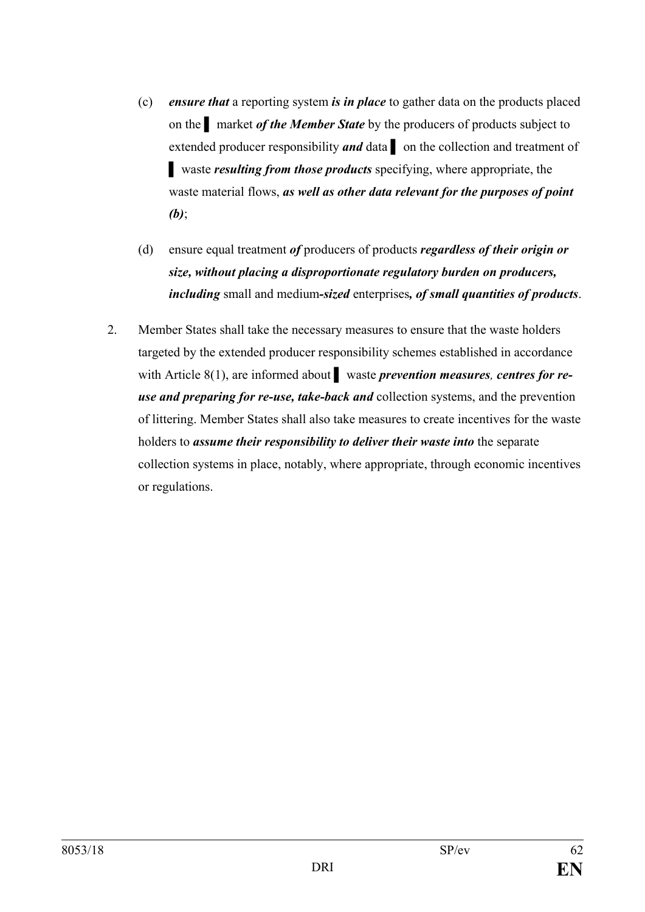(c) ***ensure that*** a reporting system ***is in place*** to gather data on the products placed on the ▌ market ***of the Member State*** by the producers of products subject to extended producer responsibility ***and*** data ▌ on the collection and treatment of ▌ waste ***resulting from those products*** specifying, where appropriate, the waste material flows, ***as well as other data relevant for the purposes of point (b)***;

(d) ensure equal treatment ***of*** producers of products ***regardless of their origin or size, without placing a disproportionate regulatory burden on producers, including*** small and medium***-sized*** enterprises***, of small quantities of products***.

2. Member States shall take the necessary measures to ensure that the waste holders targeted by the extended producer responsibility schemes established in accordance with Article 8(1), are informed about ▌ waste ***prevention measures, centres for re-use and preparing for re-use, take-back and*** collection systems, and the prevention of littering. Member States shall also take measures to create incentives for the waste holders to ***assume their responsibility to deliver their waste into*** the separate collection systems in place, notably, where appropriate, through economic incentives or regulations.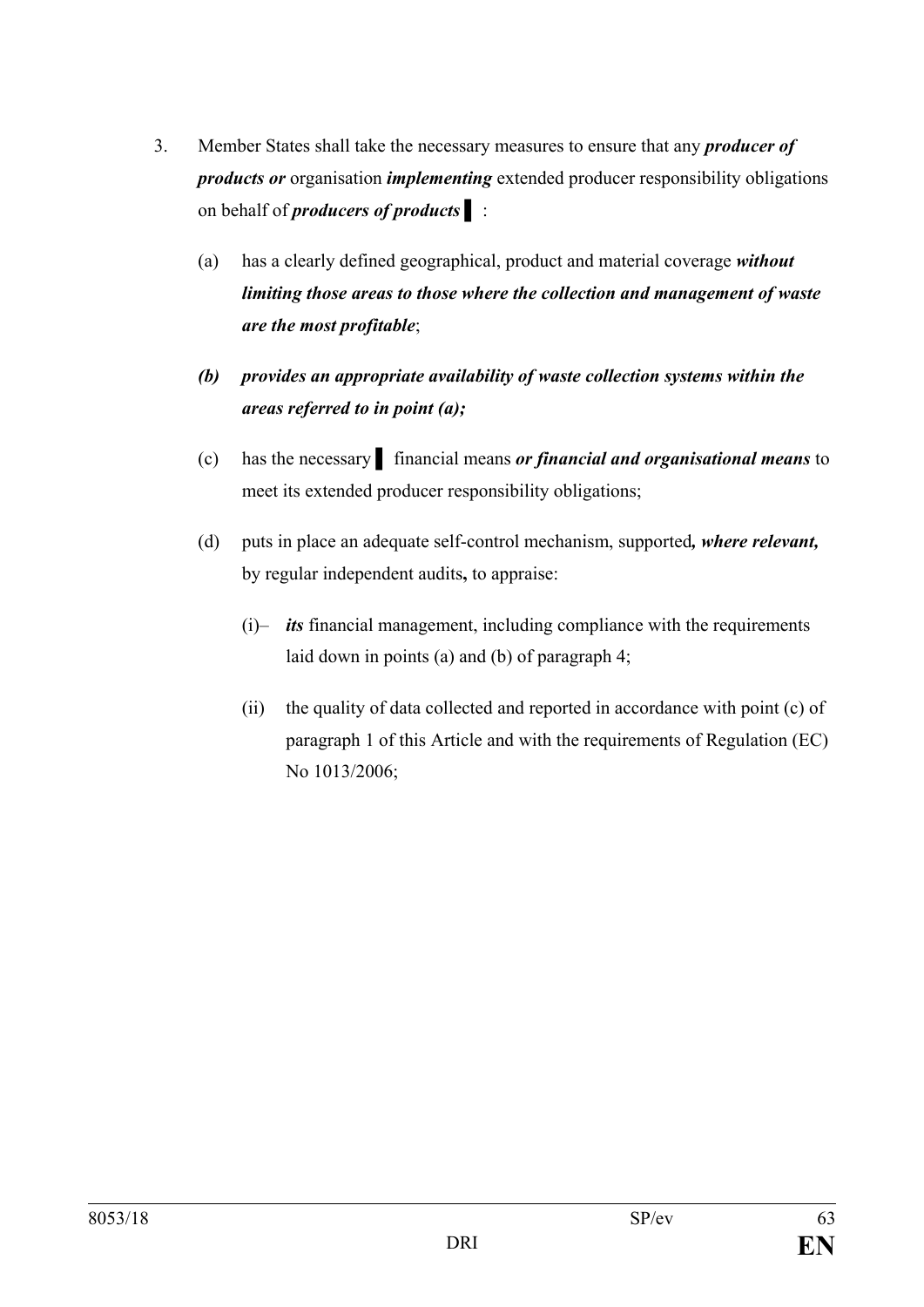3. Member States shall take the necessary measures to ensure that any ***producer of products or*** organisation ***implementing*** extended producer responsibility obligations on behalf of ***producers of products*** ▌:

   (a) has a clearly defined geographical, product and material coverage ***without limiting those areas to those where the collection and management of waste are the most profitable***;

   ***(b) provides an appropriate availability of waste collection systems within the areas referred to in point (a);***

   (c) has the necessary ▌ financial means ***or financial and organisational means*** to meet its extended producer responsibility obligations;

   (d) puts in place an adequate self-control mechanism, supported***, where relevant,*** by regular independent audits**,** to appraise:

      (i)– ***its*** financial management, including compliance with the requirements laid down in points (a) and (b) of paragraph 4;

      (ii) the quality of data collected and reported in accordance with point (c) of paragraph 1 of this Article and with the requirements of Regulation (EC) No 1013/2006;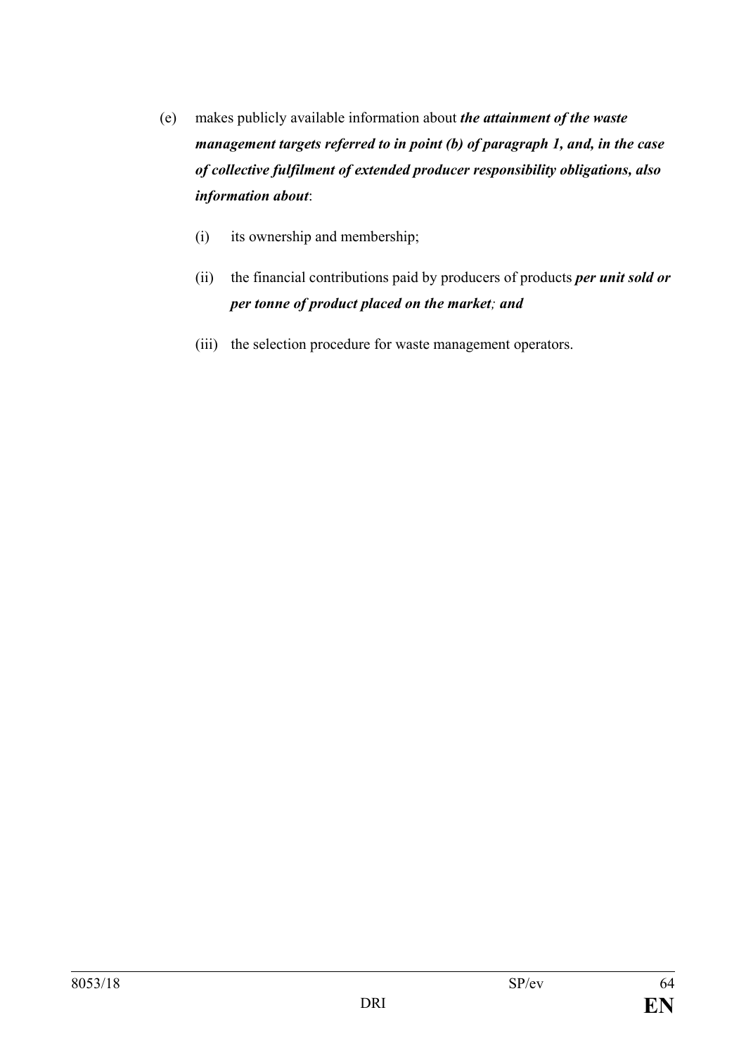(e) makes publicly available information about ***the attainment of the waste management targets referred to in point (b) of paragraph 1, and, in the case of collective fulfilment of extended producer responsibility obligations, also information about***:

(i) its ownership and membership;

(ii) the financial contributions paid by producers of products ***per unit sold or per tonne of product placed on the market; and***

(iii) the selection procedure for waste management operators.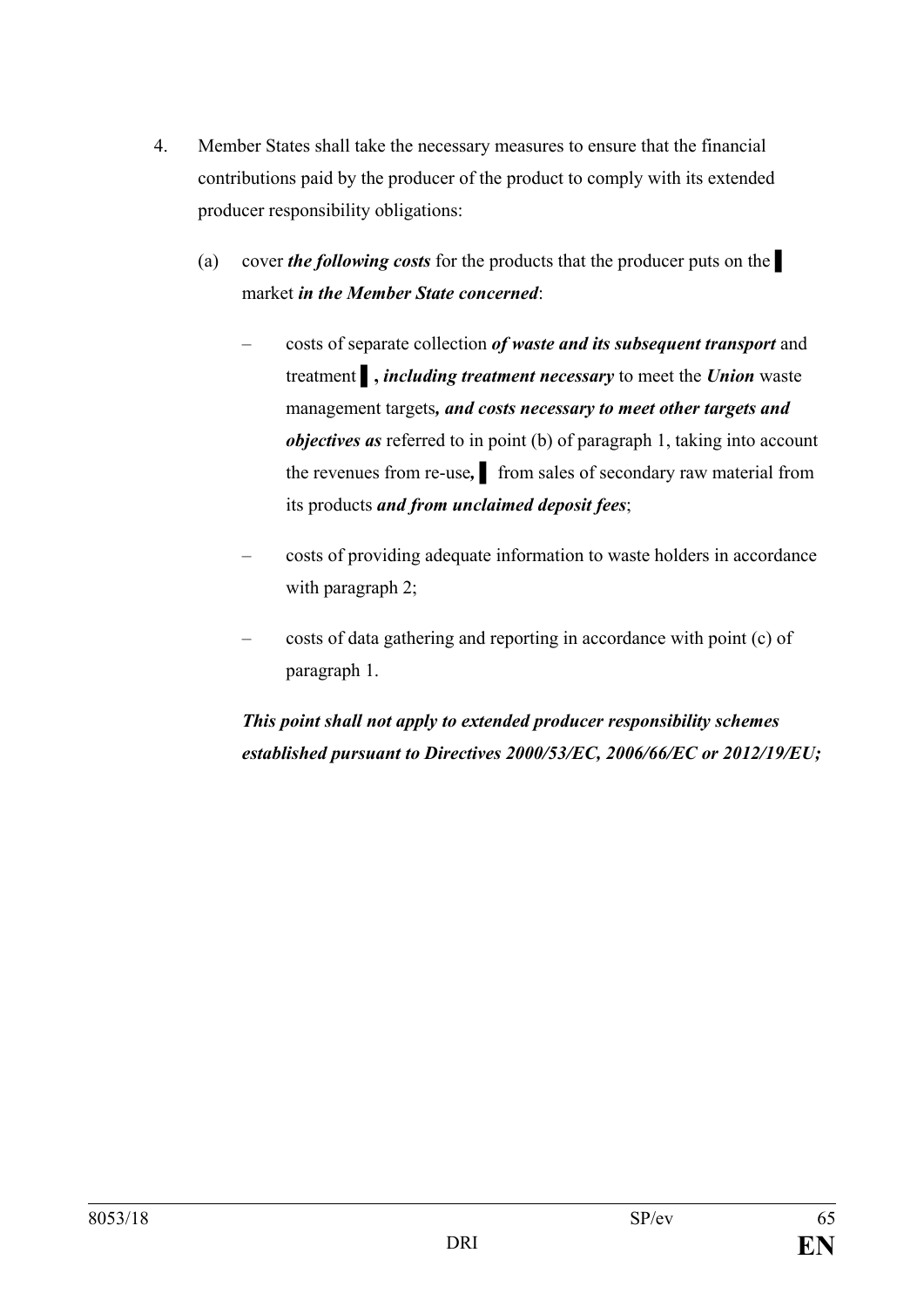4. Member States shall take the necessary measures to ensure that the financial contributions paid by the producer of the product to comply with its extended producer responsibility obligations:

   (a) cover ***the following costs*** for the products that the producer puts on the ▌ market ***in the Member State concerned***:

      – costs of separate collection ***of waste and its subsequent transport*** and treatment ▌***, including treatment necessary*** to meet the ***Union*** waste management targets***, and costs necessary to meet other targets and objectives as*** referred to in point (b) of paragraph 1, taking into account the revenues from re-use***,*** ▌ from sales of secondary raw material from its products ***and from unclaimed deposit fees***;

      – costs of providing adequate information to waste holders in accordance with paragraph 2;

      – costs of data gathering and reporting in accordance with point (c) of paragraph 1.

   ***This point shall not apply to extended producer responsibility schemes established pursuant to Directives 2000/53/EC, 2006/66/EC or 2012/19/EU;***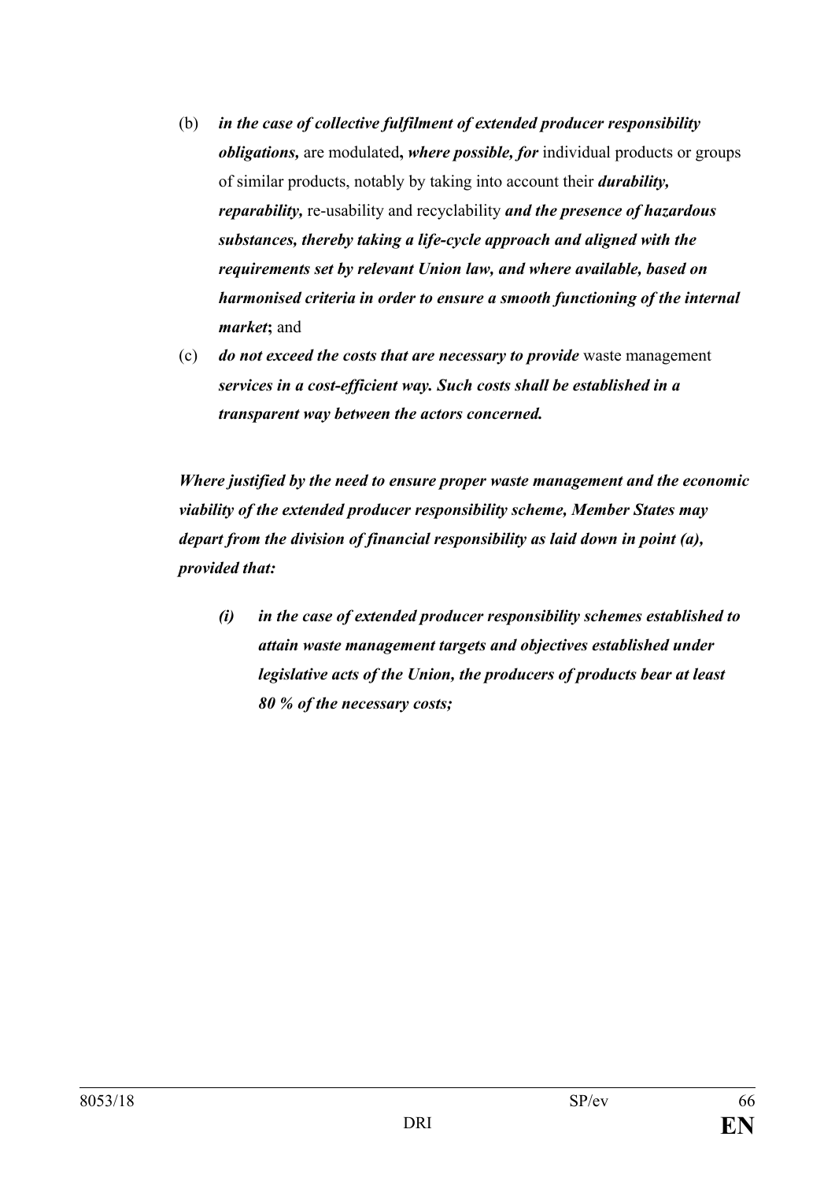(b) ***in the case of collective fulfilment of extended producer responsibility obligations,*** are modulated**,** ***where possible, for*** individual products or groups of similar products, notably by taking into account their ***durability, reparability,*** re-usability and recyclability ***and the presence of hazardous substances, thereby taking a life-cycle approach and aligned with the requirements set by relevant Union law, and where available, based on harmonised criteria in order to ensure a smooth functioning of the internal market*****;** and

(c) ***do not exceed the costs that are necessary to provide*** waste management ***services in a cost-efficient way. Such costs shall be established in a transparent way between the actors concerned.***

***Where justified by the need to ensure proper waste management and the economic viability of the extended producer responsibility scheme, Member States may depart from the division of financial responsibility as laid down in point (a), provided that:***

> ***(i) in the case of extended producer responsibility schemes established to attain waste management targets and objectives established under legislative acts of the Union, the producers of products bear at least 80 % of the necessary costs;***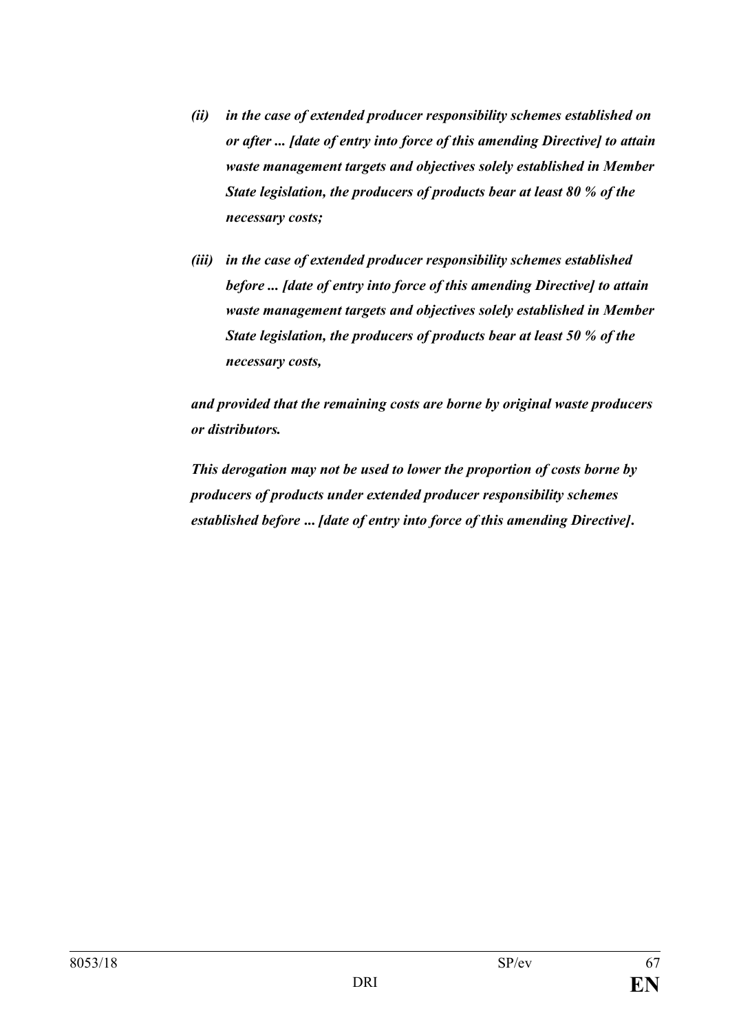*(ii) in the case of extended producer responsibility schemes established on or after ... [date of entry into force of this amending Directive] to attain waste management targets and objectives solely established in Member State legislation, the producers of products bear at least 80 % of the necessary costs;*

*(iii) in the case of extended producer responsibility schemes established before ... [date of entry into force of this amending Directive] to attain waste management targets and objectives solely established in Member State legislation, the producers of products bear at least 50 % of the necessary costs,*

*and provided that the remaining costs are borne by original waste producers or distributors.*

*This derogation may not be used to lower the proportion of costs borne by producers of products under extended producer responsibility schemes established before ... [date of entry into force of this amending Directive].*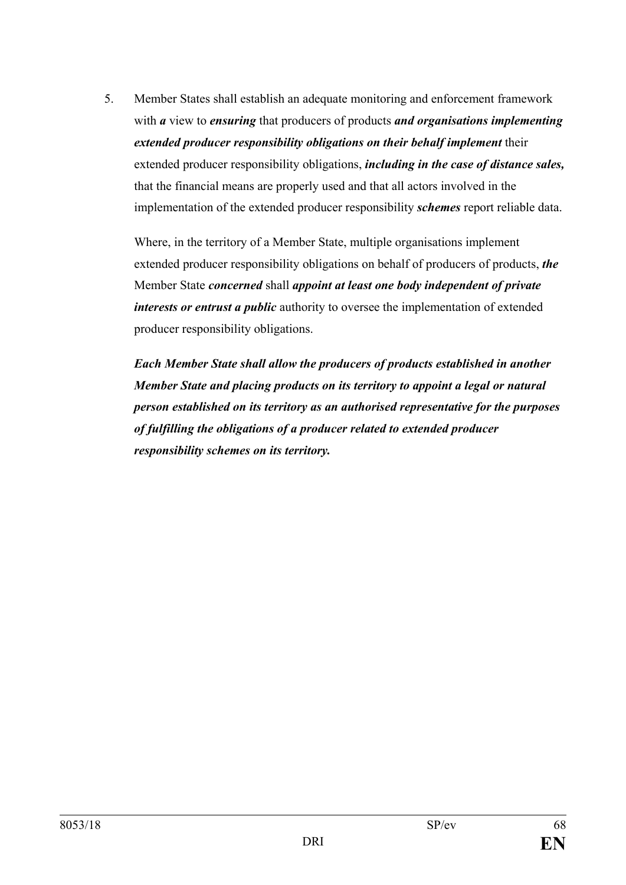5. Member States shall establish an adequate monitoring and enforcement framework with ***a*** view to ***ensuring*** that producers of products ***and organisations implementing extended producer responsibility obligations on their behalf implement*** their extended producer responsibility obligations, ***including in the case of distance sales,*** that the financial means are properly used and that all actors involved in the implementation of the extended producer responsibility ***schemes*** report reliable data.

   Where, in the territory of a Member State, multiple organisations implement extended producer responsibility obligations on behalf of producers of products, ***the*** Member State ***concerned*** shall ***appoint at least one body independent of private interests or entrust a public*** authority to oversee the implementation of extended producer responsibility obligations.

   ***Each Member State shall allow the producers of products established in another Member State and placing products on its territory to appoint a legal or natural person established on its territory as an authorised representative for the purposes of fulfilling the obligations of a producer related to extended producer responsibility schemes on its territory.***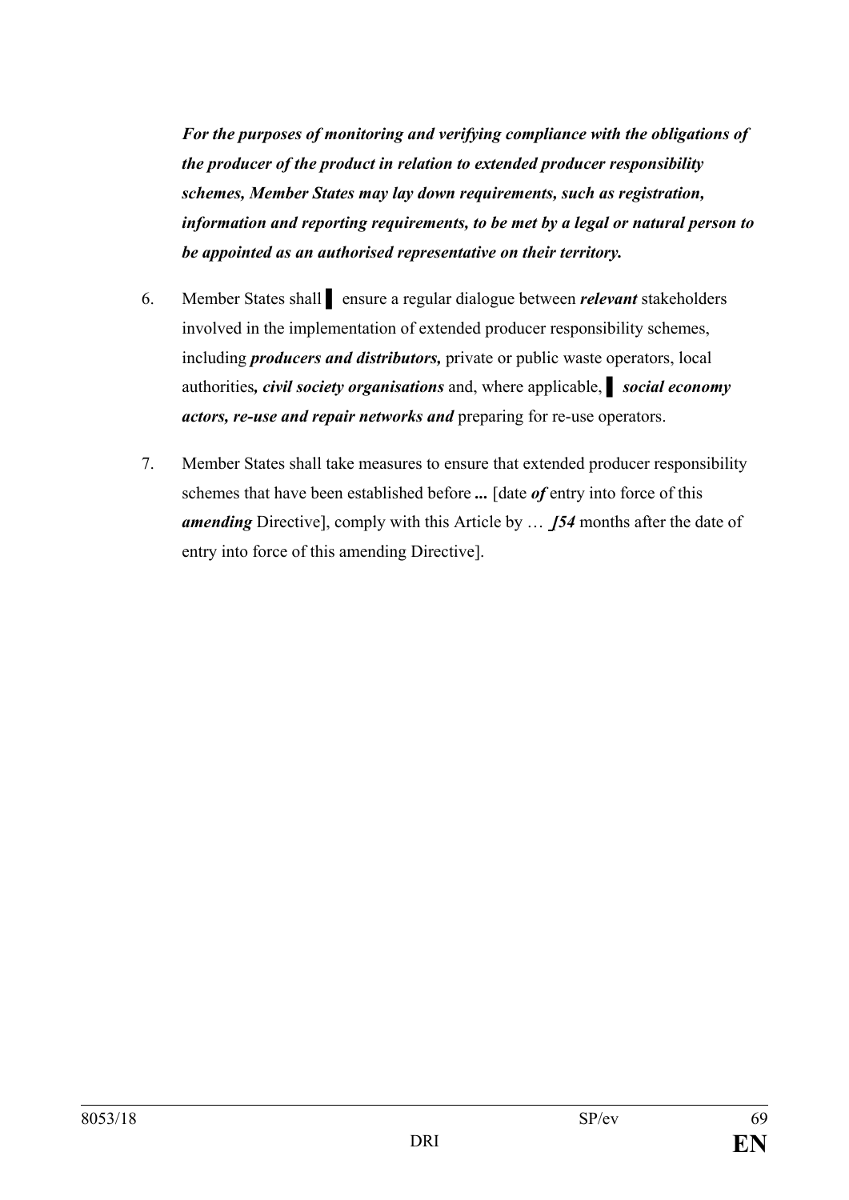***For the purposes of monitoring and verifying compliance with the obligations of the producer of the product in relation to extended producer responsibility schemes, Member States may lay down requirements, such as registration, information and reporting requirements, to be met by a legal or natural person to be appointed as an authorised representative on their territory.***

6. Member States shall ▌ ensure a regular dialogue between ***relevant*** stakeholders involved in the implementation of extended producer responsibility schemes, including ***producers and distributors,*** private or public waste operators, local authorities***, civil society organisations*** and, where applicable, ▌ ***social economy actors, re-use and repair networks and*** preparing for re-use operators.

7. Member States shall take measures to ensure that extended producer responsibility schemes that have been established before **...** [date ***of*** entry into force of this ***amending*** Directive], comply with this Article by … ***[54*** months after the date of entry into force of this amending Directive].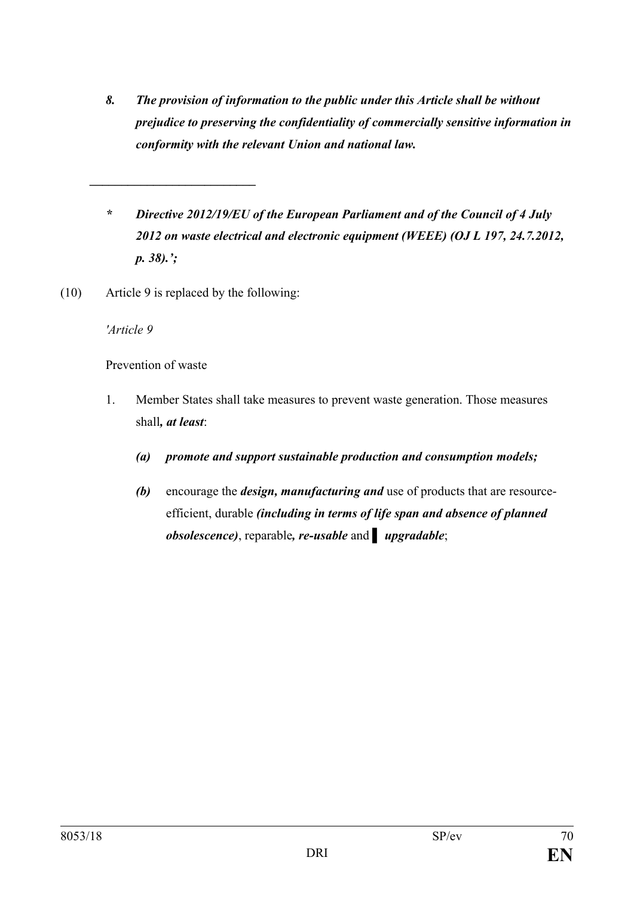*8. The provision of information to the public under this Article shall be without prejudice to preserving the confidentiality of commercially sensitive information in conformity with the relevant Union and national law.*

---

*\* Directive 2012/19/EU of the European Parliament and of the Council of 4 July 2012 on waste electrical and electronic equipment (WEEE) (OJ L 197, 24.7.2012, p. 38).';*

(10) Article 9 is replaced by the following:

*'Article 9*

Prevention of waste

1. Member States shall take measures to prevent waste generation. Those measures shall***, at least***:

   ***(a) promote and support sustainable production and consumption models;***

   ***(b)*** encourage the ***design, manufacturing and*** use of products that are resource-efficient, durable ***(including in terms of life span and absence of planned obsolescence)***, reparable***, re-usable*** and ▌ ***upgradable***;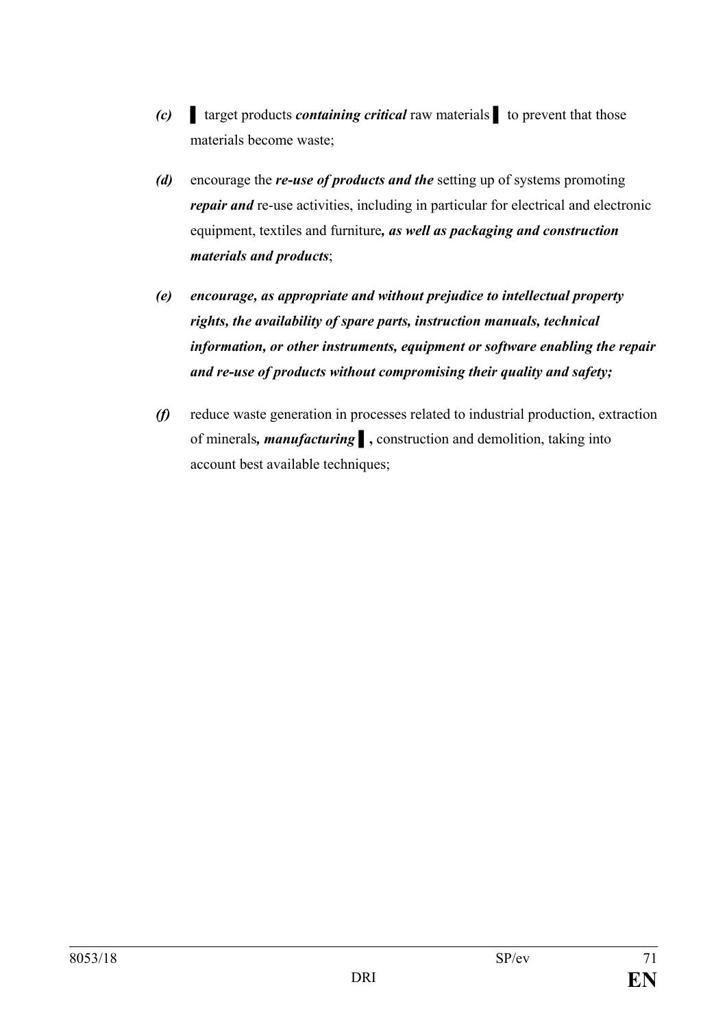*(c)* ▌ target products ***containing critical*** raw materials ▌ to prevent that those materials become waste;

*(d)* encourage the ***re-use of products and the*** setting up of systems promoting ***repair and*** re-use activities, including in particular for electrical and electronic equipment, textiles and furniture***, as well as packaging and construction materials and products***;

***(e) encourage, as appropriate and without prejudice to intellectual property rights, the availability of spare parts, instruction manuals, technical information, or other instruments, equipment or software enabling the repair and re-use of products without compromising their quality and safety;***

*(f)* reduce waste generation in processes related to industrial production, extraction of minerals***, manufacturing*** ▌, construction and demolition, taking into account best available techniques;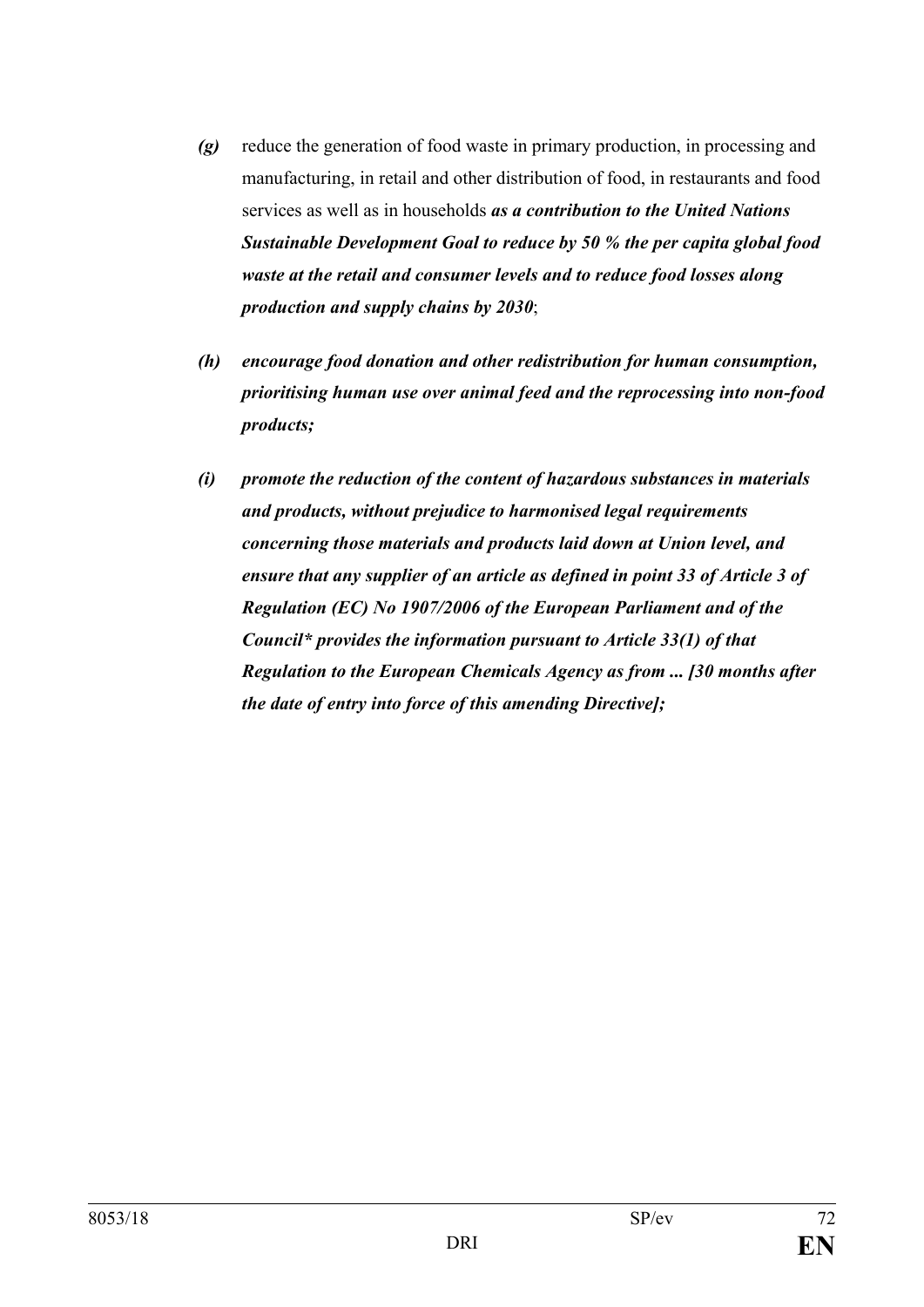*(g)* reduce the generation of food waste in primary production, in processing and manufacturing, in retail and other distribution of food, in restaurants and food services as well as in households ***as a contribution to the United Nations Sustainable Development Goal to reduce by 50 % the per capita global food waste at the retail and consumer levels and to reduce food losses along production and supply chains by 2030***;

***(h) encourage food donation and other redistribution for human consumption, prioritising human use over animal feed and the reprocessing into non-food products;***

***(i) promote the reduction of the content of hazardous substances in materials and products, without prejudice to harmonised legal requirements concerning those materials and products laid down at Union level, and ensure that any supplier of an article as defined in point 33 of Article 3 of Regulation (EC) No 1907/2006 of the European Parliament and of the Council* provides the information pursuant to Article 33(1) of that Regulation to the European Chemicals Agency as from ... [30 months after the date of entry into force of this amending Directive];***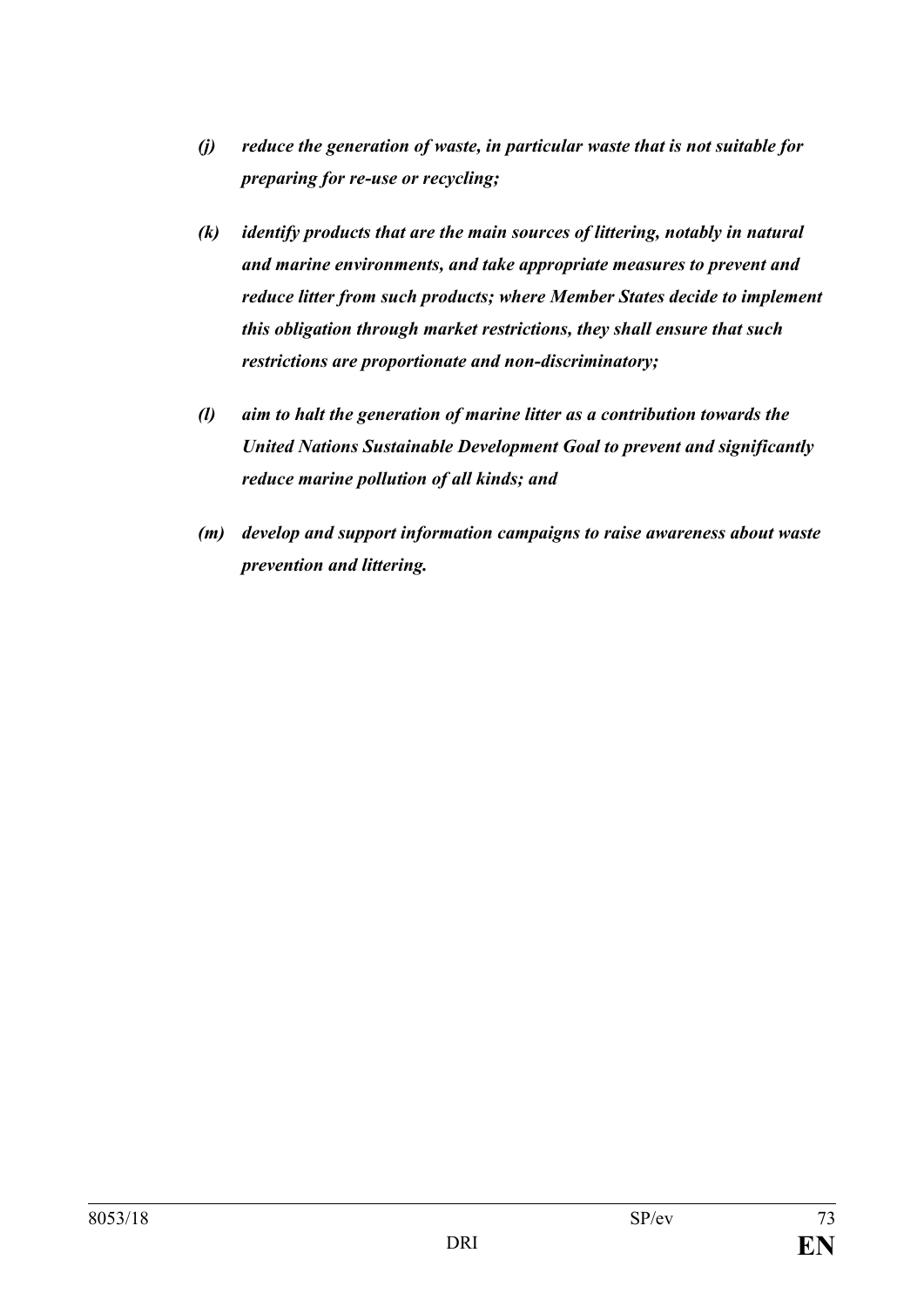*(j) reduce the generation of waste, in particular waste that is not suitable for preparing for re-use or recycling;*

*(k) identify products that are the main sources of littering, notably in natural and marine environments, and take appropriate measures to prevent and reduce litter from such products; where Member States decide to implement this obligation through market restrictions, they shall ensure that such restrictions are proportionate and non-discriminatory;*

*(l) aim to halt the generation of marine litter as a contribution towards the United Nations Sustainable Development Goal to prevent and significantly reduce marine pollution of all kinds; and*

*(m) develop and support information campaigns to raise awareness about waste prevention and littering.*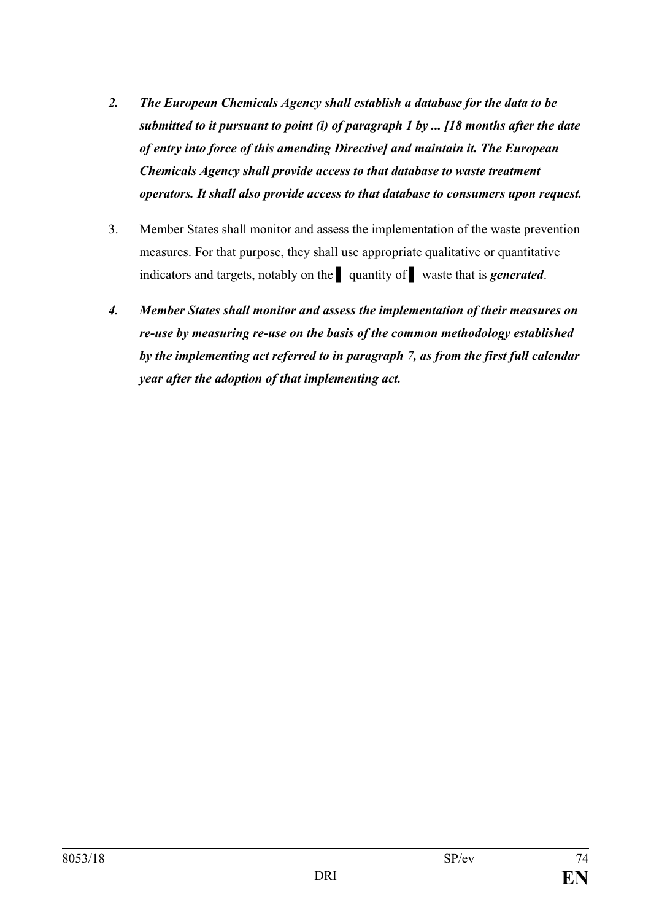*2.* ***The European Chemicals Agency shall establish a database for the data to be submitted to it pursuant to point (i) of paragraph 1 by ... [18 months after the date of entry into force of this amending Directive] and maintain it. The European Chemicals Agency shall provide access to that database to waste treatment operators. It shall also provide access to that database to consumers upon request.***

3. Member States shall monitor and assess the implementation of the waste prevention measures. For that purpose, they shall use appropriate qualitative or quantitative indicators and targets, notably on the ▌ quantity of ▌ waste that is ***generated***.

*4.* ***Member States shall monitor and assess the implementation of their measures on re-use by measuring re-use on the basis of the common methodology established by the implementing act referred to in paragraph 7, as from the first full calendar year after the adoption of that implementing act.***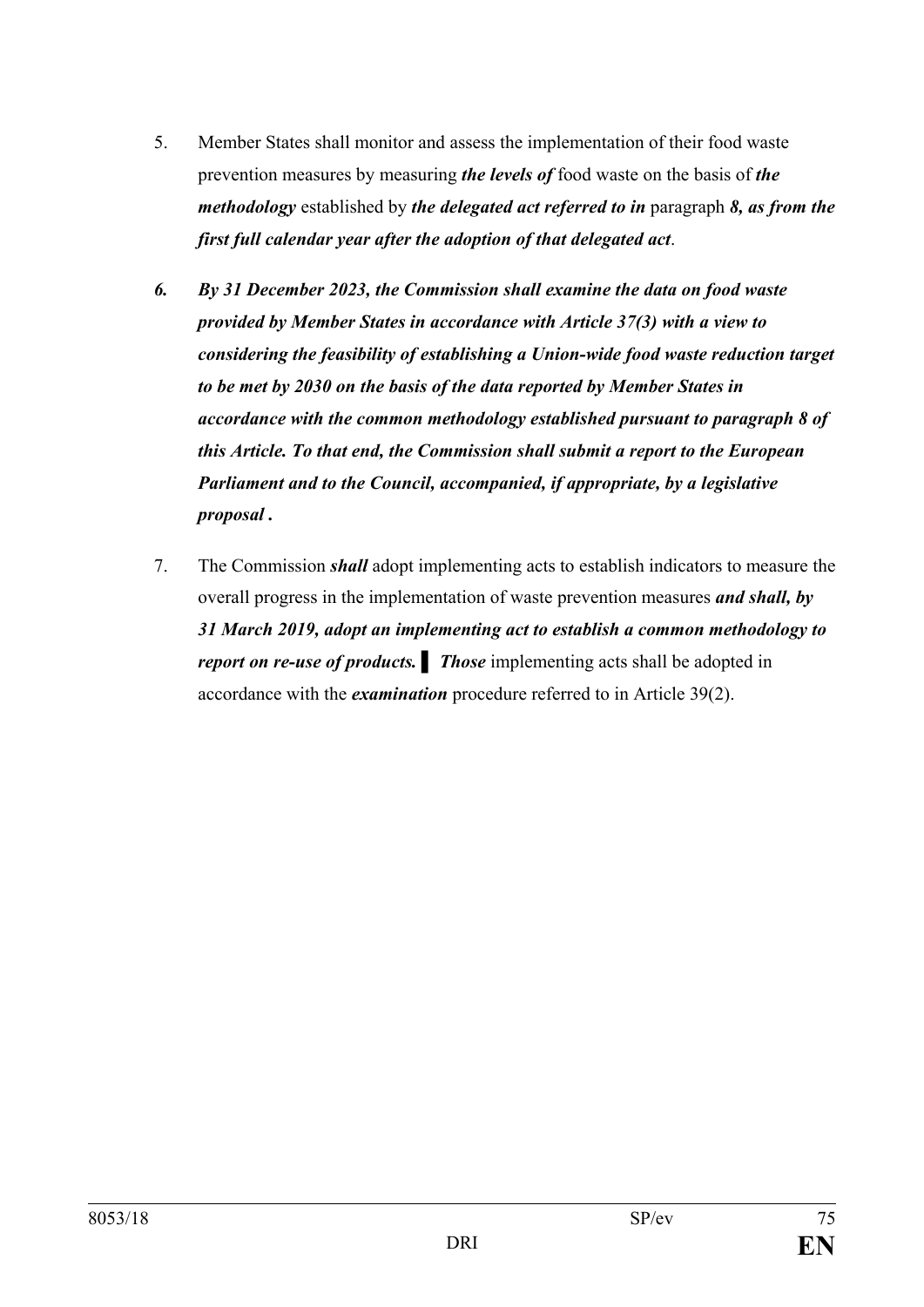5. Member States shall monitor and assess the implementation of their food waste prevention measures by measuring ***the levels of*** food waste on the basis of ***the methodology*** established by ***the delegated act referred to in*** paragraph ***8, as from the first full calendar year after the adoption of that delegated act***.

***6. By 31 December 2023, the Commission shall examine the data on food waste provided by Member States in accordance with Article 37(3) with a view to considering the feasibility of establishing a Union-wide food waste reduction target to be met by 2030 on the basis of the data reported by Member States in accordance with the common methodology established pursuant to paragraph 8 of this Article. To that end, the Commission shall submit a report to the European Parliament and to the Council, accompanied, if appropriate, by a legislative proposal .***

7. The Commission ***shall*** adopt implementing acts to establish indicators to measure the overall progress in the implementation of waste prevention measures ***and shall, by 31 March 2019, adopt an implementing act to establish a common methodology to report on re-use of products.*** ▌ ***Those*** implementing acts shall be adopted in accordance with the ***examination*** procedure referred to in Article 39(2).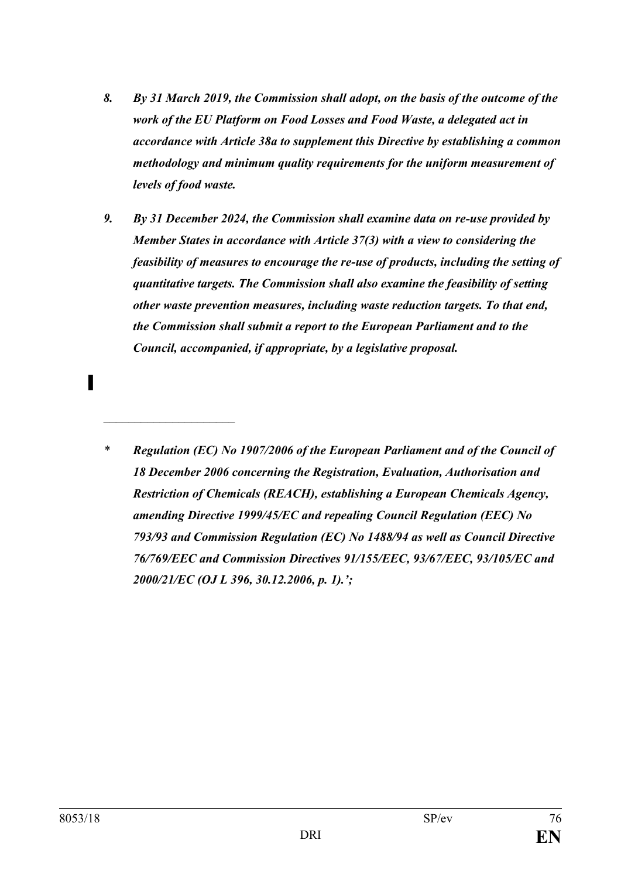***8. By 31 March 2019, the Commission shall adopt, on the basis of the outcome of the work of the EU Platform on Food Losses and Food Waste, a delegated act in accordance with Article 38a to supplement this Directive by establishing a common methodology and minimum quality requirements for the uniform measurement of levels of food waste.***

***9. By 31 December 2024, the Commission shall examine data on re-use provided by Member States in accordance with Article 37(3) with a view to considering the feasibility of measures to encourage the re-use of products, including the setting of quantitative targets. The Commission shall also examine the feasibility of setting other waste prevention measures, including waste reduction targets. To that end, the Commission shall submit a report to the European Parliament and to the Council, accompanied, if appropriate, by a legislative proposal.***

▌

______________________

\* ***Regulation (EC) No 1907/2006 of the European Parliament and of the Council of 18 December 2006 concerning the Registration, Evaluation, Authorisation and Restriction of Chemicals (REACH), establishing a European Chemicals Agency, amending Directive 1999/45/EC and repealing Council Regulation (EEC) No 793/93 and Commission Regulation (EC) No 1488/94 as well as Council Directive 76/769/EEC and Commission Directives 91/155/EEC, 93/67/EEC, 93/105/EC and 2000/21/EC (OJ L 396, 30.12.2006, p. 1).';***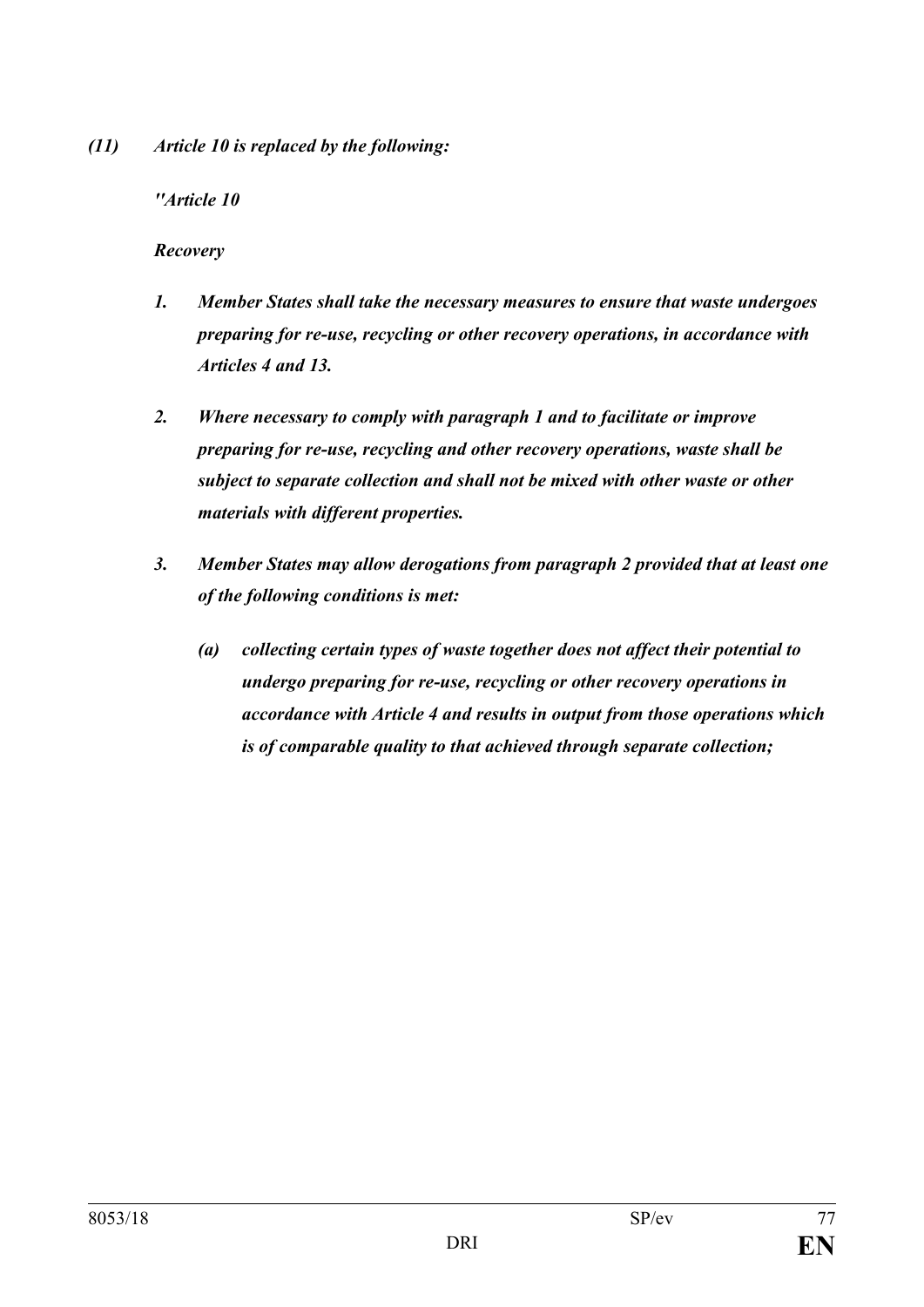***(11) Article 10 is replaced by the following:***

***"Article 10***

***Recovery***

***1. Member States shall take the necessary measures to ensure that waste undergoes preparing for re-use, recycling or other recovery operations, in accordance with Articles 4 and 13.***

***2. Where necessary to comply with paragraph 1 and to facilitate or improve preparing for re-use, recycling and other recovery operations, waste shall be subject to separate collection and shall not be mixed with other waste or other materials with different properties.***

***3. Member States may allow derogations from paragraph 2 provided that at least one of the following conditions is met:***

***(a) collecting certain types of waste together does not affect their potential to undergo preparing for re-use, recycling or other recovery operations in accordance with Article 4 and results in output from those operations which is of comparable quality to that achieved through separate collection;***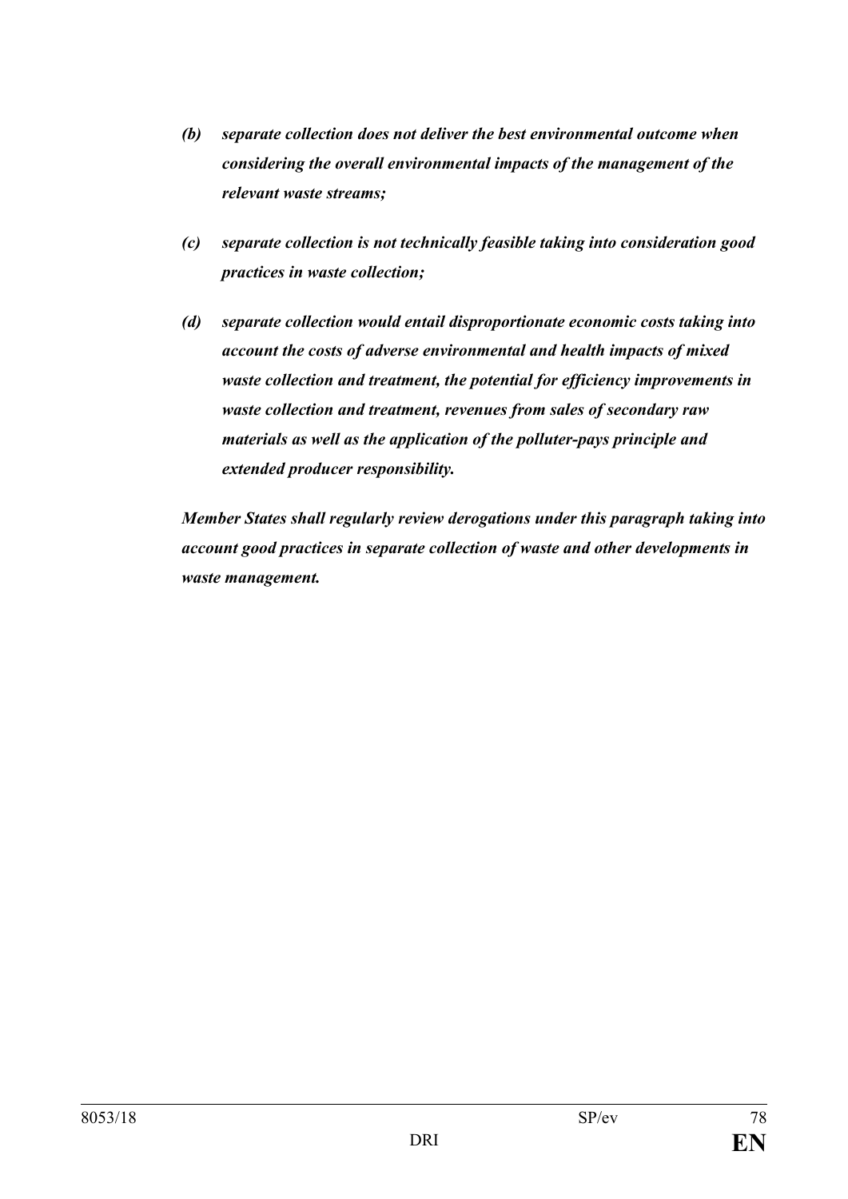***(b) separate collection does not deliver the best environmental outcome when considering the overall environmental impacts of the management of the relevant waste streams;***

***(c) separate collection is not technically feasible taking into consideration good practices in waste collection;***

***(d) separate collection would entail disproportionate economic costs taking into account the costs of adverse environmental and health impacts of mixed waste collection and treatment, the potential for efficiency improvements in waste collection and treatment, revenues from sales of secondary raw materials as well as the application of the polluter-pays principle and extended producer responsibility.***

***Member States shall regularly review derogations under this paragraph taking into account good practices in separate collection of waste and other developments in waste management.***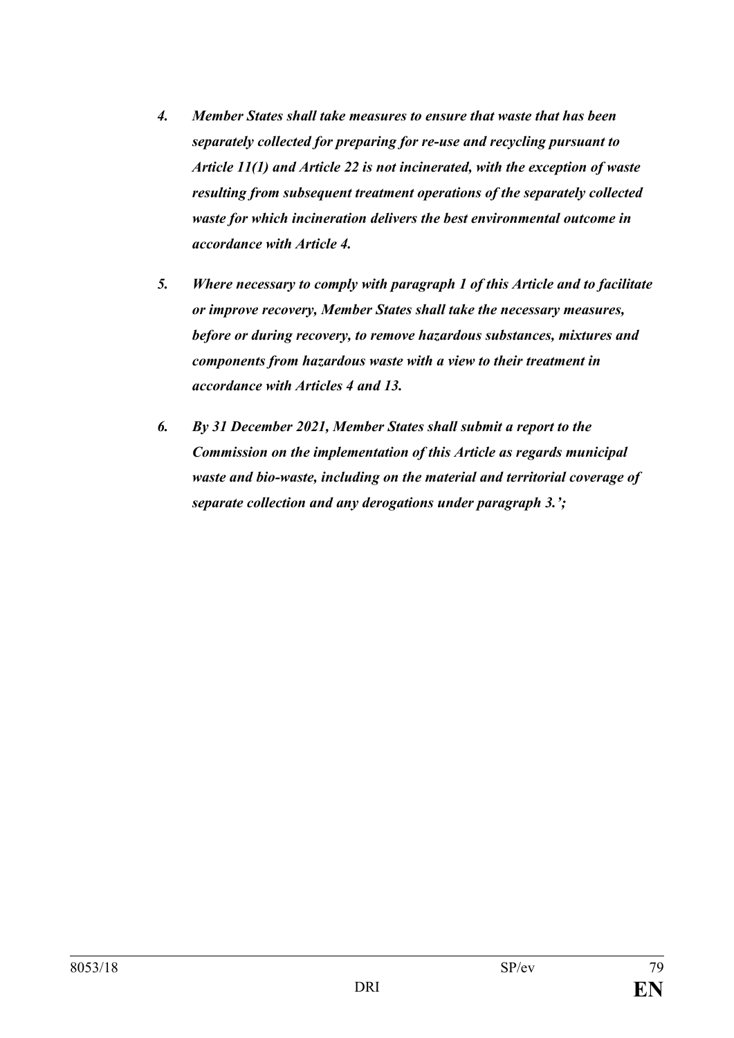*4. Member States shall take measures to ensure that waste that has been separately collected for preparing for re-use and recycling pursuant to Article 11(1) and Article 22 is not incinerated, with the exception of waste resulting from subsequent treatment operations of the separately collected waste for which incineration delivers the best environmental outcome in accordance with Article 4.*

*5. Where necessary to comply with paragraph 1 of this Article and to facilitate or improve recovery, Member States shall take the necessary measures, before or during recovery, to remove hazardous substances, mixtures and components from hazardous waste with a view to their treatment in accordance with Articles 4 and 13.*

*6. By 31 December 2021, Member States shall submit a report to the Commission on the implementation of this Article as regards municipal waste and bio-waste, including on the material and territorial coverage of separate collection and any derogations under paragraph 3.';*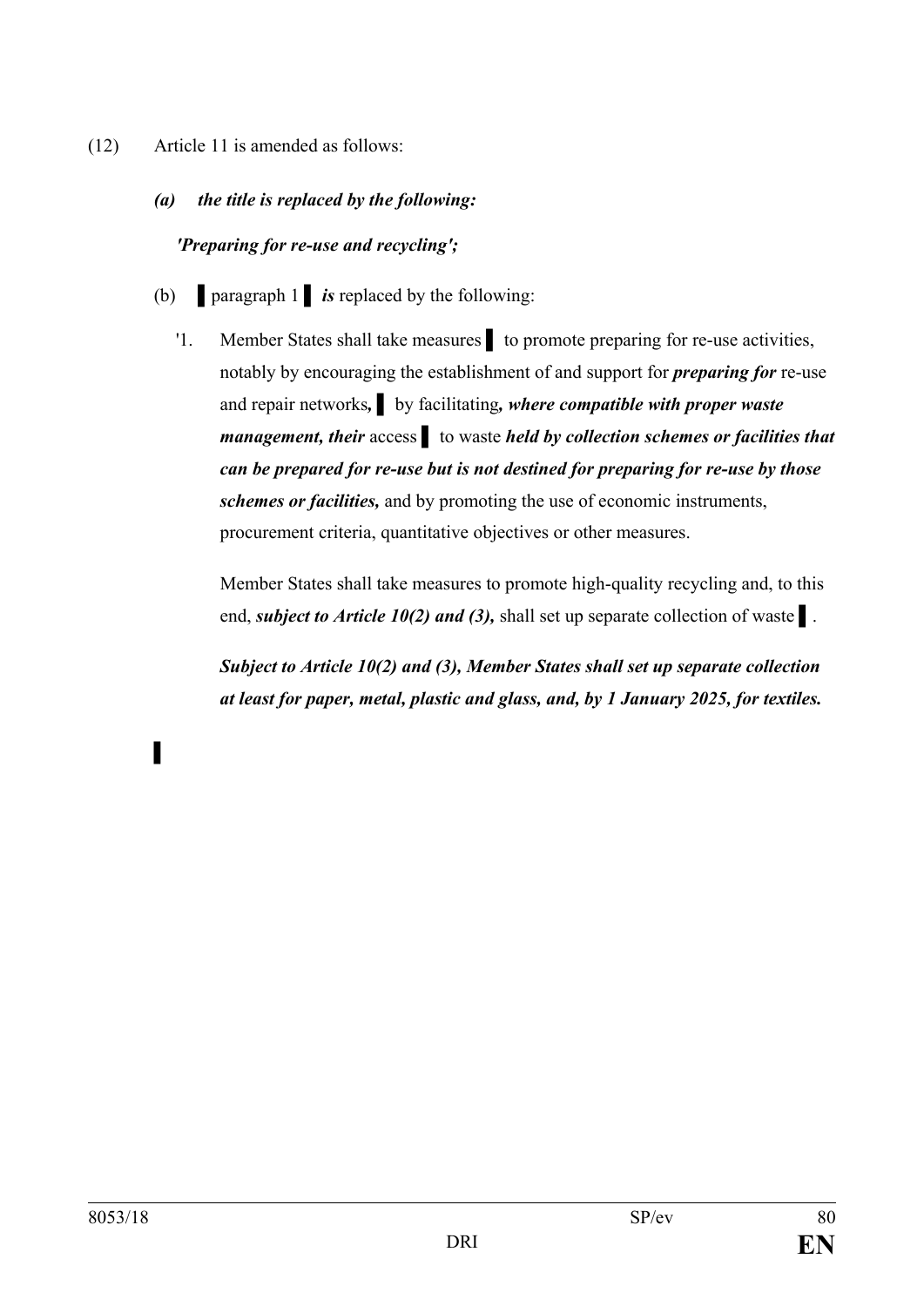(12) Article 11 is amended as follows:

*(a) the title is replaced by the following:*

*'Preparing for re-use and recycling';*

(b) ▌paragraph 1 ▌ *is* replaced by the following:

'1. Member States shall take measures ▌ to promote preparing for re-use activities, notably by encouraging the establishment of and support for ***preparing for*** re-use and repair networks***,*** ▌ by facilitating***, where compatible with proper waste management, their*** access ▌ to waste ***held by collection schemes or facilities that can be prepared for re-use but is not destined for preparing for re-use by those schemes or facilities,*** and by promoting the use of economic instruments, procurement criteria, quantitative objectives or other measures.

Member States shall take measures to promote high-quality recycling and, to this end, ***subject to Article 10(2) and (3),*** shall set up separate collection of waste ▌.

***Subject to Article 10(2) and (3), Member States shall set up separate collection at least for paper, metal, plastic and glass, and, by 1 January 2025, for textiles.***

▌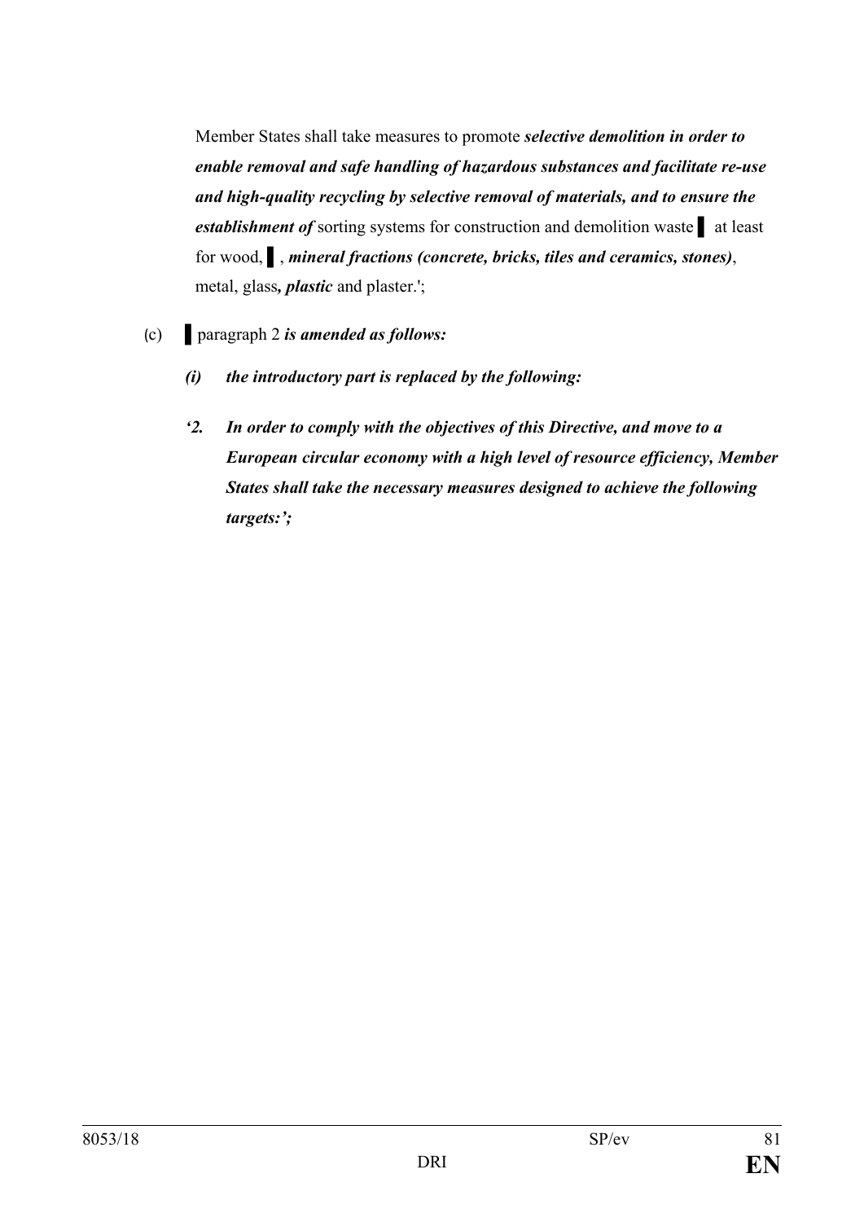Member States shall take measures to promote ***selective demolition in order to enable removal and safe handling of hazardous substances and facilitate re-use and high-quality recycling by selective removal of materials, and to ensure the establishment of*** sorting systems for construction and demolition waste ▌ at least for wood, ▌, ***mineral fractions (concrete, bricks, tiles and ceramics, stones)***, metal, glass***, plastic*** and plaster.';

(c) ▌ paragraph 2 ***is amended as follows:***

***(i) the introductory part is replaced by the following:***

***'2. In order to comply with the objectives of this Directive, and move to a European circular economy with a high level of resource efficiency, Member States shall take the necessary measures designed to achieve the following targets:';***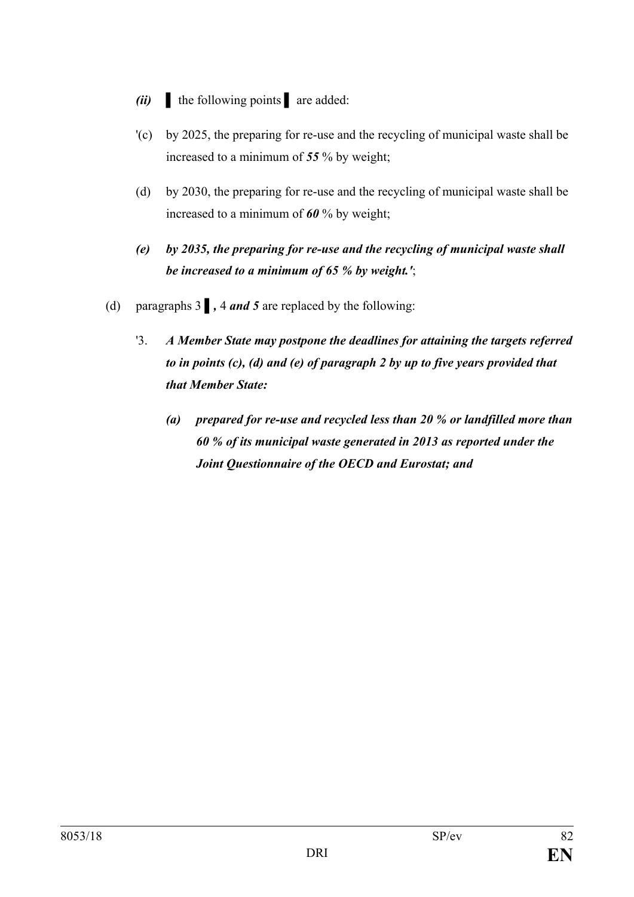*(ii)* ▌ the following points ▌ are added:

'(c) by 2025, the preparing for re-use and the recycling of municipal waste shall be increased to a minimum of ***55*** % by weight;

(d) by 2030, the preparing for re-use and the recycling of municipal waste shall be increased to a minimum of ***60*** % by weight;

***(e) by 2035, the preparing for re-use and the recycling of municipal waste shall be increased to a minimum of 65 % by weight.'***;

(d) paragraphs 3 ▌***,*** 4 ***and 5*** are replaced by the following:

'3. ***A Member State may postpone the deadlines for attaining the targets referred to in points (c), (d) and (e) of paragraph 2 by up to five years provided that that Member State:***

***(a) prepared for re-use and recycled less than 20 % or landfilled more than 60 % of its municipal waste generated in 2013 as reported under the Joint Questionnaire of the OECD and Eurostat; and***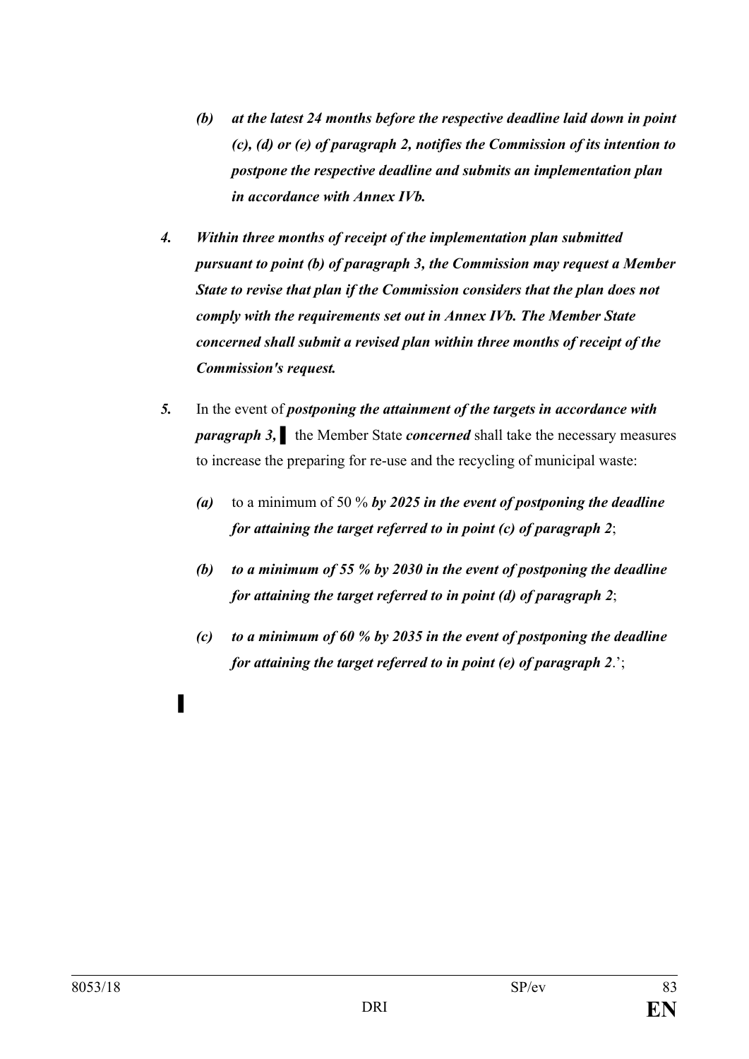*(b) at the latest 24 months before the respective deadline laid down in point (c), (d) or (e) of paragraph 2, notifies the Commission of its intention to postpone the respective deadline and submits an implementation plan in accordance with Annex IVb.*

***4.*** ***Within three months of receipt of the implementation plan submitted pursuant to point (b) of paragraph 3, the Commission may request a Member State to revise that plan if the Commission considers that the plan does not comply with the requirements set out in Annex IVb. The Member State concerned shall submit a revised plan within three months of receipt of the Commission's request.***

***5.*** In the event of ***postponing the attainment of the targets in accordance with paragraph 3,*** ▌ the Member State ***concerned*** shall take the necessary measures to increase the preparing for re-use and the recycling of municipal waste:

***(a)*** to a minimum of 50 % ***by 2025 in the event of postponing the deadline for attaining the target referred to in point (c) of paragraph 2***;

***(b) to a minimum of 55 % by 2030 in the event of postponing the deadline for attaining the target referred to in point (d) of paragraph 2***;

***(c) to a minimum of 60 % by 2035 in the event of postponing the deadline for attaining the target referred to in point (e) of paragraph 2***.';

▌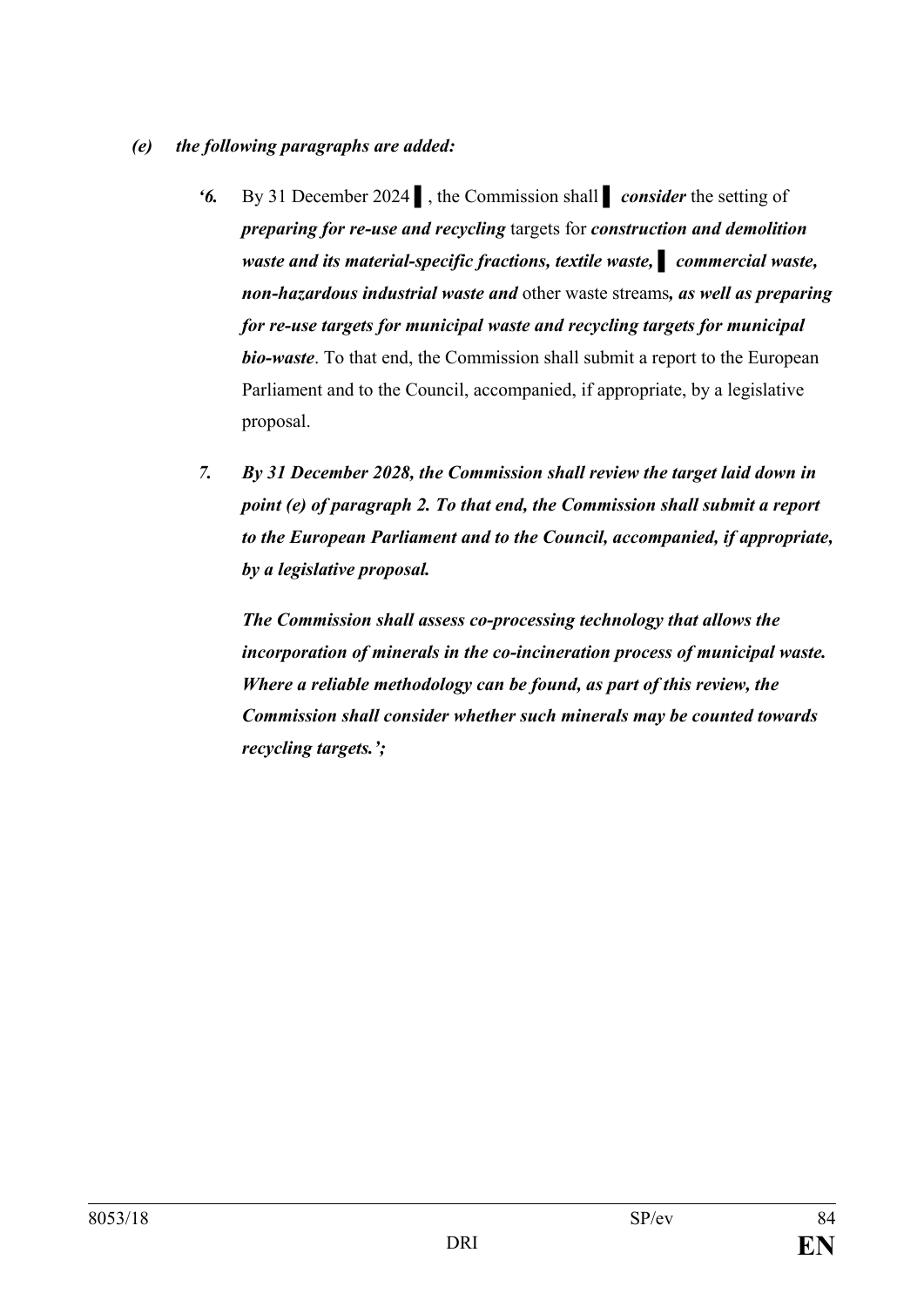*(e) the following paragraphs are added:*

*'6.* By 31 December 2024 ▌, the Commission shall ▌ ***consider*** the setting of ***preparing for re-use and recycling*** targets for ***construction and demolition waste and its material-specific fractions, textile waste,*** ▌ ***commercial waste, non-hazardous industrial waste and*** other waste streams***, as well as preparing for re-use targets for municipal waste and recycling targets for municipal bio-waste***. To that end, the Commission shall submit a report to the European Parliament and to the Council, accompanied, if appropriate, by a legislative proposal.

***7. By 31 December 2028, the Commission shall review the target laid down in point (e) of paragraph 2. To that end, the Commission shall submit a report to the European Parliament and to the Council, accompanied, if appropriate, by a legislative proposal.***

***The Commission shall assess co-processing technology that allows the incorporation of minerals in the co-incineration process of municipal waste. Where a reliable methodology can be found, as part of this review, the Commission shall consider whether such minerals may be counted towards recycling targets.';***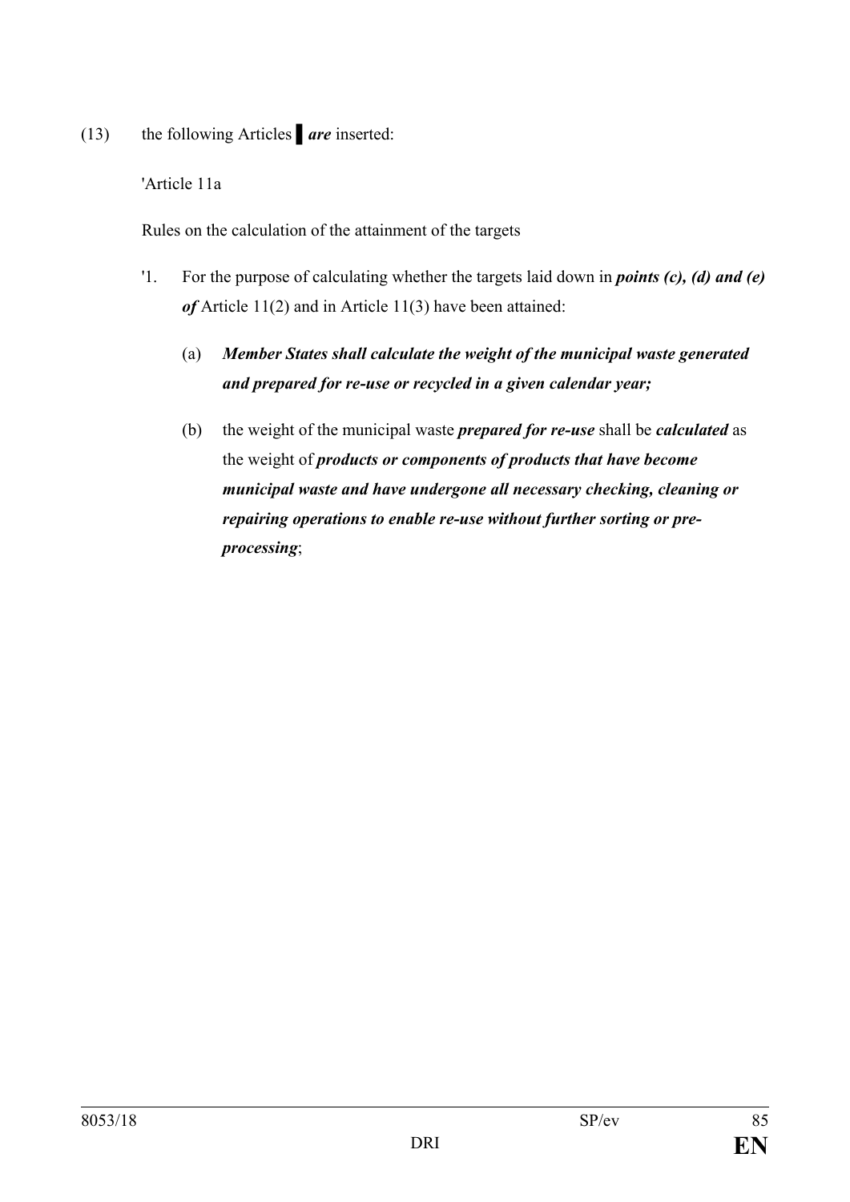(13) the following Articles ▌ ***are*** inserted:

'Article 11a

Rules on the calculation of the attainment of the targets

'1. For the purpose of calculating whether the targets laid down in ***points (c), (d) and (e) of*** Article 11(2) and in Article 11(3) have been attained:

(a) ***Member States shall calculate the weight of the municipal waste generated and prepared for re-use or recycled in a given calendar year;***

(b) the weight of the municipal waste ***prepared for re-use*** shall be ***calculated*** as the weight of ***products or components of products that have become municipal waste and have undergone all necessary checking, cleaning or repairing operations to enable re-use without further sorting or pre-processing***;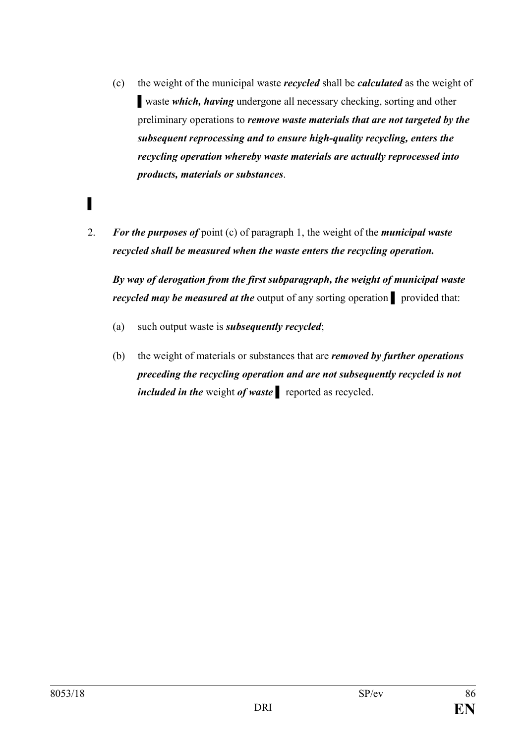(c) the weight of the municipal waste ***recycled*** shall be ***calculated*** as the weight of ▌ waste ***which, having*** undergone all necessary checking, sorting and other preliminary operations to ***remove waste materials that are not targeted by the subsequent reprocessing and to ensure high-quality recycling, enters the recycling operation whereby waste materials are actually reprocessed into products, materials or substances***.

▌

2. ***For the purposes of*** point (c) of paragraph 1, the weight of the ***municipal waste recycled shall be measured when the waste enters the recycling operation.***

***By way of derogation from the first subparagraph, the weight of municipal waste recycled may be measured at the*** output of any sorting operation ▌ provided that:

(a) such output waste is ***subsequently recycled***;

(b) the weight of materials or substances that are ***removed by further operations preceding the recycling operation and are not subsequently recycled is not included in the*** weight ***of waste*** ▌ reported as recycled.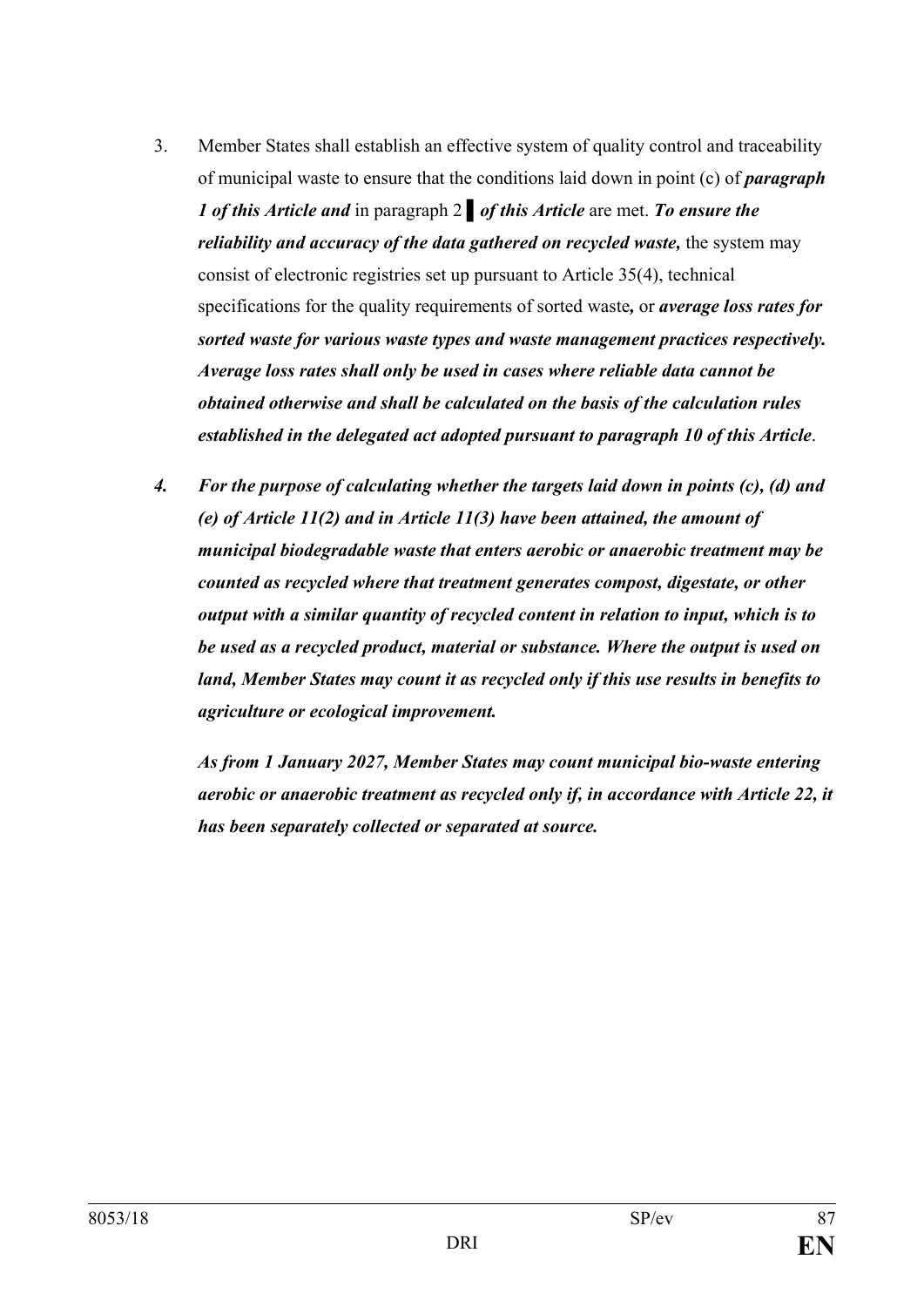3. Member States shall establish an effective system of quality control and traceability of municipal waste to ensure that the conditions laid down in point (c) of ***paragraph 1 of this Article and*** in paragraph 2 ▌ ***of this Article*** are met. ***To ensure the reliability and accuracy of the data gathered on recycled waste,*** the system may consist of electronic registries set up pursuant to Article 35(4), technical specifications for the quality requirements of sorted waste***,*** or ***average loss rates for sorted waste for various waste types and waste management practices respectively. Average loss rates shall only be used in cases where reliable data cannot be obtained otherwise and shall be calculated on the basis of the calculation rules established in the delegated act adopted pursuant to paragraph 10 of this Article***.

***4. For the purpose of calculating whether the targets laid down in points (c), (d) and (e) of Article 11(2) and in Article 11(3) have been attained, the amount of municipal biodegradable waste that enters aerobic or anaerobic treatment may be counted as recycled where that treatment generates compost, digestate, or other output with a similar quantity of recycled content in relation to input, which is to be used as a recycled product, material or substance. Where the output is used on land, Member States may count it as recycled only if this use results in benefits to agriculture or ecological improvement.***

***As from 1 January 2027, Member States may count municipal bio-waste entering aerobic or anaerobic treatment as recycled only if, in accordance with Article 22, it has been separately collected or separated at source.***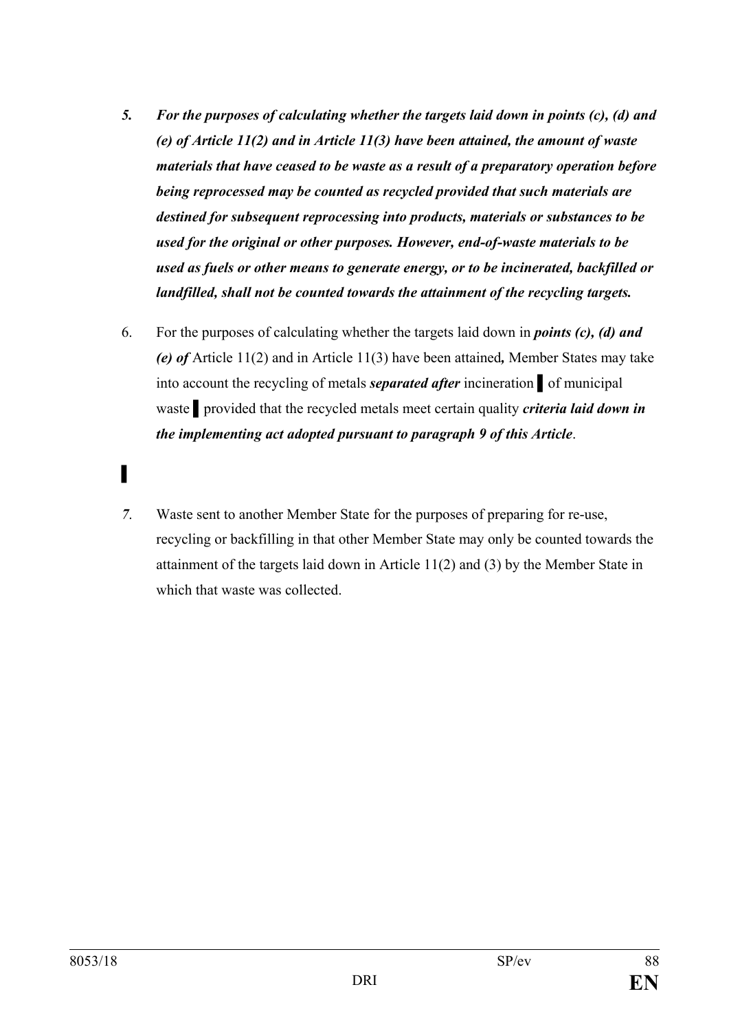*5. For the purposes of calculating whether the targets laid down in points (c), (d) and (e) of Article 11(2) and in Article 11(3) have been attained, the amount of waste materials that have ceased to be waste as a result of a preparatory operation before being reprocessed may be counted as recycled provided that such materials are destined for subsequent reprocessing into products, materials or substances to be used for the original or other purposes. However, end-of-waste materials to be used as fuels or other means to generate energy, or to be incinerated, backfilled or landfilled, shall not be counted towards the attainment of the recycling targets.*

6. For the purposes of calculating whether the targets laid down in ***points (c), (d) and (e) of*** Article 11(2) and in Article 11(3) have been attained**,** Member States may take into account the recycling of metals ***separated after*** incineration ▌ of municipal waste ▌ provided that the recycled metals meet certain quality ***criteria laid down in the implementing act adopted pursuant to paragraph 9 of this Article***.

▌

*7.* Waste sent to another Member State for the purposes of preparing for re-use, recycling or backfilling in that other Member State may only be counted towards the attainment of the targets laid down in Article 11(2) and (3) by the Member State in which that waste was collected.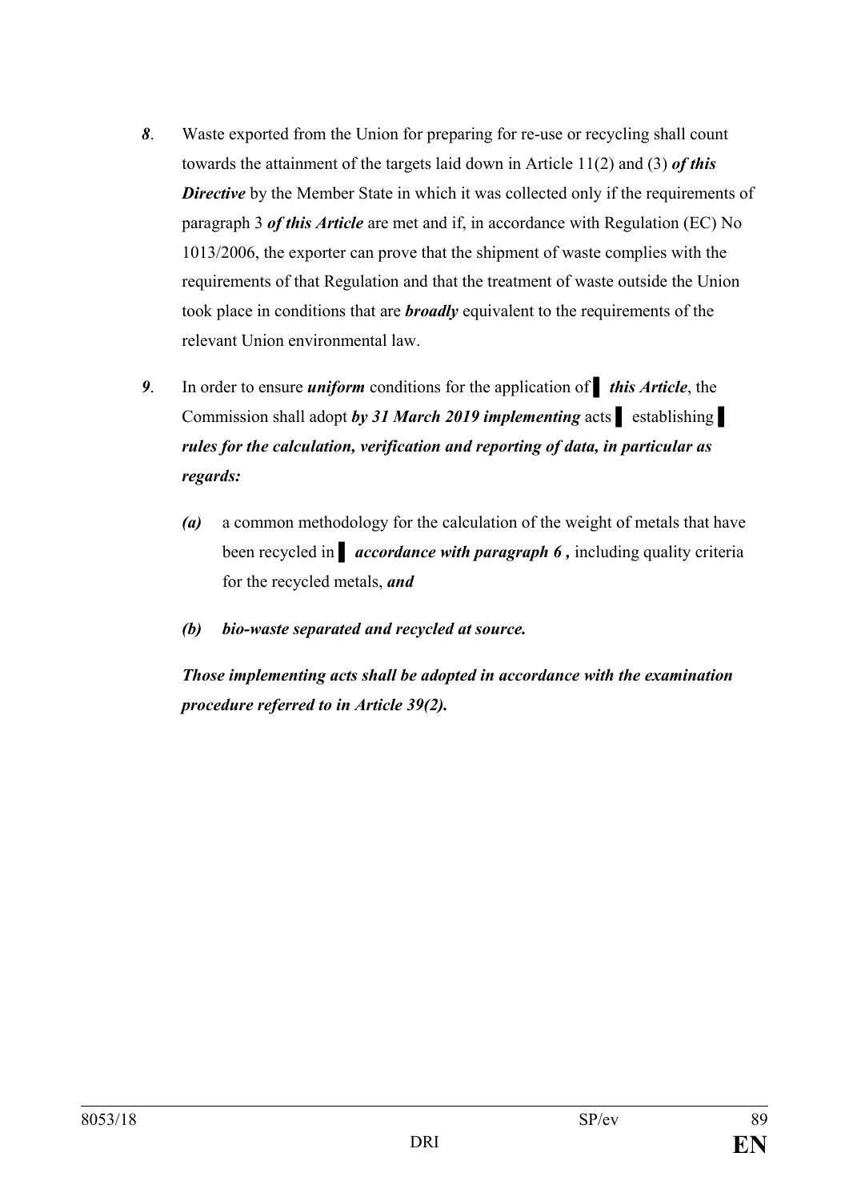***8***. Waste exported from the Union for preparing for re-use or recycling shall count towards the attainment of the targets laid down in Article 11(2) and (3) ***of this Directive*** by the Member State in which it was collected only if the requirements of paragraph 3 ***of this Article*** are met and if, in accordance with Regulation (EC) No 1013/2006, the exporter can prove that the shipment of waste complies with the requirements of that Regulation and that the treatment of waste outside the Union took place in conditions that are ***broadly*** equivalent to the requirements of the relevant Union environmental law.

***9***. In order to ensure ***uniform*** conditions for the application of ▌ ***this Article***, the Commission shall adopt ***by 31 March 2019 implementing*** acts ▌ establishing ▌ ***rules for the calculation, verification and reporting of data, in particular as regards:***

***(a)*** a common methodology for the calculation of the weight of metals that have been recycled in ▌ ***accordance with paragraph 6 ,*** including quality criteria for the recycled metals, ***and***

***(b) bio-waste separated and recycled at source.***

***Those implementing acts shall be adopted in accordance with the examination procedure referred to in Article 39(2).***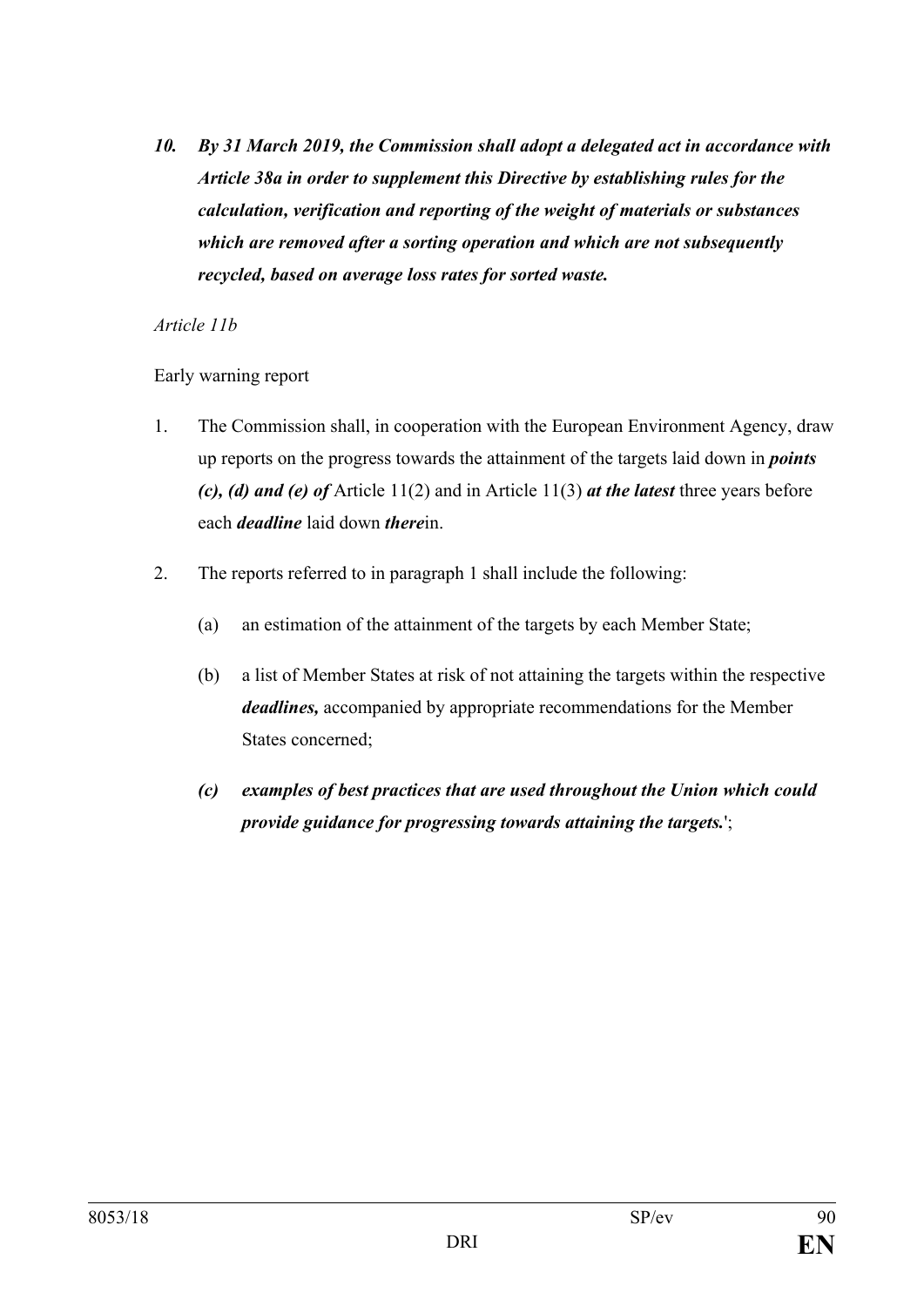***10. By 31 March 2019, the Commission shall adopt a delegated act in accordance with Article 38a in order to supplement this Directive by establishing rules for the calculation, verification and reporting of the weight of materials or substances which are removed after a sorting operation and which are not subsequently recycled, based on average loss rates for sorted waste.***

*Article 11b*

Early warning report

1. The Commission shall, in cooperation with the European Environment Agency, draw up reports on the progress towards the attainment of the targets laid down in ***points (c), (d) and (e) of*** Article 11(2) and in Article 11(3) ***at the latest*** three years before each ***deadline*** laid down ***there***in.

2. The reports referred to in paragraph 1 shall include the following:

   (a) an estimation of the attainment of the targets by each Member State;

   (b) a list of Member States at risk of not attaining the targets within the respective ***deadlines,*** accompanied by appropriate recommendations for the Member States concerned;

   ***(c) examples of best practices that are used throughout the Union which could provide guidance for progressing towards attaining the targets.***';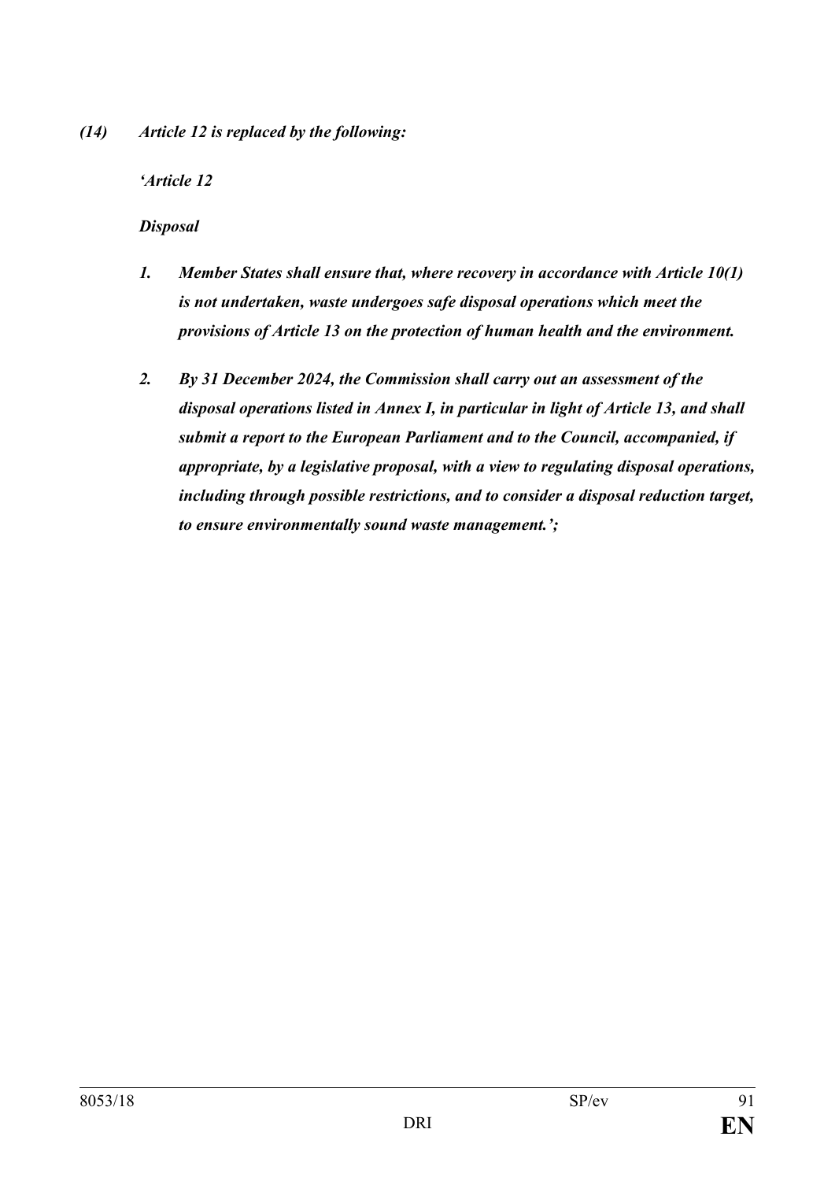***(14) Article 12 is replaced by the following:***

***'Article 12***

***Disposal***

1. ***Member States shall ensure that, where recovery in accordance with Article 10(1) is not undertaken, waste undergoes safe disposal operations which meet the provisions of Article 13 on the protection of human health and the environment.***

2. ***By 31 December 2024, the Commission shall carry out an assessment of the disposal operations listed in Annex I, in particular in light of Article 13, and shall submit a report to the European Parliament and to the Council, accompanied, if appropriate, by a legislative proposal, with a view to regulating disposal operations, including through possible restrictions, and to consider a disposal reduction target, to ensure environmentally sound waste management.';***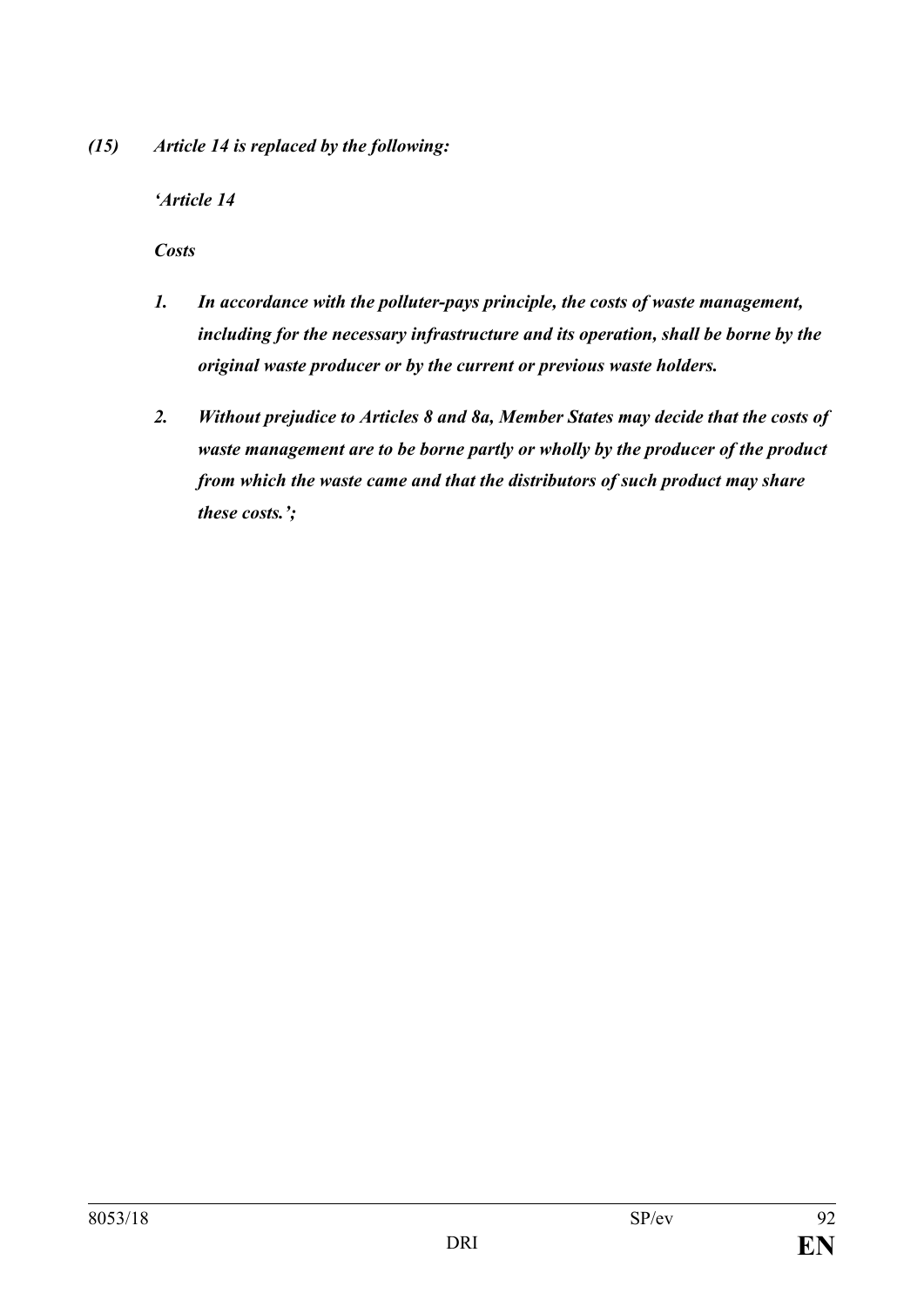***(15) Article 14 is replaced by the following:***

***'Article 14***

***Costs***

***1. In accordance with the polluter-pays principle, the costs of waste management, including for the necessary infrastructure and its operation, shall be borne by the original waste producer or by the current or previous waste holders.***

***2. Without prejudice to Articles 8 and 8a, Member States may decide that the costs of waste management are to be borne partly or wholly by the producer of the product from which the waste came and that the distributors of such product may share these costs.';***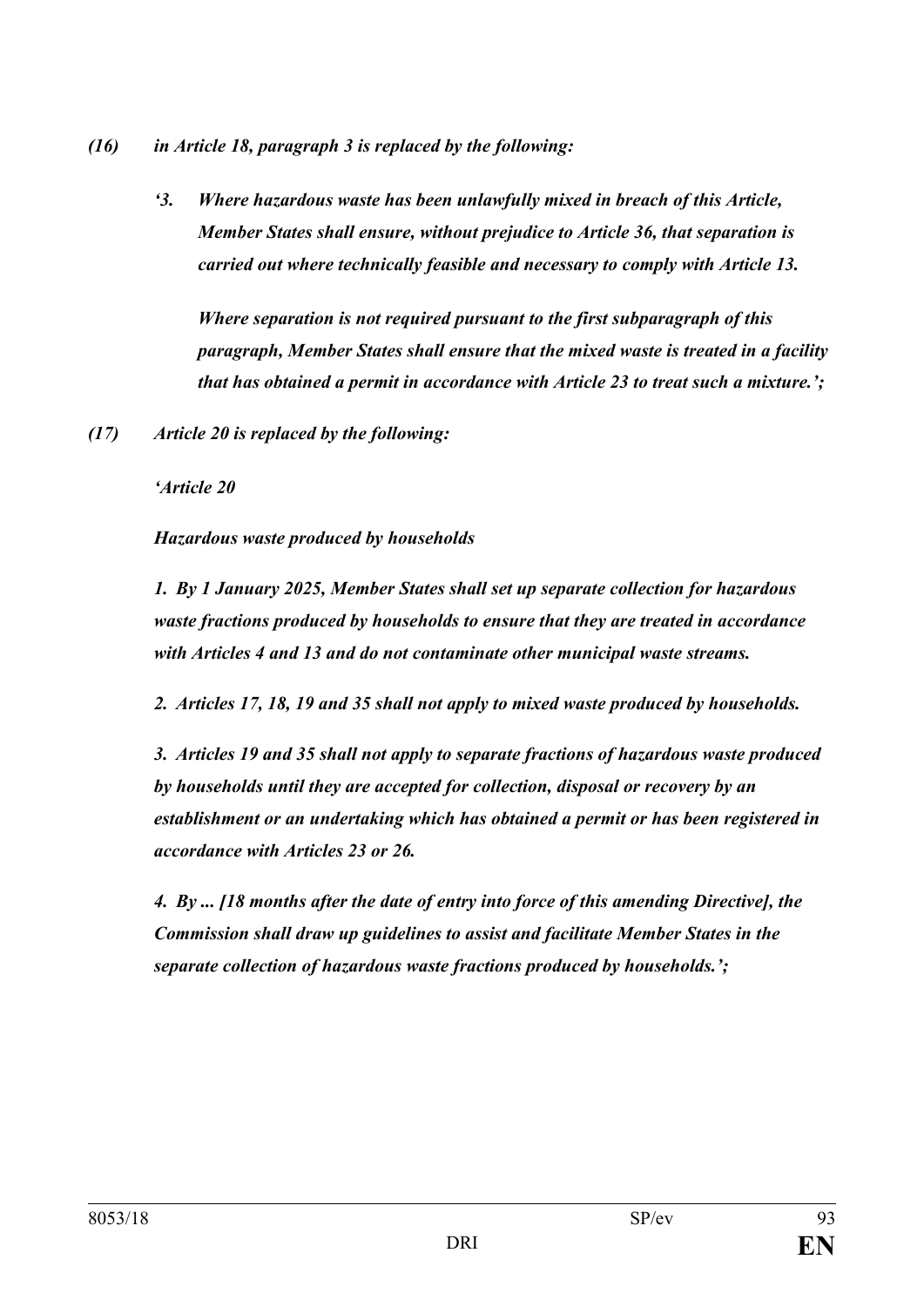*(16) in Article 18, paragraph 3 is replaced by the following:*

*‘3. Where hazardous waste has been unlawfully mixed in breach of this Article, Member States shall ensure, without prejudice to Article 36, that separation is carried out where technically feasible and necessary to comply with Article 13.*

*Where separation is not required pursuant to the first subparagraph of this paragraph, Member States shall ensure that the mixed waste is treated in a facility that has obtained a permit in accordance with Article 23 to treat such a mixture.’;*

*(17) Article 20 is replaced by the following:*

*‘Article 20*

*Hazardous waste produced by households*

*1. By 1 January 2025, Member States shall set up separate collection for hazardous waste fractions produced by households to ensure that they are treated in accordance with Articles 4 and 13 and do not contaminate other municipal waste streams.*

*2. Articles 17, 18, 19 and 35 shall not apply to mixed waste produced by households.*

*3. Articles 19 and 35 shall not apply to separate fractions of hazardous waste produced by households until they are accepted for collection, disposal or recovery by an establishment or an undertaking which has obtained a permit or has been registered in accordance with Articles 23 or 26.*

*4. By ... [18 months after the date of entry into force of this amending Directive], the Commission shall draw up guidelines to assist and facilitate Member States in the separate collection of hazardous waste fractions produced by households.’;*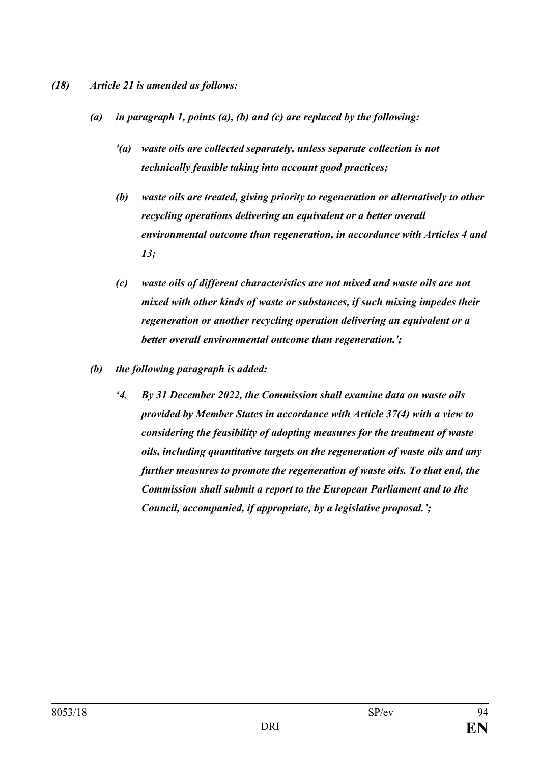*(18) Article 21 is amended as follows:*

*(a) in paragraph 1, points (a), (b) and (c) are replaced by the following:*

*'(a) waste oils are collected separately, unless separate collection is not technically feasible taking into account good practices;*

*(b) waste oils are treated, giving priority to regeneration or alternatively to other recycling operations delivering an equivalent or a better overall environmental outcome than regeneration, in accordance with Articles 4 and 13;*

*(c) waste oils of different characteristics are not mixed and waste oils are not mixed with other kinds of waste or substances, if such mixing impedes their regeneration or another recycling operation delivering an equivalent or a better overall environmental outcome than regeneration.';*

*(b) the following paragraph is added:*

*'4. By 31 December 2022, the Commission shall examine data on waste oils provided by Member States in accordance with Article 37(4) with a view to considering the feasibility of adopting measures for the treatment of waste oils, including quantitative targets on the regeneration of waste oils and any further measures to promote the regeneration of waste oils. To that end, the Commission shall submit a report to the European Parliament and to the Council, accompanied, if appropriate, by a legislative proposal.';*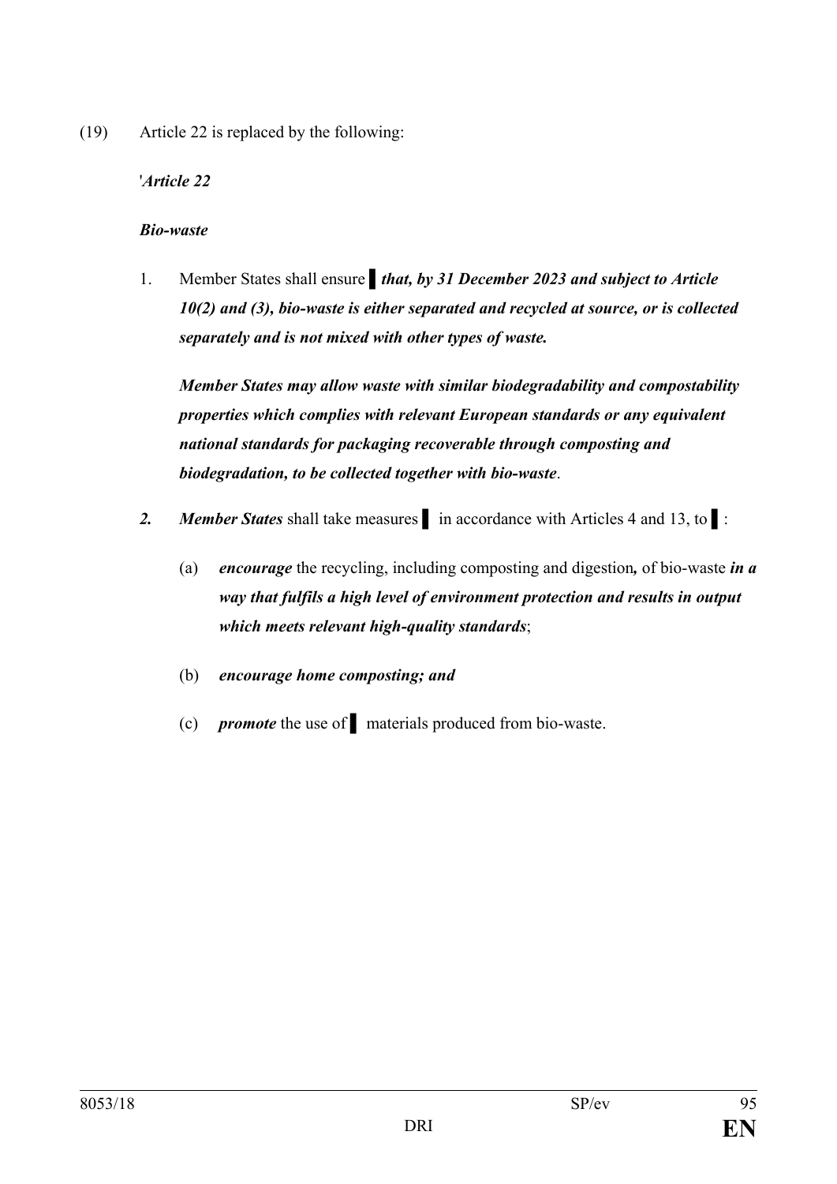(19) Article 22 is replaced by the following:

'*Article 22*

***Bio-waste***

1. Member States shall ensure ▌***that, by 31 December 2023 and subject to Article 10(2) and (3), bio-waste is either separated and recycled at source, or is collected separately and is not mixed with other types of waste.***

   ***Member States may allow waste with similar biodegradability and compostability properties which complies with relevant European standards or any equivalent national standards for packaging recoverable through composting and biodegradation, to be collected together with bio-waste***.

***2.*** ***Member States*** shall take measures ▌ in accordance with Articles 4 and 13, to ▌:

   (a) ***encourage*** the recycling, including composting and digestion***,*** of bio-waste ***in a way that fulfils a high level of environment protection and results in output which meets relevant high-quality standards***;

   (b) ***encourage home composting; and***

   (c) ***promote*** the use of ▌ materials produced from bio-waste.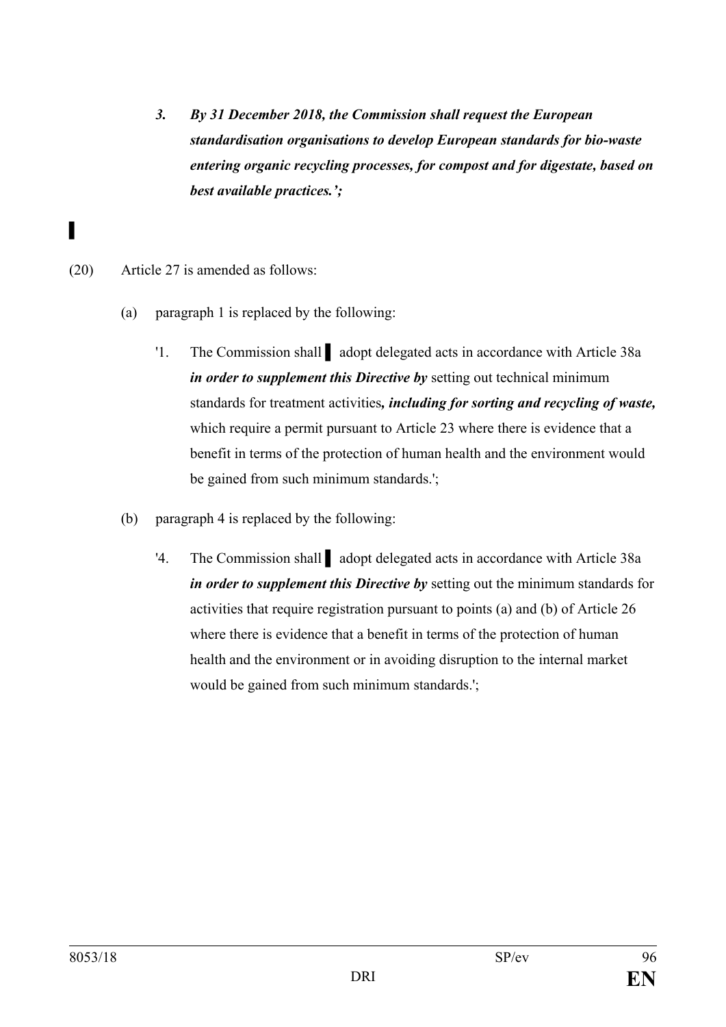*3. By 31 December 2018, the Commission shall request the European standardisation organisations to develop European standards for bio-waste entering organic recycling processes, for compost and for digestate, based on best available practices.';*

▌

(20) Article 27 is amended as follows:

(a) paragraph 1 is replaced by the following:

'1. The Commission shall ▌ adopt delegated acts in accordance with Article 38a ***in order to supplement this Directive by*** setting out technical minimum standards for treatment activities***, including for sorting and recycling of waste,*** which require a permit pursuant to Article 23 where there is evidence that a benefit in terms of the protection of human health and the environment would be gained from such minimum standards.';

(b) paragraph 4 is replaced by the following:

'4. The Commission shall ▌ adopt delegated acts in accordance with Article 38a ***in order to supplement this Directive by*** setting out the minimum standards for activities that require registration pursuant to points (a) and (b) of Article 26 where there is evidence that a benefit in terms of the protection of human health and the environment or in avoiding disruption to the internal market would be gained from such minimum standards.';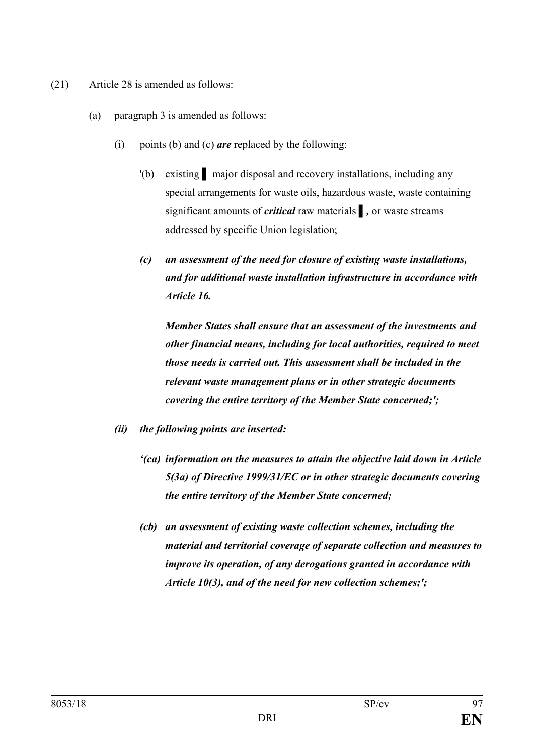(21) Article 28 is amended as follows:

(a) paragraph 3 is amended as follows:

(i) points (b) and (c) ***are*** replaced by the following:

'(b) existing ▌ major disposal and recovery installations, including any special arrangements for waste oils, hazardous waste, waste containing significant amounts of ***critical*** raw materials ▌***,*** or waste streams addressed by specific Union legislation;

***(c) an assessment of the need for closure of existing waste installations, and for additional waste installation infrastructure in accordance with Article 16.***

***Member States shall ensure that an assessment of the investments and other financial means, including for local authorities, required to meet those needs is carried out. This assessment shall be included in the relevant waste management plans or in other strategic documents covering the entire territory of the Member State concerned;';***

***(ii) the following points are inserted:***

***'(ca) information on the measures to attain the objective laid down in Article 5(3a) of Directive 1999/31/EC or in other strategic documents covering the entire territory of the Member State concerned;***

***(cb) an assessment of existing waste collection schemes, including the material and territorial coverage of separate collection and measures to improve its operation, of any derogations granted in accordance with Article 10(3), and of the need for new collection schemes;';***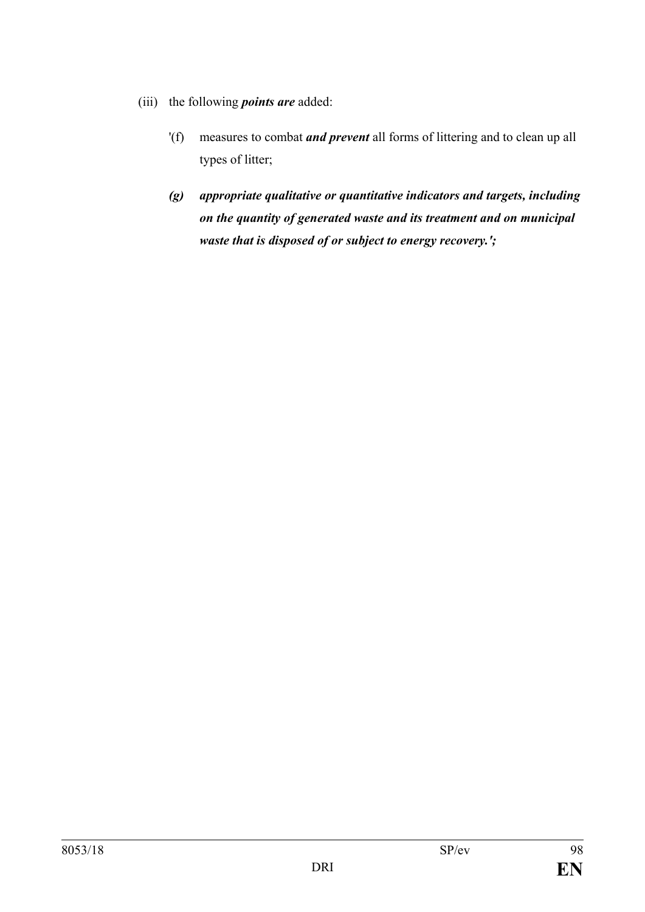(iii) the following ***points are*** added:

'(f) measures to combat ***and prevent*** all forms of littering and to clean up all types of litter;

***(g) appropriate qualitative or quantitative indicators and targets, including on the quantity of generated waste and its treatment and on municipal waste that is disposed of or subject to energy recovery.';***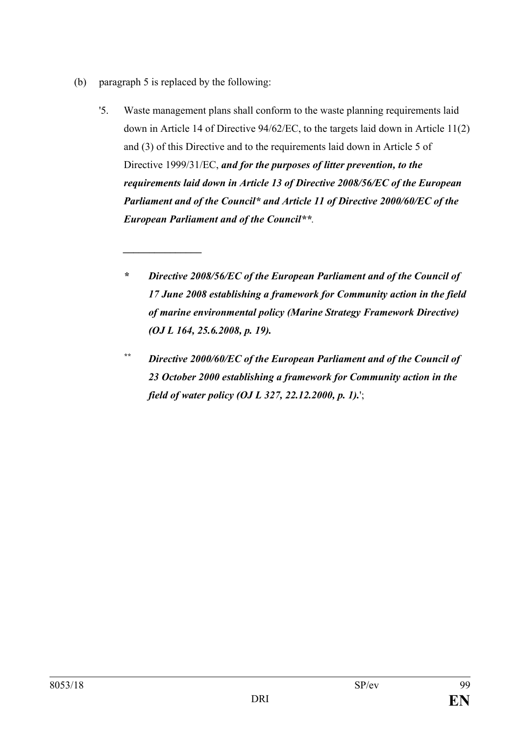(b) paragraph 5 is replaced by the following:

'5. Waste management plans shall conform to the waste planning requirements laid down in Article 14 of Directive 94/62/EC, to the targets laid down in Article 11(2) and (3) of this Directive and to the requirements laid down in Article 5 of Directive 1999/31/EC, ***and for the purposes of litter prevention, to the requirements laid down in Article 13 of Directive 2008/56/EC of the European Parliament and of the Council* and Article 11 of Directive 2000/60/EC of the European Parliament and of the Council***.

\_\_\_\_\_\_\_\_\_\_\_\_\_\_\_

*\* **Directive 2008/56/EC of the European Parliament and of the Council of 17 June 2008 establishing a framework for Community action in the field of marine environmental policy (Marine Strategy Framework Directive) (OJ L 164, 25.6.2008, p. 19).***

*\*\* **Directive 2000/60/EC of the European Parliament and of the Council of 23 October 2000 establishing a framework for Community action in the field of water policy (OJ L 327, 22.12.2000, p. 1).***';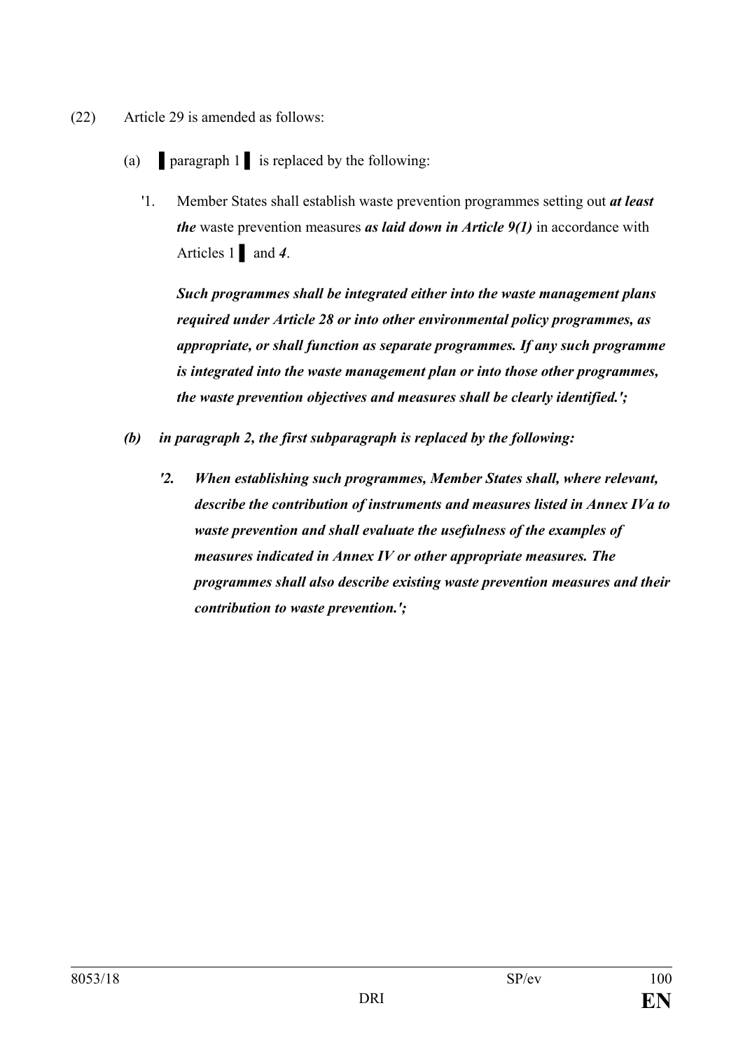(22) Article 29 is amended as follows:

(a) ▌paragraph 1 ▌ is replaced by the following:

'1. Member States shall establish waste prevention programmes setting out ***at least the*** waste prevention measures ***as laid down in Article 9(1)*** in accordance with Articles 1 ▌ and ***4***.

***Such programmes shall be integrated either into the waste management plans required under Article 28 or into other environmental policy programmes, as appropriate, or shall function as separate programmes. If any such programme is integrated into the waste management plan or into those other programmes, the waste prevention objectives and measures shall be clearly identified.';***

***(b) in paragraph 2, the first subparagraph is replaced by the following:***

***'2. When establishing such programmes, Member States shall, where relevant, describe the contribution of instruments and measures listed in Annex IVa to waste prevention and shall evaluate the usefulness of the examples of measures indicated in Annex IV or other appropriate measures. The programmes shall also describe existing waste prevention measures and their contribution to waste prevention.';***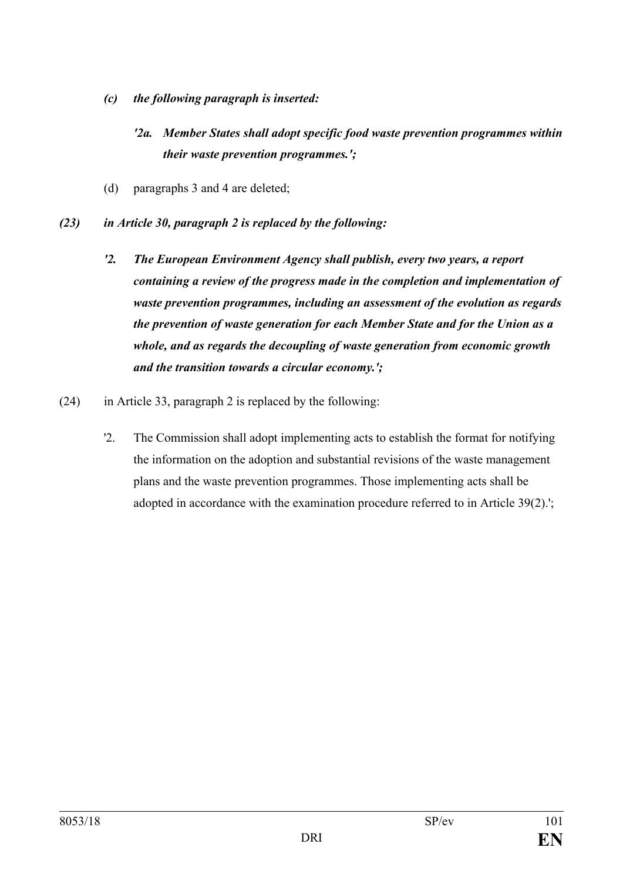*(c) the following paragraph is inserted:*

*'2a. Member States shall adopt specific food waste prevention programmes within their waste prevention programmes.';*

(d) paragraphs 3 and 4 are deleted;

*(23) in Article 30, paragraph 2 is replaced by the following:*

*'2. The European Environment Agency shall publish, every two years, a report containing a review of the progress made in the completion and implementation of waste prevention programmes, including an assessment of the evolution as regards the prevention of waste generation for each Member State and for the Union as a whole, and as regards the decoupling of waste generation from economic growth and the transition towards a circular economy.';*

(24) in Article 33, paragraph 2 is replaced by the following:

'2. The Commission shall adopt implementing acts to establish the format for notifying the information on the adoption and substantial revisions of the waste management plans and the waste prevention programmes. Those implementing acts shall be adopted in accordance with the examination procedure referred to in Article 39(2).';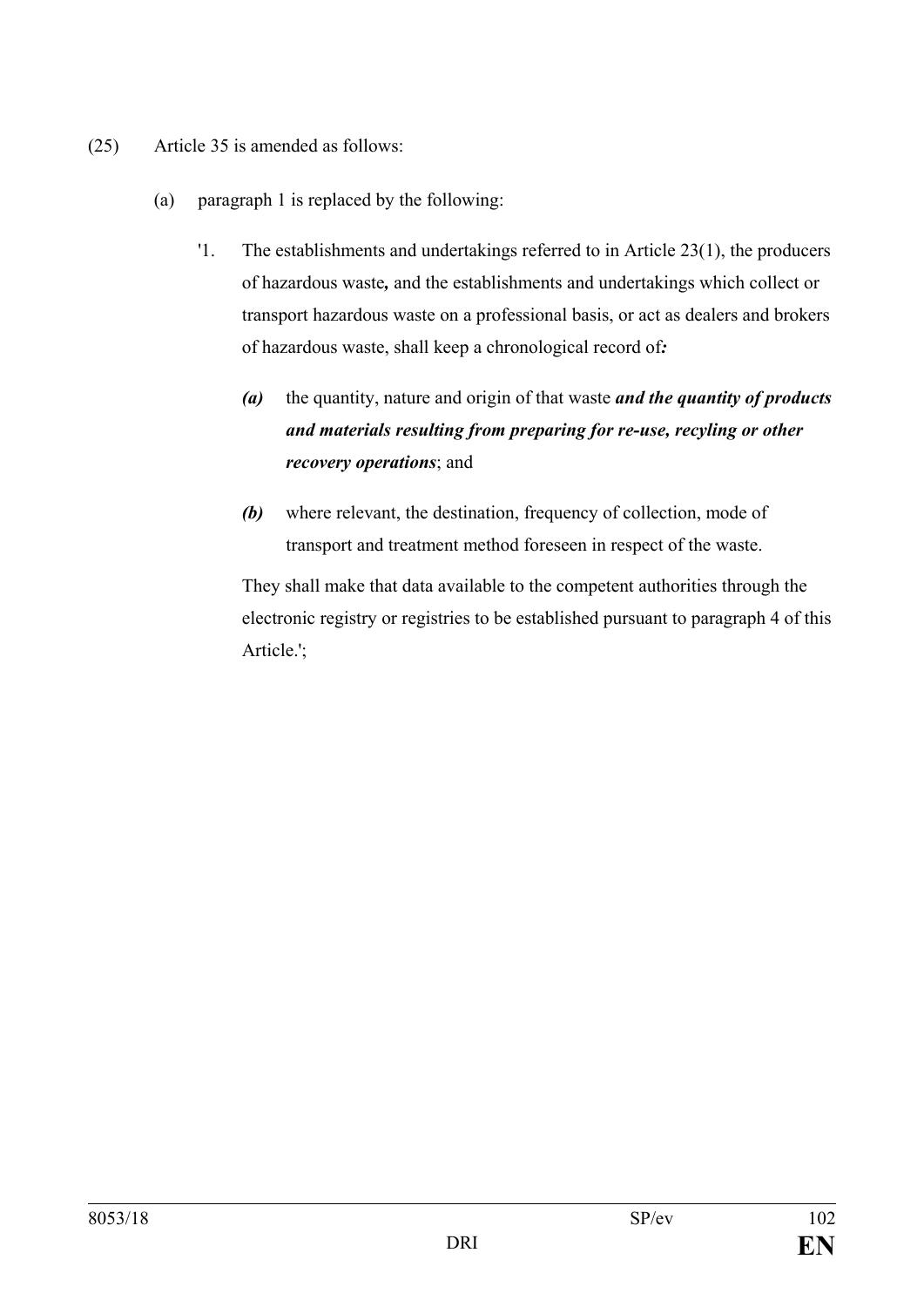(25) Article 35 is amended as follows:

(a) paragraph 1 is replaced by the following:

'1. The establishments and undertakings referred to in Article 23(1), the producers of hazardous waste***,*** and the establishments and undertakings which collect or transport hazardous waste on a professional basis, or act as dealers and brokers of hazardous waste, shall keep a chronological record of***:***

***(a)*** the quantity, nature and origin of that waste ***and the quantity of products and materials resulting from preparing for re-use, recyling or other recovery operations***; and

***(b)*** where relevant, the destination, frequency of collection, mode of transport and treatment method foreseen in respect of the waste.

They shall make that data available to the competent authorities through the electronic registry or registries to be established pursuant to paragraph 4 of this Article.';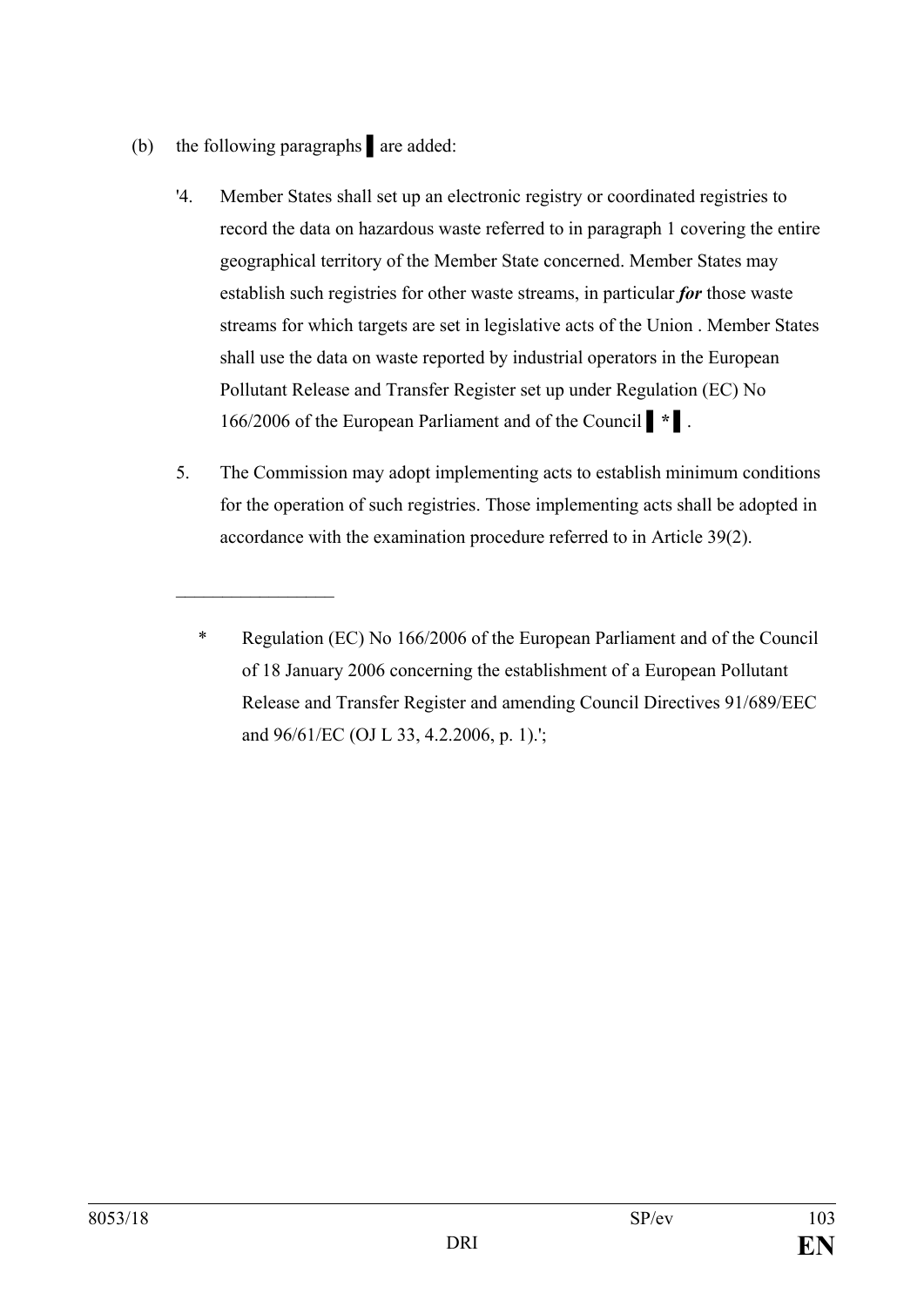(b) the following paragraphs ▌ are added:

'4. Member States shall set up an electronic registry or coordinated registries to record the data on hazardous waste referred to in paragraph 1 covering the entire geographical territory of the Member State concerned. Member States may establish such registries for other waste streams, in particular ***for*** those waste streams for which targets are set in legislative acts of the Union . Member States shall use the data on waste reported by industrial operators in the European Pollutant Release and Transfer Register set up under Regulation (EC) No 166/2006 of the European Parliament and of the Council ▌ * ▌ .

5. The Commission may adopt implementing acts to establish minimum conditions for the operation of such registries. Those implementing acts shall be adopted in accordance with the examination procedure referred to in Article 39(2).

_________________

\* Regulation (EC) No 166/2006 of the European Parliament and of the Council of 18 January 2006 concerning the establishment of a European Pollutant Release and Transfer Register and amending Council Directives 91/689/EEC and 96/61/EC (OJ L 33, 4.2.2006, p. 1).';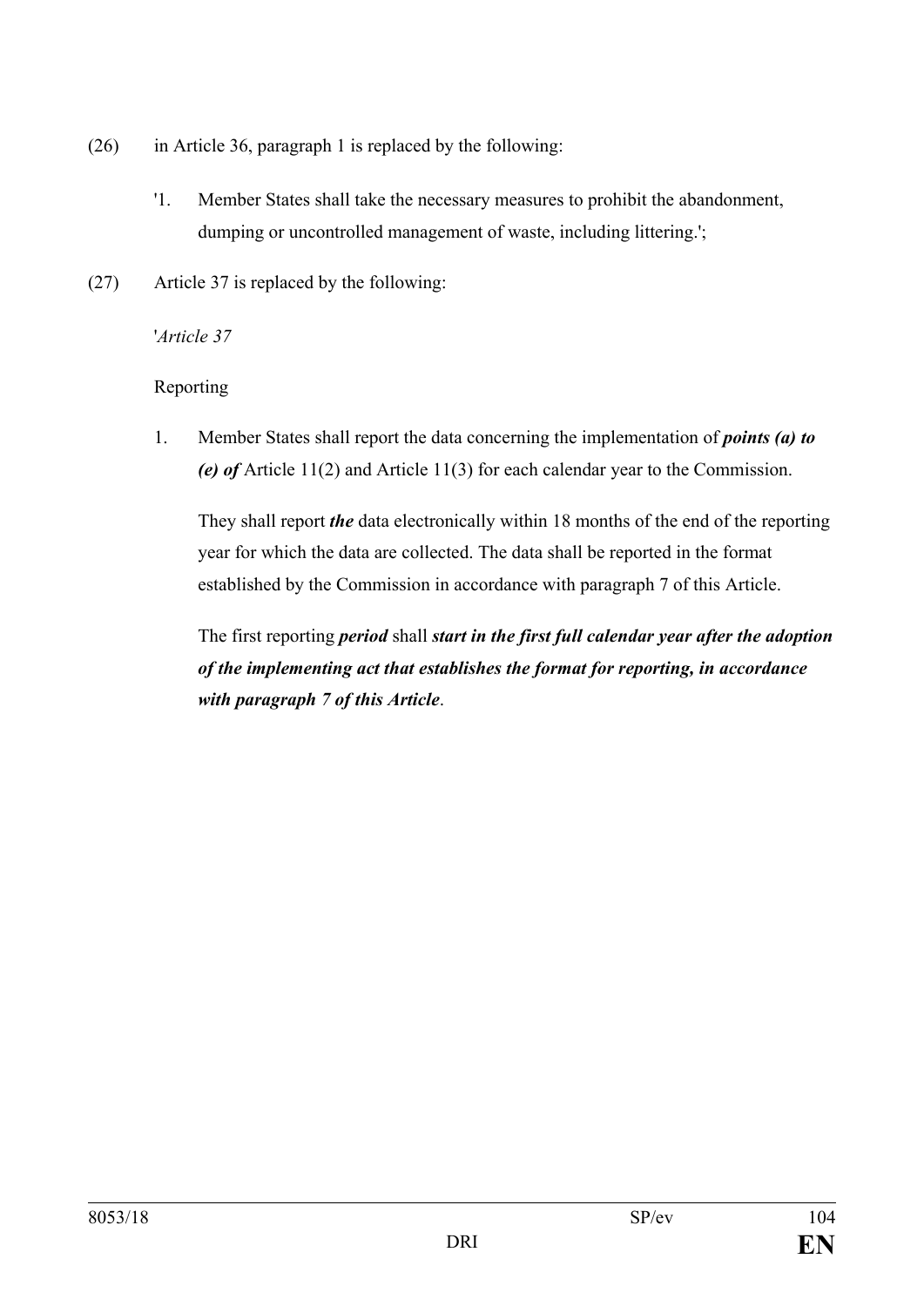(26) in Article 36, paragraph 1 is replaced by the following:

> '1. Member States shall take the necessary measures to prohibit the abandonment, dumping or uncontrolled management of waste, including littering.';

(27) Article 37 is replaced by the following:

'*Article 37*

Reporting

1. Member States shall report the data concerning the implementation of ***points (a) to (e) of*** Article 11(2) and Article 11(3) for each calendar year to the Commission.

   They shall report ***the*** data electronically within 18 months of the end of the reporting year for which the data are collected. The data shall be reported in the format established by the Commission in accordance with paragraph 7 of this Article.

   The first reporting ***period*** shall ***start in the first full calendar year after the adoption of the implementing act that establishes the format for reporting, in accordance with paragraph 7 of this Article***.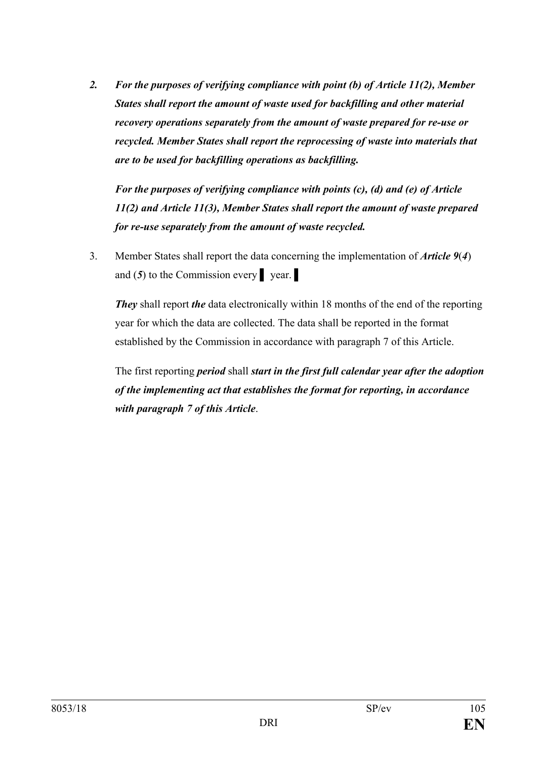***2. For the purposes of verifying compliance with point (b) of Article 11(2), Member States shall report the amount of waste used for backfilling and other material recovery operations separately from the amount of waste prepared for re-use or recycled. Member States shall report the reprocessing of waste into materials that are to be used for backfilling operations as backfilling.***

***For the purposes of verifying compliance with points (c), (d) and (e) of Article 11(2) and Article 11(3), Member States shall report the amount of waste prepared for re-use separately from the amount of waste recycled.***

3. Member States shall report the data concerning the implementation of ***Article 9***(***4***) and (***5***) to the Commission every ▌ year. ▌

***They*** shall report ***the*** data electronically within 18 months of the end of the reporting year for which the data are collected. The data shall be reported in the format established by the Commission in accordance with paragraph 7 of this Article.

The first reporting ***period*** shall ***start in the first full calendar year after the adoption of the implementing act that establishes the format for reporting, in accordance with paragraph 7 of this Article***.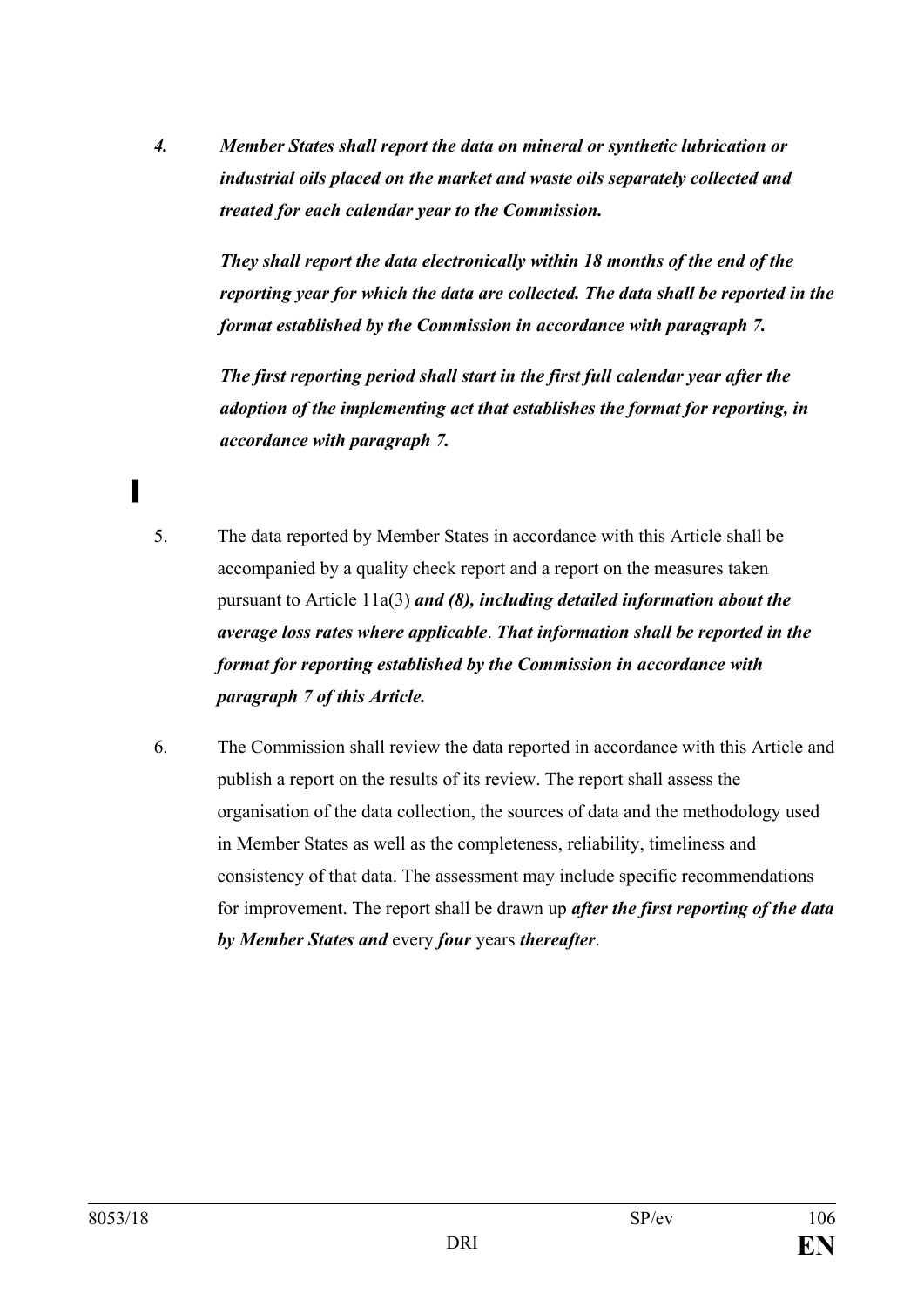***4. Member States shall report the data on mineral or synthetic lubrication or industrial oils placed on the market and waste oils separately collected and treated for each calendar year to the Commission.***

***They shall report the data electronically within 18 months of the end of the reporting year for which the data are collected. The data shall be reported in the format established by the Commission in accordance with paragraph 7.***

***The first reporting period shall start in the first full calendar year after the adoption of the implementing act that establishes the format for reporting, in accordance with paragraph 7.***

▌

5. The data reported by Member States in accordance with this Article shall be accompanied by a quality check report and a report on the measures taken pursuant to Article 11a(3) ***and (8), including detailed information about the average loss rates where applicable***. ***That information shall be reported in the format for reporting established by the Commission in accordance with paragraph 7 of this Article.***

6. The Commission shall review the data reported in accordance with this Article and publish a report on the results of its review. The report shall assess the organisation of the data collection, the sources of data and the methodology used in Member States as well as the completeness, reliability, timeliness and consistency of that data. The assessment may include specific recommendations for improvement. The report shall be drawn up ***after the first reporting of the data by Member States and*** every ***four*** years ***thereafter***.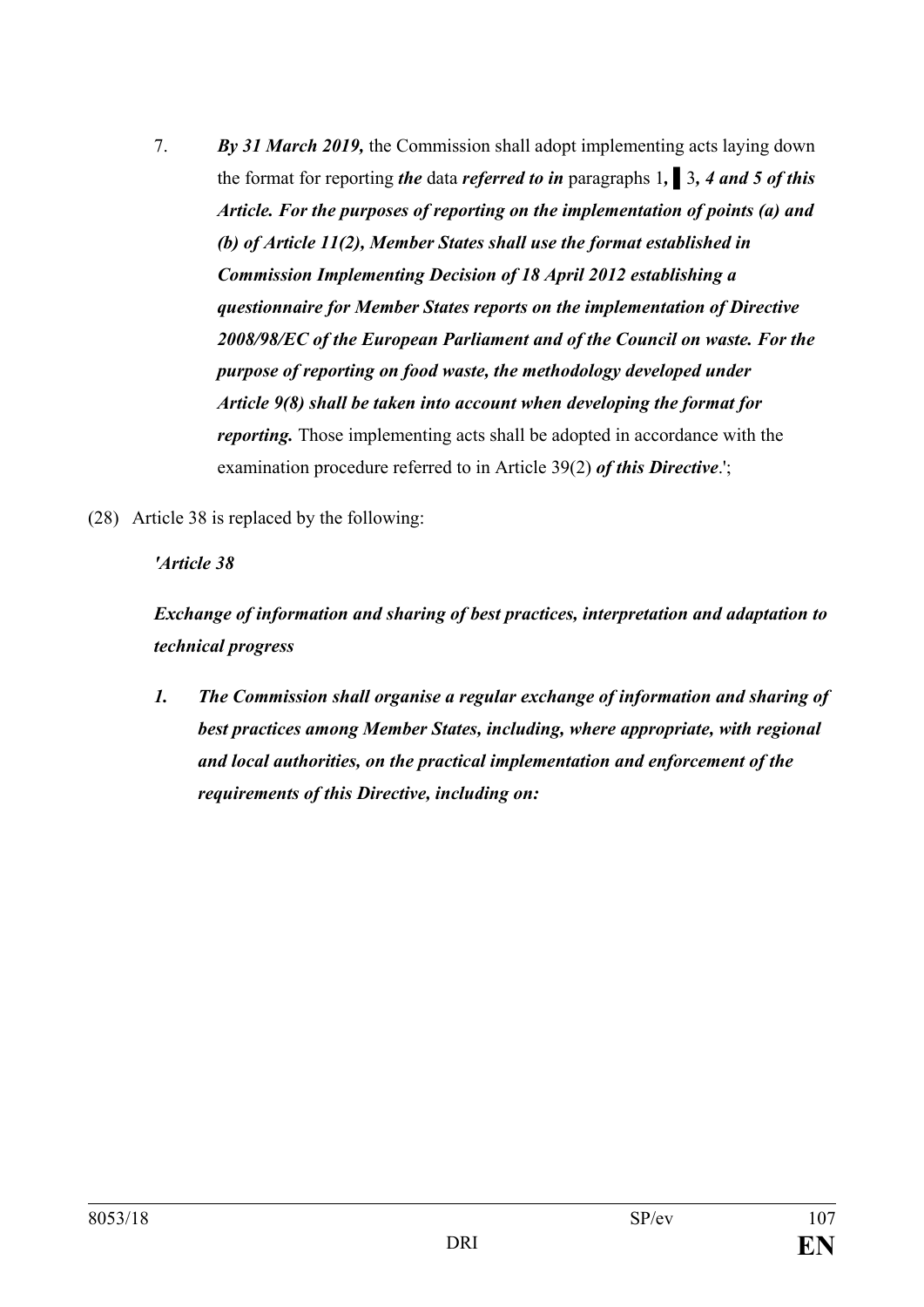7. ***By 31 March 2019,*** the Commission shall adopt implementing acts laying down the format for reporting ***the*** data ***referred to in*** paragraphs 1**,** ▌3***, 4 and 5 of this Article. For the purposes of reporting on the implementation of points (a) and (b) of Article 11(2), Member States shall use the format established in Commission Implementing Decision of 18 April 2012 establishing a questionnaire for Member States reports on the implementation of Directive 2008/98/EC of the European Parliament and of the Council on waste. For the purpose of reporting on food waste, the methodology developed under Article 9(8) shall be taken into account when developing the format for reporting.*** Those implementing acts shall be adopted in accordance with the examination procedure referred to in Article 39(2) ***of this Directive***.';

(28) Article 38 is replaced by the following:

*'Article 38*

***Exchange of information and sharing of best practices, interpretation and adaptation to technical progress***

***1. The Commission shall organise a regular exchange of information and sharing of best practices among Member States, including, where appropriate, with regional and local authorities, on the practical implementation and enforcement of the requirements of this Directive, including on:***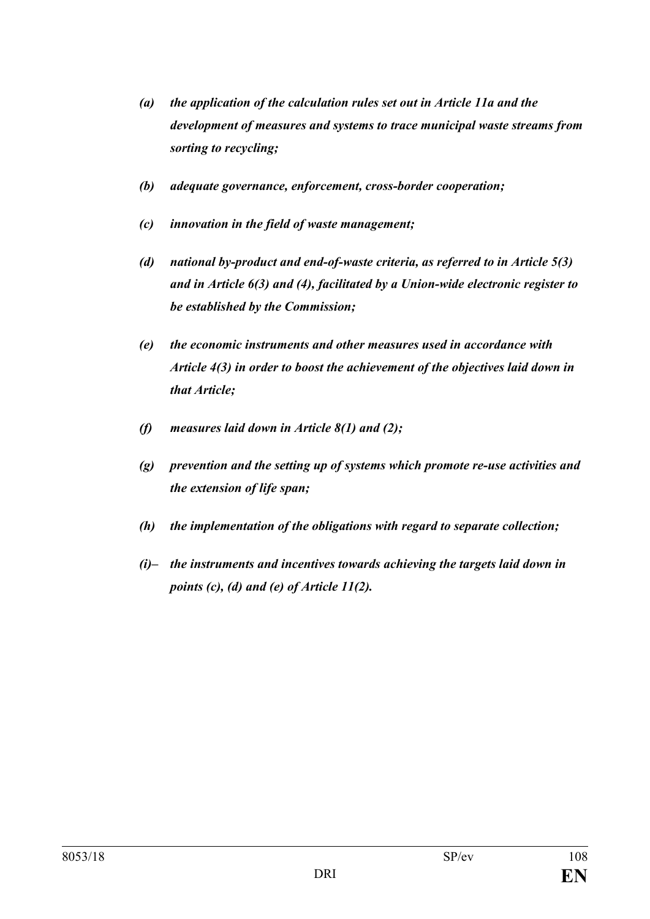*(a) the application of the calculation rules set out in Article 11a and the development of measures and systems to trace municipal waste streams from sorting to recycling;*

*(b) adequate governance, enforcement, cross-border cooperation;*

*(c) innovation in the field of waste management;*

*(d) national by-product and end-of-waste criteria, as referred to in Article 5(3) and in Article 6(3) and (4), facilitated by a Union-wide electronic register to be established by the Commission;*

*(e) the economic instruments and other measures used in accordance with Article 4(3) in order to boost the achievement of the objectives laid down in that Article;*

*(f) measures laid down in Article 8(1) and (2);*

*(g) prevention and the setting up of systems which promote re-use activities and the extension of life span;*

*(h) the implementation of the obligations with regard to separate collection;*

*(i)– the instruments and incentives towards achieving the targets laid down in points (c), (d) and (e) of Article 11(2).*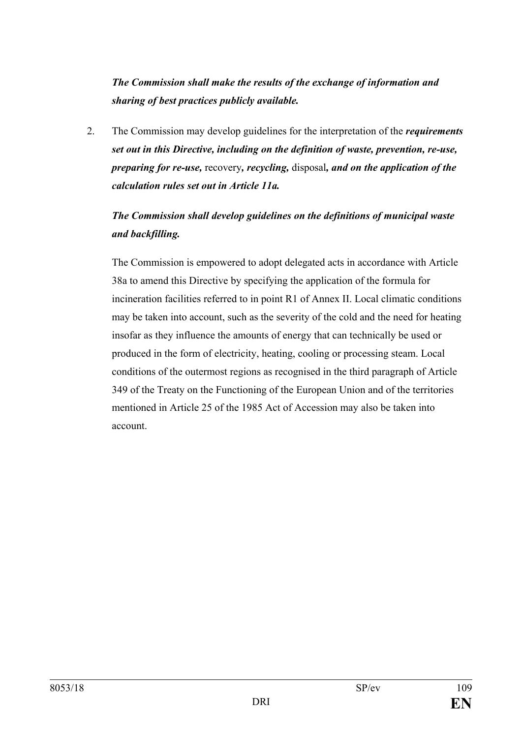***The Commission shall make the results of the exchange of information and sharing of best practices publicly available.***

2. The Commission may develop guidelines for the interpretation of the ***requirements set out in this Directive, including on the definition of waste, prevention, re-use, preparing for re-use,*** recovery***, recycling,*** disposal***, and on the application of the calculation rules set out in Article 11a.***

   ***The Commission shall develop guidelines on the definitions of municipal waste and backfilling.***

   The Commission is empowered to adopt delegated acts in accordance with Article 38a to amend this Directive by specifying the application of the formula for incineration facilities referred to in point R1 of Annex II. Local climatic conditions may be taken into account, such as the severity of the cold and the need for heating insofar as they influence the amounts of energy that can technically be used or produced in the form of electricity, heating, cooling or processing steam. Local conditions of the outermost regions as recognised in the third paragraph of Article 349 of the Treaty on the Functioning of the European Union and of the territories mentioned in Article 25 of the 1985 Act of Accession may also be taken into account.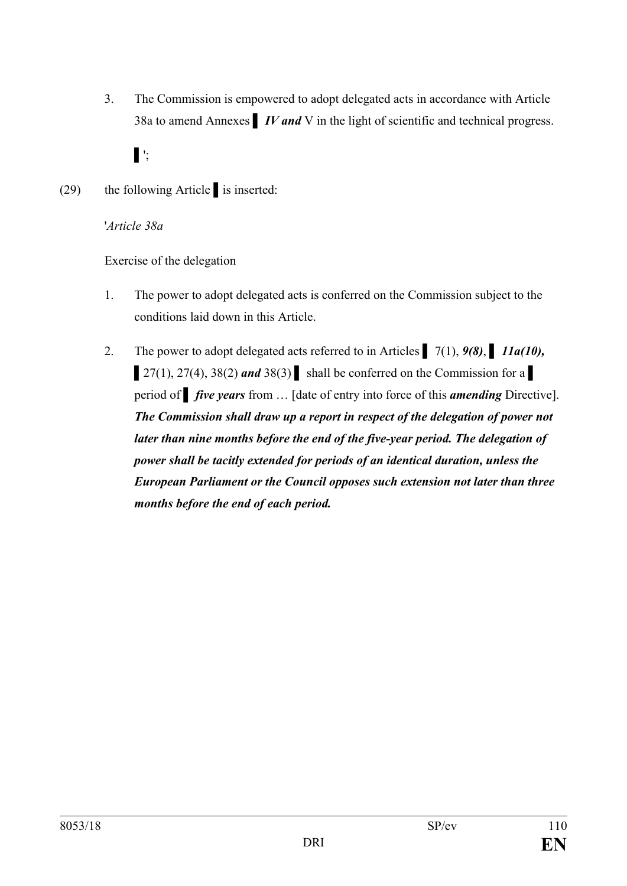3. The Commission is empowered to adopt delegated acts in accordance with Article 38a to amend Annexes ▌ ***IV and*** V in the light of scientific and technical progress.

▌';

(29) the following Article ▌ is inserted:

'*Article 38a*

Exercise of the delegation

1. The power to adopt delegated acts is conferred on the Commission subject to the conditions laid down in this Article.

2. The power to adopt delegated acts referred to in Articles ▌ 7(1), ***9(8)***, ▌ ***11a(10),*** ▌ 27(1), 27(4), 38(2) ***and*** 38(3) ▌ shall be conferred on the Commission for a ▌ period of ▌ ***five years*** from … [date of entry into force of this ***amending*** Directive]. ***The Commission shall draw up a report in respect of the delegation of power not later than nine months before the end of the five-year period. The delegation of power shall be tacitly extended for periods of an identical duration, unless the European Parliament or the Council opposes such extension not later than three months before the end of each period.***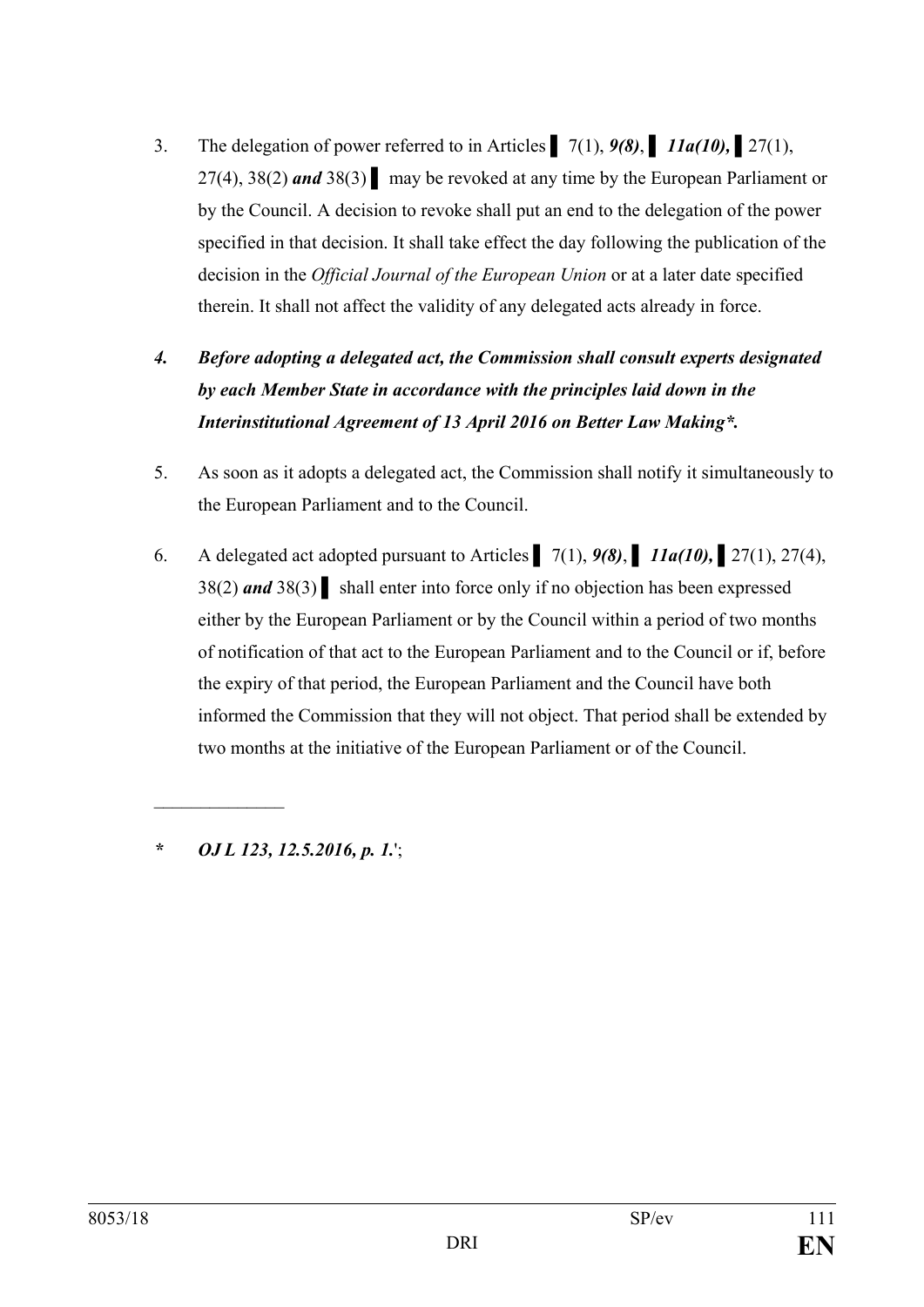3. The delegation of power referred to in Articles ▌ 7(1), ***9(8)***, ▌ ***11a(10),*** ▌27(1), 27(4), 38(2) ***and*** 38(3) ▌ may be revoked at any time by the European Parliament or by the Council. A decision to revoke shall put an end to the delegation of the power specified in that decision. It shall take effect the day following the publication of the decision in the *Official Journal of the European Union* or at a later date specified therein. It shall not affect the validity of any delegated acts already in force.

***4. Before adopting a delegated act, the Commission shall consult experts designated by each Member State in accordance with the principles laid down in the Interinstitutional Agreement of 13 April 2016 on Better Law Making\*.***

5. As soon as it adopts a delegated act, the Commission shall notify it simultaneously to the European Parliament and to the Council.

6. A delegated act adopted pursuant to Articles ▌ 7(1), ***9(8)***, ▌ ***11a(10),*** ▌27(1), 27(4), 38(2) ***and*** 38(3) ▌ shall enter into force only if no objection has been expressed either by the European Parliament or by the Council within a period of two months of notification of that act to the European Parliament and to the Council or if, before the expiry of that period, the European Parliament and the Council have both informed the Commission that they will not object. That period shall be extended by two months at the initiative of the European Parliament or of the Council.

\_\_\_\_\_\_\_\_\_\_\_\_\_\_\_

***\* OJ L 123, 12.5.2016, p. 1.***';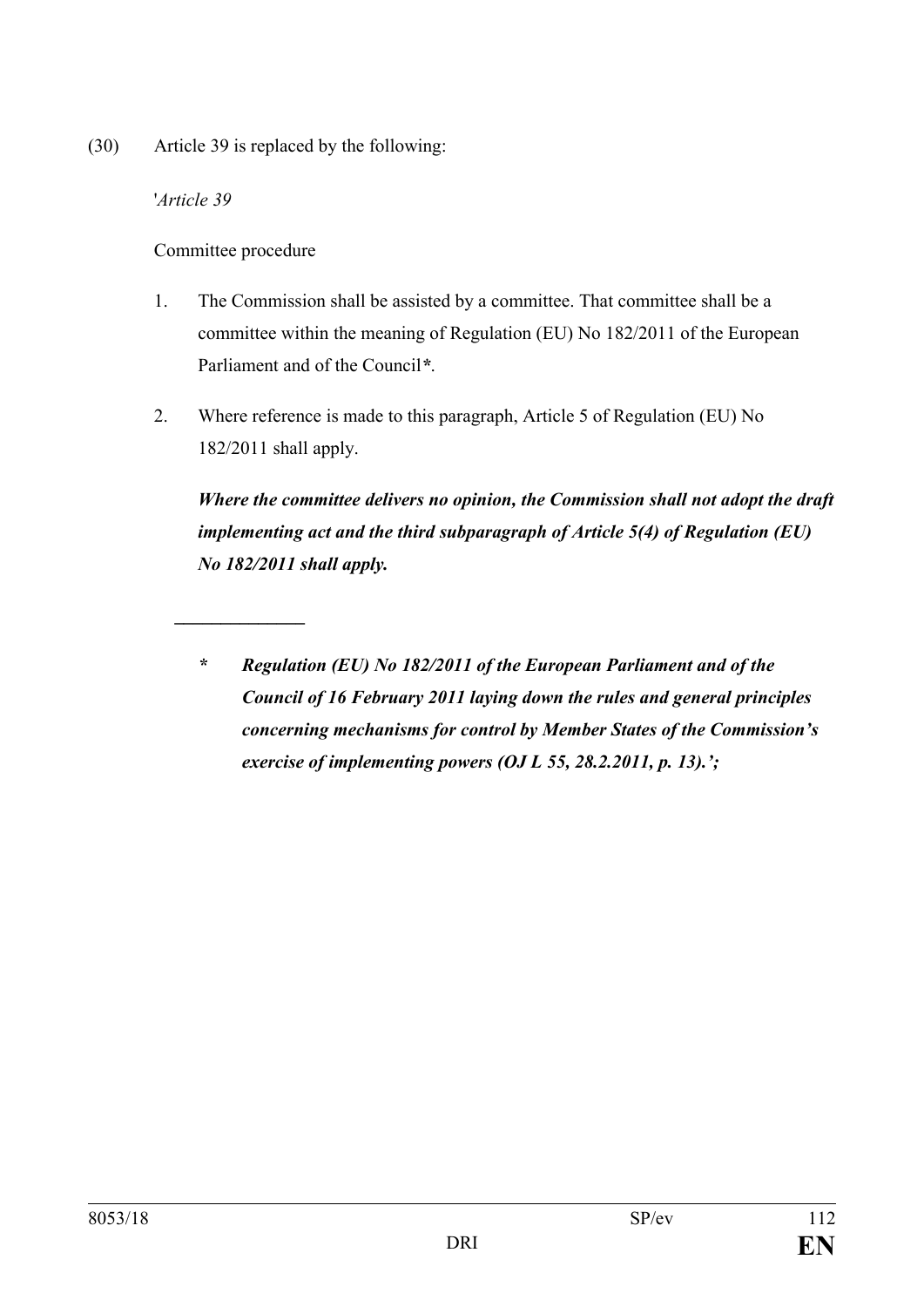(30) Article 39 is replaced by the following:

'*Article 39*

Committee procedure

1. The Commission shall be assisted by a committee. That committee shall be a committee within the meaning of Regulation (EU) No 182/2011 of the European Parliament and of the Council*.

2. Where reference is made to this paragraph, Article 5 of Regulation (EU) No 182/2011 shall apply.

***Where the committee delivers no opinion, the Commission shall not adopt the draft implementing act and the third subparagraph of Article 5(4) of Regulation (EU) No 182/2011 shall apply.***

______________

***\*** **Regulation (EU) No 182/2011 of the European Parliament and of the Council of 16 February 2011 laying down the rules and general principles concerning mechanisms for control by Member States of the Commission's exercise of implementing powers (OJ L 55, 28.2.2011, p. 13).';***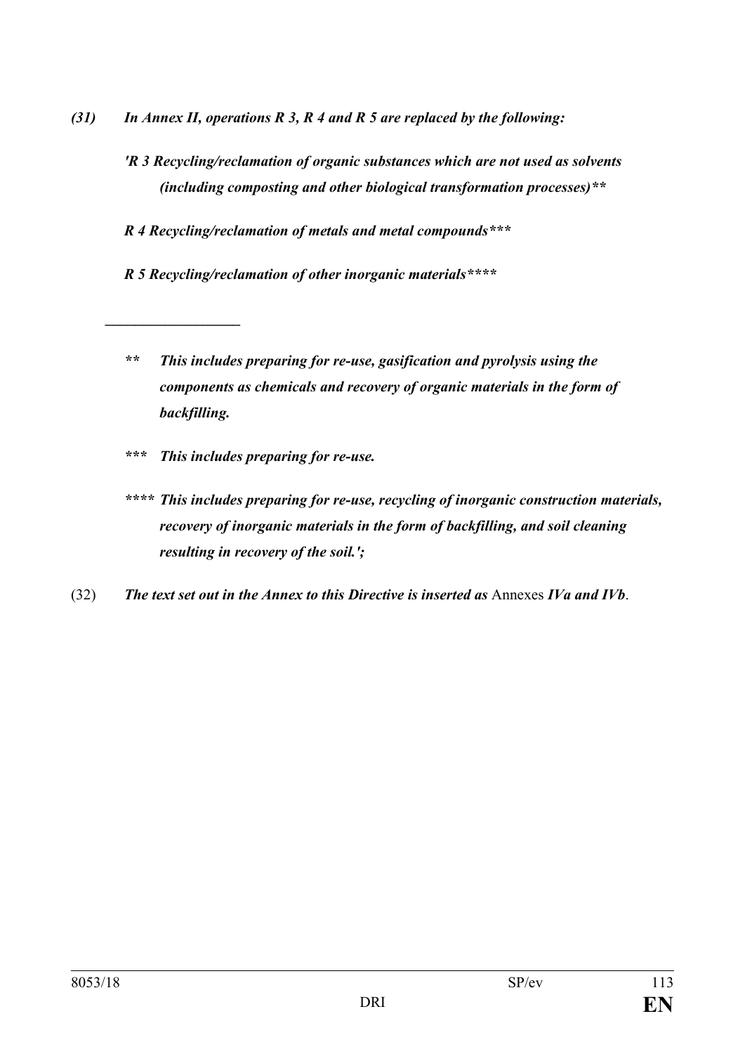***(31) In Annex II, operations R 3, R 4 and R 5 are replaced by the following:***

***'R 3 Recycling/reclamation of organic substances which are not used as solvents (including composting and other biological transformation processes)\*\****

***R 4 Recycling/reclamation of metals and metal compounds\*\*\****

***R 5 Recycling/reclamation of other inorganic materials\*\*\*\****

___________________

***\*\* This includes preparing for re-use, gasification and pyrolysis using the components as chemicals and recovery of organic materials in the form of backfilling.***

***\*\*\* This includes preparing for re-use.***

***\*\*\*\* This includes preparing for re-use, recycling of inorganic construction materials, recovery of inorganic materials in the form of backfilling, and soil cleaning resulting in recovery of the soil.';***

(32) ***The text set out in the Annex to this Directive is inserted as*** Annexes ***IVa and IVb***.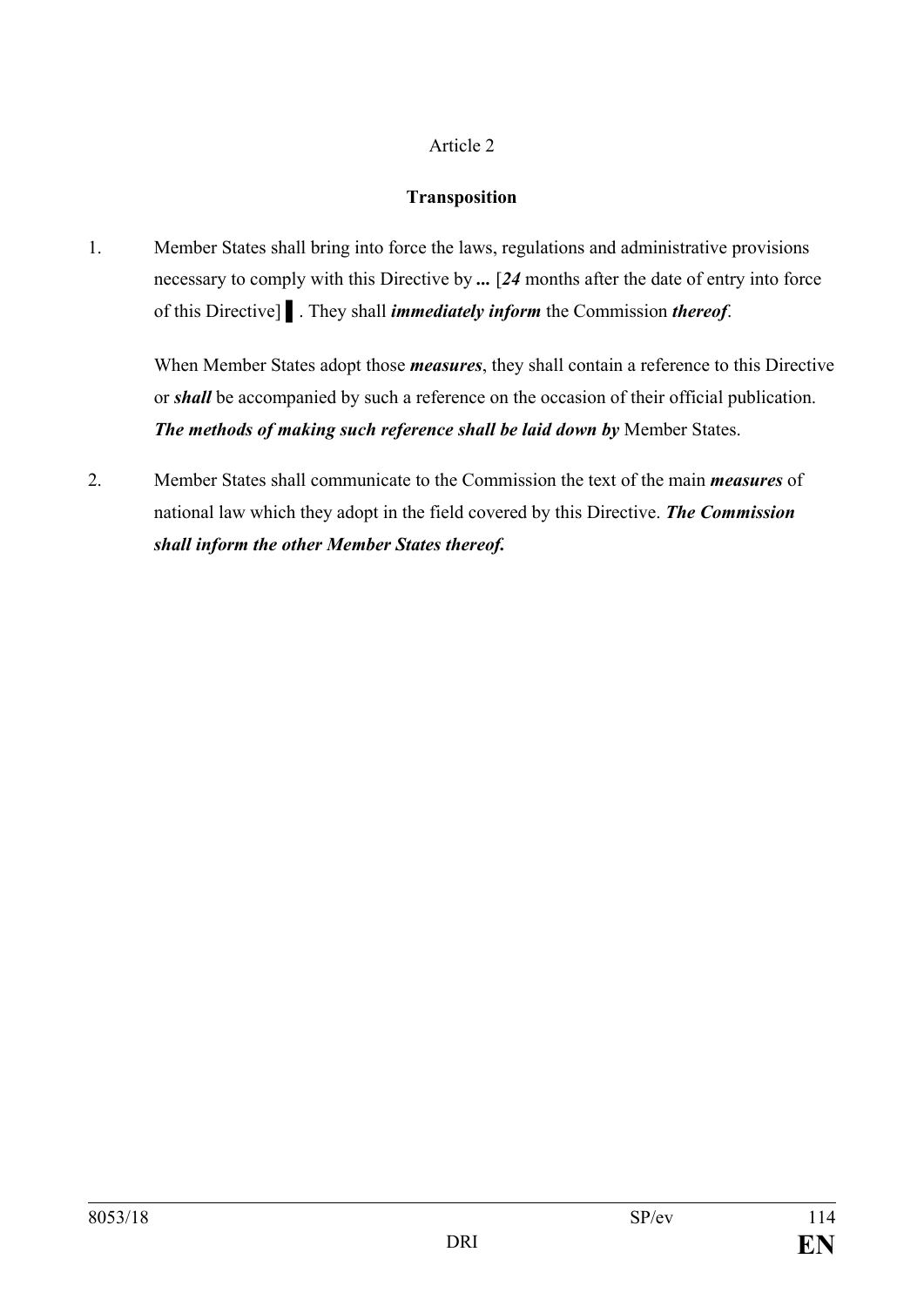Article 2

**Transposition**

1. Member States shall bring into force the laws, regulations and administrative provisions necessary to comply with this Directive by ***...*** [***24*** months after the date of entry into force of this Directive] ▌. They shall ***immediately inform*** the Commission ***thereof***.

   When Member States adopt those ***measures***, they shall contain a reference to this Directive or ***shall*** be accompanied by such a reference on the occasion of their official publication. ***The methods of making such reference shall be laid down by*** Member States.

2. Member States shall communicate to the Commission the text of the main ***measures*** of national law which they adopt in the field covered by this Directive. ***The Commission shall inform the other Member States thereof.***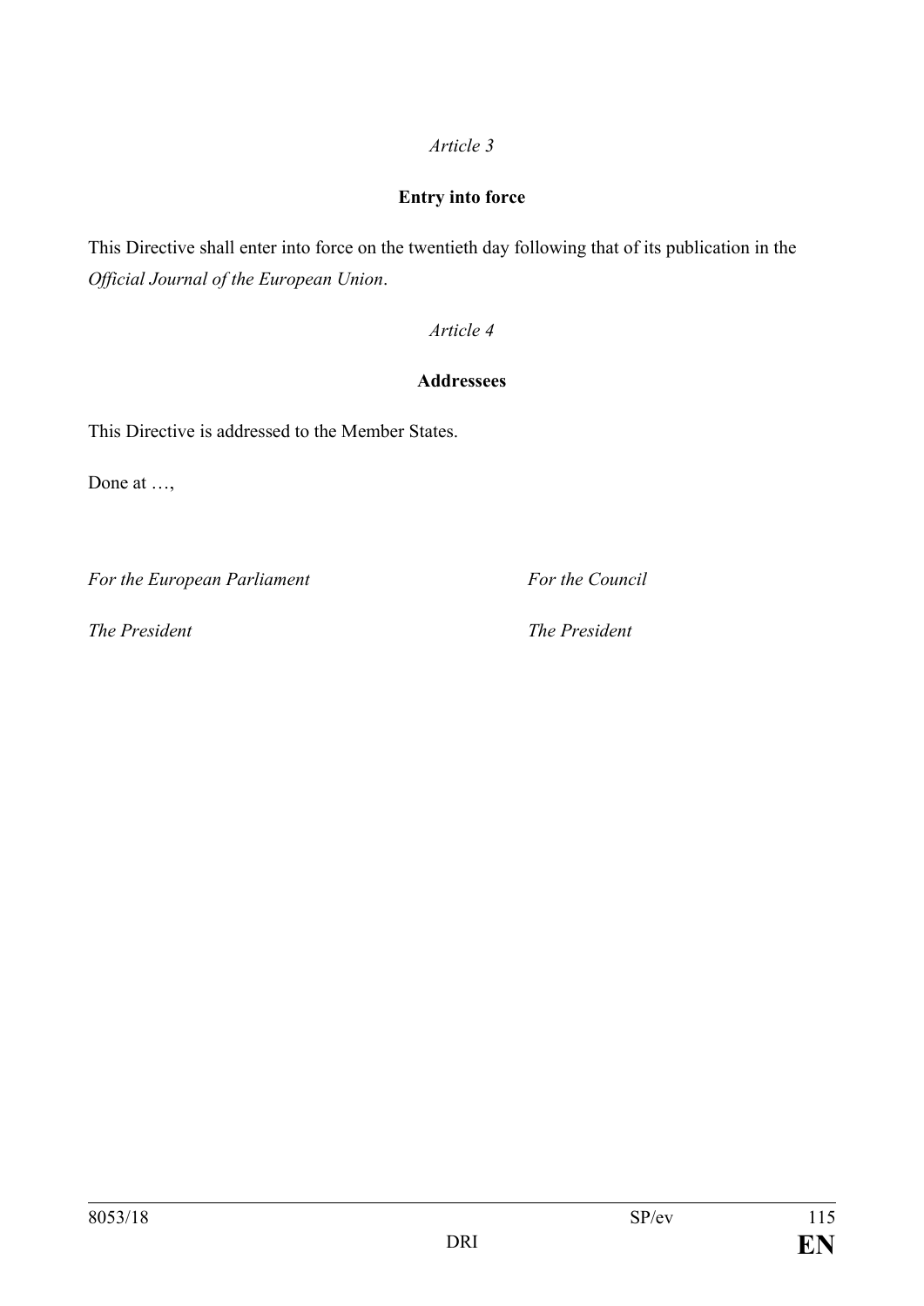*Article 3*

**Entry into force**

This Directive shall enter into force on the twentieth day following that of its publication in the *Official Journal of the European Union*.

*Article 4*

**Addressees**

This Directive is addressed to the Member States.

Done at …,

*For the European Parliament* *For the Council*

*The President* *The President*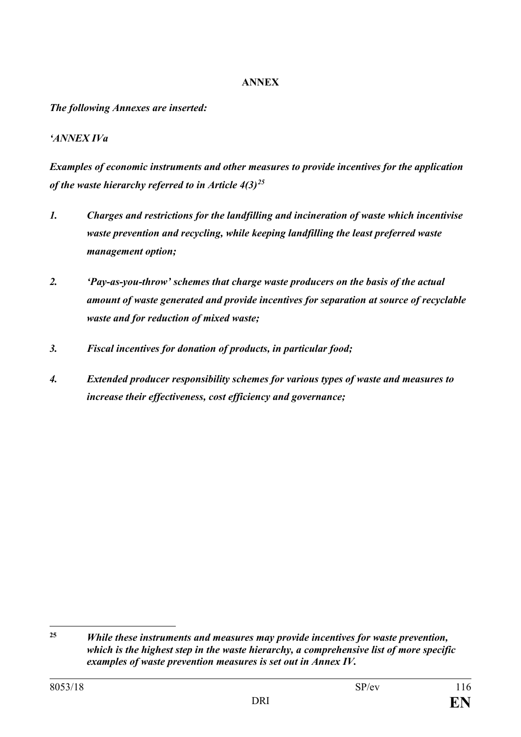**ANNEX**

***The following Annexes are inserted:***

***'ANNEX IVa***

***Examples of economic instruments and other measures to provide incentives for the application of the waste hierarchy referred to in Article 4(3)[25]***

*1. **Charges and restrictions for the landfilling and incineration of waste which incentivise waste prevention and recycling, while keeping landfilling the least preferred waste management option;***

*2. **'Pay-as-you-throw' schemes that charge waste producers on the basis of the actual amount of waste generated and provide incentives for separation at source of recyclable waste and for reduction of mixed waste;***

*3. **Fiscal incentives for donation of products, in particular food;***

*4. **Extended producer responsibility schemes for various types of waste and measures to increase their effectiveness, cost efficiency and governance;***

---

[25] ***While these instruments and measures may provide incentives for waste prevention, which is the highest step in the waste hierarchy, a comprehensive list of more specific examples of waste prevention measures is set out in Annex IV.***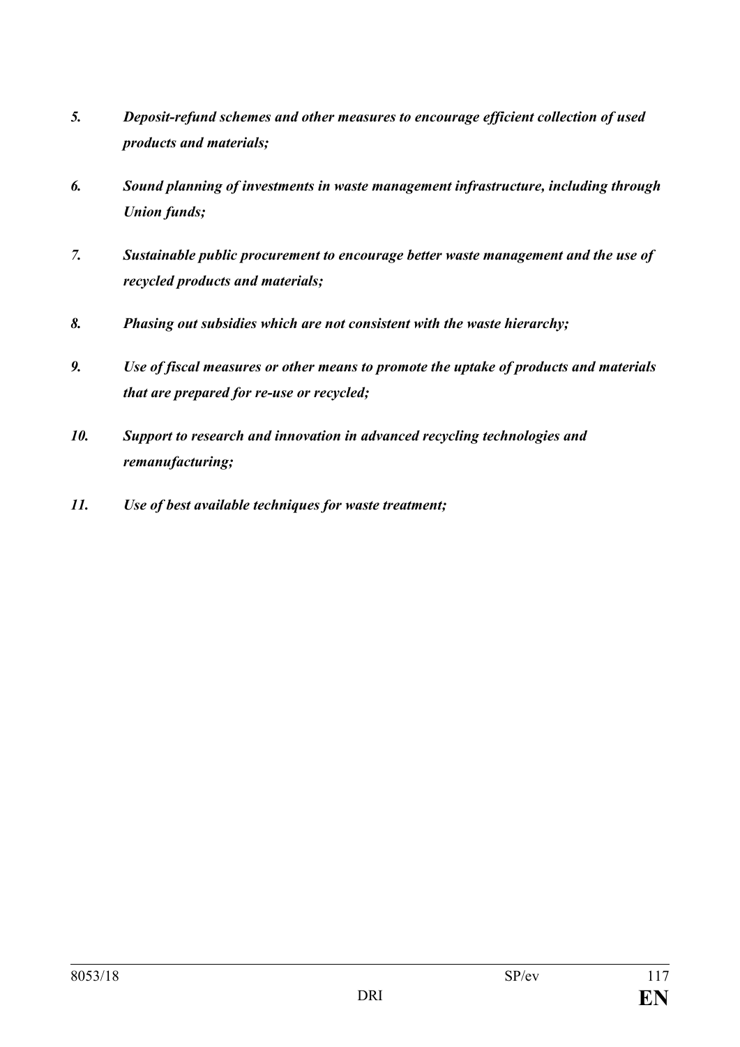*5.* ***Deposit-refund schemes and other measures to encourage efficient collection of used products and materials;***

*6.* ***Sound planning of investments in waste management infrastructure, including through Union funds;***

*7.* ***Sustainable public procurement to encourage better waste management and the use of recycled products and materials;***

*8.* ***Phasing out subsidies which are not consistent with the waste hierarchy;***

*9.* ***Use of fiscal measures or other means to promote the uptake of products and materials that are prepared for re-use or recycled;***

*10.* ***Support to research and innovation in advanced recycling technologies and remanufacturing;***

*11.* ***Use of best available techniques for waste treatment;***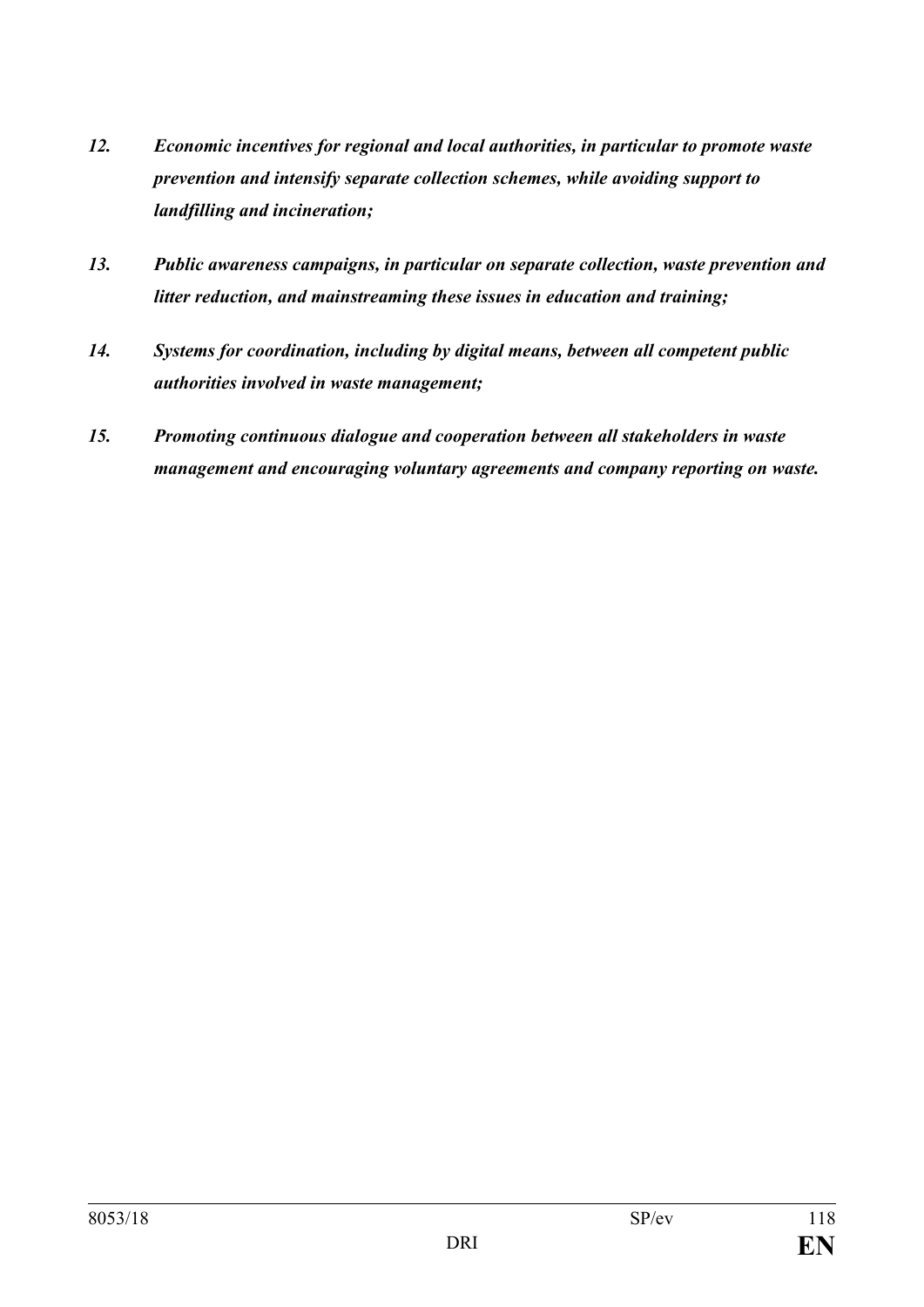*12.* ***Economic incentives for regional and local authorities, in particular to promote waste prevention and intensify separate collection schemes, while avoiding support to landfilling and incineration;***

*13.* ***Public awareness campaigns, in particular on separate collection, waste prevention and litter reduction, and mainstreaming these issues in education and training;***

*14.* ***Systems for coordination, including by digital means, between all competent public authorities involved in waste management;***

*15.* ***Promoting continuous dialogue and cooperation between all stakeholders in waste management and encouraging voluntary agreements and company reporting on waste.***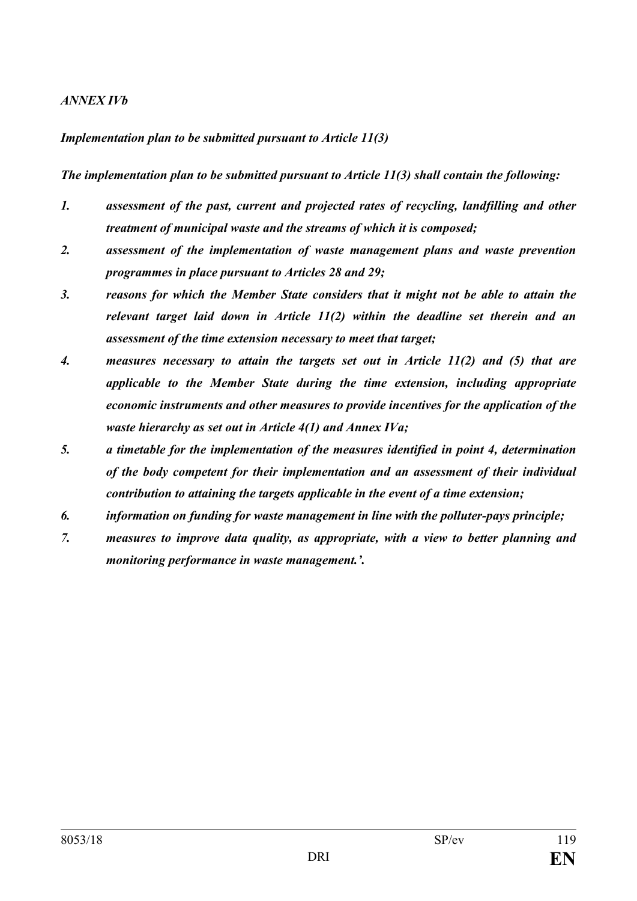*ANNEX IVb*

*Implementation plan to be submitted pursuant to Article 11(3)*

***The implementation plan to be submitted pursuant to Article 11(3) shall contain the following:***

1. ***assessment of the past, current and projected rates of recycling, landfilling and other treatment of municipal waste and the streams of which it is composed;***
2. ***assessment of the implementation of waste management plans and waste prevention programmes in place pursuant to Articles 28 and 29;***
3. ***reasons for which the Member State considers that it might not be able to attain the relevant target laid down in Article 11(2) within the deadline set therein and an assessment of the time extension necessary to meet that target;***
4. ***measures necessary to attain the targets set out in Article 11(2) and (5) that are applicable to the Member State during the time extension, including appropriate economic instruments and other measures to provide incentives for the application of the waste hierarchy as set out in Article 4(1) and Annex IVa;***
5. ***a timetable for the implementation of the measures identified in point 4, determination of the body competent for their implementation and an assessment of their individual contribution to attaining the targets applicable in the event of a time extension;***
6. ***information on funding for waste management in line with the polluter-pays principle;***
7. ***measures to improve data quality, as appropriate, with a view to better planning and monitoring performance in waste management.'.***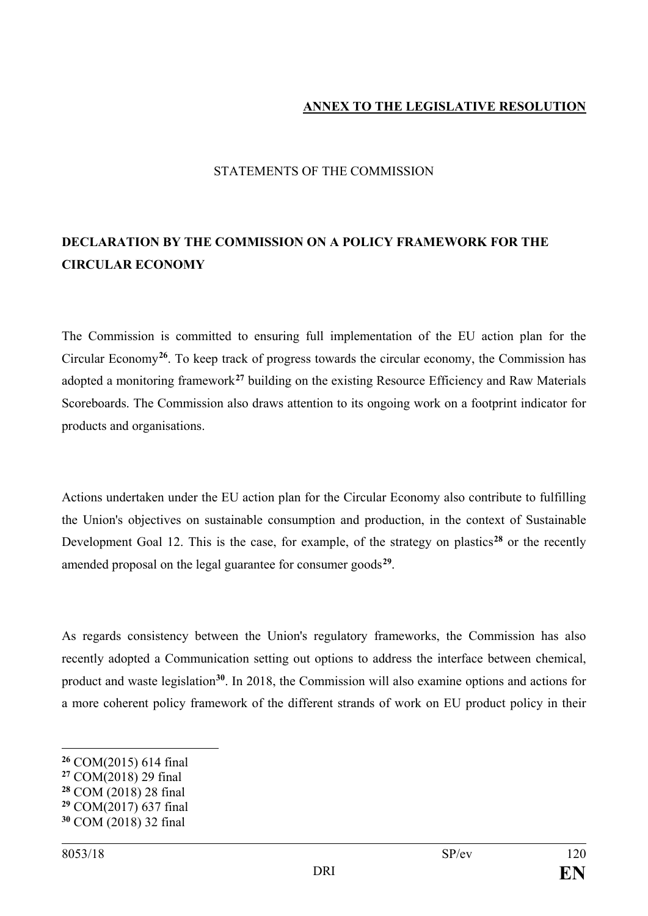**ANNEX TO THE LEGISLATIVE RESOLUTION**

STATEMENTS OF THE COMMISSION

## DECLARATION BY THE COMMISSION ON A POLICY FRAMEWORK FOR THE CIRCULAR ECONOMY

The Commission is committed to ensuring full implementation of the EU action plan for the Circular Economy[26]. To keep track of progress towards the circular economy, the Commission has adopted a monitoring framework[27] building on the existing Resource Efficiency and Raw Materials Scoreboards. The Commission also draws attention to its ongoing work on a footprint indicator for products and organisations.

Actions undertaken under the EU action plan for the Circular Economy also contribute to fulfilling the Union's objectives on sustainable consumption and production, in the context of Sustainable Development Goal 12. This is the case, for example, of the strategy on plastics[28] or the recently amended proposal on the legal guarantee for consumer goods[29].

As regards consistency between the Union's regulatory frameworks, the Commission has also recently adopted a Communication setting out options to address the interface between chemical, product and waste legislation[30]. In 2018, the Commission will also examine options and actions for a more coherent policy framework of the different strands of work on EU product policy in their

[26] COM(2015) 614 final
[27] COM(2018) 29 final
[28] COM (2018) 28 final
[29] COM(2017) 637 final
[30] COM (2018) 32 final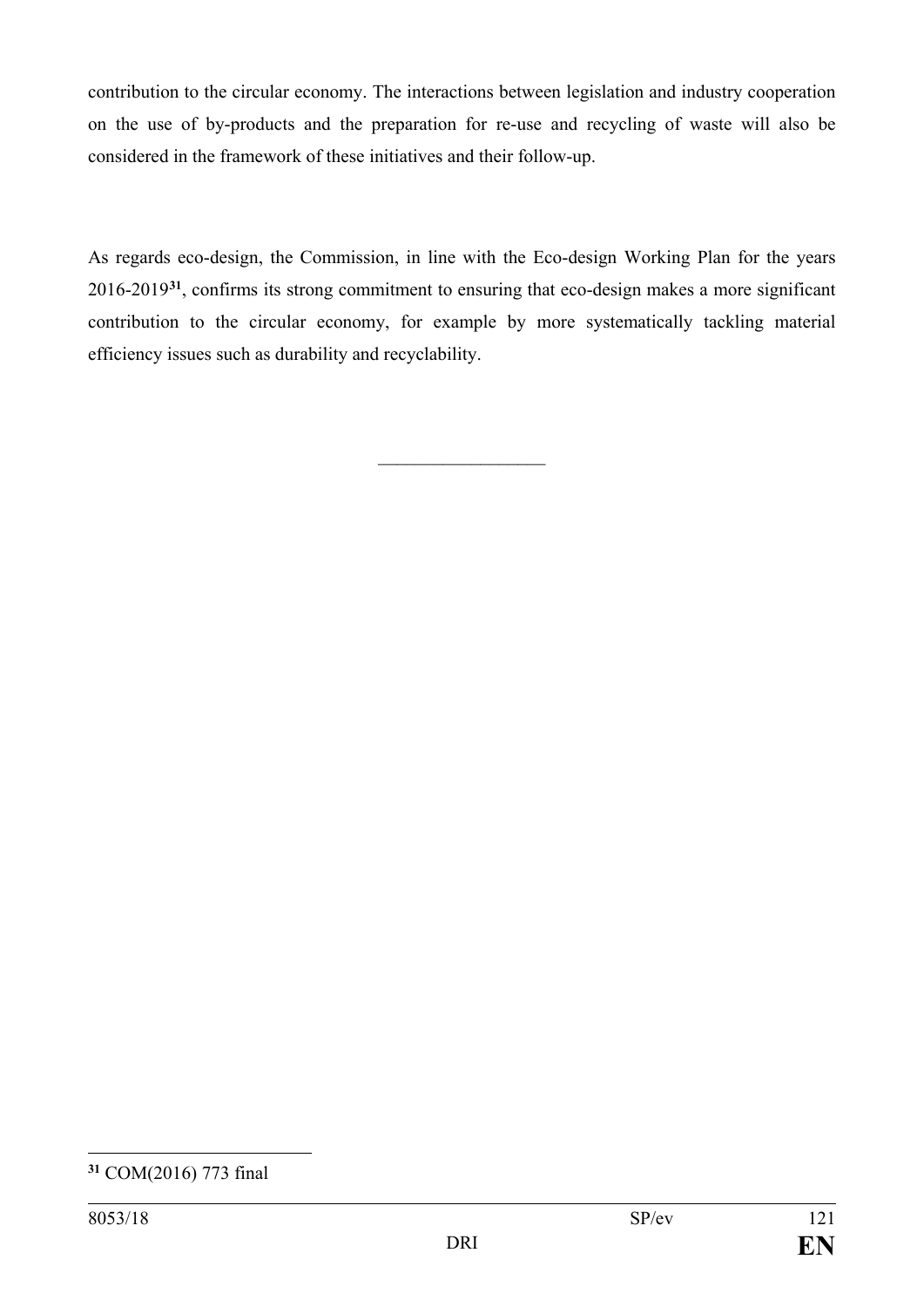contribution to the circular economy. The interactions between legislation and industry cooperation on the use of by-products and the preparation for re-use and recycling of waste will also be considered in the framework of these initiatives and their follow-up.

As regards eco-design, the Commission, in line with the Eco-design Working Plan for the years 2016-2019[31], confirms its strong commitment to ensuring that eco-design makes a more significant contribution to the circular economy, for example by more systematically tackling material efficiency issues such as durability and recyclability.

---

[31] COM(2016) 773 final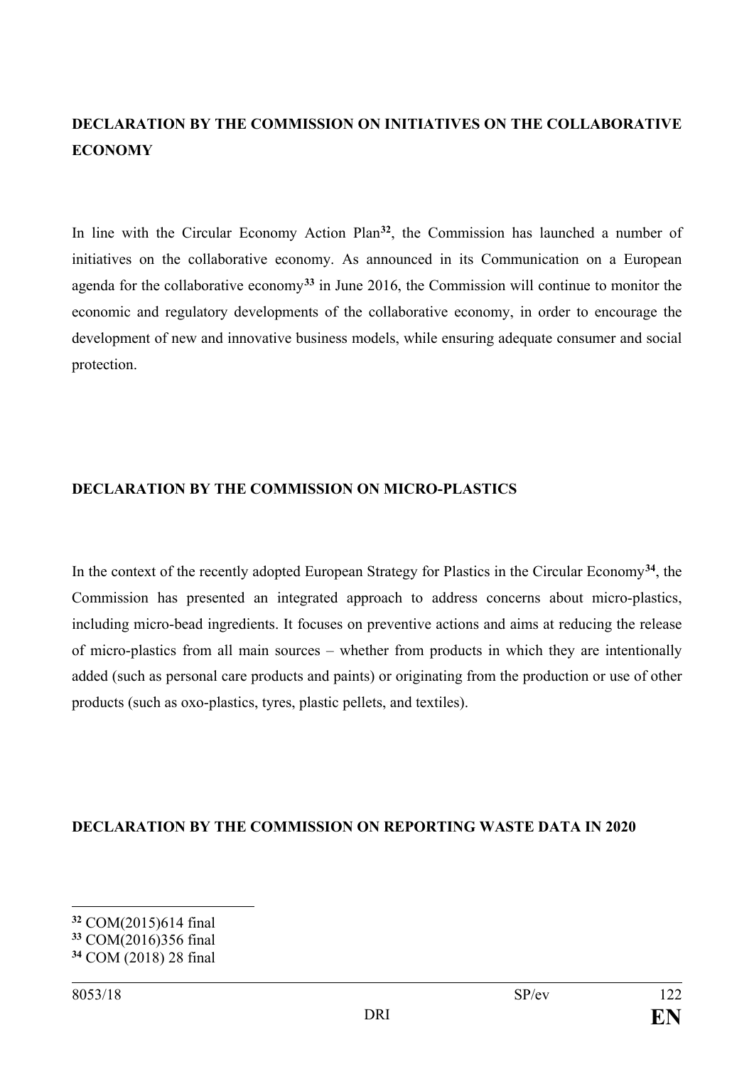## DECLARATION BY THE COMMISSION ON INITIATIVES ON THE COLLABORATIVE ECONOMY

In line with the Circular Economy Action Plan[32], the Commission has launched a number of initiatives on the collaborative economy. As announced in its Communication on a European agenda for the collaborative economy[33] in June 2016, the Commission will continue to monitor the economic and regulatory developments of the collaborative economy, in order to encourage the development of new and innovative business models, while ensuring adequate consumer and social protection.

## DECLARATION BY THE COMMISSION ON MICRO-PLASTICS

In the context of the recently adopted European Strategy for Plastics in the Circular Economy[34], the Commission has presented an integrated approach to address concerns about micro-plastics, including micro-bead ingredients. It focuses on preventive actions and aims at reducing the release of micro-plastics from all main sources – whether from products in which they are intentionally added (such as personal care products and paints) or originating from the production or use of other products (such as oxo-plastics, tyres, plastic pellets, and textiles).

## DECLARATION BY THE COMMISSION ON REPORTING WASTE DATA IN 2020

---

[32] COM(2015)614 final
[33] COM(2016)356 final
[34] COM (2018) 28 final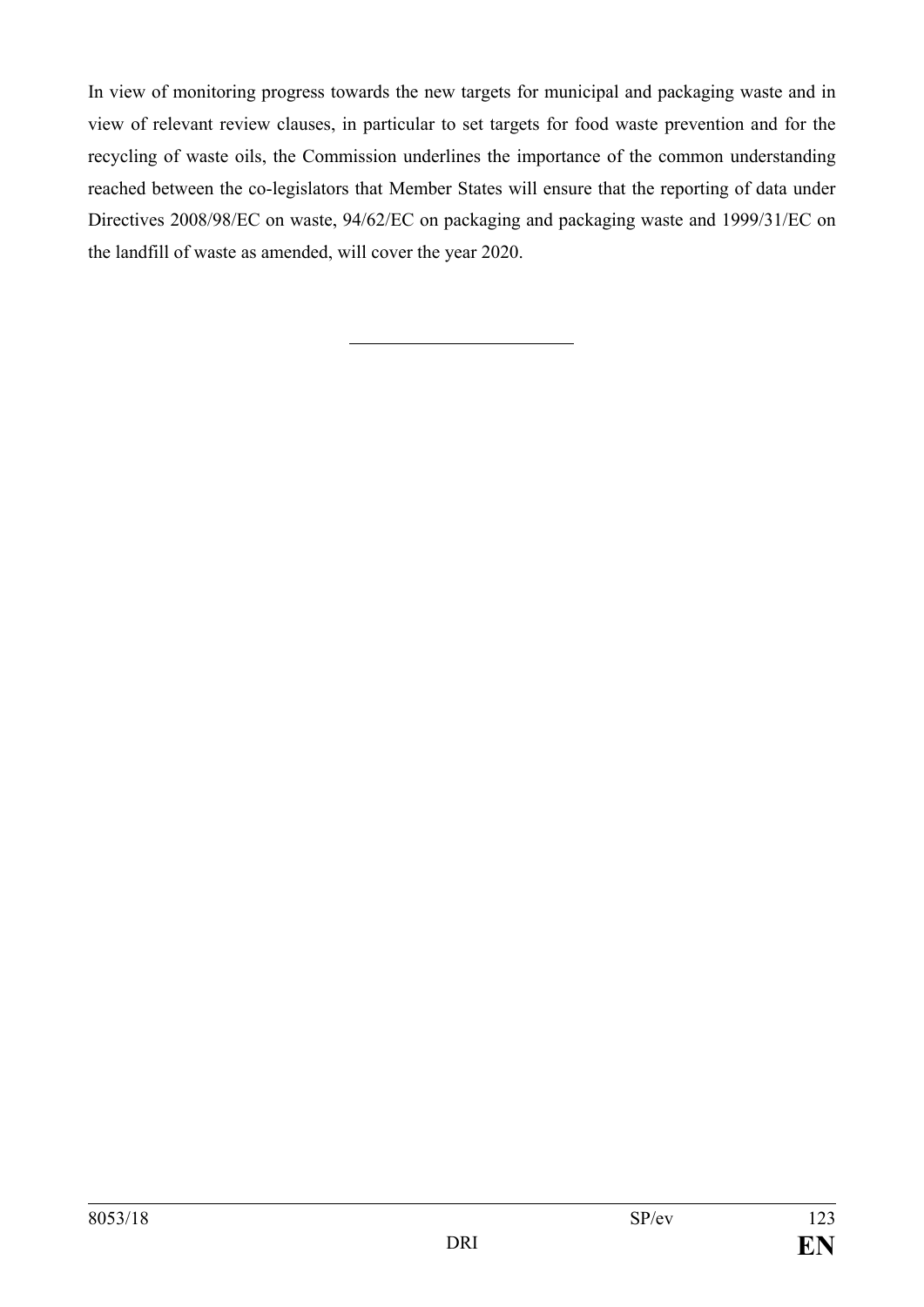In view of monitoring progress towards the new targets for municipal and packaging waste and in view of relevant review clauses, in particular to set targets for food waste prevention and for the recycling of waste oils, the Commission underlines the importance of the common understanding reached between the co-legislators that Member States will ensure that the reporting of data under Directives 2008/98/EC on waste, 94/62/EC on packaging and packaging waste and 1999/31/EC on the landfill of waste as amended, will cover the year 2020.